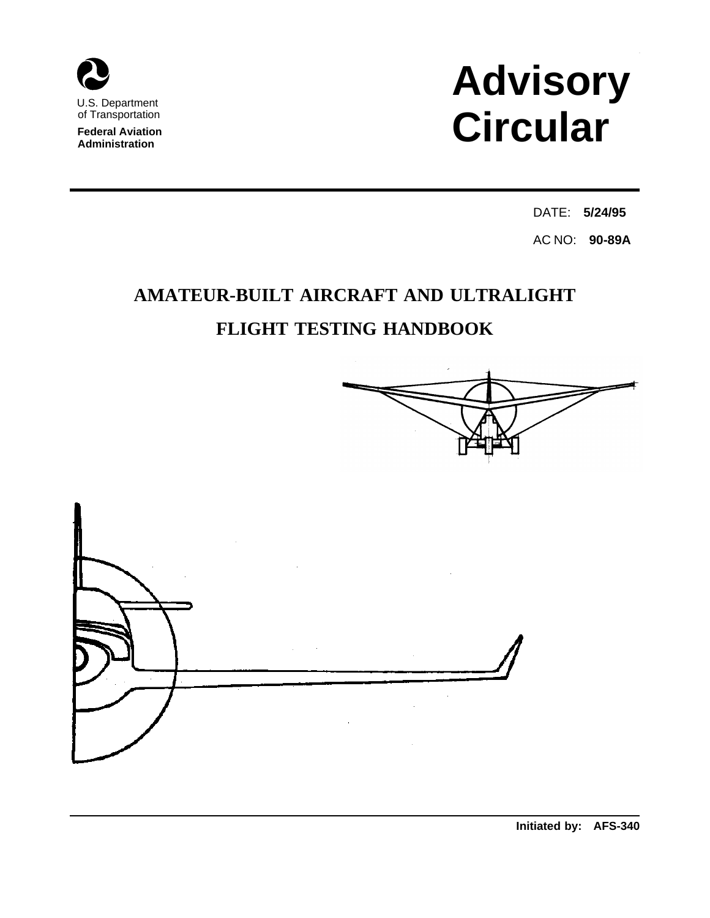U.S. Department of Transportation

**Federal Aviation Administration**

# Advisory Circular

DATE: **5/24/95**

AC NO: **90-89A**

# AMATEUR-BUILT AIRCRAFT AND ULTRALIGHT FLIGHT TESTING HANDBOOK

**Initiated by: AFS-340**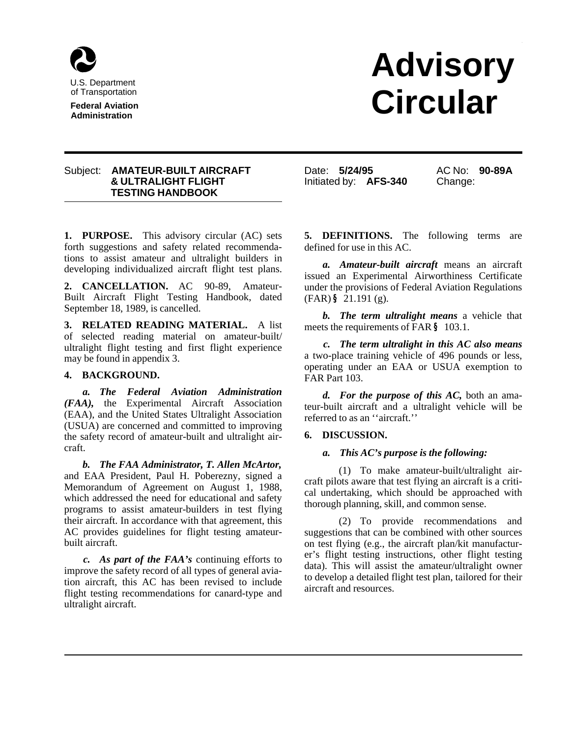U.S. Department of Transportation

**Federal Aviation Administration**

# Advisory Circular

Subject: **AMATEUR-BUILT AIRCRAFT & ULTRALIGHT FLIGHT TESTING HANDBOOK**

Date: **5/24/95**
Initiated by: **AFS-340**

AC No: **90-89A**
Change:

**1. PURPOSE.** This advisory circular (AC) sets forth suggestions and safety related recommendations to assist amateur and ultralight builders in developing individualized aircraft flight test plans.

**2. CANCELLATION.** AC 90-89, Amateur-Built Aircraft Flight Testing Handbook, dated September 18, 1989, is cancelled.

**3. RELATED READING MATERIAL.** A list of selected reading material on amateur-built/ultralight flight testing and first flight experience may be found in appendix 3.

**4. BACKGROUND.**

***a. The Federal Aviation Administration (FAA),*** the Experimental Aircraft Association (EAA), and the United States Ultralight Association (USUA) are concerned and committed to improving the safety record of amateur-built and ultralight aircraft.

***b. The FAA Administrator, T. Allen McArtor,*** and EAA President, Paul H. Poberezny, signed a Memorandum of Agreement on August 1, 1988, which addressed the need for educational and safety programs to assist amateur-builders in test flying their aircraft. In accordance with that agreement, this AC provides guidelines for flight testing amateur-built aircraft.

***c. As part of the FAA's*** continuing efforts to improve the safety record of all types of general aviation aircraft, this AC has been revised to include flight testing recommendations for canard-type and ultralight aircraft.

**5. DEFINITIONS.** The following terms are defined for use in this AC.

***a. Amateur-built aircraft*** means an aircraft issued an Experimental Airworthiness Certificate under the provisions of Federal Aviation Regulations (FAR) § 21.191 (g).

***b. The term ultralight means*** a vehicle that meets the requirements of FAR § 103.1.

***c. The term ultralight in this AC also means*** a two-place training vehicle of 496 pounds or less, operating under an EAA or USUA exemption to FAR Part 103.

***d. For the purpose of this AC,*** both an amateur-built aircraft and a ultralight vehicle will be referred to as an ''aircraft.''

**6. DISCUSSION.**

***a. This AC's purpose is the following:***

(1) To make amateur-built/ultralight aircraft pilots aware that test flying an aircraft is a critical undertaking, which should be approached with thorough planning, skill, and common sense.

(2) To provide recommendations and suggestions that can be combined with other sources on test flying (e.g., the aircraft plan/kit manufacturer's flight testing instructions, other flight testing data). This will assist the amateur/ultralight owner to develop a detailed flight test plan, tailored for their aircraft and resources.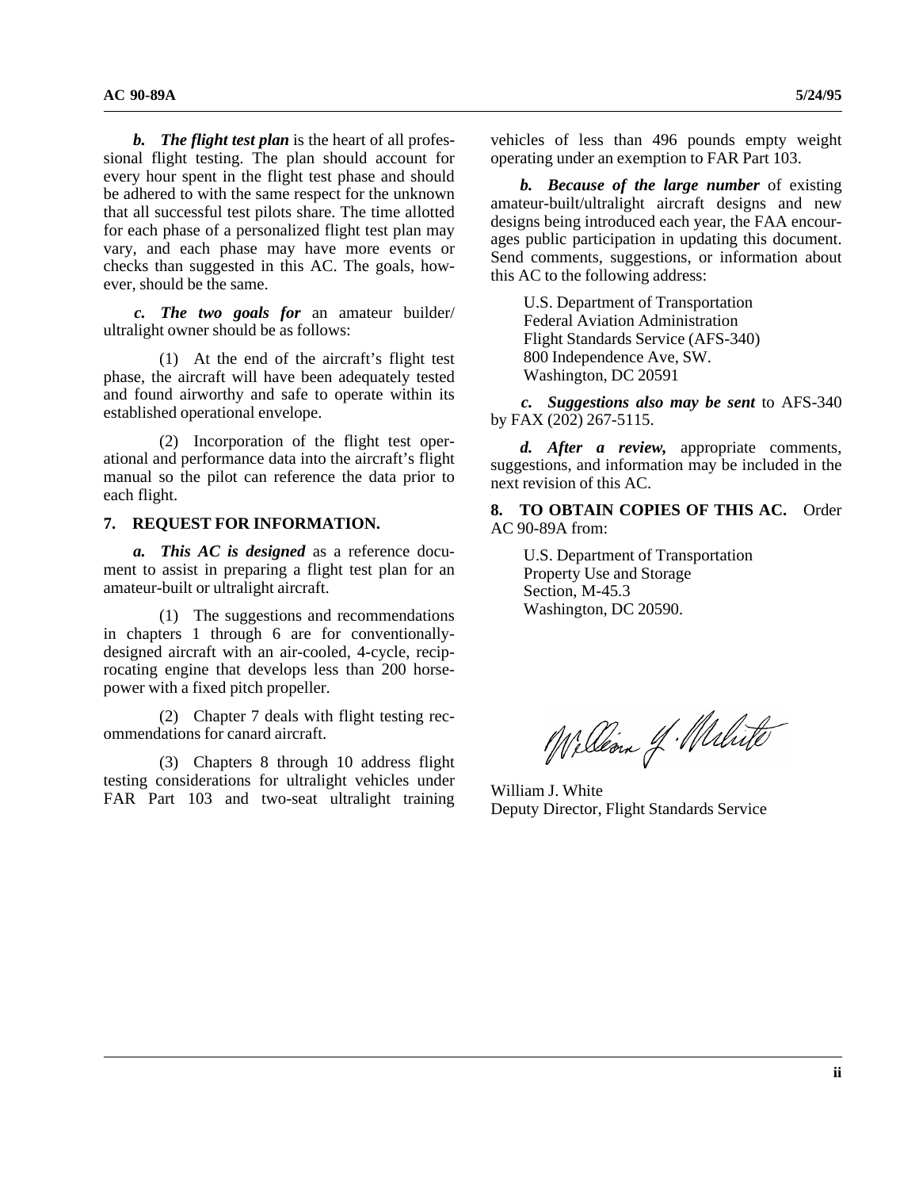***b. The flight test plan*** is the heart of all professional flight testing. The plan should account for every hour spent in the flight test phase and should be adhered to with the same respect for the unknown that all successful test pilots share. The time allotted for each phase of a personalized flight test plan may vary, and each phase may have more events or checks than suggested in this AC. The goals, however, should be the same.

***c. The two goals for*** an amateur builder/ultralight owner should be as follows:

(1) At the end of the aircraft's flight test phase, the aircraft will have been adequately tested and found airworthy and safe to operate within its established operational envelope.

(2) Incorporation of the flight test operational and performance data into the aircraft's flight manual so the pilot can reference the data prior to each flight.

**7. REQUEST FOR INFORMATION.**

***a. This AC is designed*** as a reference document to assist in preparing a flight test plan for an amateur-built or ultralight aircraft.

(1) The suggestions and recommendations in chapters 1 through 6 are for conventionally-designed aircraft with an air-cooled, 4-cycle, reciprocating engine that develops less than 200 horsepower with a fixed pitch propeller.

(2) Chapter 7 deals with flight testing recommendations for canard aircraft.

(3) Chapters 8 through 10 address flight testing considerations for ultralight vehicles under FAR Part 103 and two-seat ultralight training vehicles of less than 496 pounds empty weight operating under an exemption to FAR Part 103.

***b. Because of the large number*** of existing amateur-built/ultralight aircraft designs and new designs being introduced each year, the FAA encourages public participation in updating this document. Send comments, suggestions, or information about this AC to the following address:

U.S. Department of Transportation
Federal Aviation Administration
Flight Standards Service (AFS-340)
800 Independence Ave, SW.
Washington, DC 20591

***c. Suggestions also may be sent*** to AFS-340 by FAX (202) 267-5115.

***d. After a review,*** appropriate comments, suggestions, and information may be included in the next revision of this AC.

**8. TO OBTAIN COPIES OF THIS AC.** Order AC 90-89A from:

U.S. Department of Transportation
Property Use and Storage
Section, M-45.3
Washington, DC 20590.

William J. White
Deputy Director, Flight Standards Service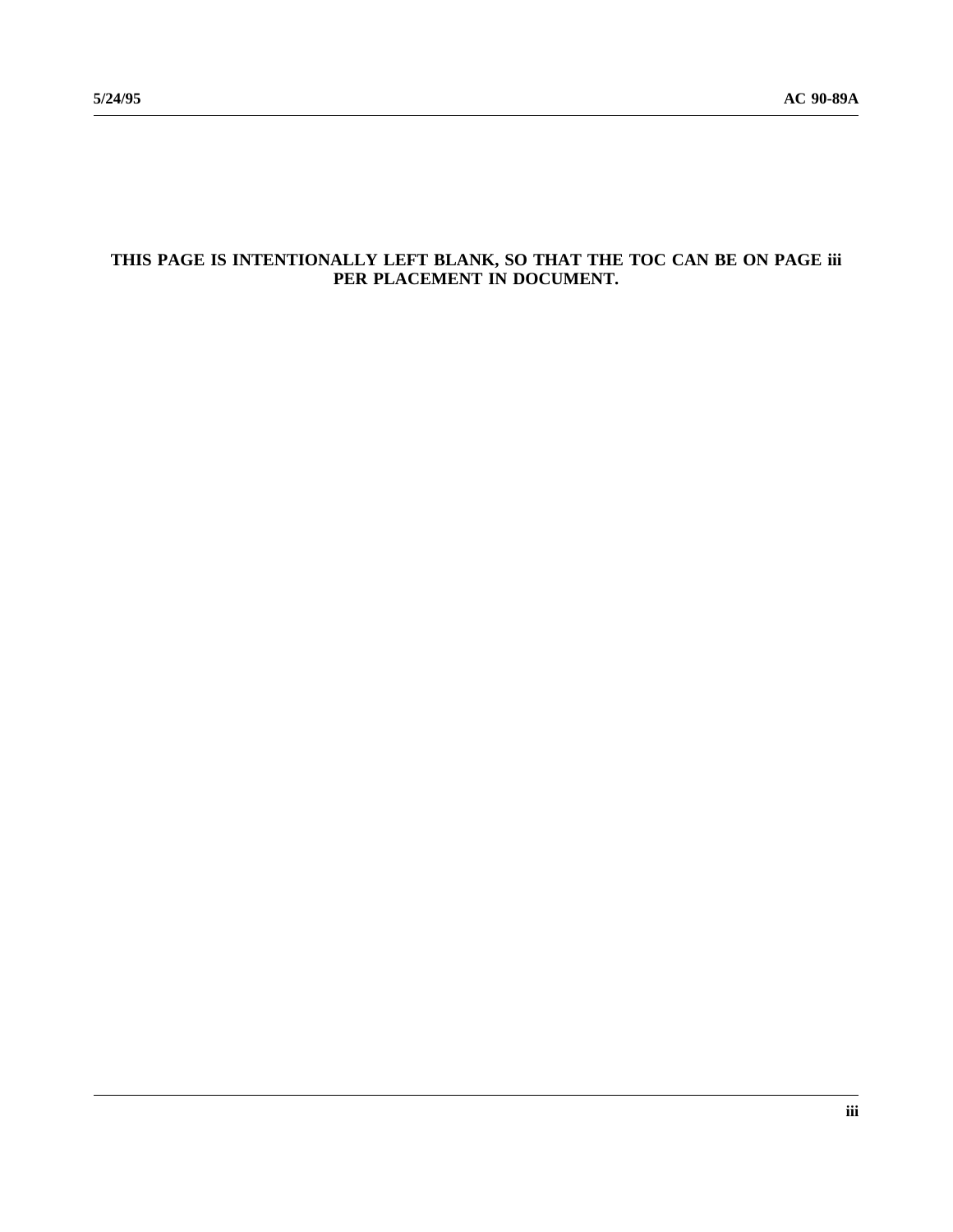**THIS PAGE IS INTENTIONALLY LEFT BLANK, SO THAT THE TOC CAN BE ON PAGE iii PER PLACEMENT IN DOCUMENT.**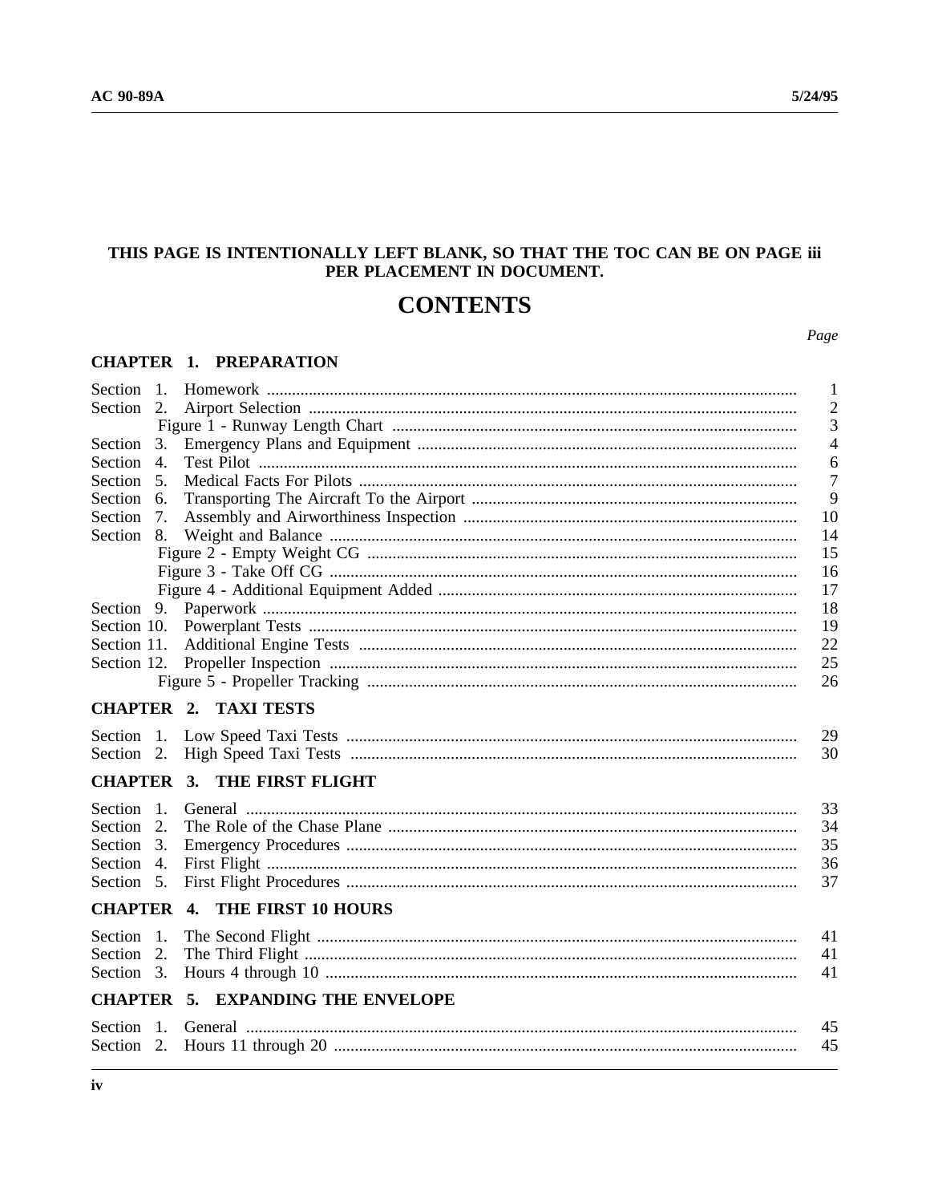**THIS PAGE IS INTENTIONALLY LEFT BLANK, SO THAT THE TOC CAN BE ON PAGE iii PER PLACEMENT IN DOCUMENT.**

# CONTENTS

| | | Page |
|---|---|---|
| **CHAPTER 1. PREPARATION** | | |
| Section 1. | Homework | 1 |
| Section 2. | Airport Selection | 2 |
| | Figure 1 - Runway Length Chart | 3 |
| Section 3. | Emergency Plans and Equipment | 4 |
| Section 4. | Test Pilot | 6 |
| Section 5. | Medical Facts For Pilots | 7 |
| Section 6. | Transporting The Aircraft To the Airport | 9 |
| Section 7. | Assembly and Airworthiness Inspection | 10 |
| Section 8. | Weight and Balance | 14 |
| | Figure 2 - Empty Weight CG | 15 |
| | Figure 3 - Take Off CG | 16 |
| | Figure 4 - Additional Equipment Added | 17 |
| Section 9. | Paperwork | 18 |
| Section 10. | Powerplant Tests | 19 |
| Section 11. | Additional Engine Tests | 22 |
| Section 12. | Propeller Inspection | 25 |
| | Figure 5 - Propeller Tracking | 26 |
| **CHAPTER 2. TAXI TESTS** | | |
| Section 1. | Low Speed Taxi Tests | 29 |
| Section 2. | High Speed Taxi Tests | 30 |
| **CHAPTER 3. THE FIRST FLIGHT** | | |
| Section 1. | General | 33 |
| Section 2. | The Role of the Chase Plane | 34 |
| Section 3. | Emergency Procedures | 35 |
| Section 4. | First Flight | 36 |
| Section 5. | First Flight Procedures | 37 |
| **CHAPTER 4. THE FIRST 10 HOURS** | | |
| Section 1. | The Second Flight | 41 |
| Section 2. | The Third Flight | 41 |
| Section 3. | Hours 4 through 10 | 41 |
| **CHAPTER 5. EXPANDING THE ENVELOPE** | | |
| Section 1. | General | 45 |
| Section 2. | Hours 11 through 20 | 45 |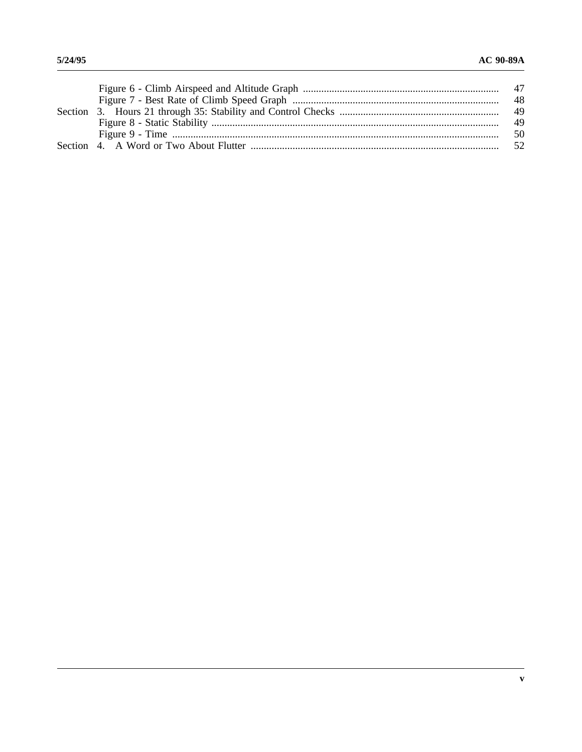| | | |
|---|---|---|
| | Figure 6 - Climb Airspeed and Altitude Graph | 47 |
| | Figure 7 - Best Rate of Climb Speed Graph | 48 |
| Section 3. | Hours 21 through 35: Stability and Control Checks | 49 |
| | Figure 8 - Static Stability | 49 |
| | Figure 9 - Time | 50 |
| Section 4. | A Word or Two About Flutter | 52 |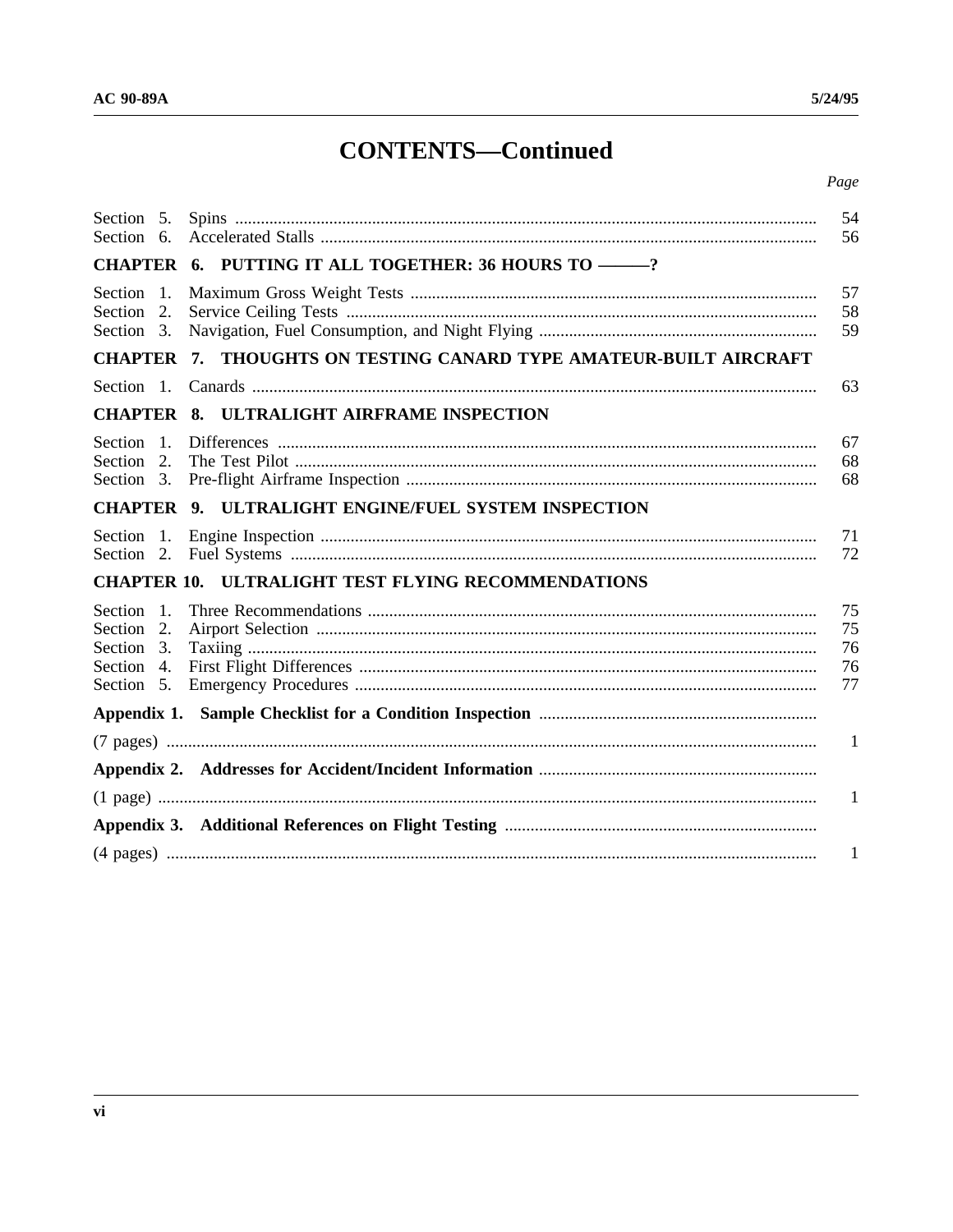# CONTENTS—Continued

| | | Page |
|---|---|---|
| Section 5. | Spins | 54 |
| Section 6. | Accelerated Stalls | 56 |
| **CHAPTER 6.** | **PUTTING IT ALL TOGETHER: 36 HOURS TO ———?** | |
| Section 1. | Maximum Gross Weight Tests | 57 |
| Section 2. | Service Ceiling Tests | 58 |
| Section 3. | Navigation, Fuel Consumption, and Night Flying | 59 |
| **CHAPTER 7.** | **THOUGHTS ON TESTING CANARD TYPE AMATEUR-BUILT AIRCRAFT** | |
| Section 1. | Canards | 63 |
| **CHAPTER 8.** | **ULTRALIGHT AIRFRAME INSPECTION** | |
| Section 1. | Differences | 67 |
| Section 2. | The Test Pilot | 68 |
| Section 3. | Pre-flight Airframe Inspection | 68 |
| **CHAPTER 9.** | **ULTRALIGHT ENGINE/FUEL SYSTEM INSPECTION** | |
| Section 1. | Engine Inspection | 71 |
| Section 2. | Fuel Systems | 72 |
| **CHAPTER 10.** | **ULTRALIGHT TEST FLYING RECOMMENDATIONS** | |
| Section 1. | Three Recommendations | 75 |
| Section 2. | Airport Selection | 75 |
| Section 3. | Taxiing | 76 |
| Section 4. | First Flight Differences | 76 |
| Section 5. | Emergency Procedures | 77 |
| **Appendix 1.** | **Sample Checklist for a Condition Inspection** | |
| (7 pages) | | 1 |
| **Appendix 2.** | **Addresses for Accident/Incident Information** | |
| (1 page) | | 1 |
| **Appendix 3.** | **Additional References on Flight Testing** | |
| (4 pages) | | 1 |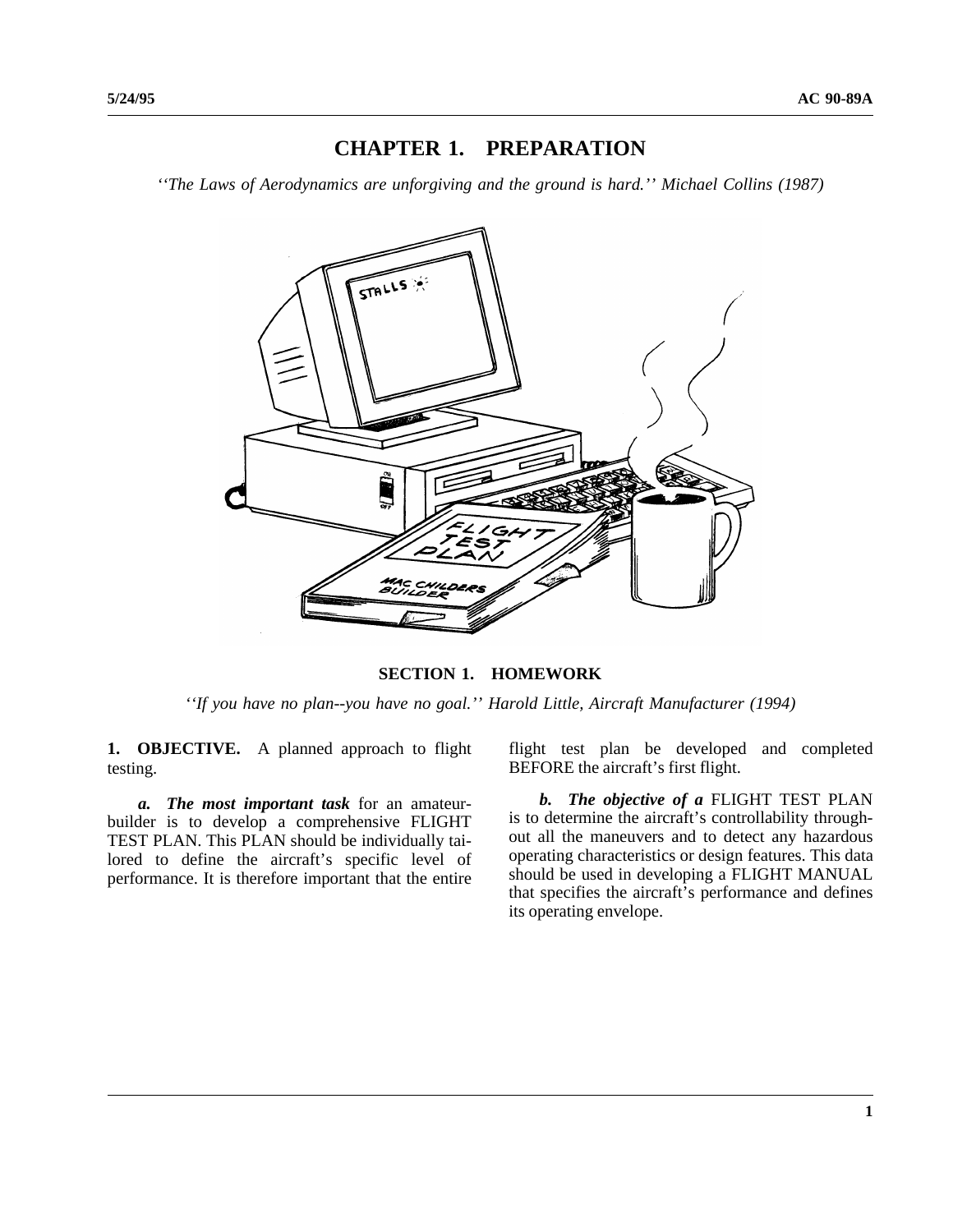# CHAPTER 1. PREPARATION

*''The Laws of Aerodynamics are unforgiving and the ground is hard.'' Michael Collins (1987)*

## SECTION 1. HOMEWORK

*''If you have no plan--you have no goal.'' Harold Little, Aircraft Manufacturer (1994)*

**1. OBJECTIVE.** A planned approach to flight testing.

***a. The most important task*** for an amateur-builder is to develop a comprehensive FLIGHT TEST PLAN. This PLAN should be individually tailored to define the aircraft's specific level of performance. It is therefore important that the entire flight test plan be developed and completed BEFORE the aircraft's first flight.

***b. The objective of a*** FLIGHT TEST PLAN is to determine the aircraft's controllability throughout all the maneuvers and to detect any hazardous operating characteristics or design features. This data should be used in developing a FLIGHT MANUAL that specifies the aircraft's performance and defines its operating envelope.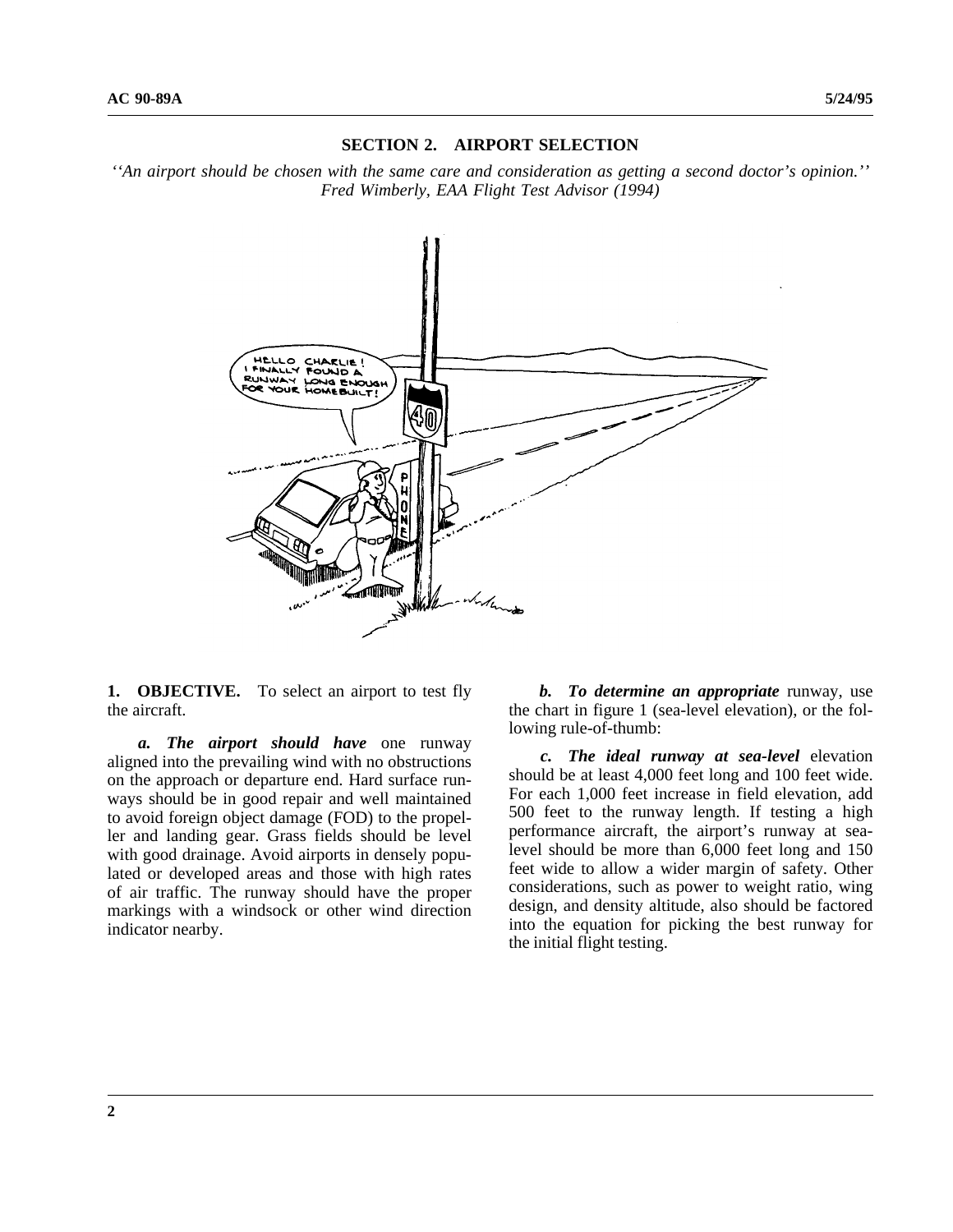## SECTION 2. AIRPORT SELECTION

*''An airport should be chosen with the same care and consideration as getting a second doctor's opinion.''*
*Fred Wimberly, EAA Flight Test Advisor (1994)*

**1. OBJECTIVE.** To select an airport to test fly the aircraft.

***a. The airport should have*** one runway aligned into the prevailing wind with no obstructions on the approach or departure end. Hard surface runways should be in good repair and well maintained to avoid foreign object damage (FOD) to the propeller and landing gear. Grass fields should be level with good drainage. Avoid airports in densely populated or developed areas and those with high rates of air traffic. The runway should have the proper markings with a windsock or other wind direction indicator nearby.

***b. To determine an appropriate*** runway, use the chart in figure 1 (sea-level elevation), or the following rule-of-thumb:

***c. The ideal runway at sea-level*** elevation should be at least 4,000 feet long and 100 feet wide. For each 1,000 feet increase in field elevation, add 500 feet to the runway length. If testing a high performance aircraft, the airport's runway at sea-level should be more than 6,000 feet long and 150 feet wide to allow a wider margin of safety. Other considerations, such as power to weight ratio, wing design, and density altitude, also should be factored into the equation for picking the best runway for the initial flight testing.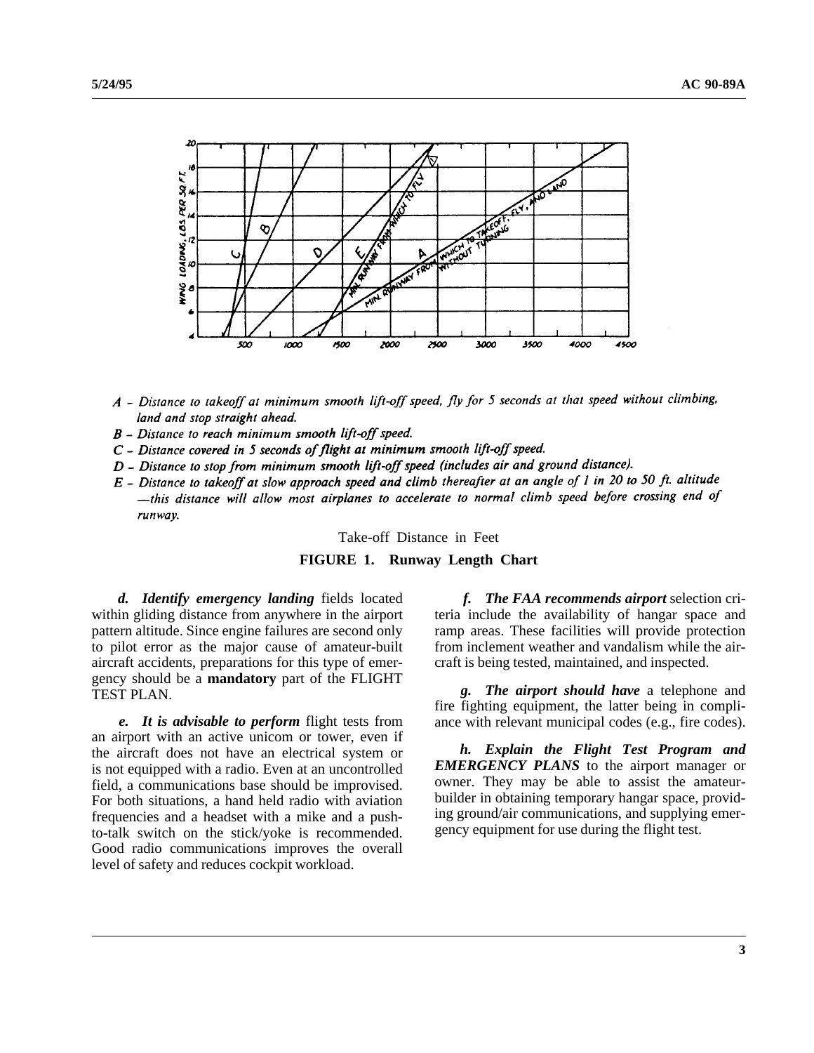*A - Distance to takeoff at minimum smooth lift-off speed, fly for 5 seconds at that speed without climbing, land and stop straight ahead.*

*B - Distance to reach minimum smooth lift-off speed.*

*C - Distance covered in 5 seconds of flight at minimum smooth lift-off speed.*

*D - Distance to stop from minimum smooth lift-off speed (includes air and ground distance).*

*E - Distance to takeoff at slow approach speed and climb thereafter at an angle of 1 in 20 to 50 ft. altitude —this distance will allow most airplanes to accelerate to normal climb speed before crossing end of runway.*

Take-off Distance in Feet

**FIGURE 1. Runway Length Chart**

***d. Identify emergency landing*** fields located within gliding distance from anywhere in the airport pattern altitude. Since engine failures are second only to pilot error as the major cause of amateur-built aircraft accidents, preparations for this type of emergency should be a **mandatory** part of the FLIGHT TEST PLAN.

***e. It is advisable to perform*** flight tests from an airport with an active unicom or tower, even if the aircraft does not have an electrical system or is not equipped with a radio. Even at an uncontrolled field, a communications base should be improvised. For both situations, a hand held radio with aviation frequencies and a headset with a mike and a push-to-talk switch on the stick/yoke is recommended. Good radio communications improves the overall level of safety and reduces cockpit workload.

***f. The FAA recommends airport*** selection criteria include the availability of hangar space and ramp areas. These facilities will provide protection from inclement weather and vandalism while the aircraft is being tested, maintained, and inspected.

***g. The airport should have*** a telephone and fire fighting equipment, the latter being in compliance with relevant municipal codes (e.g., fire codes).

***h. Explain the Flight Test Program and EMERGENCY PLANS*** to the airport manager or owner. They may be able to assist the amateur-builder in obtaining temporary hangar space, providing ground/air communications, and supplying emergency equipment for use during the flight test.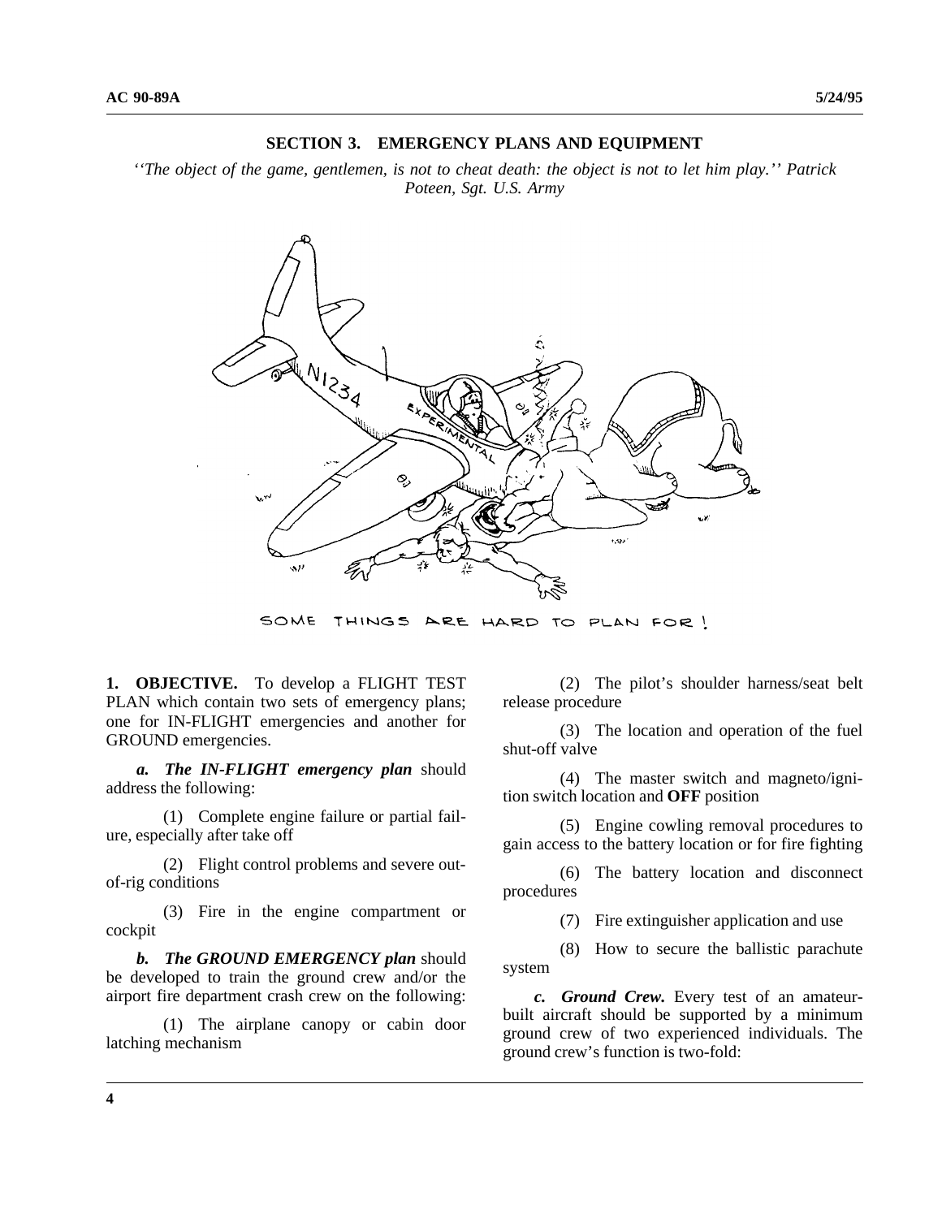## SECTION 3. EMERGENCY PLANS AND EQUIPMENT

*''The object of the game, gentlemen, is not to cheat death: the object is not to let him play.'' Patrick Poteen, Sgt. U.S. Army*

SOME THINGS ARE HARD TO PLAN FOR!

**1. OBJECTIVE.** To develop a FLIGHT TEST PLAN which contain two sets of emergency plans; one for IN-FLIGHT emergencies and another for GROUND emergencies.

***a. The IN-FLIGHT emergency plan*** should address the following:

(1) Complete engine failure or partial failure, especially after take off

(2) Flight control problems and severe out-of-rig conditions

(3) Fire in the engine compartment or cockpit

***b. The GROUND EMERGENCY plan*** should be developed to train the ground crew and/or the airport fire department crash crew on the following:

(1) The airplane canopy or cabin door latching mechanism

(2) The pilot's shoulder harness/seat belt release procedure

(3) The location and operation of the fuel shut-off valve

(4) The master switch and magneto/ignition switch location and **OFF** position

(5) Engine cowling removal procedures to gain access to the battery location or for fire fighting

(6) The battery location and disconnect procedures

(7) Fire extinguisher application and use

(8) How to secure the ballistic parachute system

***c. Ground Crew.*** Every test of an amateur-built aircraft should be supported by a minimum ground crew of two experienced individuals. The ground crew's function is two-fold: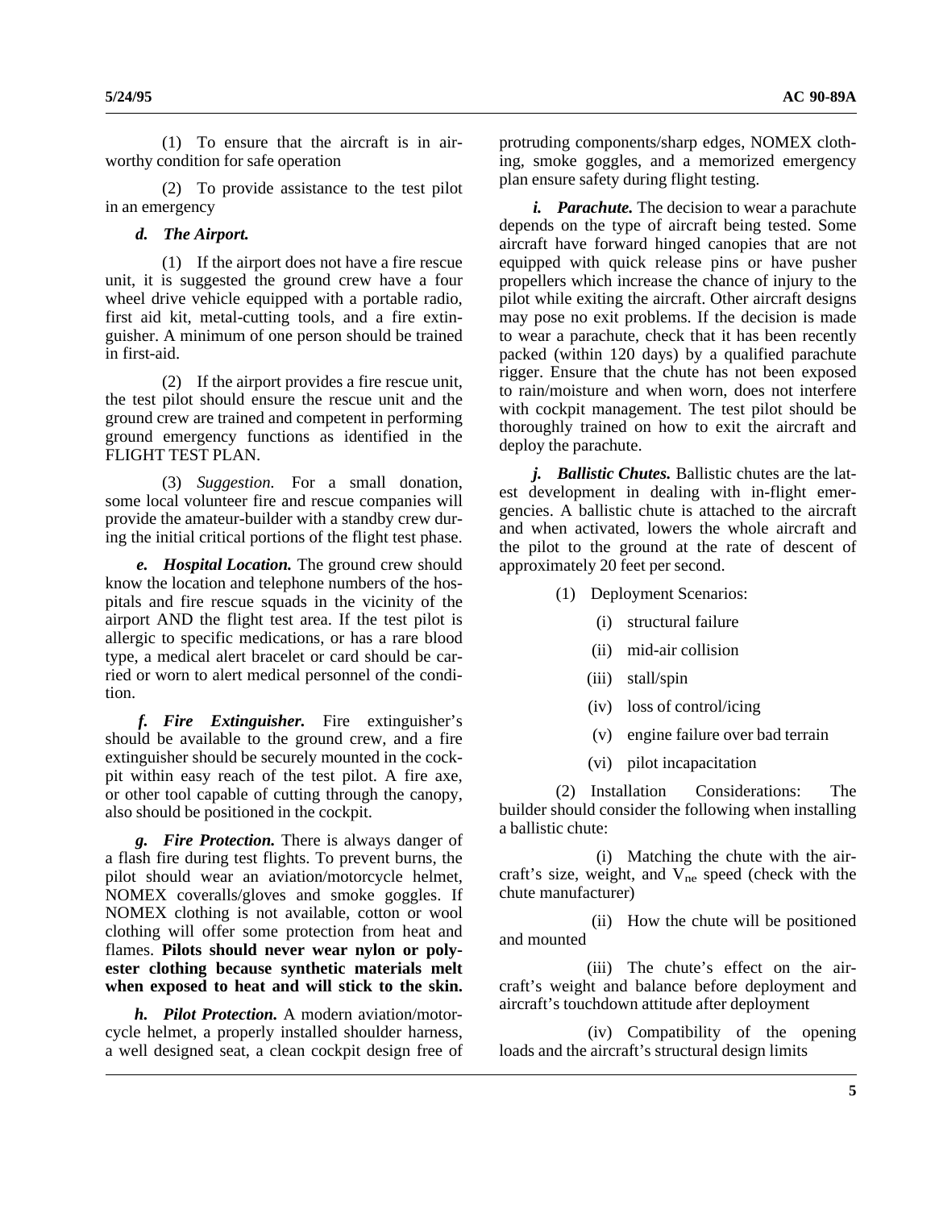(1) To ensure that the aircraft is in airworthy condition for safe operation

(2) To provide assistance to the test pilot in an emergency

***d. The Airport.***

(1) If the airport does not have a fire rescue unit, it is suggested the ground crew have a four wheel drive vehicle equipped with a portable radio, first aid kit, metal-cutting tools, and a fire extinguisher. A minimum of one person should be trained in first-aid.

(2) If the airport provides a fire rescue unit, the test pilot should ensure the rescue unit and the ground crew are trained and competent in performing ground emergency functions as identified in the FLIGHT TEST PLAN.

(3) *Suggestion.* For a small donation, some local volunteer fire and rescue companies will provide the amateur-builder with a standby crew during the initial critical portions of the flight test phase.

***e. Hospital Location.*** The ground crew should know the location and telephone numbers of the hospitals and fire rescue squads in the vicinity of the airport AND the flight test area. If the test pilot is allergic to specific medications, or has a rare blood type, a medical alert bracelet or card should be carried or worn to alert medical personnel of the condition.

***f. Fire Extinguisher.*** Fire extinguisher's should be available to the ground crew, and a fire extinguisher should be securely mounted in the cockpit within easy reach of the test pilot. A fire axe, or other tool capable of cutting through the canopy, also should be positioned in the cockpit.

***g. Fire Protection.*** There is always danger of a flash fire during test flights. To prevent burns, the pilot should wear an aviation/motorcycle helmet, NOMEX coveralls/gloves and smoke goggles. If NOMEX clothing is not available, cotton or wool clothing will offer some protection from heat and flames. **Pilots should never wear nylon or polyester clothing because synthetic materials melt when exposed to heat and will stick to the skin.**

***h. Pilot Protection.*** A modern aviation/motorcycle helmet, a properly installed shoulder harness, a well designed seat, a clean cockpit design free of protruding components/sharp edges, NOMEX clothing, smoke goggles, and a memorized emergency plan ensure safety during flight testing.

***i. Parachute.*** The decision to wear a parachute depends on the type of aircraft being tested. Some aircraft have forward hinged canopies that are not equipped with quick release pins or have pusher propellers which increase the chance of injury to the pilot while exiting the aircraft. Other aircraft designs may pose no exit problems. If the decision is made to wear a parachute, check that it has been recently packed (within 120 days) by a qualified parachute rigger. Ensure that the chute has not been exposed to rain/moisture and when worn, does not interfere with cockpit management. The test pilot should be thoroughly trained on how to exit the aircraft and deploy the parachute.

***j. Ballistic Chutes.*** Ballistic chutes are the latest development in dealing with in-flight emergencies. A ballistic chute is attached to the aircraft and when activated, lowers the whole aircraft and the pilot to the ground at the rate of descent of approximately 20 feet per second.

(1) Deployment Scenarios:

(i) structural failure

(ii) mid-air collision

(iii) stall/spin

(iv) loss of control/icing

(v) engine failure over bad terrain

(vi) pilot incapacitation

(2) Installation Considerations: The builder should consider the following when installing a ballistic chute:

(i) Matching the chute with the aircraft's size, weight, and $V_{ne}$ speed (check with the chute manufacturer)

(ii) How the chute will be positioned and mounted

(iii) The chute's effect on the aircraft's weight and balance before deployment and aircraft's touchdown attitude after deployment

(iv) Compatibility of the opening loads and the aircraft's structural design limits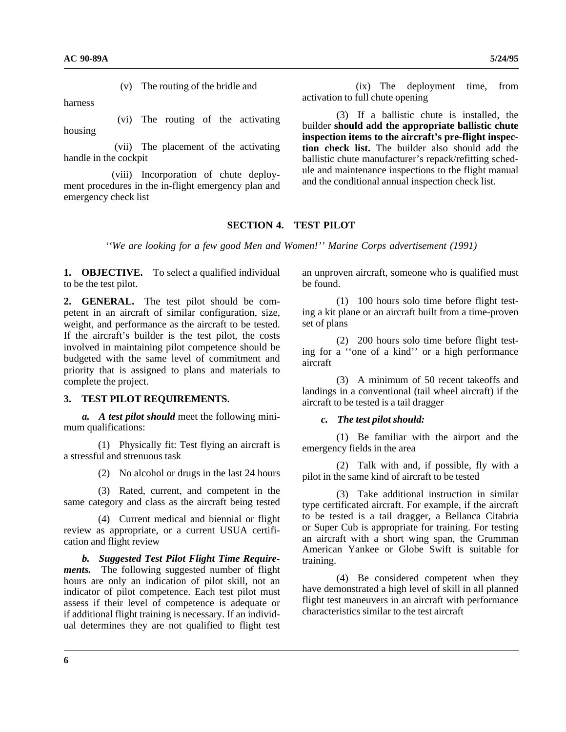(v) The routing of the bridle and harness

(vi) The routing of the activating housing

(vii) The placement of the activating handle in the cockpit

(viii) Incorporation of chute deployment procedures in the in-flight emergency plan and emergency check list

(ix) The deployment time, from activation to full chute opening

(3) If a ballistic chute is installed, the builder **should add the appropriate ballistic chute inspection items to the aircraft's pre-flight inspection check list.** The builder also should add the ballistic chute manufacturer's repack/refitting schedule and maintenance inspections to the flight manual and the conditional annual inspection check list.

## SECTION 4. TEST PILOT

*''We are looking for a few good Men and Women!'' Marine Corps advertisement (1991)*

**1. OBJECTIVE.** To select a qualified individual to be the test pilot.

**2. GENERAL.** The test pilot should be competent in an aircraft of similar configuration, size, weight, and performance as the aircraft to be tested. If the aircraft's builder is the test pilot, the costs involved in maintaining pilot competence should be budgeted with the same level of commitment and priority that is assigned to plans and materials to complete the project.

**3. TEST PILOT REQUIREMENTS.**

***a. A test pilot should*** meet the following minimum qualifications:

(1) Physically fit: Test flying an aircraft is a stressful and strenuous task

(2) No alcohol or drugs in the last 24 hours

(3) Rated, current, and competent in the same category and class as the aircraft being tested

(4) Current medical and biennial or flight review as appropriate, or a current USUA certification and flight review

***b. Suggested Test Pilot Flight Time Requirements.*** The following suggested number of flight hours are only an indication of pilot skill, not an indicator of pilot competence. Each test pilot must assess if their level of competence is adequate or if additional flight training is necessary. If an individual determines they are not qualified to flight test an unproven aircraft, someone who is qualified must be found.

(1) 100 hours solo time before flight testing a kit plane or an aircraft built from a time-proven set of plans

(2) 200 hours solo time before flight testing for a ''one of a kind'' or a high performance aircraft

(3) A minimum of 50 recent takeoffs and landings in a conventional (tail wheel aircraft) if the aircraft to be tested is a tail dragger

***c. The test pilot should:***

(1) Be familiar with the airport and the emergency fields in the area

(2) Talk with and, if possible, fly with a pilot in the same kind of aircraft to be tested

(3) Take additional instruction in similar type certificated aircraft. For example, if the aircraft to be tested is a tail dragger, a Bellanca Citabria or Super Cub is appropriate for training. For testing an aircraft with a short wing span, the Grumman American Yankee or Globe Swift is suitable for training.

(4) Be considered competent when they have demonstrated a high level of skill in all planned flight test maneuvers in an aircraft with performance characteristics similar to the test aircraft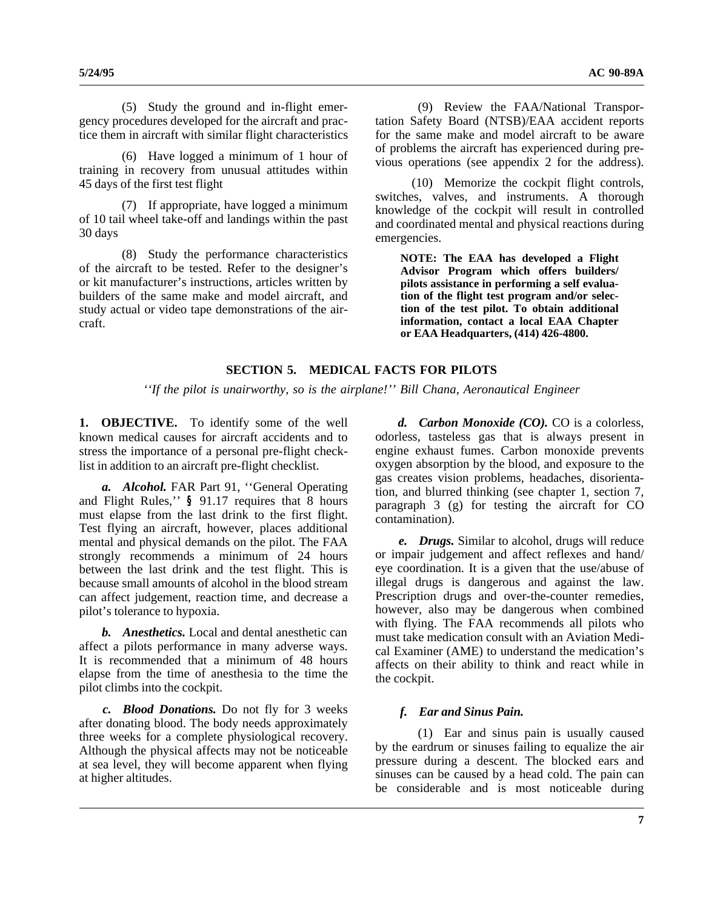(5) Study the ground and in-flight emergency procedures developed for the aircraft and practice them in aircraft with similar flight characteristics

(6) Have logged a minimum of 1 hour of training in recovery from unusual attitudes within 45 days of the first test flight

(7) If appropriate, have logged a minimum of 10 tail wheel take-off and landings within the past 30 days

(8) Study the performance characteristics of the aircraft to be tested. Refer to the designer's or kit manufacturer's instructions, articles written by builders of the same make and model aircraft, and study actual or video tape demonstrations of the aircraft.

(9) Review the FAA/National Transportation Safety Board (NTSB)/EAA accident reports for the same make and model aircraft to be aware of problems the aircraft has experienced during previous operations (see appendix 2 for the address).

(10) Memorize the cockpit flight controls, switches, valves, and instruments. A thorough knowledge of the cockpit will result in controlled and coordinated mental and physical reactions during emergencies.

**NOTE: The EAA has developed a Flight Advisor Program which offers builders/pilots assistance in performing a self evaluation of the flight test program and/or selection of the test pilot. To obtain additional information, contact a local EAA Chapter or EAA Headquarters, (414) 426-4800.**

## SECTION 5. MEDICAL FACTS FOR PILOTS

*''If the pilot is unairworthy, so is the airplane!'' Bill Chana, Aeronautical Engineer*

**1. OBJECTIVE.** To identify some of the well known medical causes for aircraft accidents and to stress the importance of a personal pre-flight checklist in addition to an aircraft pre-flight checklist.

***a. Alcohol.*** FAR Part 91, ''General Operating and Flight Rules,'' **§** 91.17 requires that 8 hours must elapse from the last drink to the first flight. Test flying an aircraft, however, places additional mental and physical demands on the pilot. The FAA strongly recommends a minimum of 24 hours between the last drink and the test flight. This is because small amounts of alcohol in the blood stream can affect judgement, reaction time, and decrease a pilot's tolerance to hypoxia.

***b. Anesthetics.*** Local and dental anesthetic can affect a pilots performance in many adverse ways. It is recommended that a minimum of 48 hours elapse from the time of anesthesia to the time the pilot climbs into the cockpit.

***c. Blood Donations.*** Do not fly for 3 weeks after donating blood. The body needs approximately three weeks for a complete physiological recovery. Although the physical affects may not be noticeable at sea level, they will become apparent when flying at higher altitudes.

***d. Carbon Monoxide (CO).*** CO is a colorless, odorless, tasteless gas that is always present in engine exhaust fumes. Carbon monoxide prevents oxygen absorption by the blood, and exposure to the gas creates vision problems, headaches, disorientation, and blurred thinking (see chapter 1, section 7, paragraph 3 (g) for testing the aircraft for CO contamination).

***e. Drugs.*** Similar to alcohol, drugs will reduce or impair judgement and affect reflexes and hand/eye coordination. It is a given that the use/abuse of illegal drugs is dangerous and against the law. Prescription drugs and over-the-counter remedies, however, also may be dangerous when combined with flying. The FAA recommends all pilots who must take medication consult with an Aviation Medical Examiner (AME) to understand the medication's affects on their ability to think and react while in the cockpit.

***f. Ear and Sinus Pain.***

(1) Ear and sinus pain is usually caused by the eardrum or sinuses failing to equalize the air pressure during a descent. The blocked ears and sinuses can be caused by a head cold. The pain can be considerable and is most noticeable during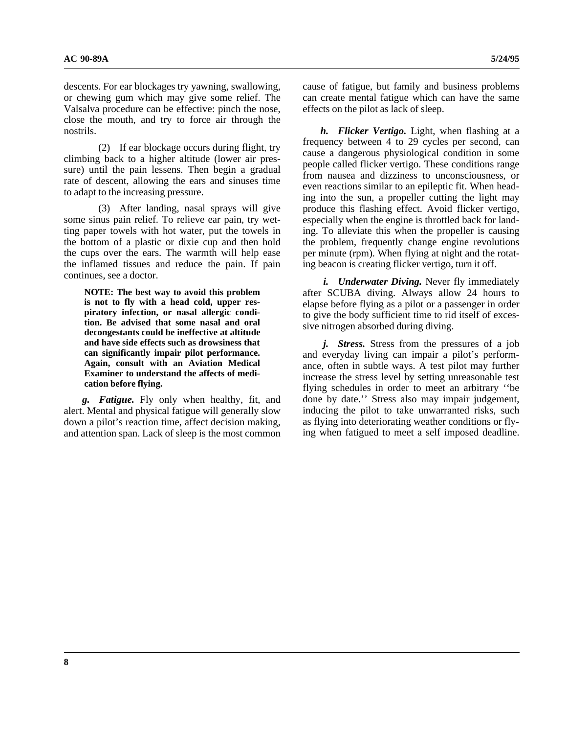descents. For ear blockages try yawning, swallowing, or chewing gum which may give some relief. The Valsalva procedure can be effective: pinch the nose, close the mouth, and try to force air through the nostrils.

(2) If ear blockage occurs during flight, try climbing back to a higher altitude (lower air pressure) until the pain lessens. Then begin a gradual rate of descent, allowing the ears and sinuses time to adapt to the increasing pressure.

(3) After landing, nasal sprays will give some sinus pain relief. To relieve ear pain, try wetting paper towels with hot water, put the towels in the bottom of a plastic or dixie cup and then hold the cups over the ears. The warmth will help ease the inflamed tissues and reduce the pain. If pain continues, see a doctor.

**NOTE: The best way to avoid this problem is not to fly with a head cold, upper respiratory infection, or nasal allergic condition. Be advised that some nasal and oral decongestants could be ineffective at altitude and have side effects such as drowsiness that can significantly impair pilot performance. Again, consult with an Aviation Medical Examiner to understand the affects of medication before flying.**

***g. Fatigue.*** Fly only when healthy, fit, and alert. Mental and physical fatigue will generally slow down a pilot's reaction time, affect decision making, and attention span. Lack of sleep is the most common cause of fatigue, but family and business problems can create mental fatigue which can have the same effects on the pilot as lack of sleep.

***h. Flicker Vertigo.*** Light, when flashing at a frequency between 4 to 29 cycles per second, can cause a dangerous physiological condition in some people called flicker vertigo. These conditions range from nausea and dizziness to unconsciousness, or even reactions similar to an epileptic fit. When heading into the sun, a propeller cutting the light may produce this flashing effect. Avoid flicker vertigo, especially when the engine is throttled back for landing. To alleviate this when the propeller is causing the problem, frequently change engine revolutions per minute (rpm). When flying at night and the rotating beacon is creating flicker vertigo, turn it off.

***i. Underwater Diving.*** Never fly immediately after SCUBA diving. Always allow 24 hours to elapse before flying as a pilot or a passenger in order to give the body sufficient time to rid itself of excessive nitrogen absorbed during diving.

***j. Stress.*** Stress from the pressures of a job and everyday living can impair a pilot's performance, often in subtle ways. A test pilot may further increase the stress level by setting unreasonable test flying schedules in order to meet an arbitrary ''be done by date.'' Stress also may impair judgement, inducing the pilot to take unwarranted risks, such as flying into deteriorating weather conditions or flying when fatigued to meet a self imposed deadline.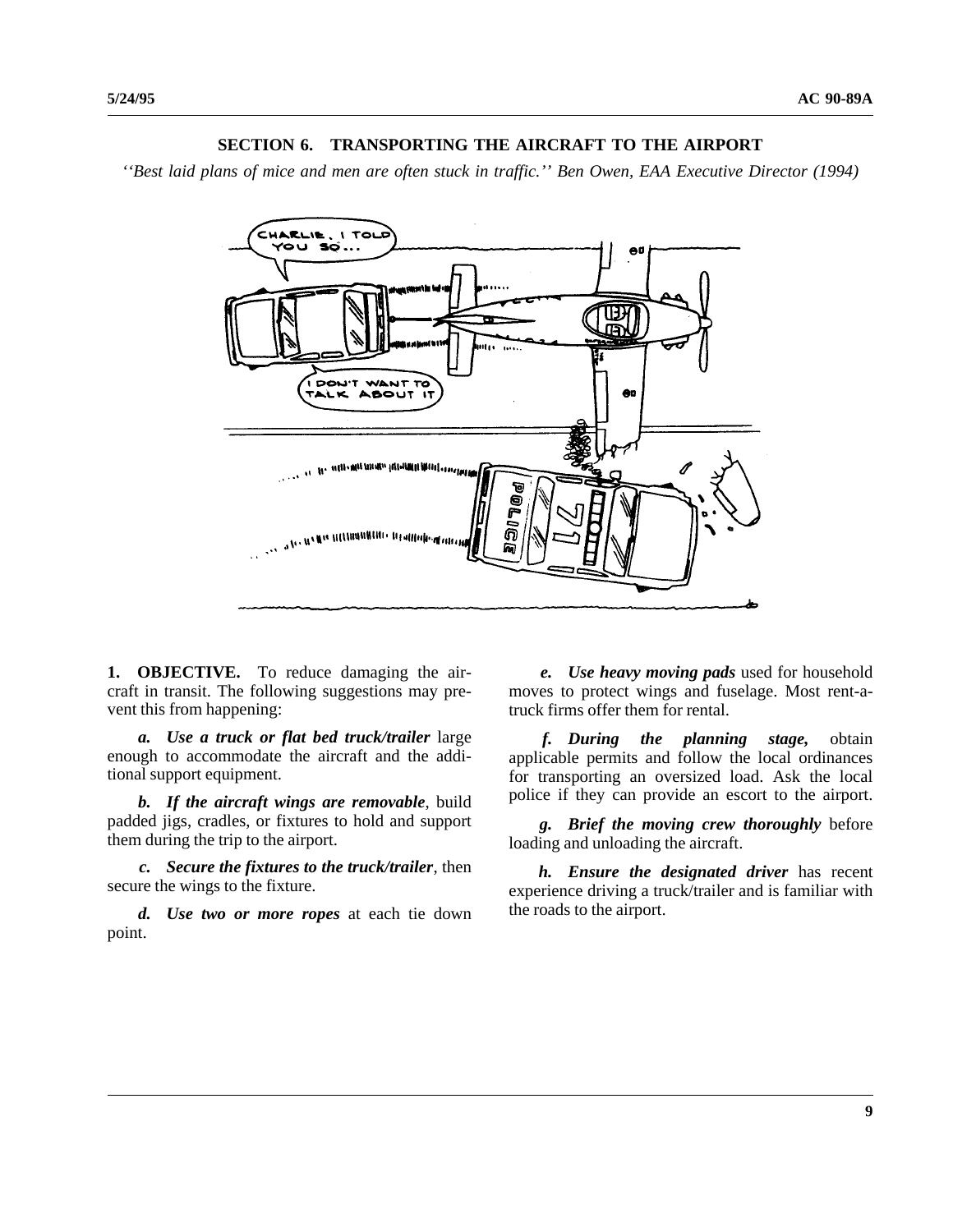## SECTION 6. TRANSPORTING THE AIRCRAFT TO THE AIRPORT

*''Best laid plans of mice and men are often stuck in traffic.'' Ben Owen, EAA Executive Director (1994)*

**1. OBJECTIVE.** To reduce damaging the aircraft in transit. The following suggestions may prevent this from happening:

***a. Use a truck or flat bed truck/trailer*** large enough to accommodate the aircraft and the additional support equipment.

***b. If the aircraft wings are removable***, build padded jigs, cradles, or fixtures to hold and support them during the trip to the airport.

***c. Secure the fixtures to the truck/trailer***, then secure the wings to the fixture.

***d. Use two or more ropes*** at each tie down point.

***e. Use heavy moving pads*** used for household moves to protect wings and fuselage. Most rent-a-truck firms offer them for rental.

***f. During the planning stage,*** obtain applicable permits and follow the local ordinances for transporting an oversized load. Ask the local police if they can provide an escort to the airport.

***g. Brief the moving crew thoroughly*** before loading and unloading the aircraft.

***h. Ensure the designated driver*** has recent experience driving a truck/trailer and is familiar with the roads to the airport.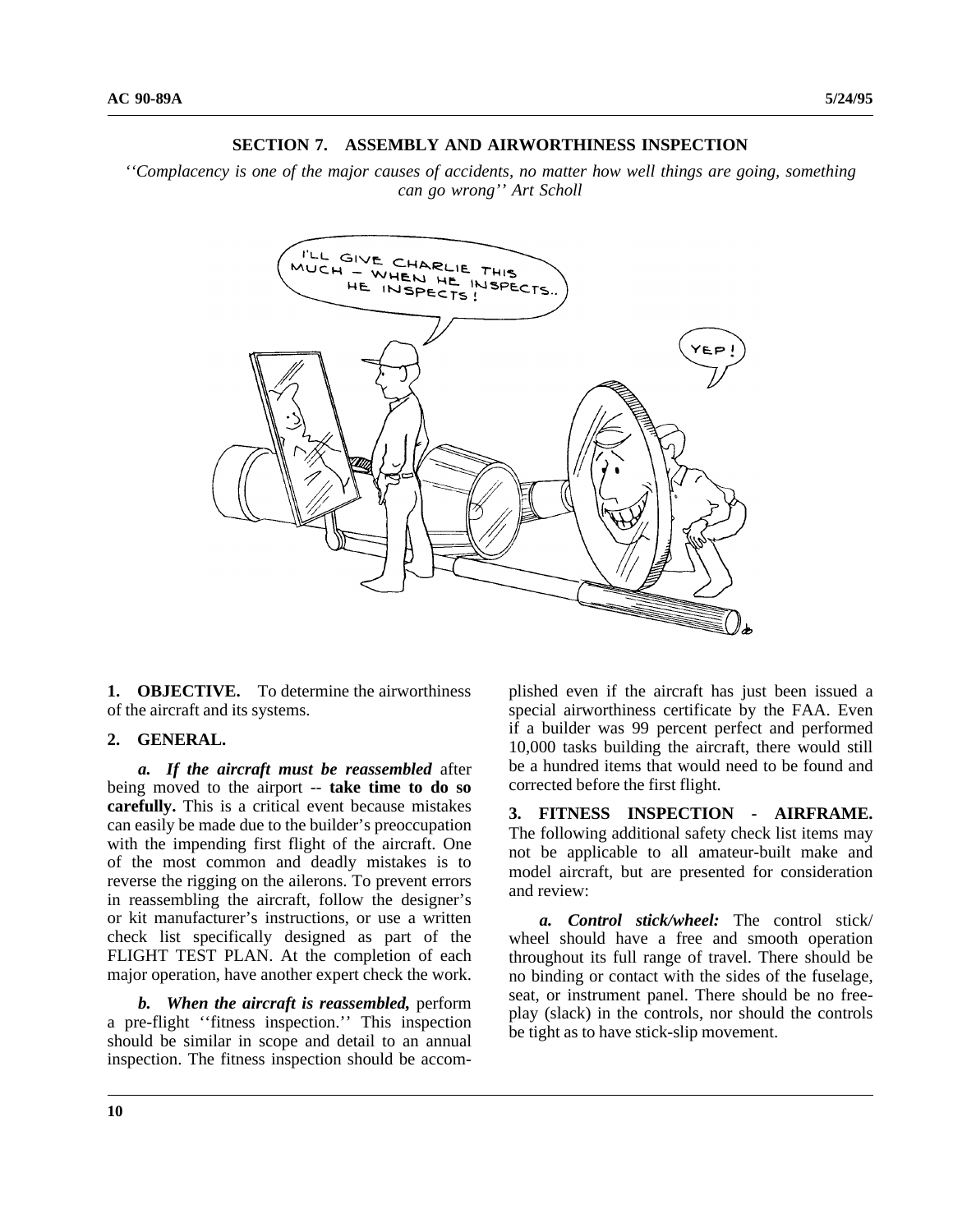## SECTION 7. ASSEMBLY AND AIRWORTHINESS INSPECTION

*''Complacency is one of the major causes of accidents, no matter how well things are going, something can go wrong'' Art Scholl*

**1. OBJECTIVE.** To determine the airworthiness of the aircraft and its systems.

**2. GENERAL.**

***a. If the aircraft must be reassembled*** after being moved to the airport -- **take time to do so carefully.** This is a critical event because mistakes can easily be made due to the builder's preoccupation with the impending first flight of the aircraft. One of the most common and deadly mistakes is to reverse the rigging on the ailerons. To prevent errors in reassembling the aircraft, follow the designer's or kit manufacturer's instructions, or use a written check list specifically designed as part of the FLIGHT TEST PLAN. At the completion of each major operation, have another expert check the work.

***b. When the aircraft is reassembled,*** perform a pre-flight ''fitness inspection.'' This inspection should be similar in scope and detail to an annual inspection. The fitness inspection should be accomplished even if the aircraft has just been issued a special airworthiness certificate by the FAA. Even if a builder was 99 percent perfect and performed 10,000 tasks building the aircraft, there would still be a hundred items that would need to be found and corrected before the first flight.

**3. FITNESS INSPECTION - AIRFRAME.** The following additional safety check list items may not be applicable to all amateur-built make and model aircraft, but are presented for consideration and review:

***a. Control stick/wheel:*** The control stick/wheel should have a free and smooth operation throughout its full range of travel. There should be no binding or contact with the sides of the fuselage, seat, or instrument panel. There should be no free-play (slack) in the controls, nor should the controls be tight as to have stick-slip movement.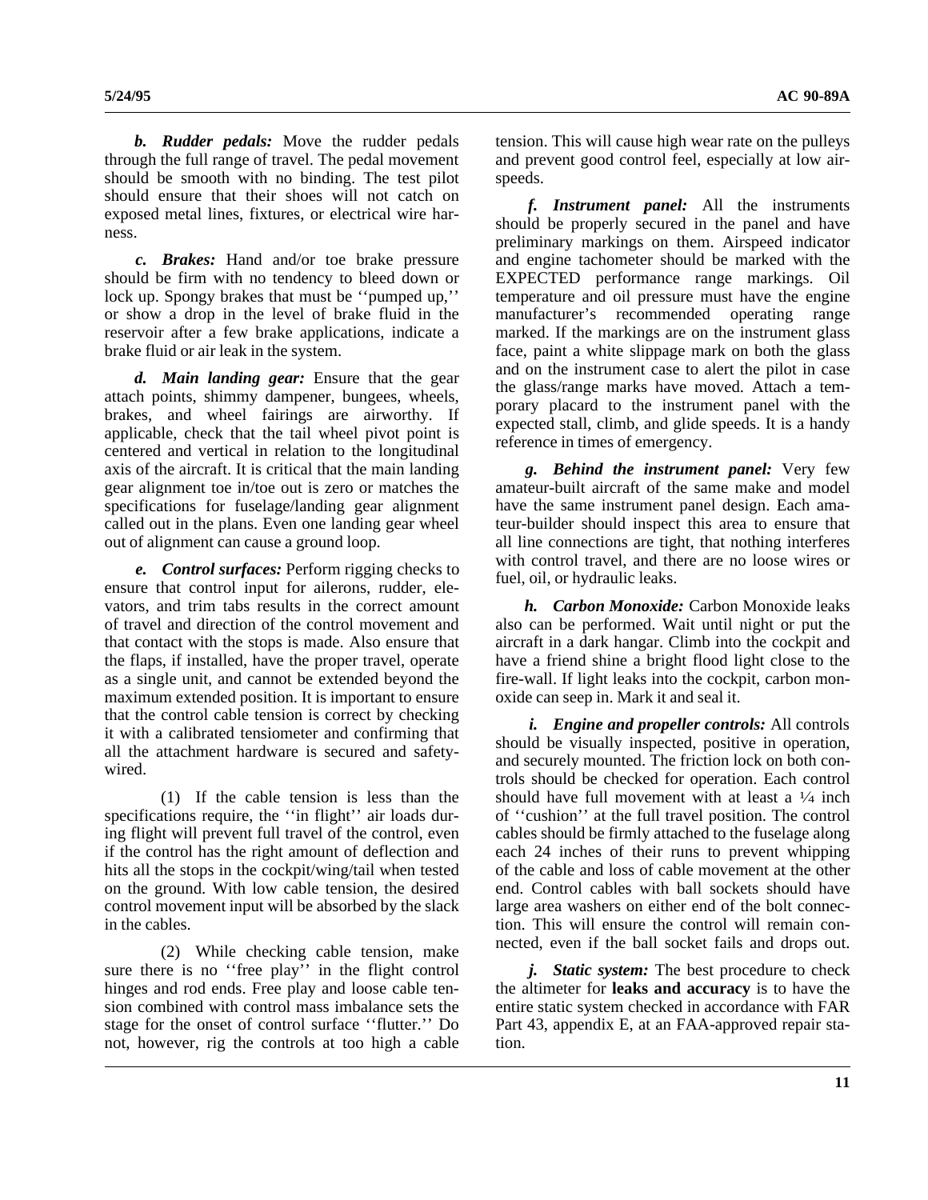***b. Rudder pedals:*** Move the rudder pedals through the full range of travel. The pedal movement should be smooth with no binding. The test pilot should ensure that their shoes will not catch on exposed metal lines, fixtures, or electrical wire harness.

***c. Brakes:*** Hand and/or toe brake pressure should be firm with no tendency to bleed down or lock up. Spongy brakes that must be ''pumped up,'' or show a drop in the level of brake fluid in the reservoir after a few brake applications, indicate a brake fluid or air leak in the system.

***d. Main landing gear:*** Ensure that the gear attach points, shimmy dampener, bungees, wheels, brakes, and wheel fairings are airworthy. If applicable, check that the tail wheel pivot point is centered and vertical in relation to the longitudinal axis of the aircraft. It is critical that the main landing gear alignment toe in/toe out is zero or matches the specifications for fuselage/landing gear alignment called out in the plans. Even one landing gear wheel out of alignment can cause a ground loop.

***e. Control surfaces:*** Perform rigging checks to ensure that control input for ailerons, rudder, elevators, and trim tabs results in the correct amount of travel and direction of the control movement and that contact with the stops is made. Also ensure that the flaps, if installed, have the proper travel, operate as a single unit, and cannot be extended beyond the maximum extended position. It is important to ensure that the control cable tension is correct by checking it with a calibrated tensiometer and confirming that all the attachment hardware is secured and safety-wired.

(1) If the cable tension is less than the specifications require, the ''in flight'' air loads during flight will prevent full travel of the control, even if the control has the right amount of deflection and hits all the stops in the cockpit/wing/tail when tested on the ground. With low cable tension, the desired control movement input will be absorbed by the slack in the cables.

(2) While checking cable tension, make sure there is no ''free play'' in the flight control hinges and rod ends. Free play and loose cable tension combined with control mass imbalance sets the stage for the onset of control surface ''flutter.'' Do not, however, rig the controls at too high a cable tension. This will cause high wear rate on the pulleys and prevent good control feel, especially at low airspeeds.

***f. Instrument panel:*** All the instruments should be properly secured in the panel and have preliminary markings on them. Airspeed indicator and engine tachometer should be marked with the EXPECTED performance range markings. Oil temperature and oil pressure must have the engine manufacturer's recommended operating range marked. If the markings are on the instrument glass face, paint a white slippage mark on both the glass and on the instrument case to alert the pilot in case the glass/range marks have moved. Attach a temporary placard to the instrument panel with the expected stall, climb, and glide speeds. It is a handy reference in times of emergency.

***g. Behind the instrument panel:*** Very few amateur-built aircraft of the same make and model have the same instrument panel design. Each amateur-builder should inspect this area to ensure that all line connections are tight, that nothing interferes with control travel, and there are no loose wires or fuel, oil, or hydraulic leaks.

***h. Carbon Monoxide:*** Carbon Monoxide leaks also can be performed. Wait until night or put the aircraft in a dark hangar. Climb into the cockpit and have a friend shine a bright flood light close to the fire-wall. If light leaks into the cockpit, carbon monoxide can seep in. Mark it and seal it.

***i. Engine and propeller controls:*** All controls should be visually inspected, positive in operation, and securely mounted. The friction lock on both controls should be checked for operation. Each control should have full movement with at least a ¼ inch of ''cushion'' at the full travel position. The control cables should be firmly attached to the fuselage along each 24 inches of their runs to prevent whipping of the cable and loss of cable movement at the other end. Control cables with ball sockets should have large area washers on either end of the bolt connection. This will ensure the control will remain connected, even if the ball socket fails and drops out.

***j. Static system:*** The best procedure to check the altimeter for **leaks and accuracy** is to have the entire static system checked in accordance with FAR Part 43, appendix E, at an FAA-approved repair station.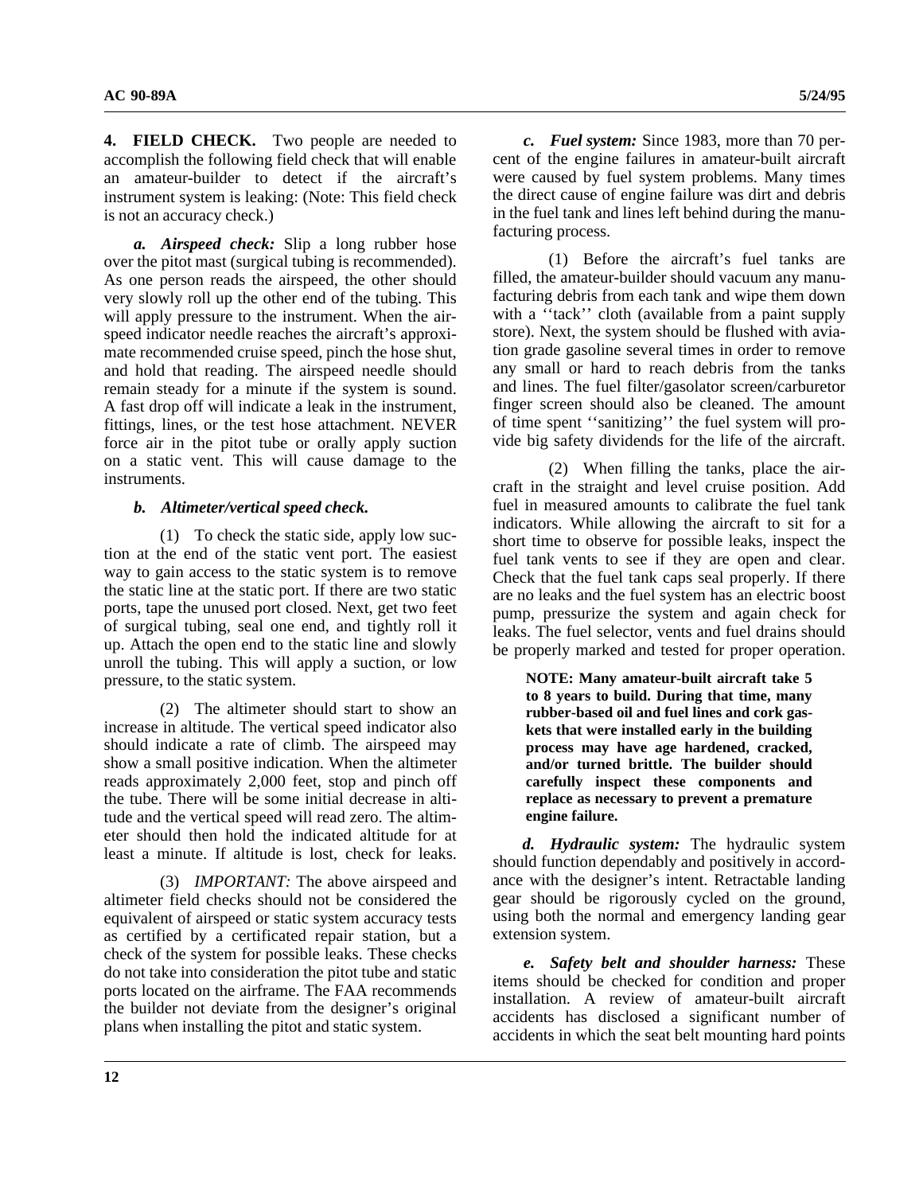**4. FIELD CHECK.** Two people are needed to accomplish the following field check that will enable an amateur-builder to detect if the aircraft's instrument system is leaking: (Note: This field check is not an accuracy check.)

***a. Airspeed check:*** Slip a long rubber hose over the pitot mast (surgical tubing is recommended). As one person reads the airspeed, the other should very slowly roll up the other end of the tubing. This will apply pressure to the instrument. When the airspeed indicator needle reaches the aircraft's approximate recommended cruise speed, pinch the hose shut, and hold that reading. The airspeed needle should remain steady for a minute if the system is sound. A fast drop off will indicate a leak in the instrument, fittings, lines, or the test hose attachment. NEVER force air in the pitot tube or orally apply suction on a static vent. This will cause damage to the instruments.

***b. Altimeter/vertical speed check.***

(1) To check the static side, apply low suction at the end of the static vent port. The easiest way to gain access to the static system is to remove the static line at the static port. If there are two static ports, tape the unused port closed. Next, get two feet of surgical tubing, seal one end, and tightly roll it up. Attach the open end to the static line and slowly unroll the tubing. This will apply a suction, or low pressure, to the static system.

(2) The altimeter should start to show an increase in altitude. The vertical speed indicator also should indicate a rate of climb. The airspeed may show a small positive indication. When the altimeter reads approximately 2,000 feet, stop and pinch off the tube. There will be some initial decrease in altitude and the vertical speed will read zero. The altimeter should then hold the indicated altitude for at least a minute. If altitude is lost, check for leaks.

(3) *IMPORTANT:* The above airspeed and altimeter field checks should not be considered the equivalent of airspeed or static system accuracy tests as certified by a certificated repair station, but a check of the system for possible leaks. These checks do not take into consideration the pitot tube and static ports located on the airframe. The FAA recommends the builder not deviate from the designer's original plans when installing the pitot and static system.

***c. Fuel system:*** Since 1983, more than 70 percent of the engine failures in amateur-built aircraft were caused by fuel system problems. Many times the direct cause of engine failure was dirt and debris in the fuel tank and lines left behind during the manufacturing process.

(1) Before the aircraft's fuel tanks are filled, the amateur-builder should vacuum any manufacturing debris from each tank and wipe them down with a ''tack'' cloth (available from a paint supply store). Next, the system should be flushed with aviation grade gasoline several times in order to remove any small or hard to reach debris from the tanks and lines. The fuel filter/gasolator screen/carburetor finger screen should also be cleaned. The amount of time spent ''sanitizing'' the fuel system will provide big safety dividends for the life of the aircraft.

(2) When filling the tanks, place the aircraft in the straight and level cruise position. Add fuel in measured amounts to calibrate the fuel tank indicators. While allowing the aircraft to sit for a short time to observe for possible leaks, inspect the fuel tank vents to see if they are open and clear. Check that the fuel tank caps seal properly. If there are no leaks and the fuel system has an electric boost pump, pressurize the system and again check for leaks. The fuel selector, vents and fuel drains should be properly marked and tested for proper operation.

**NOTE: Many amateur-built aircraft take 5 to 8 years to build. During that time, many rubber-based oil and fuel lines and cork gaskets that were installed early in the building process may have age hardened, cracked, and/or turned brittle. The builder should carefully inspect these components and replace as necessary to prevent a premature engine failure.**

***d. Hydraulic system:*** The hydraulic system should function dependably and positively in accordance with the designer's intent. Retractable landing gear should be rigorously cycled on the ground, using both the normal and emergency landing gear extension system.

***e. Safety belt and shoulder harness:*** These items should be checked for condition and proper installation. A review of amateur-built aircraft accidents has disclosed a significant number of accidents in which the seat belt mounting hard points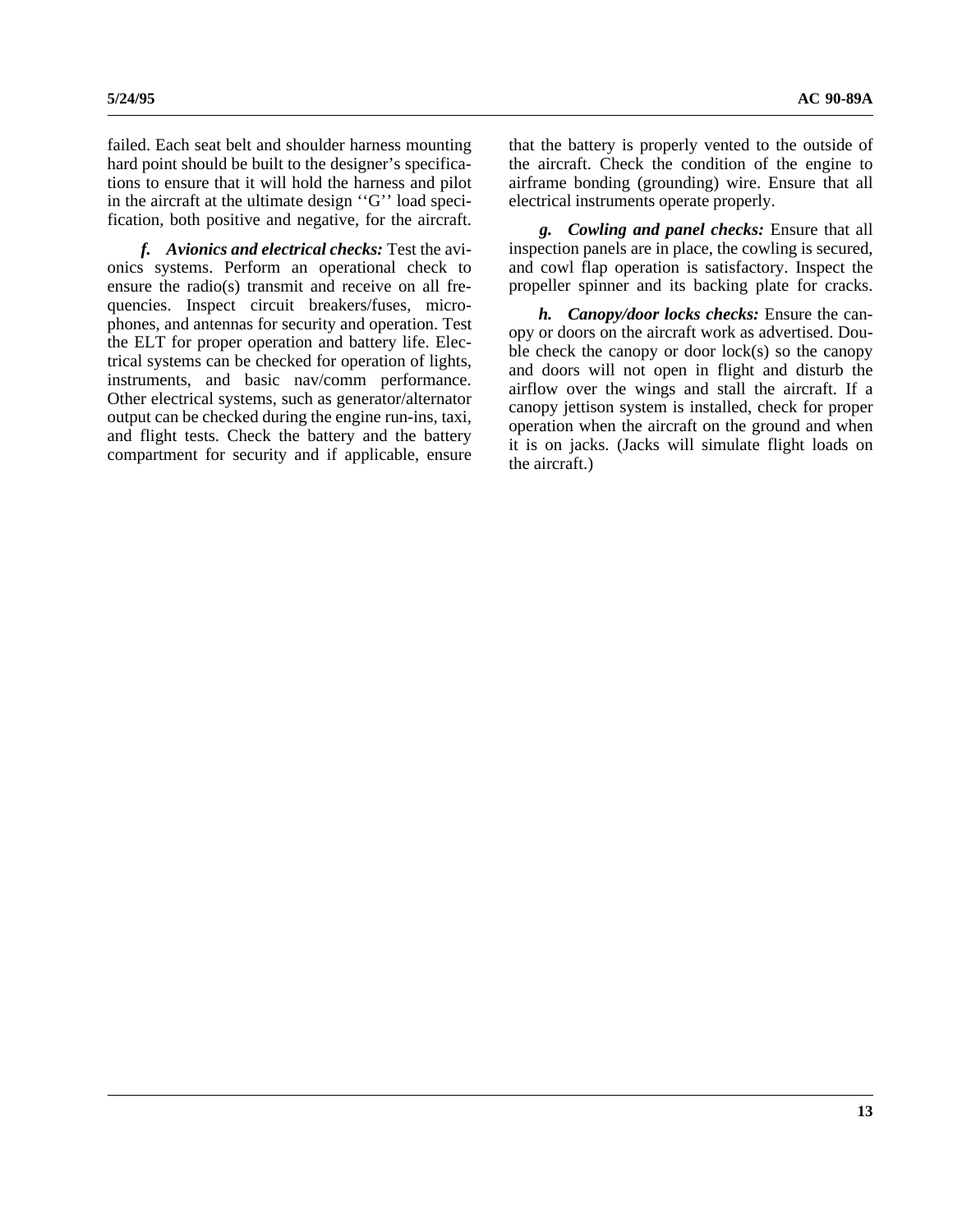failed. Each seat belt and shoulder harness mounting hard point should be built to the designer's specifications to ensure that it will hold the harness and pilot in the aircraft at the ultimate design ''G'' load specification, both positive and negative, for the aircraft.

***f. Avionics and electrical checks:*** Test the avionics systems. Perform an operational check to ensure the radio(s) transmit and receive on all frequencies. Inspect circuit breakers/fuses, microphones, and antennas for security and operation. Test the ELT for proper operation and battery life. Electrical systems can be checked for operation of lights, instruments, and basic nav/comm performance. Other electrical systems, such as generator/alternator output can be checked during the engine run-ins, taxi, and flight tests. Check the battery and the battery compartment for security and if applicable, ensure that the battery is properly vented to the outside of the aircraft. Check the condition of the engine to airframe bonding (grounding) wire. Ensure that all electrical instruments operate properly.

***g. Cowling and panel checks:*** Ensure that all inspection panels are in place, the cowling is secured, and cowl flap operation is satisfactory. Inspect the propeller spinner and its backing plate for cracks.

***h. Canopy/door locks checks:*** Ensure the canopy or doors on the aircraft work as advertised. Double check the canopy or door lock(s) so the canopy and doors will not open in flight and disturb the airflow over the wings and stall the aircraft. If a canopy jettison system is installed, check for proper operation when the aircraft on the ground and when it is on jacks. (Jacks will simulate flight loads on the aircraft.)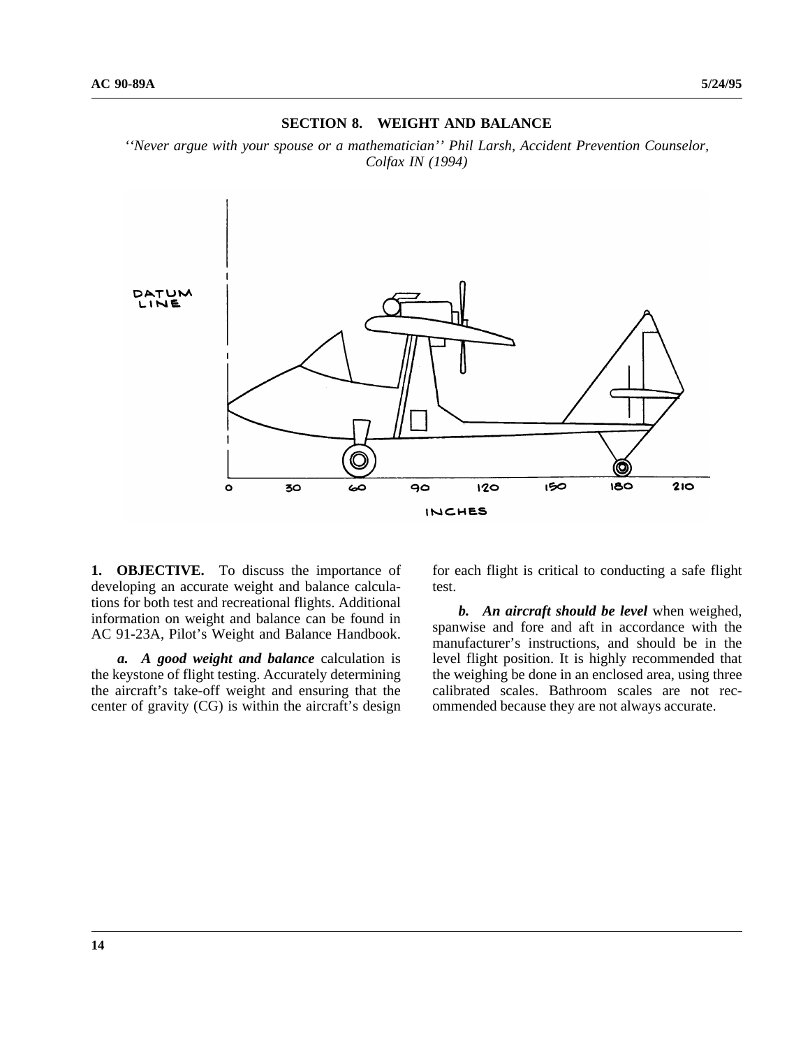## SECTION 8. WEIGHT AND BALANCE

*''Never argue with your spouse or a mathematician'' Phil Larsh, Accident Prevention Counselor, Colfax IN (1994)*

**1. OBJECTIVE.** To discuss the importance of developing an accurate weight and balance calculations for both test and recreational flights. Additional information on weight and balance can be found in AC 91-23A, Pilot's Weight and Balance Handbook.

***a. A good weight and balance*** calculation is the keystone of flight testing. Accurately determining the aircraft's take-off weight and ensuring that the center of gravity (CG) is within the aircraft's design for each flight is critical to conducting a safe flight test.

***b. An aircraft should be level*** when weighed, spanwise and fore and aft in accordance with the manufacturer's instructions, and should be in the level flight position. It is highly recommended that the weighing be done in an enclosed area, using three calibrated scales. Bathroom scales are not recommended because they are not always accurate.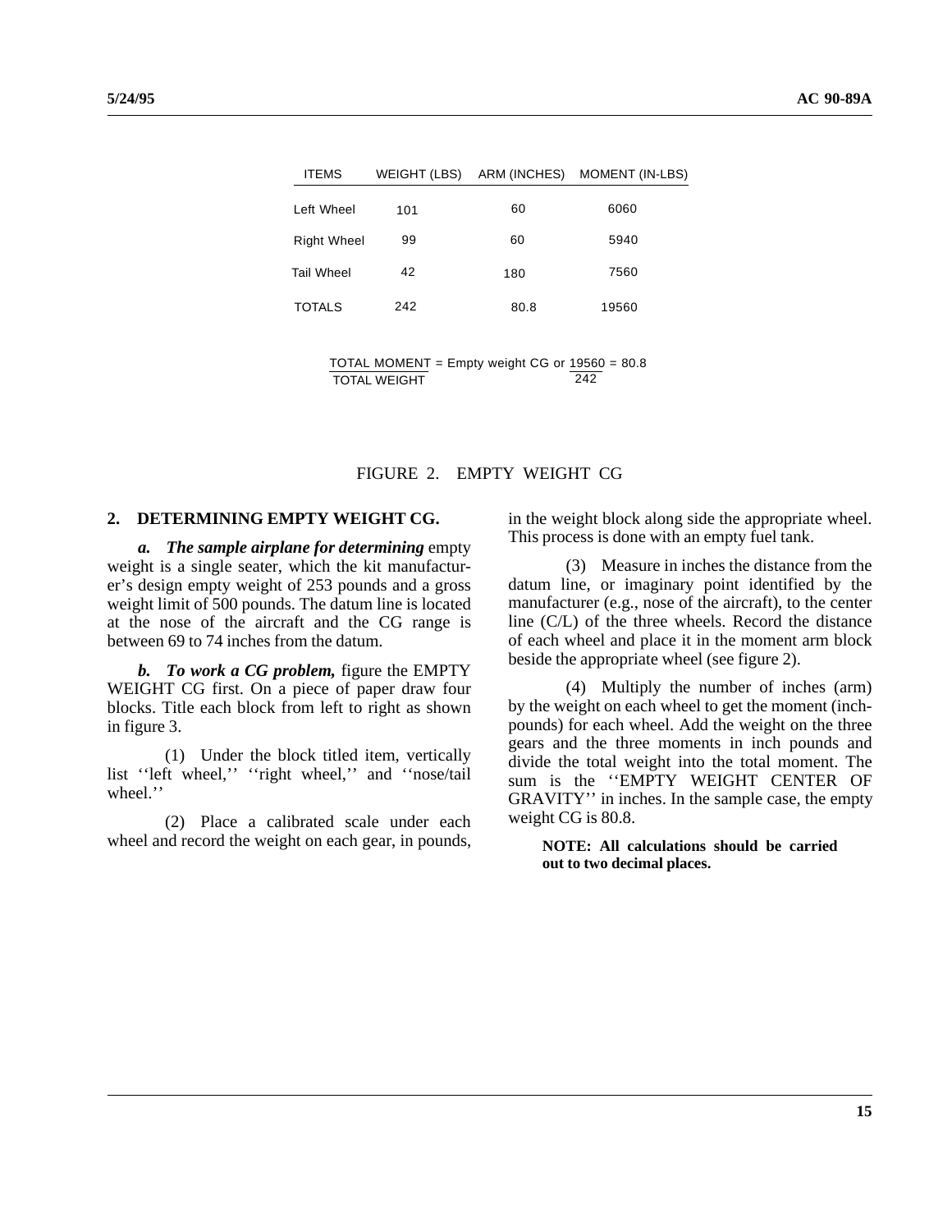| ITEMS | WEIGHT (LBS) | ARM (INCHES) | MOMENT (IN-LBS) |
|---|---|---|---|
| Left Wheel | 101 | 60 | 6060 |
| Right Wheel | 99 | 60 | 5940 |
| Tail Wheel | 42 | 180 | 7560 |
| TOTALS | 242 | 80.8 | 19560 |

$$\frac{\text{TOTAL MOMENT}}{\text{TOTAL WEIGHT}} = \text{Empty weight CG or } \frac{19560}{242} = 80.8$$

FIGURE 2. EMPTY WEIGHT CG

## 2. DETERMINING EMPTY WEIGHT CG.

***a. The sample airplane for determining*** empty weight is a single seater, which the kit manufacturer's design empty weight of 253 pounds and a gross weight limit of 500 pounds. The datum line is located at the nose of the aircraft and the CG range is between 69 to 74 inches from the datum.

***b. To work a CG problem,*** figure the EMPTY WEIGHT CG first. On a piece of paper draw four blocks. Title each block from left to right as shown in figure 3.

(1) Under the block titled item, vertically list ''left wheel,'' ''right wheel,'' and ''nose/tail wheel.''

(2) Place a calibrated scale under each wheel and record the weight on each gear, in pounds, in the weight block along side the appropriate wheel. This process is done with an empty fuel tank.

(3) Measure in inches the distance from the datum line, or imaginary point identified by the manufacturer (e.g., nose of the aircraft), to the center line (C/L) of the three wheels. Record the distance of each wheel and place it in the moment arm block beside the appropriate wheel (see figure 2).

(4) Multiply the number of inches (arm) by the weight on each wheel to get the moment (inch-pounds) for each wheel. Add the weight on the three gears and the three moments in inch pounds and divide the total weight into the total moment. The sum is the ''EMPTY WEIGHT CENTER OF GRAVITY'' in inches. In the sample case, the empty weight CG is 80.8.

**NOTE: All calculations should be carried out to two decimal places.**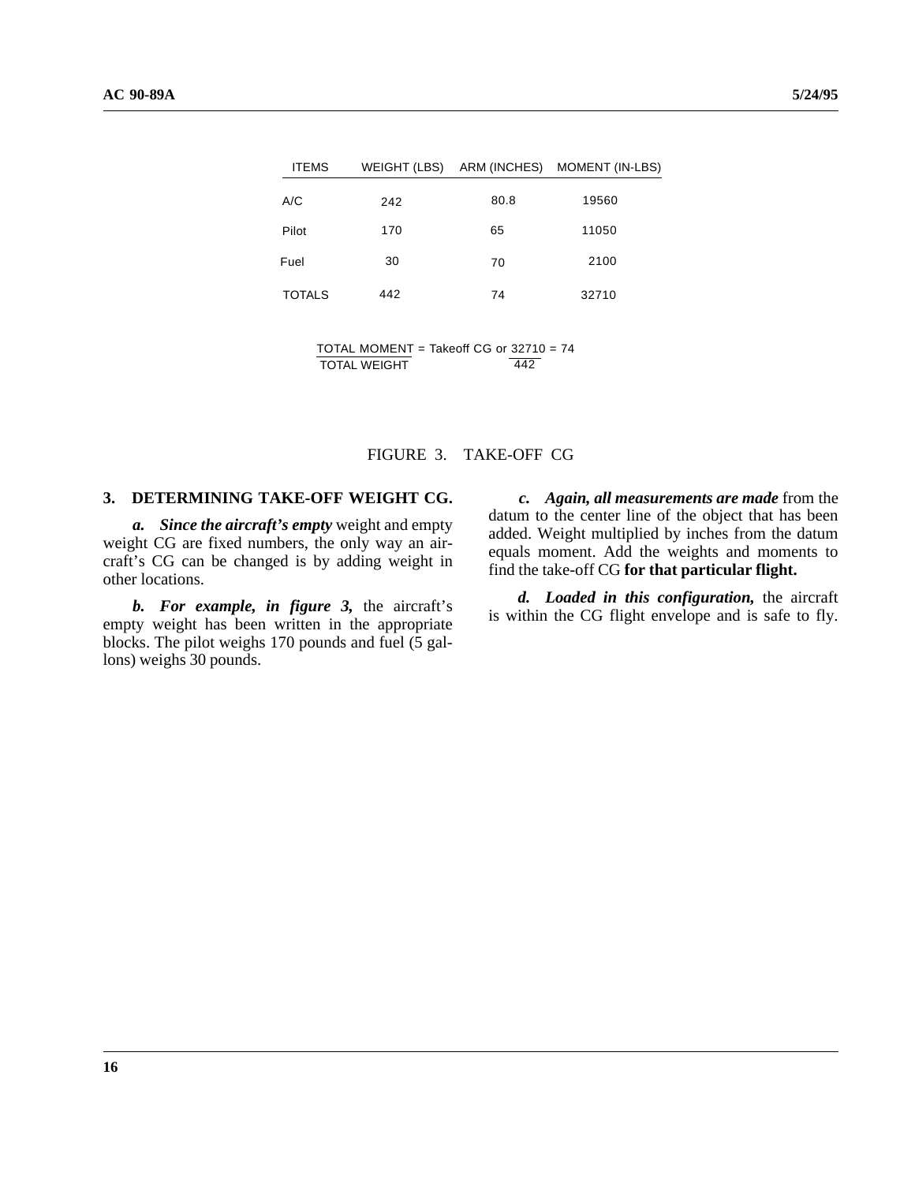| ITEMS | WEIGHT (LBS) | ARM (INCHES) | MOMENT (IN-LBS) |
|---|---|---|---|
| A/C | 242 | 80.8 | 19560 |
| Pilot | 170 | 65 | 11050 |
| Fuel | 30 | 70 | 2100 |
| TOTALS | 442 | 74 | 32710 |

$$\frac{\text{TOTAL MOMENT}}{\text{TOTAL WEIGHT}} = \text{Takeoff CG or } \frac{32710}{442} = 74$$

FIGURE 3. TAKE-OFF CG

## 3. DETERMINING TAKE-OFF WEIGHT CG.

***a. Since the aircraft's empty*** weight and empty weight CG are fixed numbers, the only way an aircraft's CG can be changed is by adding weight in other locations.

***b. For example, in figure 3,*** the aircraft's empty weight has been written in the appropriate blocks. The pilot weighs 170 pounds and fuel (5 gallons) weighs 30 pounds.

***c. Again, all measurements are made*** from the datum to the center line of the object that has been added. Weight multiplied by inches from the datum equals moment. Add the weights and moments to find the take-off CG **for that particular flight.**

***d. Loaded in this configuration,*** the aircraft is within the CG flight envelope and is safe to fly.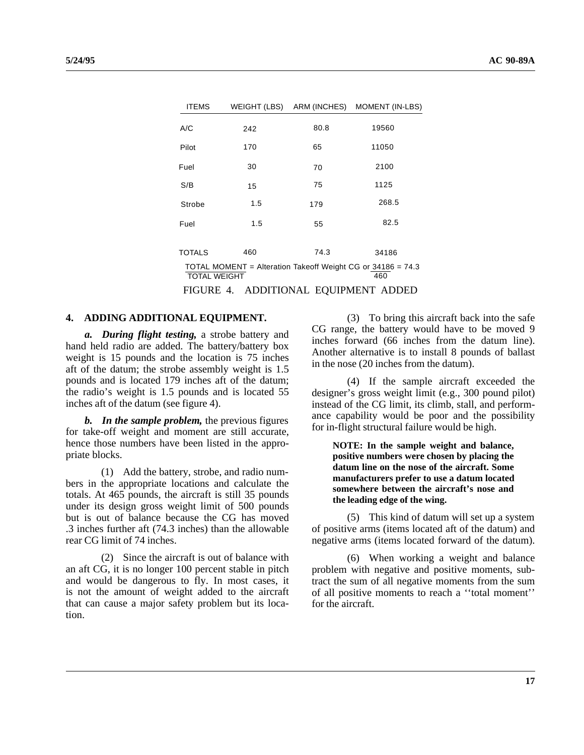| ITEMS | WEIGHT (LBS) | ARM (INCHES) | MOMENT (IN-LBS) |
|---|---|---|---|
| A/C | 242 | 80.8 | 19560 |
| Pilot | 170 | 65 | 11050 |
| Fuel | 30 | 70 | 2100 |
| S/B | 15 | 75 | 1125 |
| Strobe | 1.5 | 179 | 268.5 |
| Fuel | 1.5 | 55 | 82.5 |
| TOTALS | 460 | 74.3 | 34186 |

$$\frac{\text{TOTAL MOMENT}}{\text{TOTAL WEIGHT}} = \text{Alteration Takeoff Weight CG or } \frac{34186}{460} = 74.3$$

FIGURE 4. ADDITIONAL EQUIPMENT ADDED

**4. ADDING ADDITIONAL EQUIPMENT.**

***a. During flight testing,*** a strobe battery and hand held radio are added. The battery/battery box weight is 15 pounds and the location is 75 inches aft of the datum; the strobe assembly weight is 1.5 pounds and is located 179 inches aft of the datum; the radio's weight is 1.5 pounds and is located 55 inches aft of the datum (see figure 4).

***b. In the sample problem,*** the previous figures for take-off weight and moment are still accurate, hence those numbers have been listed in the appropriate blocks.

(1) Add the battery, strobe, and radio numbers in the appropriate locations and calculate the totals. At 465 pounds, the aircraft is still 35 pounds under its design gross weight limit of 500 pounds but is out of balance because the CG has moved .3 inches further aft (74.3 inches) than the allowable rear CG limit of 74 inches.

(2) Since the aircraft is out of balance with an aft CG, it is no longer 100 percent stable in pitch and would be dangerous to fly. In most cases, it is not the amount of weight added to the aircraft that can cause a major safety problem but its location.

(3) To bring this aircraft back into the safe CG range, the battery would have to be moved 9 inches forward (66 inches from the datum line). Another alternative is to install 8 pounds of ballast in the nose (20 inches from the datum).

(4) If the sample aircraft exceeded the designer's gross weight limit (e.g., 300 pound pilot) instead of the CG limit, its climb, stall, and performance capability would be poor and the possibility for in-flight structural failure would be high.

**NOTE: In the sample weight and balance, positive numbers were chosen by placing the datum line on the nose of the aircraft. Some manufacturers prefer to use a datum located somewhere between the aircraft's nose and the leading edge of the wing.**

(5) This kind of datum will set up a system of positive arms (items located aft of the datum) and negative arms (items located forward of the datum).

(6) When working a weight and balance problem with negative and positive moments, subtract the sum of all negative moments from the sum of all positive moments to reach a ''total moment'' for the aircraft.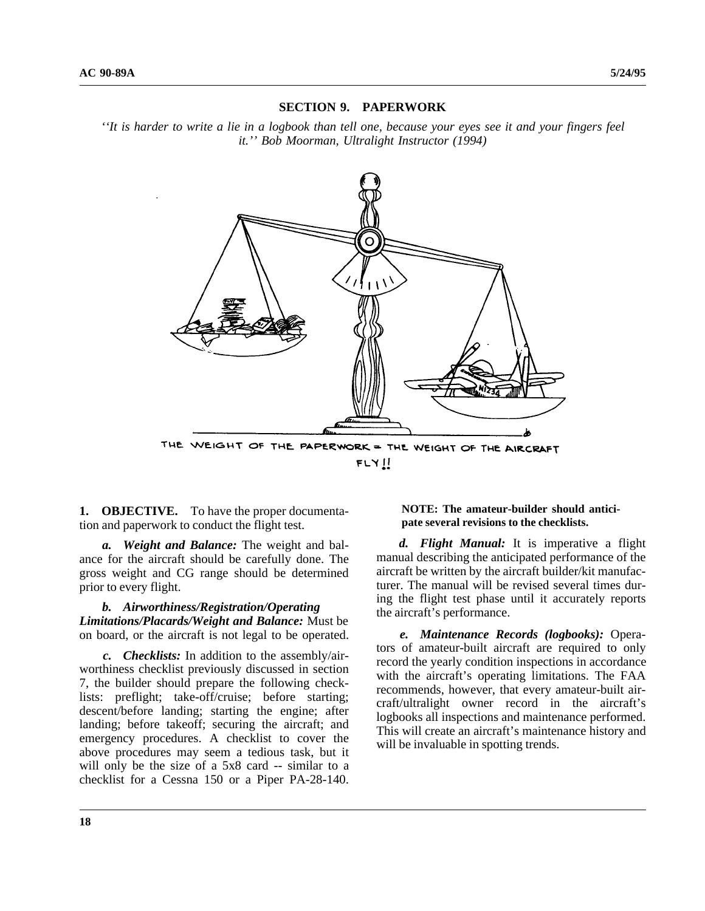## SECTION 9. PAPERWORK

*''It is harder to write a lie in a logbook than tell one, because your eyes see it and your fingers feel it.'' Bob Moorman, Ultralight Instructor (1994)*

THE WEIGHT OF THE PAPERWORK = THE WEIGHT OF THE AIRCRAFT

FLY!!

**1. OBJECTIVE.** To have the proper documentation and paperwork to conduct the flight test.

***a. Weight and Balance:*** The weight and balance for the aircraft should be carefully done. The gross weight and CG range should be determined prior to every flight.

***b. Airworthiness/Registration/Operating Limitations/Placards/Weight and Balance:*** Must be on board, or the aircraft is not legal to be operated.

***c. Checklists:*** In addition to the assembly/airworthiness checklist previously discussed in section 7, the builder should prepare the following checklists: preflight; take-off/cruise; before starting; descent/before landing; starting the engine; after landing; before takeoff; securing the aircraft; and emergency procedures. A checklist to cover the above procedures may seem a tedious task, but it will only be the size of a 5x8 card -- similar to a checklist for a Cessna 150 or a Piper PA-28-140.

**NOTE: The amateur-builder should anticipate several revisions to the checklists.**

***d. Flight Manual:*** It is imperative a flight manual describing the anticipated performance of the aircraft be written by the aircraft builder/kit manufacturer. The manual will be revised several times during the flight test phase until it accurately reports the aircraft's performance.

***e. Maintenance Records (logbooks):*** Operators of amateur-built aircraft are required to only record the yearly condition inspections in accordance with the aircraft's operating limitations. The FAA recommends, however, that every amateur-built aircraft/ultralight owner record in the aircraft's logbooks all inspections and maintenance performed. This will create an aircraft's maintenance history and will be invaluable in spotting trends.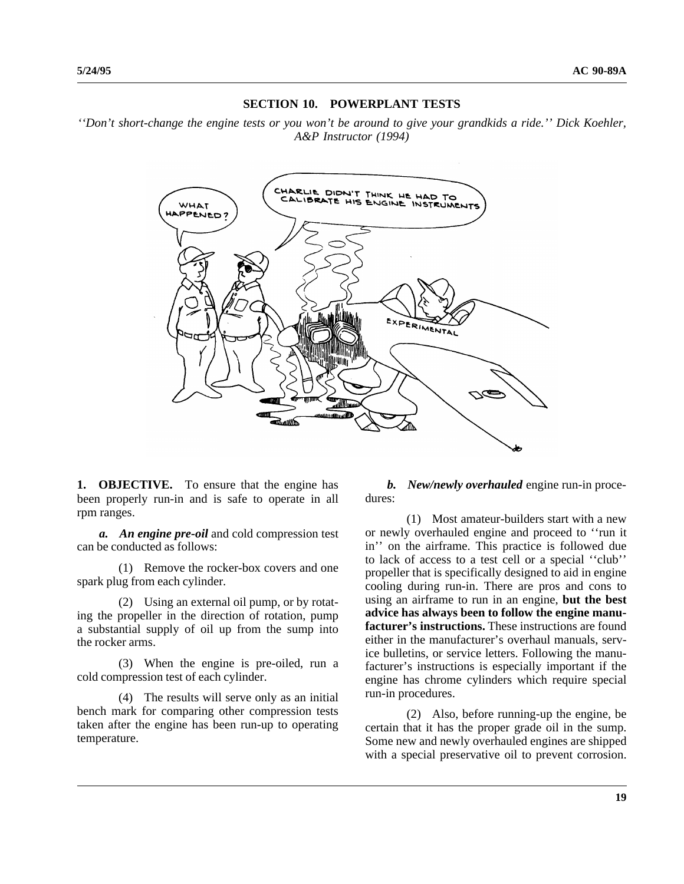## SECTION 10. POWERPLANT TESTS

*''Don't short-change the engine tests or you won't be around to give your grandkids a ride.'' Dick Koehler, A&P Instructor (1994)*

**1. OBJECTIVE.** To ensure that the engine has been properly run-in and is safe to operate in all rpm ranges.

***a. An engine pre-oil*** and cold compression test can be conducted as follows:

(1) Remove the rocker-box covers and one spark plug from each cylinder.

(2) Using an external oil pump, or by rotating the propeller in the direction of rotation, pump a substantial supply of oil up from the sump into the rocker arms.

(3) When the engine is pre-oiled, run a cold compression test of each cylinder.

(4) The results will serve only as an initial bench mark for comparing other compression tests taken after the engine has been run-up to operating temperature.

***b. New/newly overhauled*** engine run-in procedures:

(1) Most amateur-builders start with a new or newly overhauled engine and proceed to ''run it in'' on the airframe. This practice is followed due to lack of access to a test cell or a special ''club'' propeller that is specifically designed to aid in engine cooling during run-in. There are pros and cons to using an airframe to run in an engine, **but the best advice has always been to follow the engine manufacturer's instructions.** These instructions are found either in the manufacturer's overhaul manuals, service bulletins, or service letters. Following the manufacturer's instructions is especially important if the engine has chrome cylinders which require special run-in procedures.

(2) Also, before running-up the engine, be certain that it has the proper grade oil in the sump. Some new and newly overhauled engines are shipped with a special preservative oil to prevent corrosion.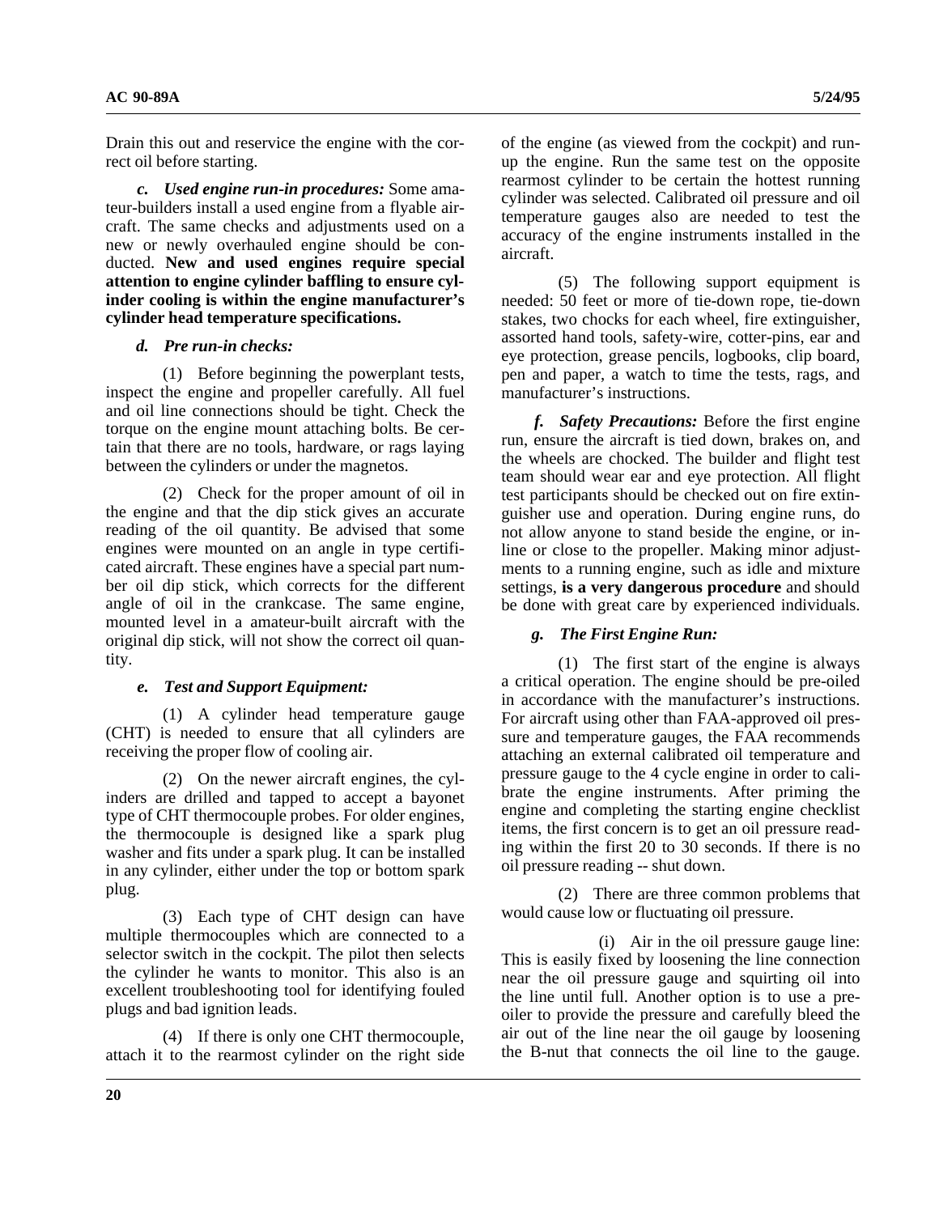Drain this out and reservice the engine with the correct oil before starting.

***c. Used engine run-in procedures:*** Some amateur-builders install a used engine from a flyable aircraft. The same checks and adjustments used on a new or newly overhauled engine should be conducted. **New and used engines require special attention to engine cylinder baffling to ensure cylinder cooling is within the engine manufacturer's cylinder head temperature specifications.**

***d. Pre run-in checks:***

(1) Before beginning the powerplant tests, inspect the engine and propeller carefully. All fuel and oil line connections should be tight. Check the torque on the engine mount attaching bolts. Be certain that there are no tools, hardware, or rags laying between the cylinders or under the magnetos.

(2) Check for the proper amount of oil in the engine and that the dip stick gives an accurate reading of the oil quantity. Be advised that some engines were mounted on an angle in type certificated aircraft. These engines have a special part number oil dip stick, which corrects for the different angle of oil in the crankcase. The same engine, mounted level in a amateur-built aircraft with the original dip stick, will not show the correct oil quantity.

***e. Test and Support Equipment:***

(1) A cylinder head temperature gauge (CHT) is needed to ensure that all cylinders are receiving the proper flow of cooling air.

(2) On the newer aircraft engines, the cylinders are drilled and tapped to accept a bayonet type of CHT thermocouple probes. For older engines, the thermocouple is designed like a spark plug washer and fits under a spark plug. It can be installed in any cylinder, either under the top or bottom spark plug.

(3) Each type of CHT design can have multiple thermocouples which are connected to a selector switch in the cockpit. The pilot then selects the cylinder he wants to monitor. This also is an excellent troubleshooting tool for identifying fouled plugs and bad ignition leads.

(4) If there is only one CHT thermocouple, attach it to the rearmost cylinder on the right side of the engine (as viewed from the cockpit) and run-up the engine. Run the same test on the opposite rearmost cylinder to be certain the hottest running cylinder was selected. Calibrated oil pressure and oil temperature gauges also are needed to test the accuracy of the engine instruments installed in the aircraft.

(5) The following support equipment is needed: 50 feet or more of tie-down rope, tie-down stakes, two chocks for each wheel, fire extinguisher, assorted hand tools, safety-wire, cotter-pins, ear and eye protection, grease pencils, logbooks, clip board, pen and paper, a watch to time the tests, rags, and manufacturer's instructions.

***f. Safety Precautions:*** Before the first engine run, ensure the aircraft is tied down, brakes on, and the wheels are chocked. The builder and flight test team should wear ear and eye protection. All flight test participants should be checked out on fire extinguisher use and operation. During engine runs, do not allow anyone to stand beside the engine, or in-line or close to the propeller. Making minor adjustments to a running engine, such as idle and mixture settings, **is a very dangerous procedure** and should be done with great care by experienced individuals.

***g. The First Engine Run:***

(1) The first start of the engine is always a critical operation. The engine should be pre-oiled in accordance with the manufacturer's instructions. For aircraft using other than FAA-approved oil pressure and temperature gauges, the FAA recommends attaching an external calibrated oil temperature and pressure gauge to the 4 cycle engine in order to calibrate the engine instruments. After priming the engine and completing the starting engine checklist items, the first concern is to get an oil pressure reading within the first 20 to 30 seconds. If there is no oil pressure reading -- shut down.

(2) There are three common problems that would cause low or fluctuating oil pressure.

(i) Air in the oil pressure gauge line: This is easily fixed by loosening the line connection near the oil pressure gauge and squirting oil into the line until full. Another option is to use a pre-oiler to provide the pressure and carefully bleed the air out of the line near the oil gauge by loosening the B-nut that connects the oil line to the gauge.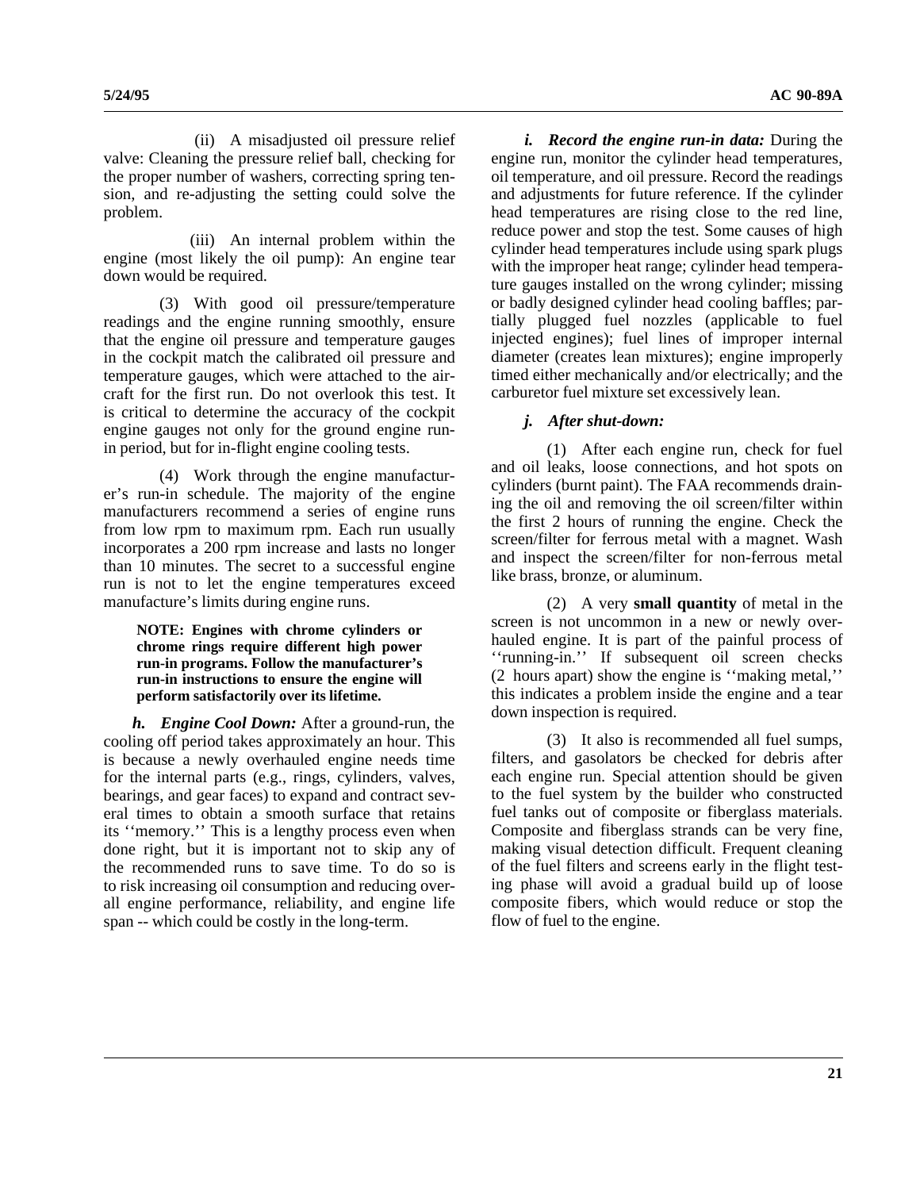(ii) A misadjusted oil pressure relief valve: Cleaning the pressure relief ball, checking for the proper number of washers, correcting spring tension, and re-adjusting the setting could solve the problem.

(iii) An internal problem within the engine (most likely the oil pump): An engine tear down would be required.

(3) With good oil pressure/temperature readings and the engine running smoothly, ensure that the engine oil pressure and temperature gauges in the cockpit match the calibrated oil pressure and temperature gauges, which were attached to the aircraft for the first run. Do not overlook this test. It is critical to determine the accuracy of the cockpit engine gauges not only for the ground engine run-in period, but for in-flight engine cooling tests.

(4) Work through the engine manufacturer's run-in schedule. The majority of the engine manufacturers recommend a series of engine runs from low rpm to maximum rpm. Each run usually incorporates a 200 rpm increase and lasts no longer than 10 minutes. The secret to a successful engine run is not to let the engine temperatures exceed manufacture's limits during engine runs.

**NOTE: Engines with chrome cylinders or chrome rings require different high power run-in programs. Follow the manufacturer's run-in instructions to ensure the engine will perform satisfactorily over its lifetime.**

***h. Engine Cool Down:*** After a ground-run, the cooling off period takes approximately an hour. This is because a newly overhauled engine needs time for the internal parts (e.g., rings, cylinders, valves, bearings, and gear faces) to expand and contract several times to obtain a smooth surface that retains its ''memory.'' This is a lengthy process even when done right, but it is important not to skip any of the recommended runs to save time. To do so is to risk increasing oil consumption and reducing overall engine performance, reliability, and engine life span -- which could be costly in the long-term.

***i. Record the engine run-in data:*** During the engine run, monitor the cylinder head temperatures, oil temperature, and oil pressure. Record the readings and adjustments for future reference. If the cylinder head temperatures are rising close to the red line, reduce power and stop the test. Some causes of high cylinder head temperatures include using spark plugs with the improper heat range; cylinder head temperature gauges installed on the wrong cylinder; missing or badly designed cylinder head cooling baffles; partially plugged fuel nozzles (applicable to fuel injected engines); fuel lines of improper internal diameter (creates lean mixtures); engine improperly timed either mechanically and/or electrically; and the carburetor fuel mixture set excessively lean.

***j. After shut-down:***

(1) After each engine run, check for fuel and oil leaks, loose connections, and hot spots on cylinders (burnt paint). The FAA recommends draining the oil and removing the oil screen/filter within the first 2 hours of running the engine. Check the screen/filter for ferrous metal with a magnet. Wash and inspect the screen/filter for non-ferrous metal like brass, bronze, or aluminum.

(2) A very **small quantity** of metal in the screen is not uncommon in a new or newly overhauled engine. It is part of the painful process of ''running-in.'' If subsequent oil screen checks (2 hours apart) show the engine is ''making metal,'' this indicates a problem inside the engine and a tear down inspection is required.

(3) It also is recommended all fuel sumps, filters, and gasolators be checked for debris after each engine run. Special attention should be given to the fuel system by the builder who constructed fuel tanks out of composite or fiberglass materials. Composite and fiberglass strands can be very fine, making visual detection difficult. Frequent cleaning of the fuel filters and screens early in the flight testing phase will avoid a gradual build up of loose composite fibers, which would reduce or stop the flow of fuel to the engine.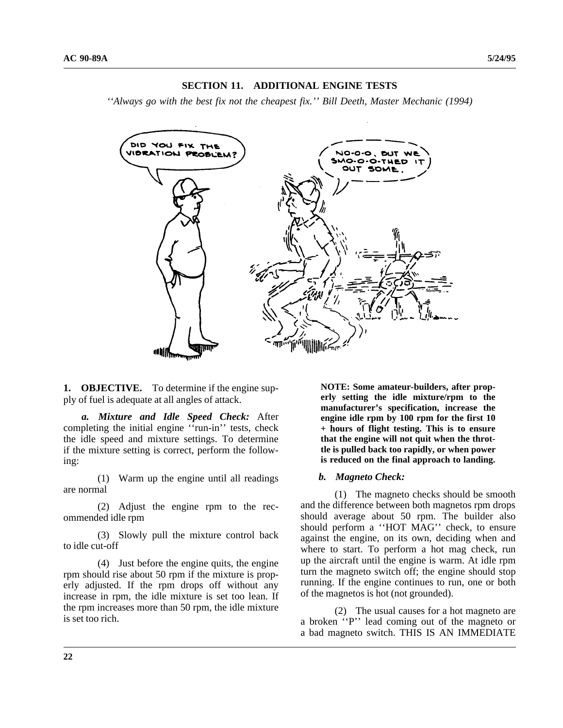## SECTION 11. ADDITIONAL ENGINE TESTS

*''Always go with the best fix not the cheapest fix.'' Bill Deeth, Master Mechanic (1994)*

**1. OBJECTIVE.** To determine if the engine supply of fuel is adequate at all angles of attack.

***a. Mixture and Idle Speed Check:*** After completing the initial engine ''run-in'' tests, check the idle speed and mixture settings. To determine if the mixture setting is correct, perform the following:

(1) Warm up the engine until all readings are normal

(2) Adjust the engine rpm to the recommended idle rpm

(3) Slowly pull the mixture control back to idle cut-off

(4) Just before the engine quits, the engine rpm should rise about 50 rpm if the mixture is properly adjusted. If the rpm drops off without any increase in rpm, the idle mixture is set too lean. If the rpm increases more than 50 rpm, the idle mixture is set too rich.

**NOTE: Some amateur-builders, after properly setting the idle mixture/rpm to the manufacturer's specification, increase the engine idle rpm by 100 rpm for the first 10 + hours of flight testing. This is to ensure that the engine will not quit when the throttle is pulled back too rapidly, or when power is reduced on the final approach to landing.**

***b. Magneto Check:***

(1) The magneto checks should be smooth and the difference between both magnetos rpm drops should average about 50 rpm. The builder also should perform a ''HOT MAG'' check, to ensure against the engine, on its own, deciding when and where to start. To perform a hot mag check, run up the aircraft until the engine is warm. At idle rpm turn the magneto switch off; the engine should stop running. If the engine continues to run, one or both of the magnetos is hot (not grounded).

(2) The usual causes for a hot magneto are a broken ''P'' lead coming out of the magneto or a bad magneto switch. THIS IS AN IMMEDIATE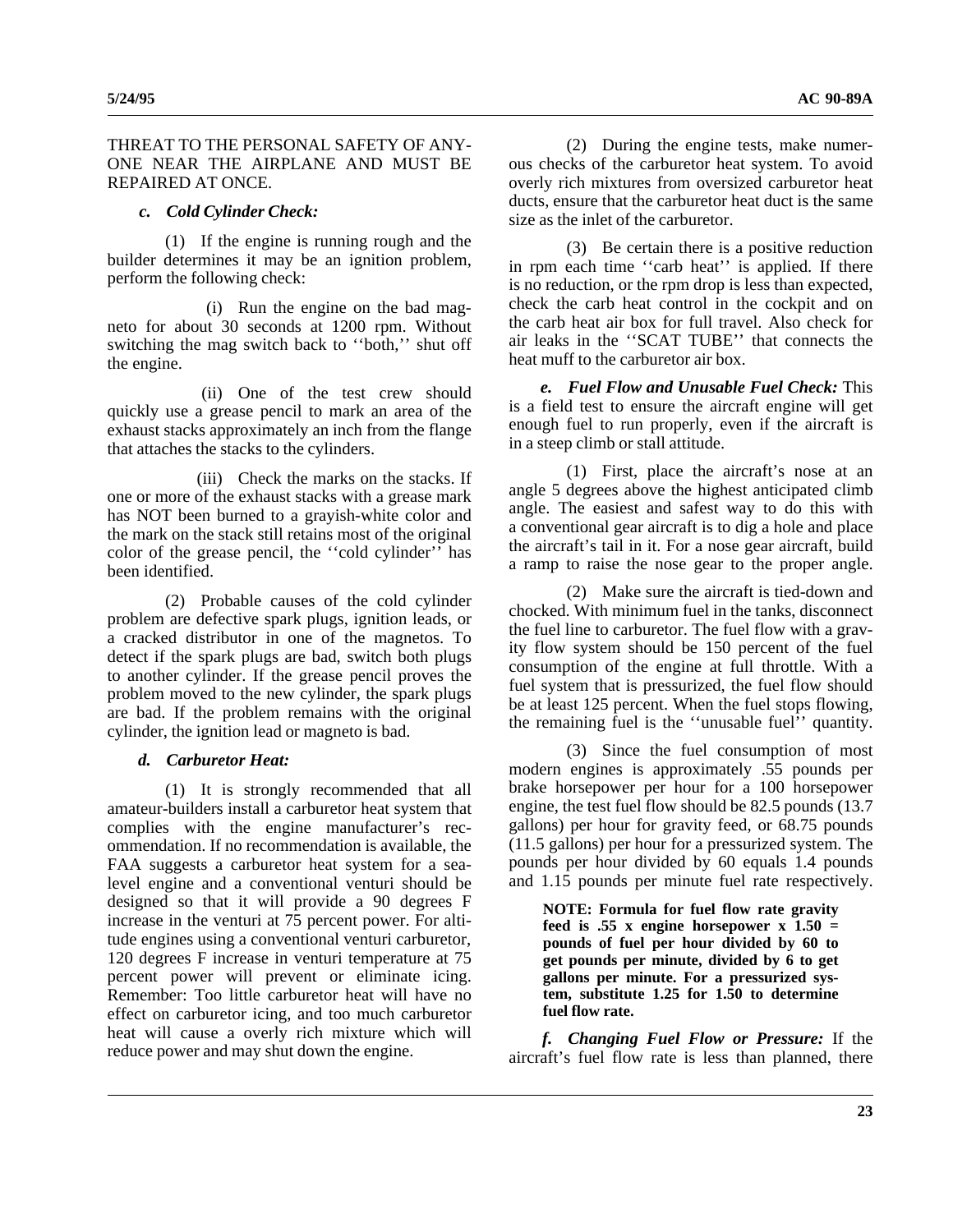THREAT TO THE PERSONAL SAFETY OF ANYONE NEAR THE AIRPLANE AND MUST BE REPAIRED AT ONCE.

***c. Cold Cylinder Check:***

(1) If the engine is running rough and the builder determines it may be an ignition problem, perform the following check:

(i) Run the engine on the bad magneto for about 30 seconds at 1200 rpm. Without switching the mag switch back to ''both,'' shut off the engine.

(ii) One of the test crew should quickly use a grease pencil to mark an area of the exhaust stacks approximately an inch from the flange that attaches the stacks to the cylinders.

(iii) Check the marks on the stacks. If one or more of the exhaust stacks with a grease mark has NOT been burned to a grayish-white color and the mark on the stack still retains most of the original color of the grease pencil, the ''cold cylinder'' has been identified.

(2) Probable causes of the cold cylinder problem are defective spark plugs, ignition leads, or a cracked distributor in one of the magnetos. To detect if the spark plugs are bad, switch both plugs to another cylinder. If the grease pencil proves the problem moved to the new cylinder, the spark plugs are bad. If the problem remains with the original cylinder, the ignition lead or magneto is bad.

***d. Carburetor Heat:***

(1) It is strongly recommended that all amateur-builders install a carburetor heat system that complies with the engine manufacturer's recommendation. If no recommendation is available, the FAA suggests a carburetor heat system for a sea-level engine and a conventional venturi should be designed so that it will provide a 90 degrees F increase in the venturi at 75 percent power. For altitude engines using a conventional venturi carburetor, 120 degrees F increase in venturi temperature at 75 percent power will prevent or eliminate icing. Remember: Too little carburetor heat will have no effect on carburetor icing, and too much carburetor heat will cause a overly rich mixture which will reduce power and may shut down the engine.

(2) During the engine tests, make numerous checks of the carburetor heat system. To avoid overly rich mixtures from oversized carburetor heat ducts, ensure that the carburetor heat duct is the same size as the inlet of the carburetor.

(3) Be certain there is a positive reduction in rpm each time ''carb heat'' is applied. If there is no reduction, or the rpm drop is less than expected, check the carb heat control in the cockpit and on the carb heat air box for full travel. Also check for air leaks in the ''SCAT TUBE'' that connects the heat muff to the carburetor air box.

***e. Fuel Flow and Unusable Fuel Check:*** This is a field test to ensure the aircraft engine will get enough fuel to run properly, even if the aircraft is in a steep climb or stall attitude.

(1) First, place the aircraft's nose at an angle 5 degrees above the highest anticipated climb angle. The easiest and safest way to do this with a conventional gear aircraft is to dig a hole and place the aircraft's tail in it. For a nose gear aircraft, build a ramp to raise the nose gear to the proper angle.

(2) Make sure the aircraft is tied-down and chocked. With minimum fuel in the tanks, disconnect the fuel line to carburetor. The fuel flow with a gravity flow system should be 150 percent of the fuel consumption of the engine at full throttle. With a fuel system that is pressurized, the fuel flow should be at least 125 percent. When the fuel stops flowing, the remaining fuel is the ''unusable fuel'' quantity.

(3) Since the fuel consumption of most modern engines is approximately .55 pounds per brake horsepower per hour for a 100 horsepower engine, the test fuel flow should be 82.5 pounds (13.7 gallons) per hour for gravity feed, or 68.75 pounds (11.5 gallons) per hour for a pressurized system. The pounds per hour divided by 60 equals 1.4 pounds and 1.15 pounds per minute fuel rate respectively.

**NOTE: Formula for fuel flow rate gravity feed is .55 x engine horsepower x 1.50 = pounds of fuel per hour divided by 60 to get pounds per minute, divided by 6 to get gallons per minute. For a pressurized system, substitute 1.25 for 1.50 to determine fuel flow rate.**

***f. Changing Fuel Flow or Pressure:*** If the aircraft's fuel flow rate is less than planned, there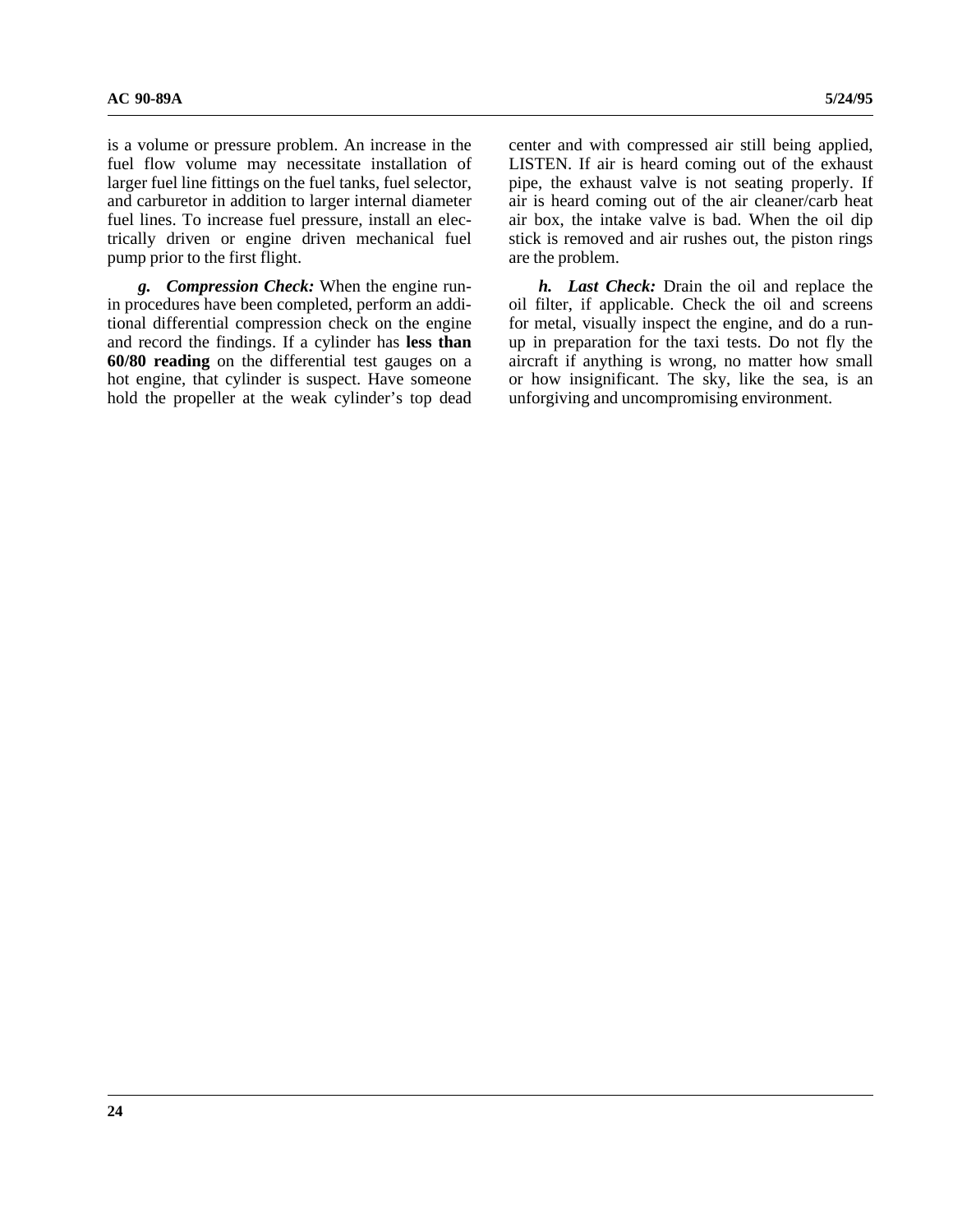is a volume or pressure problem. An increase in the fuel flow volume may necessitate installation of larger fuel line fittings on the fuel tanks, fuel selector, and carburetor in addition to larger internal diameter fuel lines. To increase fuel pressure, install an electrically driven or engine driven mechanical fuel pump prior to the first flight.

***g. Compression Check:*** When the engine run-in procedures have been completed, perform an additional differential compression check on the engine and record the findings. If a cylinder has **less than 60/80 reading** on the differential test gauges on a hot engine, that cylinder is suspect. Have someone hold the propeller at the weak cylinder's top dead center and with compressed air still being applied, LISTEN. If air is heard coming out of the exhaust pipe, the exhaust valve is not seating properly. If air is heard coming out of the air cleaner/carb heat air box, the intake valve is bad. When the oil dip stick is removed and air rushes out, the piston rings are the problem.

***h. Last Check:*** Drain the oil and replace the oil filter, if applicable. Check the oil and screens for metal, visually inspect the engine, and do a run-up in preparation for the taxi tests. Do not fly the aircraft if anything is wrong, no matter how small or how insignificant. The sky, like the sea, is an unforgiving and uncompromising environment.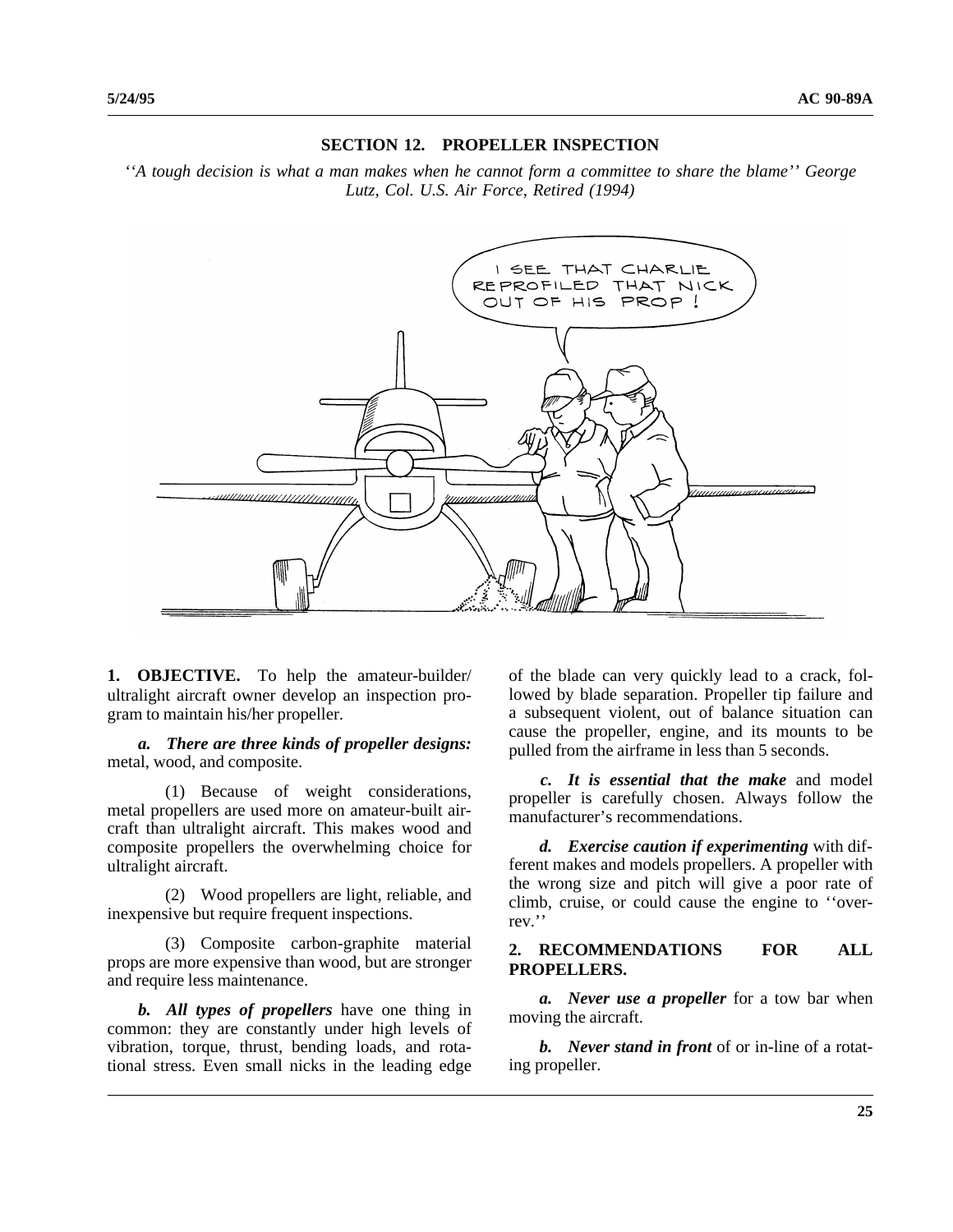## SECTION 12. PROPELLER INSPECTION

*''A tough decision is what a man makes when he cannot form a committee to share the blame'' George Lutz, Col. U.S. Air Force, Retired (1994)*

**1. OBJECTIVE.** To help the amateur-builder/ultralight aircraft owner develop an inspection program to maintain his/her propeller.

***a. There are three kinds of propeller designs:*** metal, wood, and composite.

(1) Because of weight considerations, metal propellers are used more on amateur-built aircraft than ultralight aircraft. This makes wood and composite propellers the overwhelming choice for ultralight aircraft.

(2) Wood propellers are light, reliable, and inexpensive but require frequent inspections.

(3) Composite carbon-graphite material props are more expensive than wood, but are stronger and require less maintenance.

***b. All types of propellers*** have one thing in common: they are constantly under high levels of vibration, torque, thrust, bending loads, and rotational stress. Even small nicks in the leading edge of the blade can very quickly lead to a crack, followed by blade separation. Propeller tip failure and a subsequent violent, out of balance situation can cause the propeller, engine, and its mounts to be pulled from the airframe in less than 5 seconds.

***c. It is essential that the make*** and model propeller is carefully chosen. Always follow the manufacturer's recommendations.

***d. Exercise caution if experimenting*** with different makes and models propellers. A propeller with the wrong size and pitch will give a poor rate of climb, cruise, or could cause the engine to ''over-rev.''

**2. RECOMMENDATIONS FOR ALL PROPELLERS.**

***a. Never use a propeller*** for a tow bar when moving the aircraft.

***b. Never stand in front*** of or in-line of a rotating propeller.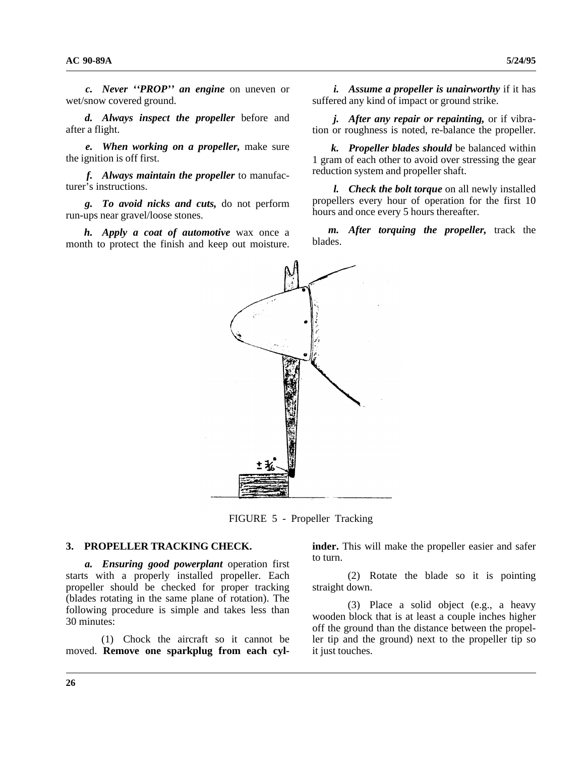*c. Never ''PROP'' an engine* on uneven or wet/snow covered ground.

*d. Always inspect the propeller* before and after a flight.

*e. When working on a propeller,* make sure the ignition is off first.

*f. Always maintain the propeller* to manufacturer's instructions.

*g. To avoid nicks and cuts,* do not perform run-ups near gravel/loose stones.

*h. Apply a coat of automotive* wax once a month to protect the finish and keep out moisture.

*i. Assume a propeller is unairworthy* if it has suffered any kind of impact or ground strike.

*j. After any repair or repainting,* or if vibration or roughness is noted, re-balance the propeller.

*k. Propeller blades should* be balanced within 1 gram of each other to avoid over stressing the gear reduction system and propeller shaft.

*l. Check the bolt torque* on all newly installed propellers every hour of operation for the first 10 hours and once every 5 hours thereafter.

*m. After torquing the propeller,* track the blades.

FIGURE 5 - Propeller Tracking

## 3. PROPELLER TRACKING CHECK.

*a. Ensuring good powerplant* operation first starts with a properly installed propeller. Each propeller should be checked for proper tracking (blades rotating in the same plane of rotation). The following procedure is simple and takes less than 30 minutes:

(1) Chock the aircraft so it cannot be moved. **Remove one sparkplug from each cylinder.** This will make the propeller easier and safer to turn.

(2) Rotate the blade so it is pointing straight down.

(3) Place a solid object (e.g., a heavy wooden block that is at least a couple inches higher off the ground than the distance between the propeller tip and the ground) next to the propeller tip so it just touches.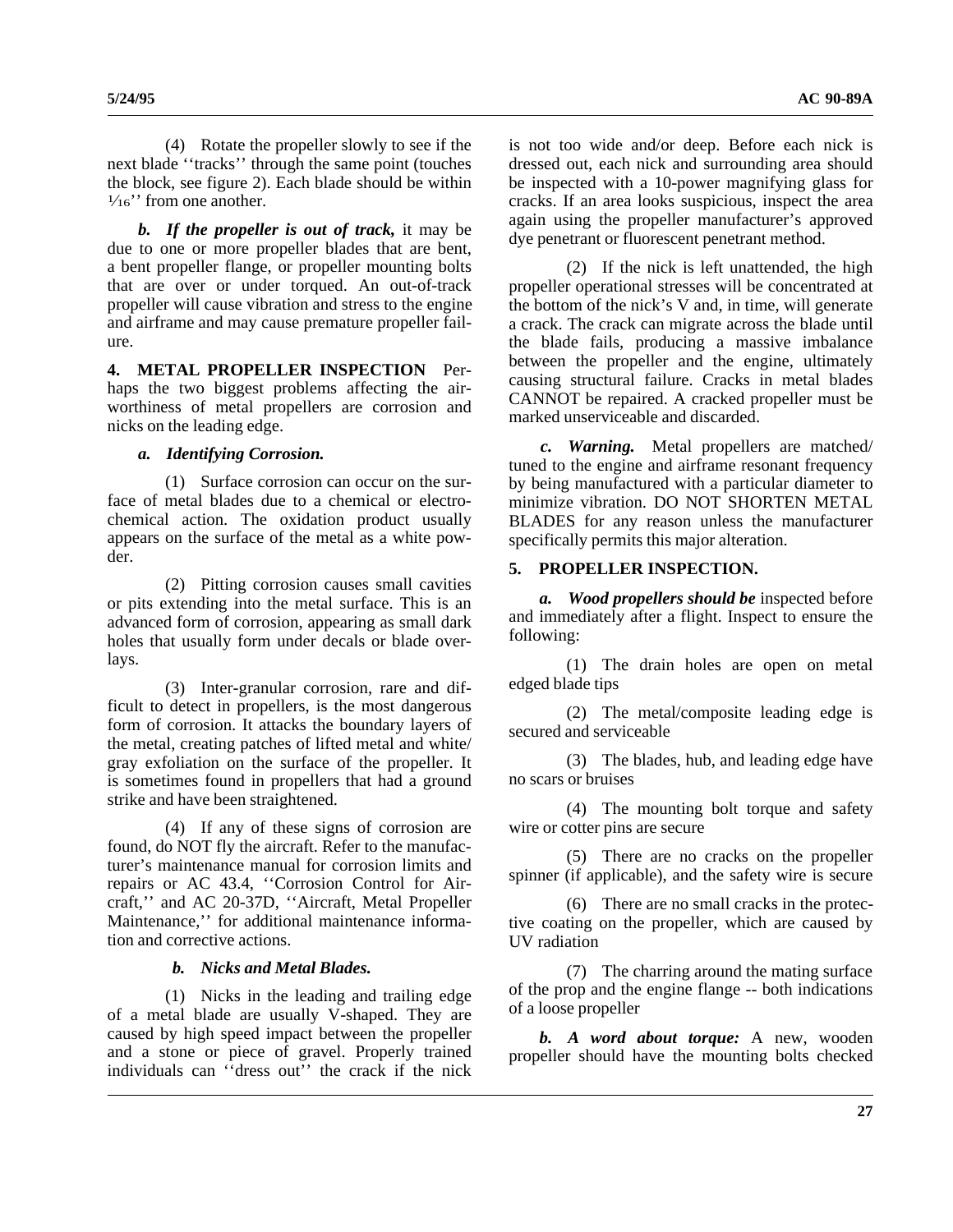(4) Rotate the propeller slowly to see if the next blade ''tracks'' through the same point (touches the block, see figure 2). Each blade should be within 1⁄16'' from one another.

***b. If the propeller is out of track,*** it may be due to one or more propeller blades that are bent, a bent propeller flange, or propeller mounting bolts that are over or under torqued. An out-of-track propeller will cause vibration and stress to the engine and airframe and may cause premature propeller failure.

**4. METAL PROPELLER INSPECTION** Perhaps the two biggest problems affecting the airworthiness of metal propellers are corrosion and nicks on the leading edge.

***a. Identifying Corrosion.***

(1) Surface corrosion can occur on the surface of metal blades due to a chemical or electrochemical action. The oxidation product usually appears on the surface of the metal as a white powder.

(2) Pitting corrosion causes small cavities or pits extending into the metal surface. This is an advanced form of corrosion, appearing as small dark holes that usually form under decals or blade overlays.

(3) Inter-granular corrosion, rare and difficult to detect in propellers, is the most dangerous form of corrosion. It attacks the boundary layers of the metal, creating patches of lifted metal and white/gray exfoliation on the surface of the propeller. It is sometimes found in propellers that had a ground strike and have been straightened.

(4) If any of these signs of corrosion are found, do NOT fly the aircraft. Refer to the manufacturer's maintenance manual for corrosion limits and repairs or AC 43.4, ''Corrosion Control for Aircraft,'' and AC 20-37D, ''Aircraft, Metal Propeller Maintenance,'' for additional maintenance information and corrective actions.

***b. Nicks and Metal Blades.***

(1) Nicks in the leading and trailing edge of a metal blade are usually V-shaped. They are caused by high speed impact between the propeller and a stone or piece of gravel. Properly trained individuals can ''dress out'' the crack if the nick is not too wide and/or deep. Before each nick is dressed out, each nick and surrounding area should be inspected with a 10-power magnifying glass for cracks. If an area looks suspicious, inspect the area again using the propeller manufacturer's approved dye penetrant or fluorescent penetrant method.

(2) If the nick is left unattended, the high propeller operational stresses will be concentrated at the bottom of the nick's V and, in time, will generate a crack. The crack can migrate across the blade until the blade fails, producing a massive imbalance between the propeller and the engine, ultimately causing structural failure. Cracks in metal blades CANNOT be repaired. A cracked propeller must be marked unserviceable and discarded.

***c. Warning.*** Metal propellers are matched/tuned to the engine and airframe resonant frequency by being manufactured with a particular diameter to minimize vibration. DO NOT SHORTEN METAL BLADES for any reason unless the manufacturer specifically permits this major alteration.

**5. PROPELLER INSPECTION.**

***a. Wood propellers should be*** inspected before and immediately after a flight. Inspect to ensure the following:

(1) The drain holes are open on metal edged blade tips

(2) The metal/composite leading edge is secured and serviceable

(3) The blades, hub, and leading edge have no scars or bruises

(4) The mounting bolt torque and safety wire or cotter pins are secure

(5) There are no cracks on the propeller spinner (if applicable), and the safety wire is secure

(6) There are no small cracks in the protective coating on the propeller, which are caused by UV radiation

(7) The charring around the mating surface of the prop and the engine flange -- both indications of a loose propeller

***b. A word about torque:*** A new, wooden propeller should have the mounting bolts checked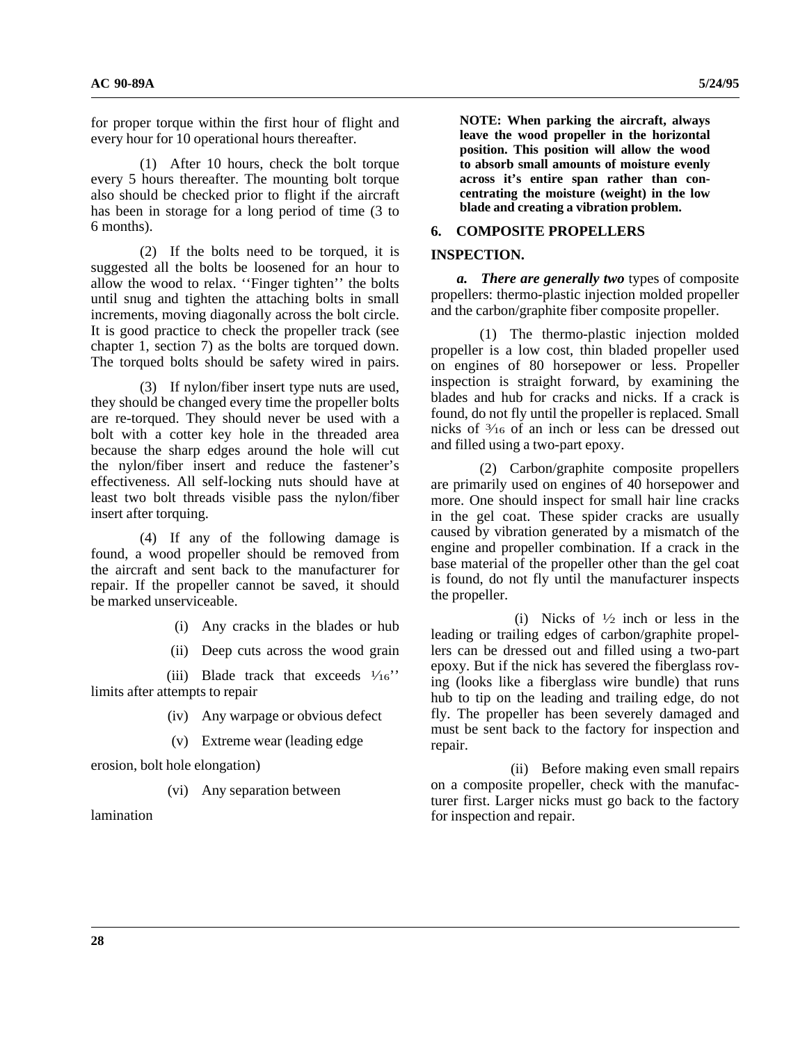for proper torque within the first hour of flight and every hour for 10 operational hours thereafter.

(1) After 10 hours, check the bolt torque every 5 hours thereafter. The mounting bolt torque also should be checked prior to flight if the aircraft has been in storage for a long period of time (3 to 6 months).

(2) If the bolts need to be torqued, it is suggested all the bolts be loosened for an hour to allow the wood to relax. ''Finger tighten'' the bolts until snug and tighten the attaching bolts in small increments, moving diagonally across the bolt circle. It is good practice to check the propeller track (see chapter 1, section 7) as the bolts are torqued down. The torqued bolts should be safety wired in pairs.

(3) If nylon/fiber insert type nuts are used, they should be changed every time the propeller bolts are re-torqued. They should never be used with a bolt with a cotter key hole in the threaded area because the sharp edges around the hole will cut the nylon/fiber insert and reduce the fastener's effectiveness. All self-locking nuts should have at least two bolt threads visible pass the nylon/fiber insert after torquing.

(4) If any of the following damage is found, a wood propeller should be removed from the aircraft and sent back to the manufacturer for repair. If the propeller cannot be saved, it should be marked unserviceable.

(i) Any cracks in the blades or hub

(ii) Deep cuts across the wood grain

(iii) Blade track that exceeds 1⁄16'' limits after attempts to repair

(iv) Any warpage or obvious defect

(v) Extreme wear (leading edge erosion, bolt hole elongation)

(vi) Any separation between lamination

**NOTE: When parking the aircraft, always leave the wood propeller in the horizontal position. This position will allow the wood to absorb small amounts of moisture evenly across it's entire span rather than concentrating the moisture (weight) in the low blade and creating a vibration problem.**

## 6. COMPOSITE PROPELLERS INSPECTION.

***a. There are generally two*** types of composite propellers: thermo-plastic injection molded propeller and the carbon/graphite fiber composite propeller.

(1) The thermo-plastic injection molded propeller is a low cost, thin bladed propeller used on engines of 80 horsepower or less. Propeller inspection is straight forward, by examining the blades and hub for cracks and nicks. If a crack is found, do not fly until the propeller is replaced. Small nicks of 3⁄16 of an inch or less can be dressed out and filled using a two-part epoxy.

(2) Carbon/graphite composite propellers are primarily used on engines of 40 horsepower and more. One should inspect for small hair line cracks in the gel coat. These spider cracks are usually caused by vibration generated by a mismatch of the engine and propeller combination. If a crack in the base material of the propeller other than the gel coat is found, do not fly until the manufacturer inspects the propeller.

(i) Nicks of ½ inch or less in the leading or trailing edges of carbon/graphite propellers can be dressed out and filled using a two-part epoxy. But if the nick has severed the fiberglass roving (looks like a fiberglass wire bundle) that runs hub to tip on the leading and trailing edge, do not fly. The propeller has been severely damaged and must be sent back to the factory for inspection and repair.

(ii) Before making even small repairs on a composite propeller, check with the manufacturer first. Larger nicks must go back to the factory for inspection and repair.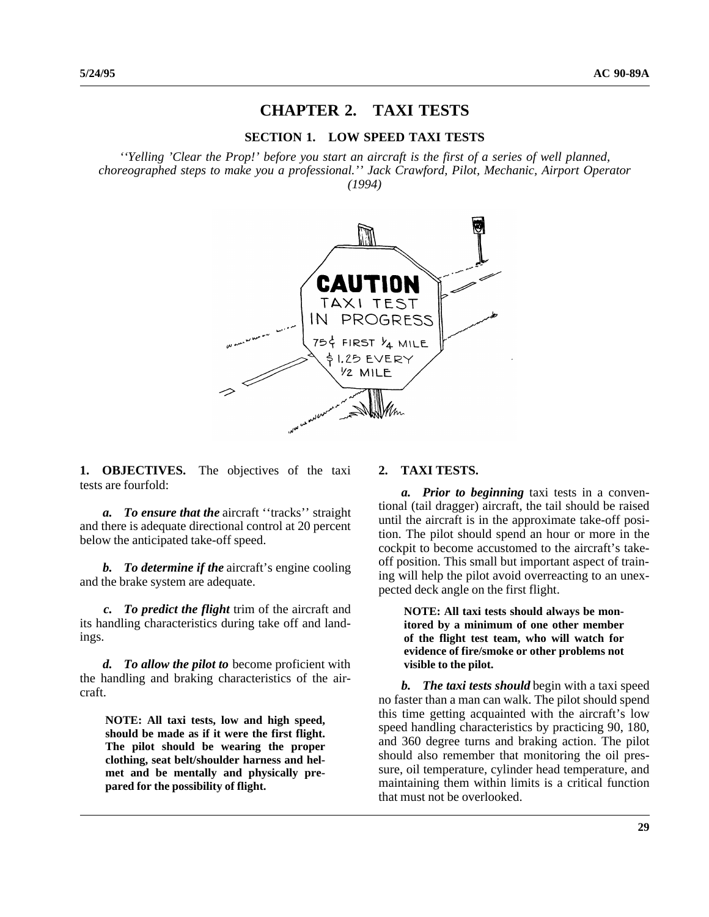# CHAPTER 2. TAXI TESTS

## SECTION 1. LOW SPEED TAXI TESTS

*''Yelling 'Clear the Prop!' before you start an aircraft is the first of a series of well planned, choreographed steps to make you a professional.'' Jack Crawford, Pilot, Mechanic, Airport Operator (1994)*

**1. OBJECTIVES.** The objectives of the taxi tests are fourfold:

***a. To ensure that the*** aircraft ''tracks'' straight and there is adequate directional control at 20 percent below the anticipated take-off speed.

***b. To determine if the*** aircraft's engine cooling and the brake system are adequate.

***c. To predict the flight*** trim of the aircraft and its handling characteristics during take off and landings.

***d. To allow the pilot to*** become proficient with the handling and braking characteristics of the aircraft.

> **NOTE: All taxi tests, low and high speed, should be made as if it were the first flight. The pilot should be wearing the proper clothing, seat belt/shoulder harness and helmet and be mentally and physically prepared for the possibility of flight.**

**2. TAXI TESTS.**

***a. Prior to beginning*** taxi tests in a conventional (tail dragger) aircraft, the tail should be raised until the aircraft is in the approximate take-off position. The pilot should spend an hour or more in the cockpit to become accustomed to the aircraft's takeoff position. This small but important aspect of training will help the pilot avoid overreacting to an unexpected deck angle on the first flight.

> **NOTE: All taxi tests should always be monitored by a minimum of one other member of the flight test team, who will watch for evidence of fire/smoke or other problems not visible to the pilot.**

***b. The taxi tests should*** begin with a taxi speed no faster than a man can walk. The pilot should spend this time getting acquainted with the aircraft's low speed handling characteristics by practicing 90, 180, and 360 degree turns and braking action. The pilot should also remember that monitoring the oil pressure, oil temperature, cylinder head temperature, and maintaining them within limits is a critical function that must not be overlooked.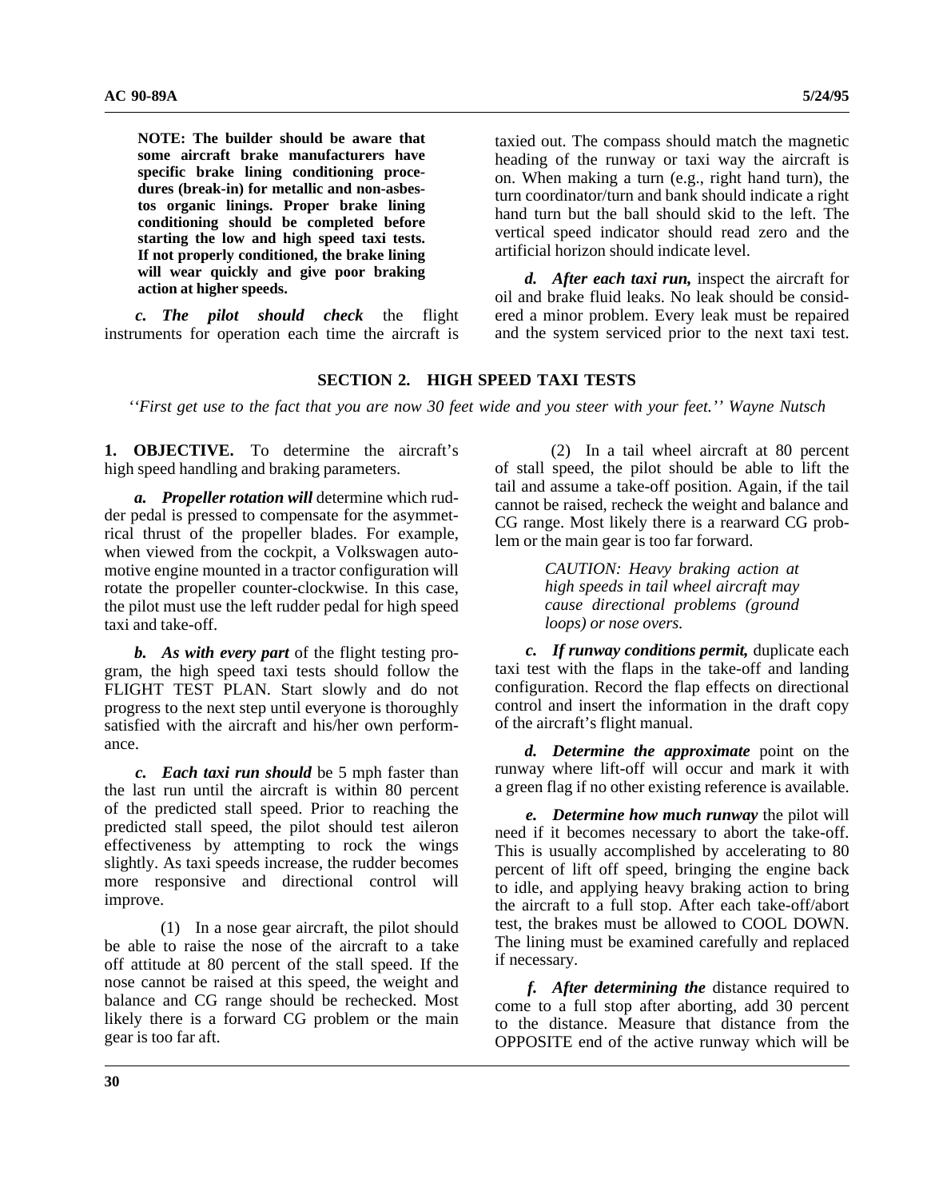**NOTE: The builder should be aware that some aircraft brake manufacturers have specific brake lining conditioning procedures (break-in) for metallic and non-asbestos organic linings. Proper brake lining conditioning should be completed before starting the low and high speed taxi tests. If not properly conditioned, the brake lining will wear quickly and give poor braking action at higher speeds.**

***c. The pilot should check*** the flight instruments for operation each time the aircraft is taxied out. The compass should match the magnetic heading of the runway or taxi way the aircraft is on. When making a turn (e.g., right hand turn), the turn coordinator/turn and bank should indicate a right hand turn but the ball should skid to the left. The vertical speed indicator should read zero and the artificial horizon should indicate level.

***d. After each taxi run,*** inspect the aircraft for oil and brake fluid leaks. No leak should be considered a minor problem. Every leak must be repaired and the system serviced prior to the next taxi test.

## SECTION 2. HIGH SPEED TAXI TESTS

*''First get use to the fact that you are now 30 feet wide and you steer with your feet.'' Wayne Nutsch*

**1. OBJECTIVE.** To determine the aircraft's high speed handling and braking parameters.

***a. Propeller rotation will*** determine which rudder pedal is pressed to compensate for the asymmetrical thrust of the propeller blades. For example, when viewed from the cockpit, a Volkswagen automotive engine mounted in a tractor configuration will rotate the propeller counter-clockwise. In this case, the pilot must use the left rudder pedal for high speed taxi and take-off.

***b. As with every part*** of the flight testing program, the high speed taxi tests should follow the FLIGHT TEST PLAN. Start slowly and do not progress to the next step until everyone is thoroughly satisfied with the aircraft and his/her own performance.

***c. Each taxi run should*** be 5 mph faster than the last run until the aircraft is within 80 percent of the predicted stall speed. Prior to reaching the predicted stall speed, the pilot should test aileron effectiveness by attempting to rock the wings slightly. As taxi speeds increase, the rudder becomes more responsive and directional control will improve.

(1) In a nose gear aircraft, the pilot should be able to raise the nose of the aircraft to a take off attitude at 80 percent of the stall speed. If the nose cannot be raised at this speed, the weight and balance and CG range should be rechecked. Most likely there is a forward CG problem or the main gear is too far aft.

(2) In a tail wheel aircraft at 80 percent of stall speed, the pilot should be able to lift the tail and assume a take-off position. Again, if the tail cannot be raised, recheck the weight and balance and CG range. Most likely there is a rearward CG problem or the main gear is too far forward.

*CAUTION: Heavy braking action at high speeds in tail wheel aircraft may cause directional problems (ground loops) or nose overs.*

***c. If runway conditions permit,*** duplicate each taxi test with the flaps in the take-off and landing configuration. Record the flap effects on directional control and insert the information in the draft copy of the aircraft's flight manual.

***d. Determine the approximate*** point on the runway where lift-off will occur and mark it with a green flag if no other existing reference is available.

***e. Determine how much runway*** the pilot will need if it becomes necessary to abort the take-off. This is usually accomplished by accelerating to 80 percent of lift off speed, bringing the engine back to idle, and applying heavy braking action to bring the aircraft to a full stop. After each take-off/abort test, the brakes must be allowed to COOL DOWN. The lining must be examined carefully and replaced if necessary.

***f. After determining the*** distance required to come to a full stop after aborting, add 30 percent to the distance. Measure that distance from the OPPOSITE end of the active runway which will be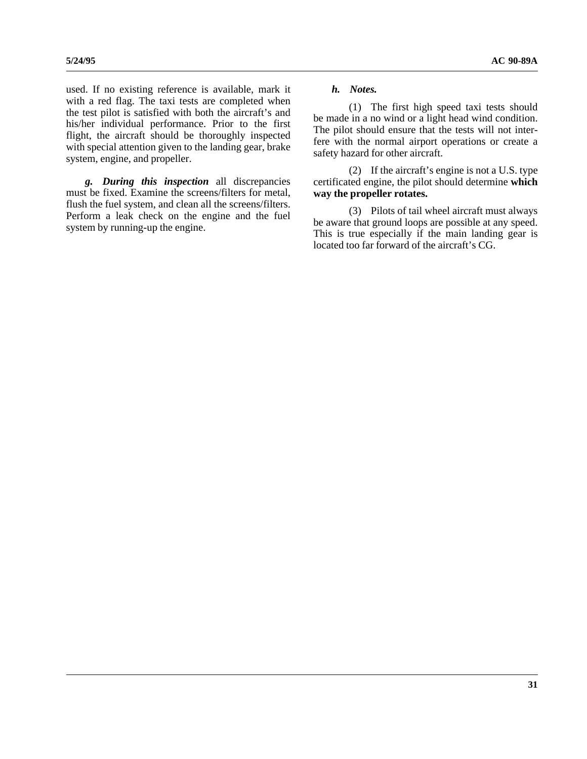used. If no existing reference is available, mark it with a red flag. The taxi tests are completed when the test pilot is satisfied with both the aircraft's and his/her individual performance. Prior to the first flight, the aircraft should be thoroughly inspected with special attention given to the landing gear, brake system, engine, and propeller.

***g. During this inspection*** all discrepancies must be fixed. Examine the screens/filters for metal, flush the fuel system, and clean all the screens/filters. Perform a leak check on the engine and the fuel system by running-up the engine.

***h. Notes.***

(1) The first high speed taxi tests should be made in a no wind or a light head wind condition. The pilot should ensure that the tests will not interfere with the normal airport operations or create a safety hazard for other aircraft.

(2) If the aircraft's engine is not a U.S. type certificated engine, the pilot should determine **which way the propeller rotates.**

(3) Pilots of tail wheel aircraft must always be aware that ground loops are possible at any speed. This is true especially if the main landing gear is located too far forward of the aircraft's CG.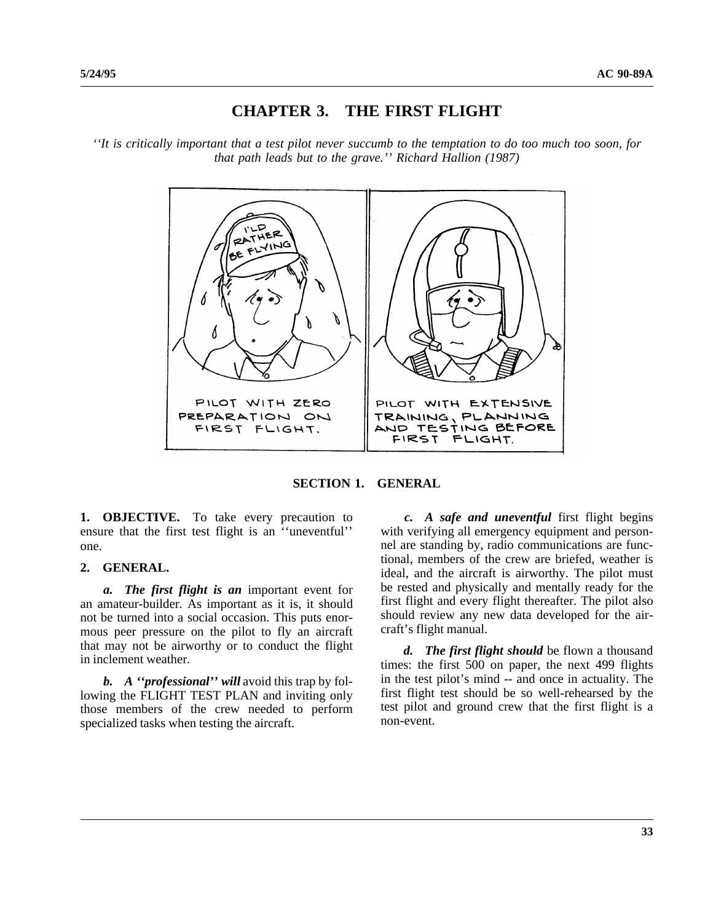# CHAPTER 3. THE FIRST FLIGHT

*''It is critically important that a test pilot never succumb to the temptation to do too much too soon, for that path leads but to the grave.'' Richard Hallion (1987)*

## SECTION 1. GENERAL

**1. OBJECTIVE.** To take every precaution to ensure that the first test flight is an ''uneventful'' one.

**2. GENERAL.**

***a. The first flight is an*** important event for an amateur-builder. As important as it is, it should not be turned into a social occasion. This puts enormous peer pressure on the pilot to fly an aircraft that may not be airworthy or to conduct the flight in inclement weather.

***b. A ''professional'' will*** avoid this trap by following the FLIGHT TEST PLAN and inviting only those members of the crew needed to perform specialized tasks when testing the aircraft.

***c. A safe and uneventful*** first flight begins with verifying all emergency equipment and personnel are standing by, radio communications are functional, members of the crew are briefed, weather is ideal, and the aircraft is airworthy. The pilot must be rested and physically and mentally ready for the first flight and every flight thereafter. The pilot also should review any new data developed for the aircraft's flight manual.

***d. The first flight should*** be flown a thousand times: the first 500 on paper, the next 499 flights in the test pilot's mind -- and once in actuality. The first flight test should be so well-rehearsed by the test pilot and ground crew that the first flight is a non-event.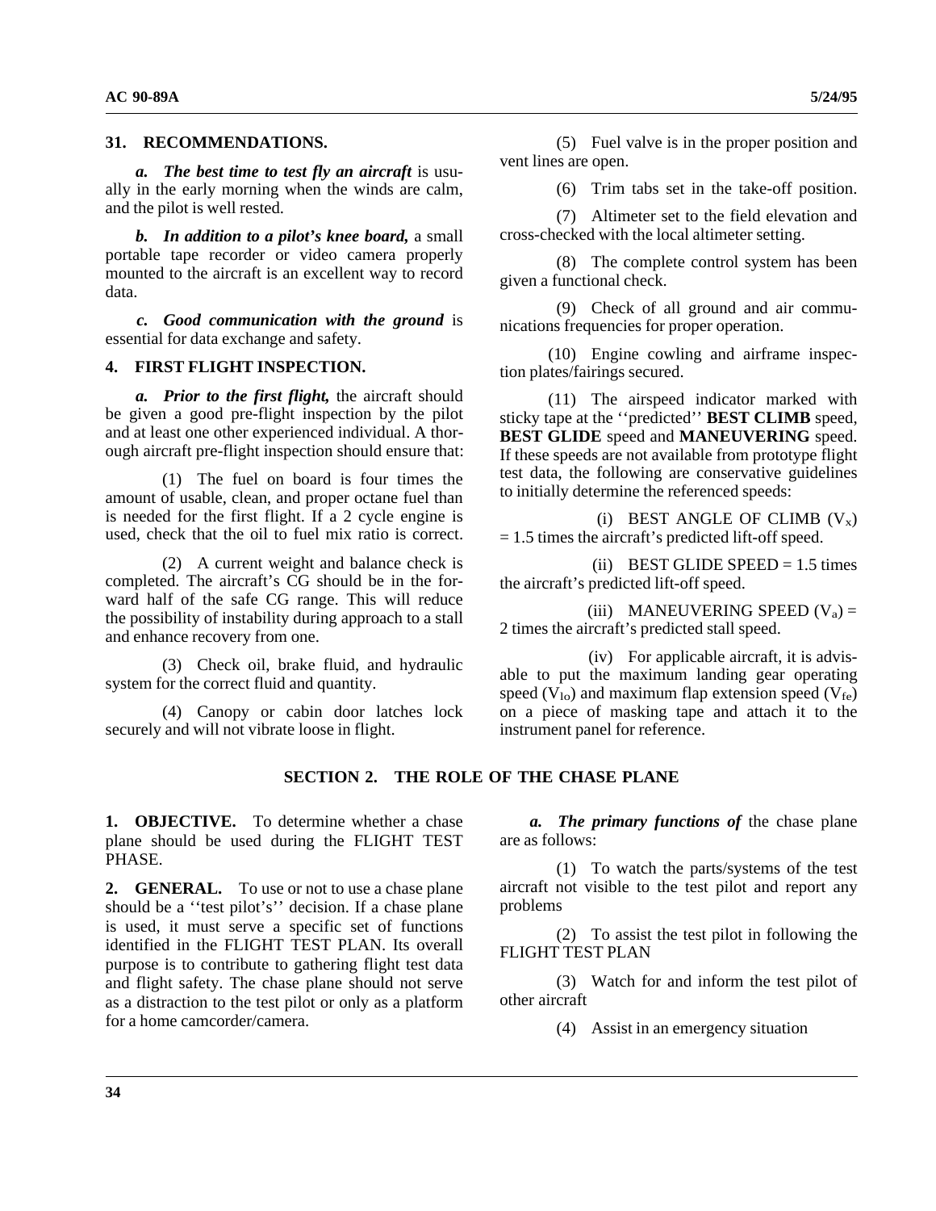**31. RECOMMENDATIONS.**

***a. The best time to test fly an aircraft*** is usually in the early morning when the winds are calm, and the pilot is well rested.

***b. In addition to a pilot's knee board,*** a small portable tape recorder or video camera properly mounted to the aircraft is an excellent way to record data.

***c. Good communication with the ground*** is essential for data exchange and safety.

**4. FIRST FLIGHT INSPECTION.**

***a. Prior to the first flight,*** the aircraft should be given a good pre-flight inspection by the pilot and at least one other experienced individual. A thorough aircraft pre-flight inspection should ensure that:

(1) The fuel on board is four times the amount of usable, clean, and proper octane fuel than is needed for the first flight. If a 2 cycle engine is used, check that the oil to fuel mix ratio is correct.

(2) A current weight and balance check is completed. The aircraft's CG should be in the forward half of the safe CG range. This will reduce the possibility of instability during approach to a stall and enhance recovery from one.

(3) Check oil, brake fluid, and hydraulic system for the correct fluid and quantity.

(4) Canopy or cabin door latches lock securely and will not vibrate loose in flight.

(5) Fuel valve is in the proper position and vent lines are open.

(6) Trim tabs set in the take-off position.

(7) Altimeter set to the field elevation and cross-checked with the local altimeter setting.

(8) The complete control system has been given a functional check.

(9) Check of all ground and air communications frequencies for proper operation.

(10) Engine cowling and airframe inspection plates/fairings secured.

(11) The airspeed indicator marked with sticky tape at the ''predicted'' **BEST CLIMB** speed, **BEST GLIDE** speed and **MANEUVERING** speed. If these speeds are not available from prototype flight test data, the following are conservative guidelines to initially determine the referenced speeds:

(i) BEST ANGLE OF CLIMB ($V_x$) = 1.5 times the aircraft's predicted lift-off speed.

(ii) BEST GLIDE SPEED = 1.5 times the aircraft's predicted lift-off speed.

(iii) MANEUVERING SPEED ($V_a$) = 2 times the aircraft's predicted stall speed.

(iv) For applicable aircraft, it is advisable to put the maximum landing gear operating speed ($V_{lo}$) and maximum flap extension speed ($V_{fe}$) on a piece of masking tape and attach it to the instrument panel for reference.

## SECTION 2. THE ROLE OF THE CHASE PLANE

**1. OBJECTIVE.** To determine whether a chase plane should be used during the FLIGHT TEST PHASE.

**2. GENERAL.** To use or not to use a chase plane should be a ''test pilot's'' decision. If a chase plane is used, it must serve a specific set of functions identified in the FLIGHT TEST PLAN. Its overall purpose is to contribute to gathering flight test data and flight safety. The chase plane should not serve as a distraction to the test pilot or only as a platform for a home camcorder/camera.

***a. The primary functions of*** the chase plane are as follows:

(1) To watch the parts/systems of the test aircraft not visible to the test pilot and report any problems

(2) To assist the test pilot in following the FLIGHT TEST PLAN

(3) Watch for and inform the test pilot of other aircraft

(4) Assist in an emergency situation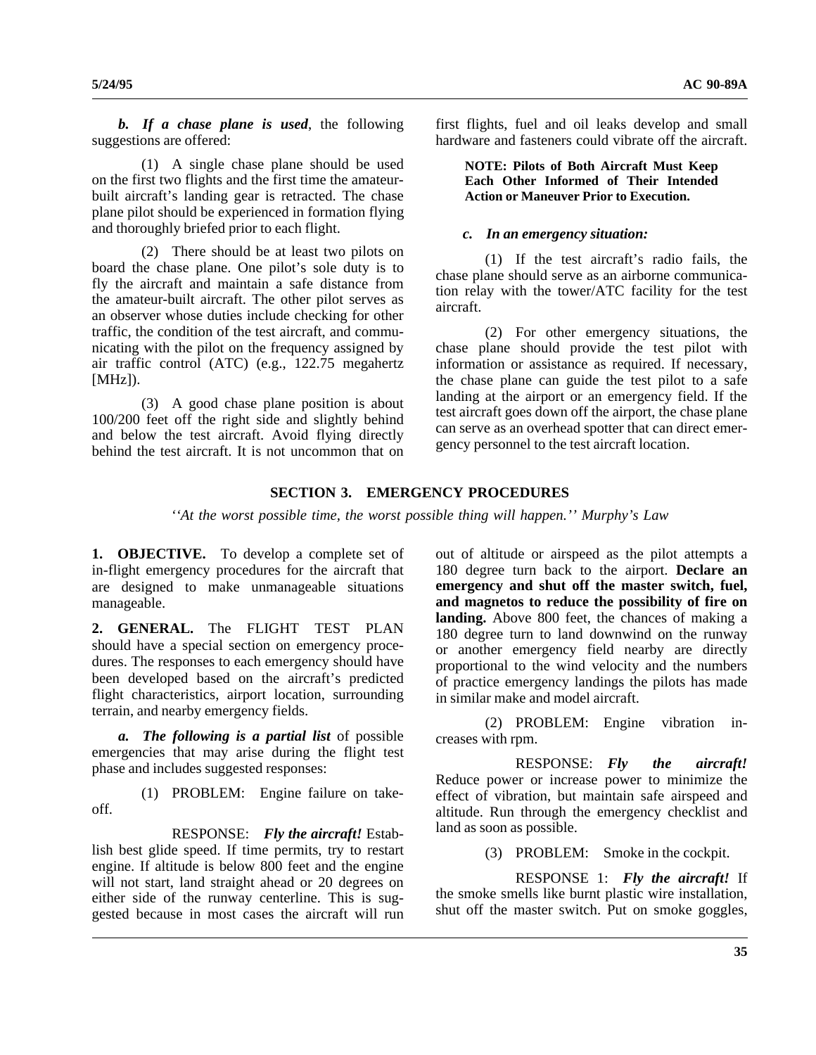***b. If a chase plane is used***, the following suggestions are offered:

(1) A single chase plane should be used on the first two flights and the first time the amateur-built aircraft's landing gear is retracted. The chase plane pilot should be experienced in formation flying and thoroughly briefed prior to each flight.

(2) There should be at least two pilots on board the chase plane. One pilot's sole duty is to fly the aircraft and maintain a safe distance from the amateur-built aircraft. The other pilot serves as an observer whose duties include checking for other traffic, the condition of the test aircraft, and communicating with the pilot on the frequency assigned by air traffic control (ATC) (e.g., 122.75 megahertz [MHz]).

(3) A good chase plane position is about 100/200 feet off the right side and slightly behind and below the test aircraft. Avoid flying directly behind the test aircraft. It is not uncommon that on first flights, fuel and oil leaks develop and small hardware and fasteners could vibrate off the aircraft.

**NOTE: Pilots of Both Aircraft Must Keep Each Other Informed of Their Intended Action or Maneuver Prior to Execution.**

***c. In an emergency situation:***

(1) If the test aircraft's radio fails, the chase plane should serve as an airborne communication relay with the tower/ATC facility for the test aircraft.

(2) For other emergency situations, the chase plane should provide the test pilot with information or assistance as required. If necessary, the chase plane can guide the test pilot to a safe landing at the airport or an emergency field. If the test aircraft goes down off the airport, the chase plane can serve as an overhead spotter that can direct emergency personnel to the test aircraft location.

## SECTION 3. EMERGENCY PROCEDURES

*''At the worst possible time, the worst possible thing will happen.'' Murphy's Law*

**1. OBJECTIVE.** To develop a complete set of in-flight emergency procedures for the aircraft that are designed to make unmanageable situations manageable.

**2. GENERAL.** The FLIGHT TEST PLAN should have a special section on emergency procedures. The responses to each emergency should have been developed based on the aircraft's predicted flight characteristics, airport location, surrounding terrain, and nearby emergency fields.

***a. The following is a partial list*** of possible emergencies that may arise during the flight test phase and includes suggested responses:

(1) PROBLEM: Engine failure on take-off.

RESPONSE: ***Fly the aircraft!*** Establish best glide speed. If time permits, try to restart engine. If altitude is below 800 feet and the engine will not start, land straight ahead or 20 degrees on either side of the runway centerline. This is suggested because in most cases the aircraft will run out of altitude or airspeed as the pilot attempts a 180 degree turn back to the airport. **Declare an emergency and shut off the master switch, fuel, and magnetos to reduce the possibility of fire on landing.** Above 800 feet, the chances of making a 180 degree turn to land downwind on the runway or another emergency field nearby are directly proportional to the wind velocity and the numbers of practice emergency landings the pilots has made in similar make and model aircraft.

(2) PROBLEM: Engine vibration increases with rpm.

RESPONSE: ***Fly the aircraft!*** Reduce power or increase power to minimize the effect of vibration, but maintain safe airspeed and altitude. Run through the emergency checklist and land as soon as possible.

(3) PROBLEM: Smoke in the cockpit.

RESPONSE 1: ***Fly the aircraft!*** If the smoke smells like burnt plastic wire installation, shut off the master switch. Put on smoke goggles,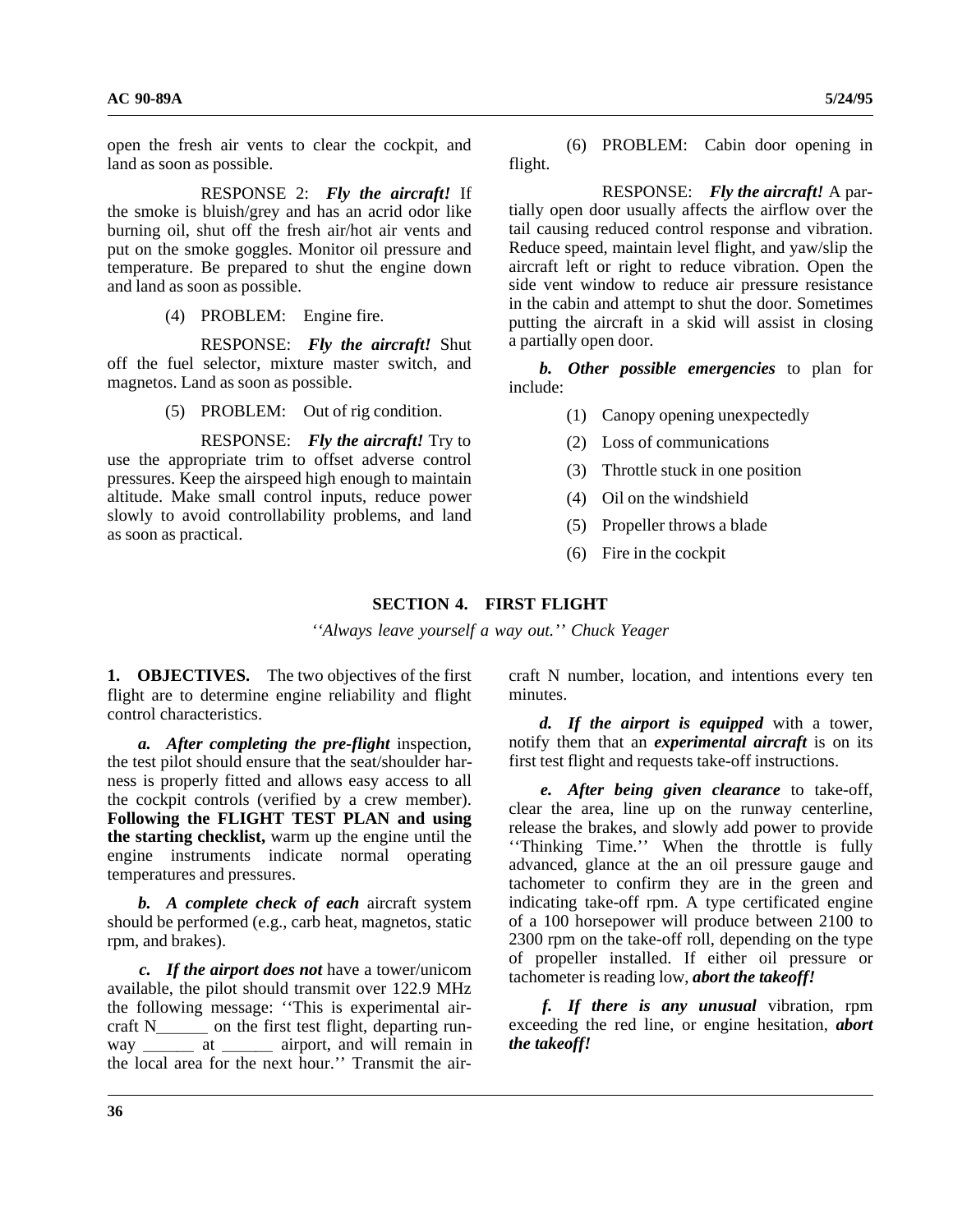open the fresh air vents to clear the cockpit, and land as soon as possible.

RESPONSE 2: ***Fly the aircraft!*** If the smoke is bluish/grey and has an acrid odor like burning oil, shut off the fresh air/hot air vents and put on the smoke goggles. Monitor oil pressure and temperature. Be prepared to shut the engine down and land as soon as possible.

(4) PROBLEM: Engine fire.

RESPONSE: ***Fly the aircraft!*** Shut off the fuel selector, mixture master switch, and magnetos. Land as soon as possible.

(5) PROBLEM: Out of rig condition.

RESPONSE: ***Fly the aircraft!*** Try to use the appropriate trim to offset adverse control pressures. Keep the airspeed high enough to maintain altitude. Make small control inputs, reduce power slowly to avoid controllability problems, and land as soon as practical.

(6) PROBLEM: Cabin door opening in flight.

RESPONSE: ***Fly the aircraft!*** A partially open door usually affects the airflow over the tail causing reduced control response and vibration. Reduce speed, maintain level flight, and yaw/slip the aircraft left or right to reduce vibration. Open the side vent window to reduce air pressure resistance in the cabin and attempt to shut the door. Sometimes putting the aircraft in a skid will assist in closing a partially open door.

***b. Other possible emergencies*** to plan for include:

(1) Canopy opening unexpectedly

(2) Loss of communications

(3) Throttle stuck in one position

(4) Oil on the windshield

(5) Propeller throws a blade

(6) Fire in the cockpit

## SECTION 4. FIRST FLIGHT

*''Always leave yourself a way out.'' Chuck Yeager*

**1. OBJECTIVES.** The two objectives of the first flight are to determine engine reliability and flight control characteristics.

***a. After completing the pre-flight*** inspection, the test pilot should ensure that the seat/shoulder harness is properly fitted and allows easy access to all the cockpit controls (verified by a crew member). **Following the FLIGHT TEST PLAN and using the starting checklist,** warm up the engine until the engine instruments indicate normal operating temperatures and pressures.

***b. A complete check of each*** aircraft system should be performed (e.g., carb heat, magnetos, static rpm, and brakes).

***c. If the airport does not*** have a tower/unicom available, the pilot should transmit over 122.9 MHz the following message: ''This is experimental aircraft N______ on the first test flight, departing runway ______ at ______ airport, and will remain in the local area for the next hour.'' Transmit the aircraft N number, location, and intentions every ten minutes.

***d. If the airport is equipped*** with a tower, notify them that an ***experimental aircraft*** is on its first test flight and requests take-off instructions.

***e. After being given clearance*** to take-off, clear the area, line up on the runway centerline, release the brakes, and slowly add power to provide ''Thinking Time.'' When the throttle is fully advanced, glance at the an oil pressure gauge and tachometer to confirm they are in the green and indicating take-off rpm. A type certificated engine of a 100 horsepower will produce between 2100 to 2300 rpm on the take-off roll, depending on the type of propeller installed. If either oil pressure or tachometer is reading low, ***abort the takeoff!***

***f. If there is any unusual*** vibration, rpm exceeding the red line, or engine hesitation, ***abort the takeoff!***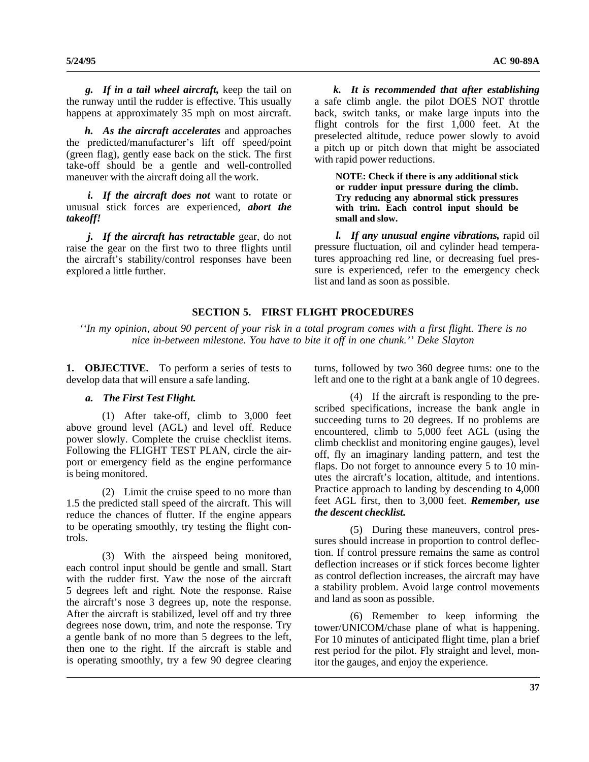***g. If in a tail wheel aircraft,*** keep the tail on the runway until the rudder is effective. This usually happens at approximately 35 mph on most aircraft.

***h. As the aircraft accelerates*** and approaches the predicted/manufacturer's lift off speed/point (green flag), gently ease back on the stick. The first take-off should be a gentle and well-controlled maneuver with the aircraft doing all the work.

***i. If the aircraft does not*** want to rotate or unusual stick forces are experienced, ***abort the takeoff!***

***j. If the aircraft has retractable*** gear, do not raise the gear on the first two to three flights until the aircraft's stability/control responses have been explored a little further.

***k. It is recommended that after establishing*** a safe climb angle. the pilot DOES NOT throttle back, switch tanks, or make large inputs into the flight controls for the first 1,000 feet. At the preselected altitude, reduce power slowly to avoid a pitch up or pitch down that might be associated with rapid power reductions.

**NOTE: Check if there is any additional stick or rudder input pressure during the climb. Try reducing any abnormal stick pressures with trim. Each control input should be small and slow.**

***l. If any unusual engine vibrations,*** rapid oil pressure fluctuation, oil and cylinder head temperatures approaching red line, or decreasing fuel pressure is experienced, refer to the emergency check list and land as soon as possible.

## SECTION 5. FIRST FLIGHT PROCEDURES

*''In my opinion, about 90 percent of your risk in a total program comes with a first flight. There is no nice in-between milestone. You have to bite it off in one chunk.'' Deke Slayton*

**1. OBJECTIVE.** To perform a series of tests to develop data that will ensure a safe landing.

***a. The First Test Flight.***

(1) After take-off, climb to 3,000 feet above ground level (AGL) and level off. Reduce power slowly. Complete the cruise checklist items. Following the FLIGHT TEST PLAN, circle the airport or emergency field as the engine performance is being monitored.

(2) Limit the cruise speed to no more than 1.5 the predicted stall speed of the aircraft. This will reduce the chances of flutter. If the engine appears to be operating smoothly, try testing the flight controls.

(3) With the airspeed being monitored, each control input should be gentle and small. Start with the rudder first. Yaw the nose of the aircraft 5 degrees left and right. Note the response. Raise the aircraft's nose 3 degrees up, note the response. After the aircraft is stabilized, level off and try three degrees nose down, trim, and note the response. Try a gentle bank of no more than 5 degrees to the left, then one to the right. If the aircraft is stable and is operating smoothly, try a few 90 degree clearing turns, followed by two 360 degree turns: one to the left and one to the right at a bank angle of 10 degrees.

(4) If the aircraft is responding to the prescribed specifications, increase the bank angle in succeeding turns to 20 degrees. If no problems are encountered, climb to 5,000 feet AGL (using the climb checklist and monitoring engine gauges), level off, fly an imaginary landing pattern, and test the flaps. Do not forget to announce every 5 to 10 minutes the aircraft's location, altitude, and intentions. Practice approach to landing by descending to 4,000 feet AGL first, then to 3,000 feet. ***Remember, use the descent checklist.***

(5) During these maneuvers, control pressures should increase in proportion to control deflection. If control pressure remains the same as control deflection increases or if stick forces become lighter as control deflection increases, the aircraft may have a stability problem. Avoid large control movements and land as soon as possible.

(6) Remember to keep informing the tower/UNICOM/chase plane of what is happening. For 10 minutes of anticipated flight time, plan a brief rest period for the pilot. Fly straight and level, monitor the gauges, and enjoy the experience.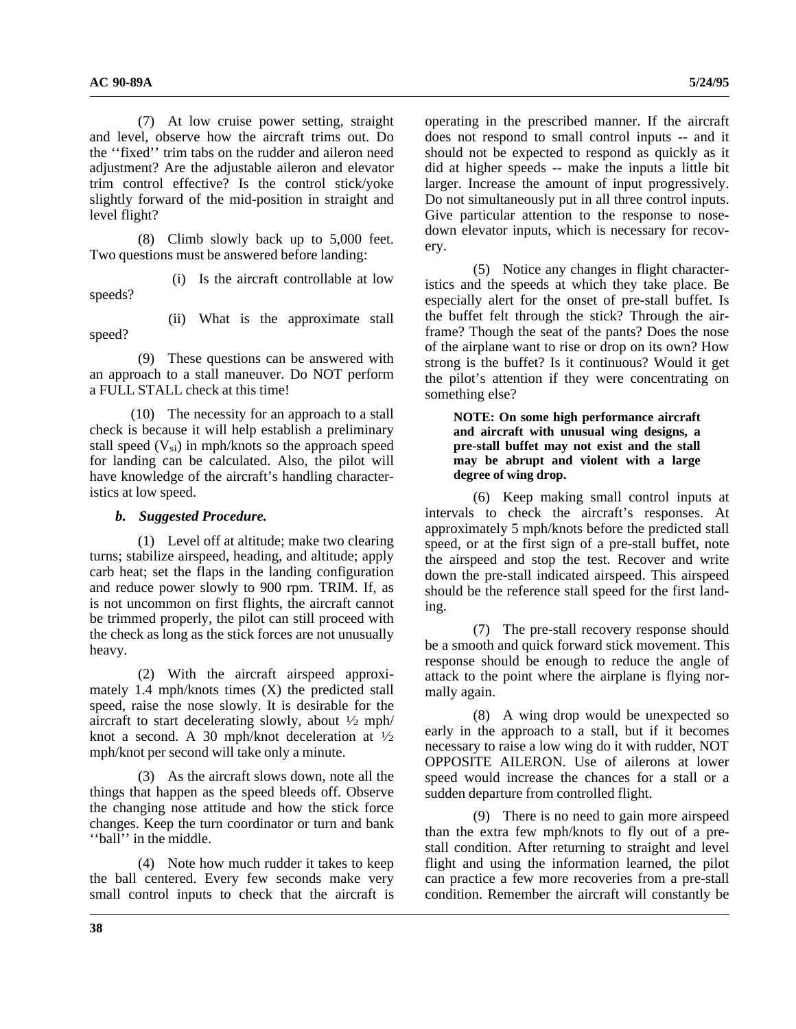(7) At low cruise power setting, straight and level, observe how the aircraft trims out. Do the ''fixed'' trim tabs on the rudder and aileron need adjustment? Are the adjustable aileron and elevator trim control effective? Is the control stick/yoke slightly forward of the mid-position in straight and level flight?

(8) Climb slowly back up to 5,000 feet. Two questions must be answered before landing:

(i) Is the aircraft controllable at low speeds?

(ii) What is the approximate stall speed?

(9) These questions can be answered with an approach to a stall maneuver. Do NOT perform a FULL STALL check at this time!

(10) The necessity for an approach to a stall check is because it will help establish a preliminary stall speed ($V_{si}$) in mph/knots so the approach speed for landing can be calculated. Also, the pilot will have knowledge of the aircraft's handling characteristics at low speed.

***b. Suggested Procedure.***

(1) Level off at altitude; make two clearing turns; stabilize airspeed, heading, and altitude; apply carb heat; set the flaps in the landing configuration and reduce power slowly to 900 rpm. TRIM. If, as is not uncommon on first flights, the aircraft cannot be trimmed properly, the pilot can still proceed with the check as long as the stick forces are not unusually heavy.

(2) With the aircraft airspeed approximately 1.4 mph/knots times (X) the predicted stall speed, raise the nose slowly. It is desirable for the aircraft to start decelerating slowly, about ½ mph/knot a second. A 30 mph/knot deceleration at ½ mph/knot per second will take only a minute.

(3) As the aircraft slows down, note all the things that happen as the speed bleeds off. Observe the changing nose attitude and how the stick force changes. Keep the turn coordinator or turn and bank ''ball'' in the middle.

(4) Note how much rudder it takes to keep the ball centered. Every few seconds make very small control inputs to check that the aircraft is operating in the prescribed manner. If the aircraft does not respond to small control inputs -- and it should not be expected to respond as quickly as it did at higher speeds -- make the inputs a little bit larger. Increase the amount of input progressively. Do not simultaneously put in all three control inputs. Give particular attention to the response to nose-down elevator inputs, which is necessary for recovery.

(5) Notice any changes in flight characteristics and the speeds at which they take place. Be especially alert for the onset of pre-stall buffet. Is the buffet felt through the stick? Through the airframe? Though the seat of the pants? Does the nose of the airplane want to rise or drop on its own? How strong is the buffet? Is it continuous? Would it get the pilot's attention if they were concentrating on something else?

**NOTE: On some high performance aircraft and aircraft with unusual wing designs, a pre-stall buffet may not exist and the stall may be abrupt and violent with a large degree of wing drop.**

(6) Keep making small control inputs at intervals to check the aircraft's responses. At approximately 5 mph/knots before the predicted stall speed, or at the first sign of a pre-stall buffet, note the airspeed and stop the test. Recover and write down the pre-stall indicated airspeed. This airspeed should be the reference stall speed for the first landing.

(7) The pre-stall recovery response should be a smooth and quick forward stick movement. This response should be enough to reduce the angle of attack to the point where the airplane is flying normally again.

(8) A wing drop would be unexpected so early in the approach to a stall, but if it becomes necessary to raise a low wing do it with rudder, NOT OPPOSITE AILERON. Use of ailerons at lower speed would increase the chances for a stall or a sudden departure from controlled flight.

(9) There is no need to gain more airspeed than the extra few mph/knots to fly out of a pre-stall condition. After returning to straight and level flight and using the information learned, the pilot can practice a few more recoveries from a pre-stall condition. Remember the aircraft will constantly be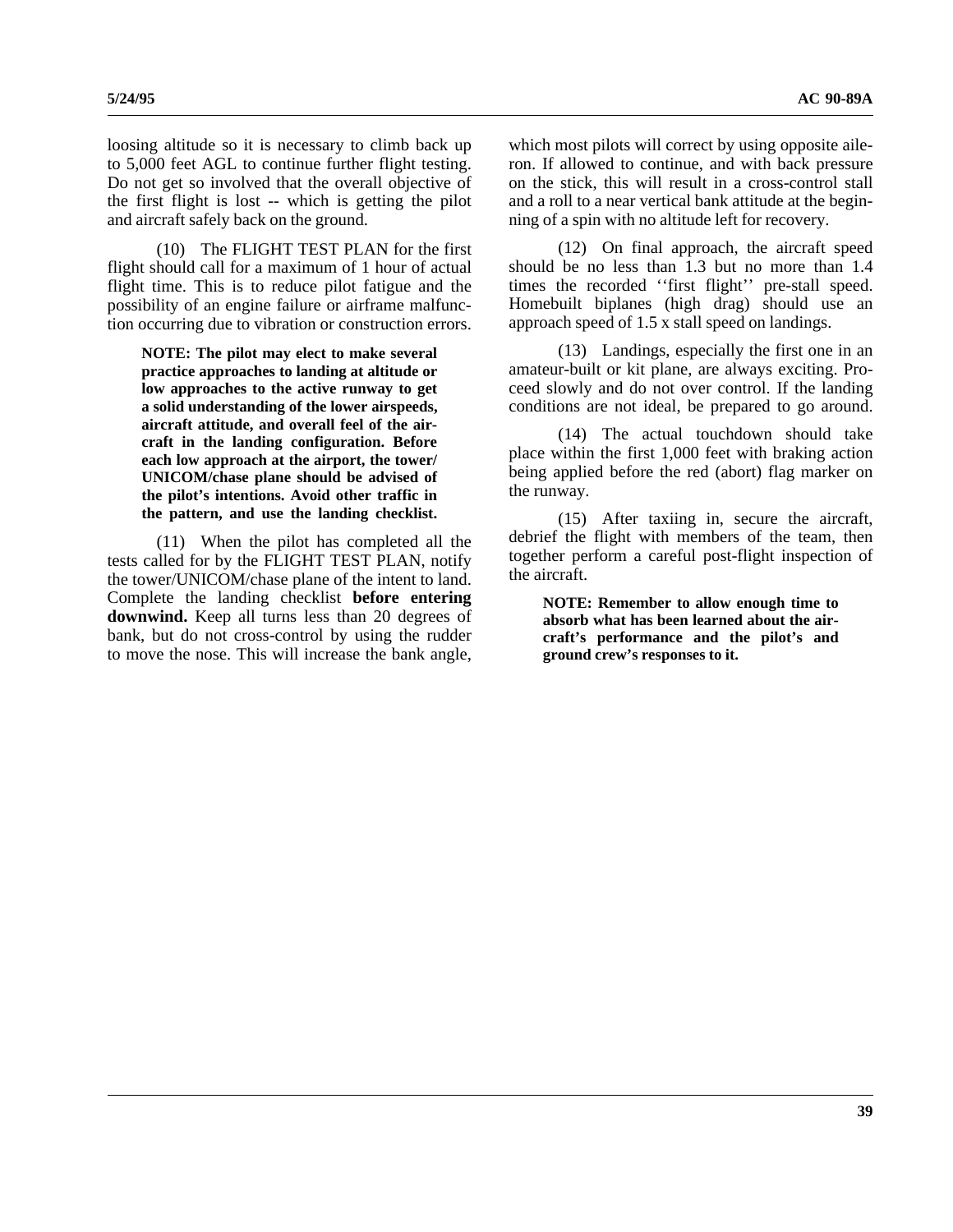loosing altitude so it is necessary to climb back up to 5,000 feet AGL to continue further flight testing. Do not get so involved that the overall objective of the first flight is lost -- which is getting the pilot and aircraft safely back on the ground.

(10) The FLIGHT TEST PLAN for the first flight should call for a maximum of 1 hour of actual flight time. This is to reduce pilot fatigue and the possibility of an engine failure or airframe malfunction occurring due to vibration or construction errors.

**NOTE: The pilot may elect to make several practice approaches to landing at altitude or low approaches to the active runway to get a solid understanding of the lower airspeeds, aircraft attitude, and overall feel of the aircraft in the landing configuration. Before each low approach at the airport, the tower/UNICOM/chase plane should be advised of the pilot's intentions. Avoid other traffic in the pattern, and use the landing checklist.**

(11) When the pilot has completed all the tests called for by the FLIGHT TEST PLAN, notify the tower/UNICOM/chase plane of the intent to land. Complete the landing checklist **before entering downwind.** Keep all turns less than 20 degrees of bank, but do not cross-control by using the rudder to move the nose. This will increase the bank angle, which most pilots will correct by using opposite aileron. If allowed to continue, and with back pressure on the stick, this will result in a cross-control stall and a roll to a near vertical bank attitude at the beginning of a spin with no altitude left for recovery.

(12) On final approach, the aircraft speed should be no less than 1.3 but no more than 1.4 times the recorded ''first flight'' pre-stall speed. Homebuilt biplanes (high drag) should use an approach speed of 1.5 x stall speed on landings.

(13) Landings, especially the first one in an amateur-built or kit plane, are always exciting. Proceed slowly and do not over control. If the landing conditions are not ideal, be prepared to go around.

(14) The actual touchdown should take place within the first 1,000 feet with braking action being applied before the red (abort) flag marker on the runway.

(15) After taxiing in, secure the aircraft, debrief the flight with members of the team, then together perform a careful post-flight inspection of the aircraft.

**NOTE: Remember to allow enough time to absorb what has been learned about the aircraft's performance and the pilot's and ground crew's responses to it.**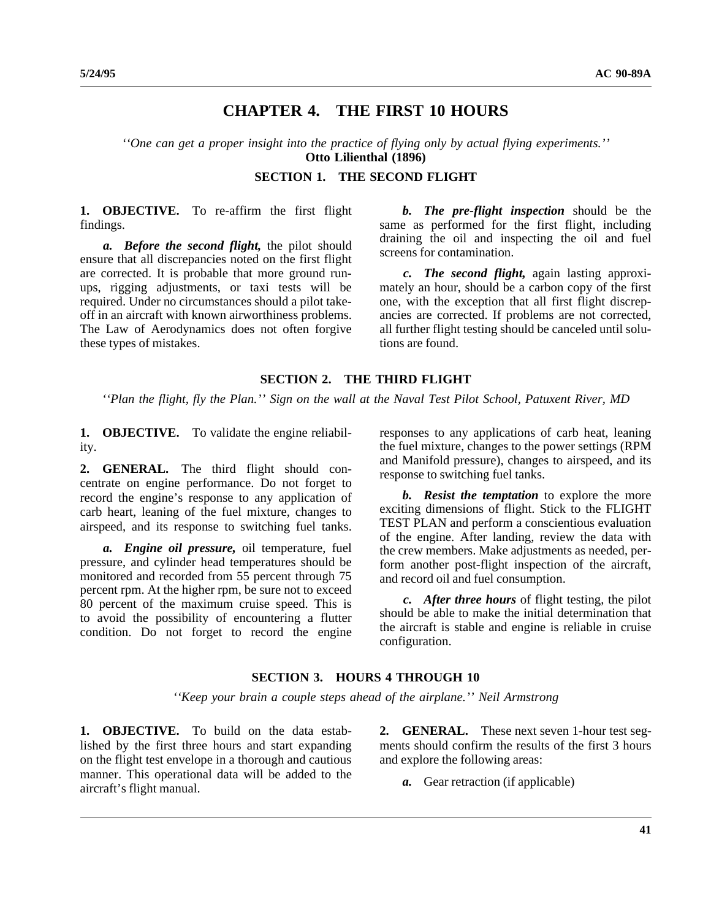# CHAPTER 4. THE FIRST 10 HOURS

*''One can get a proper insight into the practice of flying only by actual flying experiments.''*
**Otto Lilienthal (1896)**

## SECTION 1. THE SECOND FLIGHT

**1. OBJECTIVE.** To re-affirm the first flight findings.

***a. Before the second flight,*** the pilot should ensure that all discrepancies noted on the first flight are corrected. It is probable that more ground run-ups, rigging adjustments, or taxi tests will be required. Under no circumstances should a pilot take-off in an aircraft with known airworthiness problems. The Law of Aerodynamics does not often forgive these types of mistakes.

***b. The pre-flight inspection*** should be the same as performed for the first flight, including draining the oil and inspecting the oil and fuel screens for contamination.

***c. The second flight,*** again lasting approximately an hour, should be a carbon copy of the first one, with the exception that all first flight discrepancies are corrected. If problems are not corrected, all further flight testing should be canceled until solutions are found.

## SECTION 2. THE THIRD FLIGHT

*''Plan the flight, fly the Plan.'' Sign on the wall at the Naval Test Pilot School, Patuxent River, MD*

**1. OBJECTIVE.** To validate the engine reliability.

**2. GENERAL.** The third flight should concentrate on engine performance. Do not forget to record the engine's response to any application of carb heart, leaning of the fuel mixture, changes to airspeed, and its response to switching fuel tanks.

***a. Engine oil pressure,*** oil temperature, fuel pressure, and cylinder head temperatures should be monitored and recorded from 55 percent through 75 percent rpm. At the higher rpm, be sure not to exceed 80 percent of the maximum cruise speed. This is to avoid the possibility of encountering a flutter condition. Do not forget to record the engine responses to any applications of carb heat, leaning the fuel mixture, changes to the power settings (RPM and Manifold pressure), changes to airspeed, and its response to switching fuel tanks.

***b. Resist the temptation*** to explore the more exciting dimensions of flight. Stick to the FLIGHT TEST PLAN and perform a conscientious evaluation of the engine. After landing, review the data with the crew members. Make adjustments as needed, perform another post-flight inspection of the aircraft, and record oil and fuel consumption.

***c. After three hours*** of flight testing, the pilot should be able to make the initial determination that the aircraft is stable and engine is reliable in cruise configuration.

## SECTION 3. HOURS 4 THROUGH 10

*''Keep your brain a couple steps ahead of the airplane.'' Neil Armstrong*

**1. OBJECTIVE.** To build on the data established by the first three hours and start expanding on the flight test envelope in a thorough and cautious manner. This operational data will be added to the aircraft's flight manual.

**2. GENERAL.** These next seven 1-hour test segments should confirm the results of the first 3 hours and explore the following areas:

***a.*** Gear retraction (if applicable)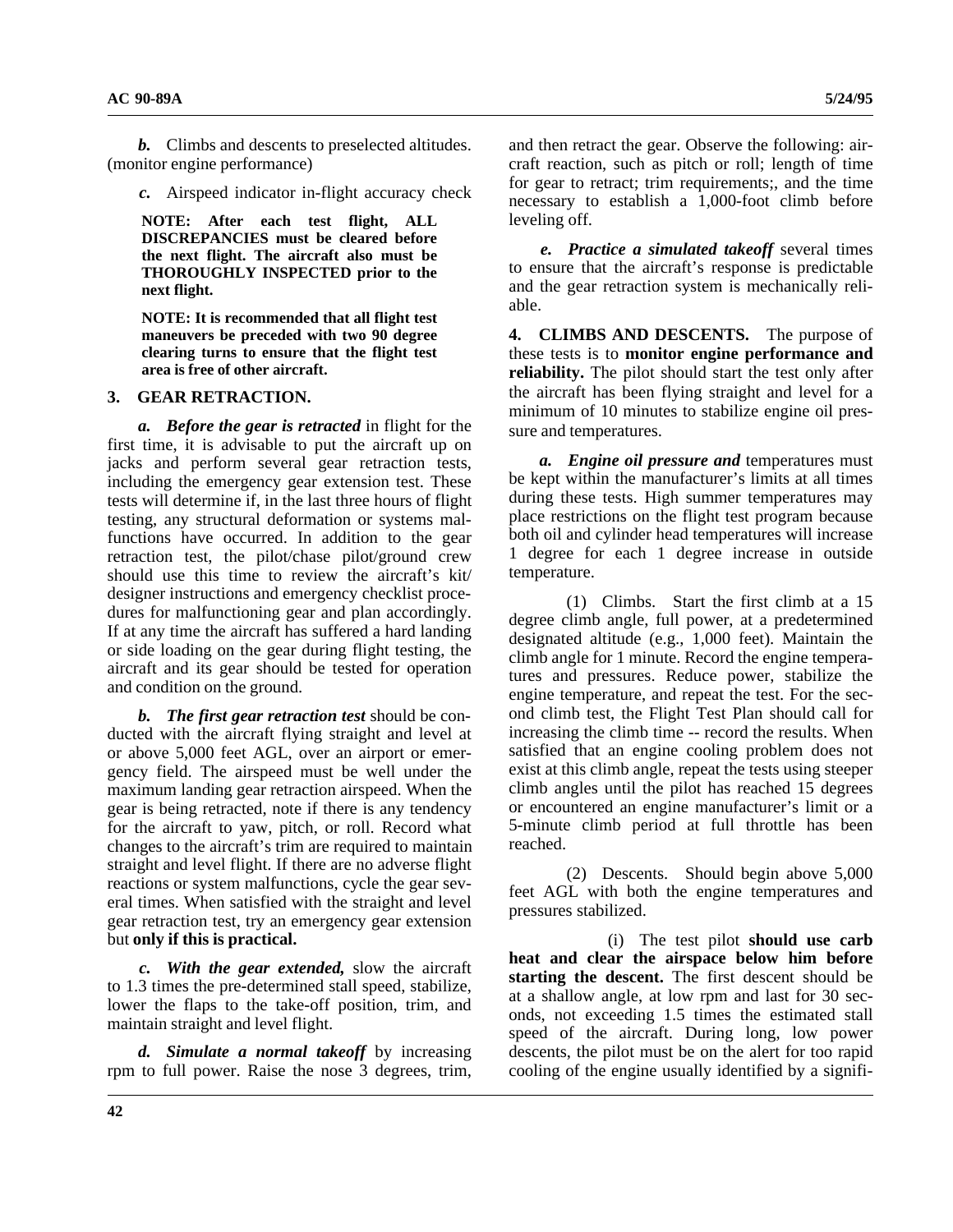***b.*** Climbs and descents to preselected altitudes. (monitor engine performance)

***c.*** Airspeed indicator in-flight accuracy check

**NOTE: After each test flight, ALL DISCREPANCIES must be cleared before the next flight. The aircraft also must be THOROUGHLY INSPECTED prior to the next flight.**

**NOTE: It is recommended that all flight test maneuvers be preceded with two 90 degree clearing turns to ensure that the flight test area is free of other aircraft.**

## 3. GEAR RETRACTION.

***a. Before the gear is retracted*** in flight for the first time, it is advisable to put the aircraft up on jacks and perform several gear retraction tests, including the emergency gear extension test. These tests will determine if, in the last three hours of flight testing, any structural deformation or systems malfunctions have occurred. In addition to the gear retraction test, the pilot/chase pilot/ground crew should use this time to review the aircraft's kit/designer instructions and emergency checklist procedures for malfunctioning gear and plan accordingly. If at any time the aircraft has suffered a hard landing or side loading on the gear during flight testing, the aircraft and its gear should be tested for operation and condition on the ground.

***b. The first gear retraction test*** should be conducted with the aircraft flying straight and level at or above 5,000 feet AGL, over an airport or emergency field. The airspeed must be well under the maximum landing gear retraction airspeed. When the gear is being retracted, note if there is any tendency for the aircraft to yaw, pitch, or roll. Record what changes to the aircraft's trim are required to maintain straight and level flight. If there are no adverse flight reactions or system malfunctions, cycle the gear several times. When satisfied with the straight and level gear retraction test, try an emergency gear extension but **only if this is practical.**

***c. With the gear extended,*** slow the aircraft to 1.3 times the pre-determined stall speed, stabilize, lower the flaps to the take-off position, trim, and maintain straight and level flight.

***d. Simulate a normal takeoff*** by increasing rpm to full power. Raise the nose 3 degrees, trim, and then retract the gear. Observe the following: aircraft reaction, such as pitch or roll; length of time for gear to retract; trim requirements;, and the time necessary to establish a 1,000-foot climb before leveling off.

***e. Practice a simulated takeoff*** several times to ensure that the aircraft's response is predictable and the gear retraction system is mechanically reliable.

**4. CLIMBS AND DESCENTS.** The purpose of these tests is to **monitor engine performance and reliability.** The pilot should start the test only after the aircraft has been flying straight and level for a minimum of 10 minutes to stabilize engine oil pressure and temperatures.

***a. Engine oil pressure and*** temperatures must be kept within the manufacturer's limits at all times during these tests. High summer temperatures may place restrictions on the flight test program because both oil and cylinder head temperatures will increase 1 degree for each 1 degree increase in outside temperature.

(1) Climbs. Start the first climb at a 15 degree climb angle, full power, at a predetermined designated altitude (e.g., 1,000 feet). Maintain the climb angle for 1 minute. Record the engine temperatures and pressures. Reduce power, stabilize the engine temperature, and repeat the test. For the second climb test, the Flight Test Plan should call for increasing the climb time -- record the results. When satisfied that an engine cooling problem does not exist at this climb angle, repeat the tests using steeper climb angles until the pilot has reached 15 degrees or encountered an engine manufacturer's limit or a 5-minute climb period at full throttle has been reached.

(2) Descents. Should begin above 5,000 feet AGL with both the engine temperatures and pressures stabilized.

(i) The test pilot **should use carb heat and clear the airspace below him before starting the descent.** The first descent should be at a shallow angle, at low rpm and last for 30 seconds, not exceeding 1.5 times the estimated stall speed of the aircraft. During long, low power descents, the pilot must be on the alert for too rapid cooling of the engine usually identified by a signifi-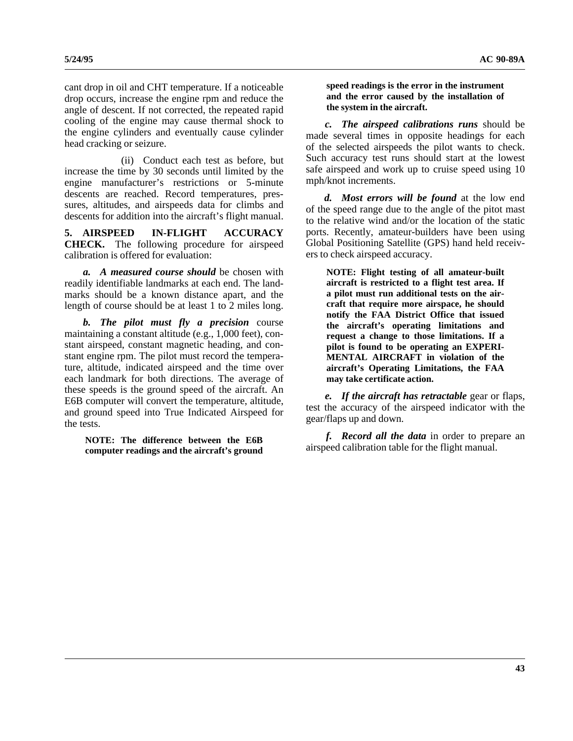cant drop in oil and CHT temperature. If a noticeable drop occurs, increase the engine rpm and reduce the angle of descent. If not corrected, the repeated rapid cooling of the engine may cause thermal shock to the engine cylinders and eventually cause cylinder head cracking or seizure.

(ii) Conduct each test as before, but increase the time by 30 seconds until limited by the engine manufacturer's restrictions or 5-minute descents are reached. Record temperatures, pressures, altitudes, and airspeeds data for climbs and descents for addition into the aircraft's flight manual.

**5. AIRSPEED IN-FLIGHT ACCURACY CHECK.** The following procedure for airspeed calibration is offered for evaluation:

***a. A measured course should*** be chosen with readily identifiable landmarks at each end. The landmarks should be a known distance apart, and the length of course should be at least 1 to 2 miles long.

***b. The pilot must fly a precision*** course maintaining a constant altitude (e.g., 1,000 feet), constant airspeed, constant magnetic heading, and constant engine rpm. The pilot must record the temperature, altitude, indicated airspeed and the time over each landmark for both directions. The average of these speeds is the ground speed of the aircraft. An E6B computer will convert the temperature, altitude, and ground speed into True Indicated Airspeed for the tests.

**NOTE: The difference between the E6B computer readings and the aircraft's ground speed readings is the error in the instrument and the error caused by the installation of the system in the aircraft.**

***c. The airspeed calibrations runs*** should be made several times in opposite headings for each of the selected airspeeds the pilot wants to check. Such accuracy test runs should start at the lowest safe airspeed and work up to cruise speed using 10 mph/knot increments.

***d. Most errors will be found*** at the low end of the speed range due to the angle of the pitot mast to the relative wind and/or the location of the static ports. Recently, amateur-builders have been using Global Positioning Satellite (GPS) hand held receivers to check airspeed accuracy.

**NOTE: Flight testing of all amateur-built aircraft is restricted to a flight test area. If a pilot must run additional tests on the aircraft that require more airspace, he should notify the FAA District Office that issued the aircraft's operating limitations and request a change to those limitations. If a pilot is found to be operating an EXPERIMENTAL AIRCRAFT in violation of the aircraft's Operating Limitations, the FAA may take certificate action.**

***e. If the aircraft has retractable*** gear or flaps, test the accuracy of the airspeed indicator with the gear/flaps up and down.

***f. Record all the data*** in order to prepare an airspeed calibration table for the flight manual.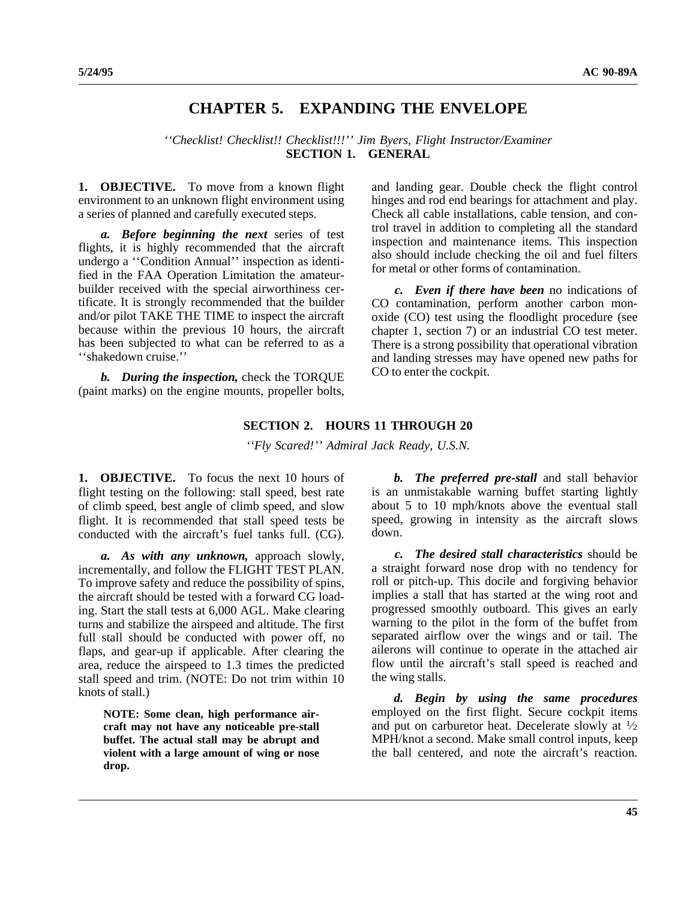# CHAPTER 5. EXPANDING THE ENVELOPE

*''Checklist! Checklist!! Checklist!!!'' Jim Byers, Flight Instructor/Examiner*

## SECTION 1. GENERAL

**1. OBJECTIVE.** To move from a known flight environment to an unknown flight environment using a series of planned and carefully executed steps.

***a. Before beginning the next*** series of test flights, it is highly recommended that the aircraft undergo a ''Condition Annual'' inspection as identified in the FAA Operation Limitation the amateur-builder received with the special airworthiness certificate. It is strongly recommended that the builder and/or pilot TAKE THE TIME to inspect the aircraft because within the previous 10 hours, the aircraft has been subjected to what can be referred to as a ''shakedown cruise.''

***b. During the inspection,*** check the TORQUE (paint marks) on the engine mounts, propeller bolts, and landing gear. Double check the flight control hinges and rod end bearings for attachment and play. Check all cable installations, cable tension, and control travel in addition to completing all the standard inspection and maintenance items. This inspection also should include checking the oil and fuel filters for metal or other forms of contamination.

***c. Even if there have been*** no indications of CO contamination, perform another carbon monoxide (CO) test using the floodlight procedure (see chapter 1, section 7) or an industrial CO test meter. There is a strong possibility that operational vibration and landing stresses may have opened new paths for CO to enter the cockpit.

## SECTION 2. HOURS 11 THROUGH 20

*''Fly Scared!'' Admiral Jack Ready, U.S.N.*

**1. OBJECTIVE.** To focus the next 10 hours of flight testing on the following: stall speed, best rate of climb speed, best angle of climb speed, and slow flight. It is recommended that stall speed tests be conducted with the aircraft's fuel tanks full. (CG).

***a. As with any unknown,*** approach slowly, incrementally, and follow the FLIGHT TEST PLAN. To improve safety and reduce the possibility of spins, the aircraft should be tested with a forward CG loading. Start the stall tests at 6,000 AGL. Make clearing turns and stabilize the airspeed and altitude. The first full stall should be conducted with power off, no flaps, and gear-up if applicable. After clearing the area, reduce the airspeed to 1.3 times the predicted stall speed and trim. (NOTE: Do not trim within 10 knots of stall.)

> **NOTE: Some clean, high performance aircraft may not have any noticeable pre-stall buffet. The actual stall may be abrupt and violent with a large amount of wing or nose drop.**

***b. The preferred pre-stall*** and stall behavior is an unmistakable warning buffet starting lightly about 5 to 10 mph/knots above the eventual stall speed, growing in intensity as the aircraft slows down.

***c. The desired stall characteristics*** should be a straight forward nose drop with no tendency for roll or pitch-up. This docile and forgiving behavior implies a stall that has started at the wing root and progressed smoothly outboard. This gives an early warning to the pilot in the form of the buffet from separated airflow over the wings and or tail. The ailerons will continue to operate in the attached air flow until the aircraft's stall speed is reached and the wing stalls.

***d. Begin by using the same procedures*** employed on the first flight. Secure cockpit items and put on carburetor heat. Decelerate slowly at ½ MPH/knot a second. Make small control inputs, keep the ball centered, and note the aircraft's reaction.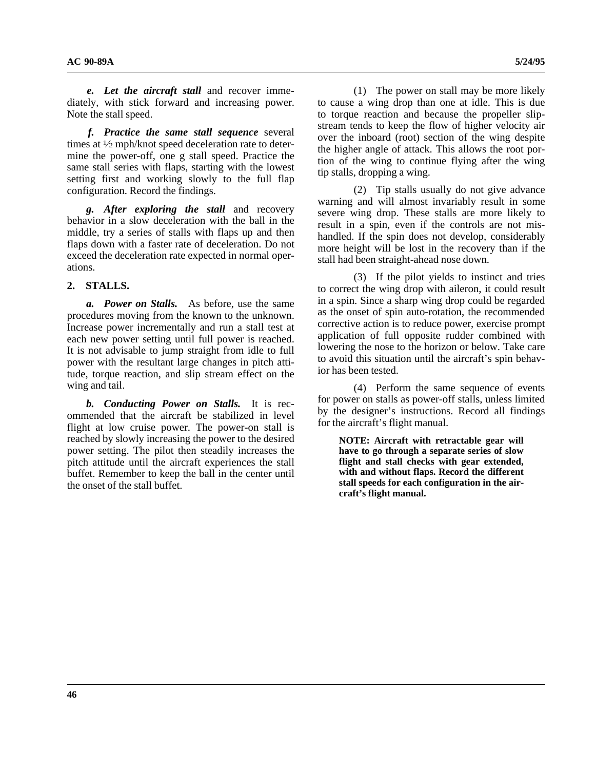***e. Let the aircraft stall*** and recover immediately, with stick forward and increasing power. Note the stall speed.

***f. Practice the same stall sequence*** several times at ½ mph/knot speed deceleration rate to determine the power-off, one g stall speed. Practice the same stall series with flaps, starting with the lowest setting first and working slowly to the full flap configuration. Record the findings.

***g. After exploring the stall*** and recovery behavior in a slow deceleration with the ball in the middle, try a series of stalls with flaps up and then flaps down with a faster rate of deceleration. Do not exceed the deceleration rate expected in normal operations.

## 2. STALLS.

***a. Power on Stalls.*** As before, use the same procedures moving from the known to the unknown. Increase power incrementally and run a stall test at each new power setting until full power is reached. It is not advisable to jump straight from idle to full power with the resultant large changes in pitch attitude, torque reaction, and slip stream effect on the wing and tail.

***b. Conducting Power on Stalls.*** It is recommended that the aircraft be stabilized in level flight at low cruise power. The power-on stall is reached by slowly increasing the power to the desired power setting. The pilot then steadily increases the pitch attitude until the aircraft experiences the stall buffet. Remember to keep the ball in the center until the onset of the stall buffet.

(1) The power on stall may be more likely to cause a wing drop than one at idle. This is due to torque reaction and because the propeller slipstream tends to keep the flow of higher velocity air over the inboard (root) section of the wing despite the higher angle of attack. This allows the root portion of the wing to continue flying after the wing tip stalls, dropping a wing.

(2) Tip stalls usually do not give advance warning and will almost invariably result in some severe wing drop. These stalls are more likely to result in a spin, even if the controls are not mishandled. If the spin does not develop, considerably more height will be lost in the recovery than if the stall had been straight-ahead nose down.

(3) If the pilot yields to instinct and tries to correct the wing drop with aileron, it could result in a spin. Since a sharp wing drop could be regarded as the onset of spin auto-rotation, the recommended corrective action is to reduce power, exercise prompt application of full opposite rudder combined with lowering the nose to the horizon or below. Take care to avoid this situation until the aircraft's spin behavior has been tested.

(4) Perform the same sequence of events for power on stalls as power-off stalls, unless limited by the designer's instructions. Record all findings for the aircraft's flight manual.

> **NOTE: Aircraft with retractable gear will have to go through a separate series of slow flight and stall checks with gear extended, with and without flaps. Record the different stall speeds for each configuration in the aircraft's flight manual.**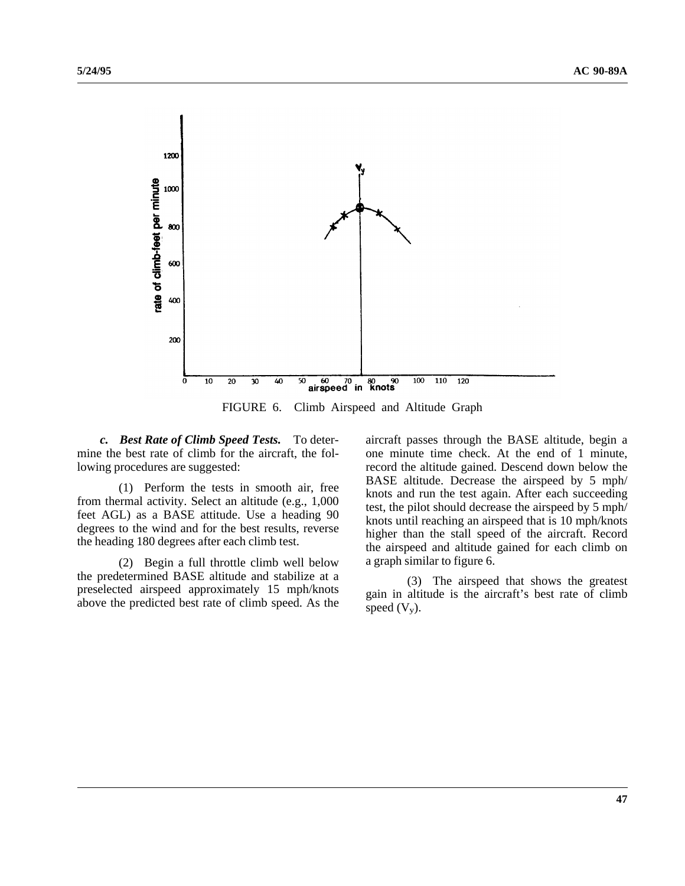FIGURE 6. Climb Airspeed and Altitude Graph

***c. Best Rate of Climb Speed Tests.*** To determine the best rate of climb for the aircraft, the following procedures are suggested:

(1) Perform the tests in smooth air, free from thermal activity. Select an altitude (e.g., 1,000 feet AGL) as a BASE attitude. Use a heading 90 degrees to the wind and for the best results, reverse the heading 180 degrees after each climb test.

(2) Begin a full throttle climb well below the predetermined BASE altitude and stabilize at a preselected airspeed approximately 15 mph/knots above the predicted best rate of climb speed. As the aircraft passes through the BASE altitude, begin a one minute time check. At the end of 1 minute, record the altitude gained. Descend down below the BASE altitude. Decrease the airspeed by 5 mph/knots and run the test again. After each succeeding test, the pilot should decrease the airspeed by 5 mph/knots until reaching an airspeed that is 10 mph/knots higher than the stall speed of the aircraft. Record the airspeed and altitude gained for each climb on a graph similar to figure 6.

(3) The airspeed that shows the greatest gain in altitude is the aircraft's best rate of climb speed ($V_y$).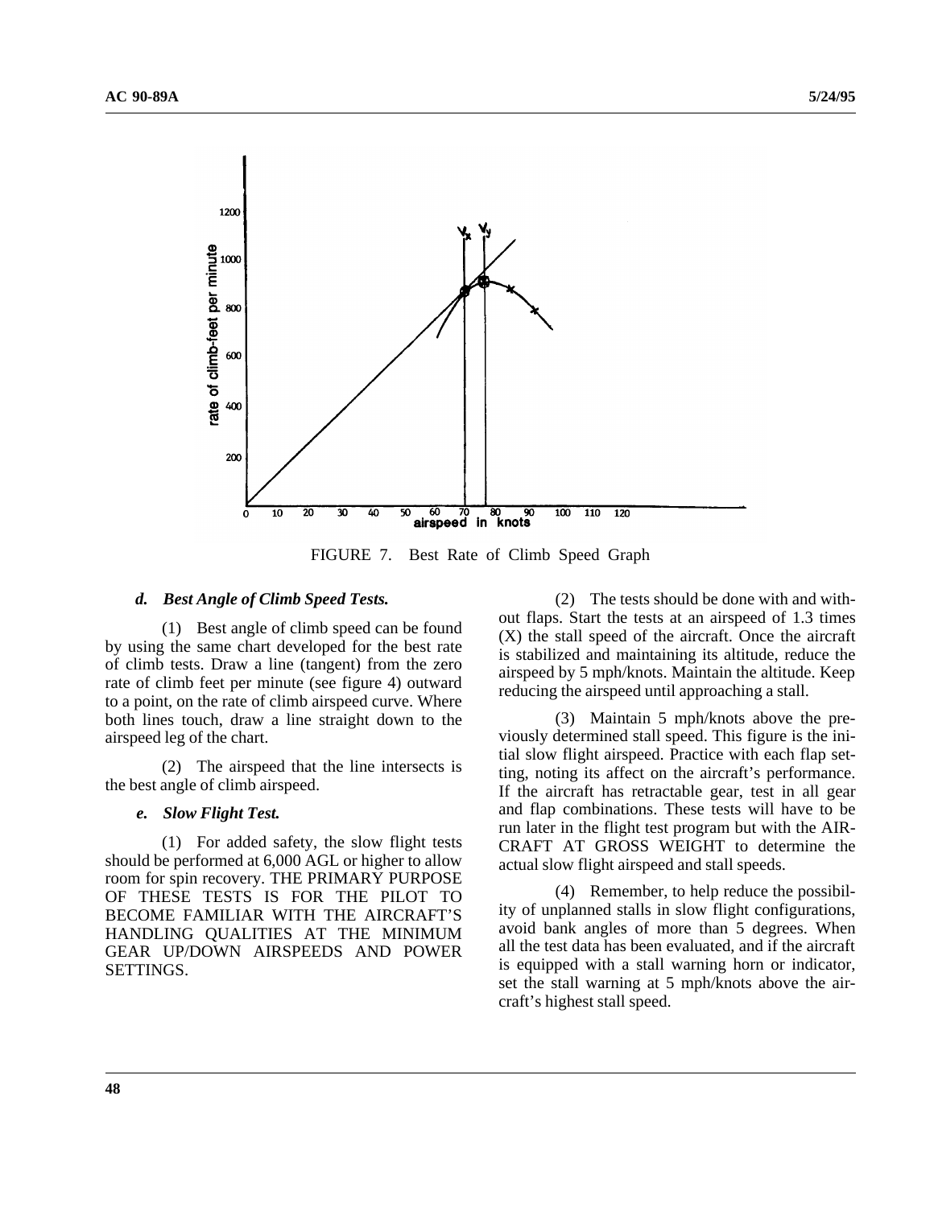FIGURE 7. Best Rate of Climb Speed Graph

*d. Best Angle of Climb Speed Tests.*

(1) Best angle of climb speed can be found by using the same chart developed for the best rate of climb tests. Draw a line (tangent) from the zero rate of climb feet per minute (see figure 4) outward to a point, on the rate of climb airspeed curve. Where both lines touch, draw a line straight down to the airspeed leg of the chart.

(2) The airspeed that the line intersects is the best angle of climb airspeed.

*e. Slow Flight Test.*

(1) For added safety, the slow flight tests should be performed at 6,000 AGL or higher to allow room for spin recovery. THE PRIMARY PURPOSE OF THESE TESTS IS FOR THE PILOT TO BECOME FAMILIAR WITH THE AIRCRAFT'S HANDLING QUALITIES AT THE MINIMUM GEAR UP/DOWN AIRSPEEDS AND POWER SETTINGS.

(2) The tests should be done with and without flaps. Start the tests at an airspeed of 1.3 times (X) the stall speed of the aircraft. Once the aircraft is stabilized and maintaining its altitude, reduce the airspeed by 5 mph/knots. Maintain the altitude. Keep reducing the airspeed until approaching a stall.

(3) Maintain 5 mph/knots above the previously determined stall speed. This figure is the initial slow flight airspeed. Practice with each flap setting, noting its affect on the aircraft's performance. If the aircraft has retractable gear, test in all gear and flap combinations. These tests will have to be run later in the flight test program but with the AIRCRAFT AT GROSS WEIGHT to determine the actual slow flight airspeed and stall speeds.

(4) Remember, to help reduce the possibility of unplanned stalls in slow flight configurations, avoid bank angles of more than 5 degrees. When all the test data has been evaluated, and if the aircraft is equipped with a stall warning horn or indicator, set the stall warning at 5 mph/knots above the aircraft's highest stall speed.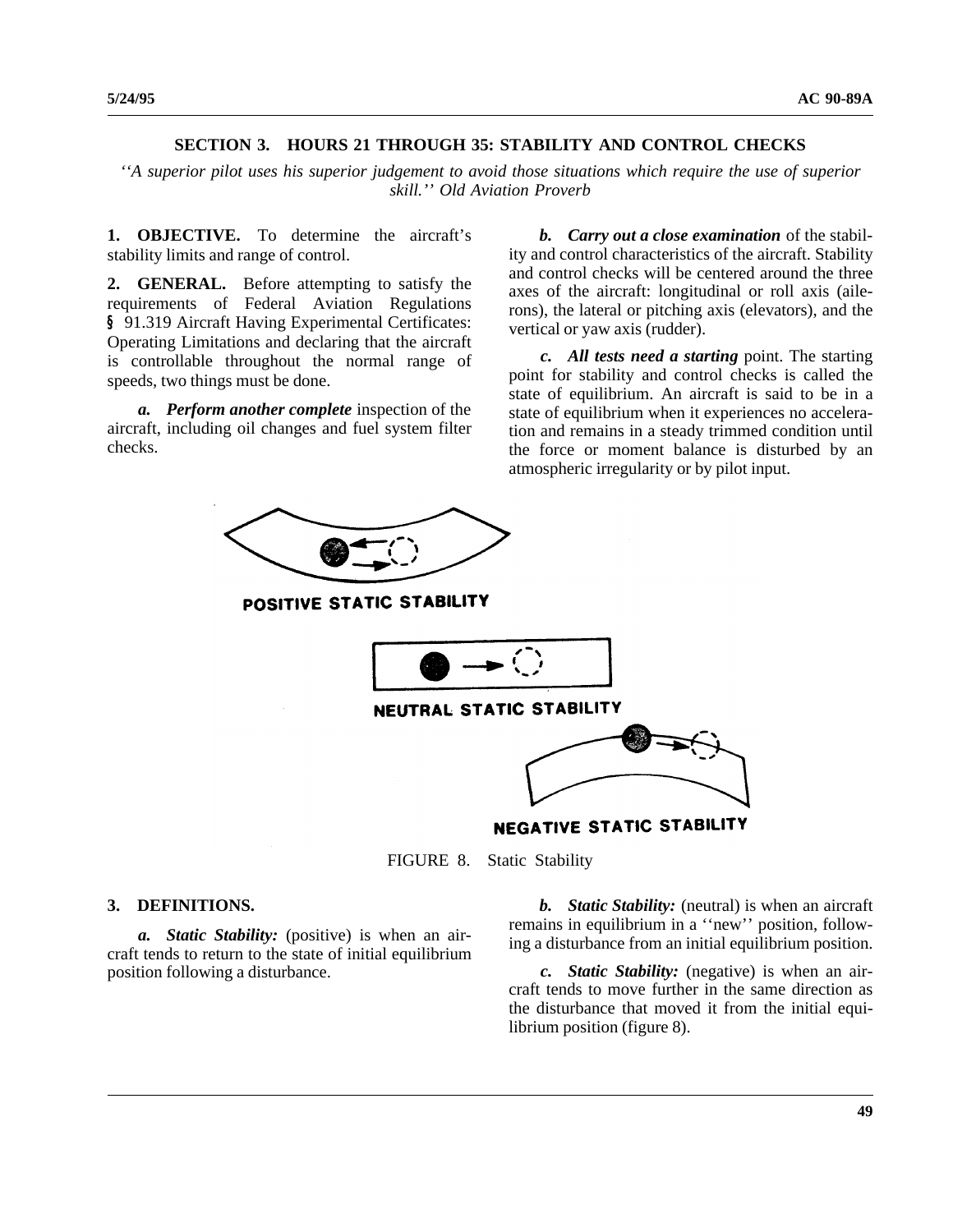## SECTION 3. HOURS 21 THROUGH 35: STABILITY AND CONTROL CHECKS

*''A superior pilot uses his superior judgement to avoid those situations which require the use of superior skill.'' Old Aviation Proverb*

**1. OBJECTIVE.** To determine the aircraft's stability limits and range of control.

**2. GENERAL.** Before attempting to satisfy the requirements of Federal Aviation Regulations § 91.319 Aircraft Having Experimental Certificates: Operating Limitations and declaring that the aircraft is controllable throughout the normal range of speeds, two things must be done.

***a. Perform another complete*** inspection of the aircraft, including oil changes and fuel system filter checks.

***b. Carry out a close examination*** of the stability and control characteristics of the aircraft. Stability and control checks will be centered around the three axes of the aircraft: longitudinal or roll axis (ailerons), the lateral or pitching axis (elevators), and the vertical or yaw axis (rudder).

***c. All tests need a starting*** point. The starting point for stability and control checks is called the state of equilibrium. An aircraft is said to be in a state of equilibrium when it experiences no acceleration and remains in a steady trimmed condition until the force or moment balance is disturbed by an atmospheric irregularity or by pilot input.

POSITIVE STATIC STABILITY

NEUTRAL STATIC STABILITY

NEGATIVE STATIC STABILITY

FIGURE 8. Static Stability

**3. DEFINITIONS.**

***a. Static Stability:*** (positive) is when an aircraft tends to return to the state of initial equilibrium position following a disturbance.

***b. Static Stability:*** (neutral) is when an aircraft remains in equilibrium in a ''new'' position, following a disturbance from an initial equilibrium position.

***c. Static Stability:*** (negative) is when an aircraft tends to move further in the same direction as the disturbance that moved it from the initial equilibrium position (figure 8).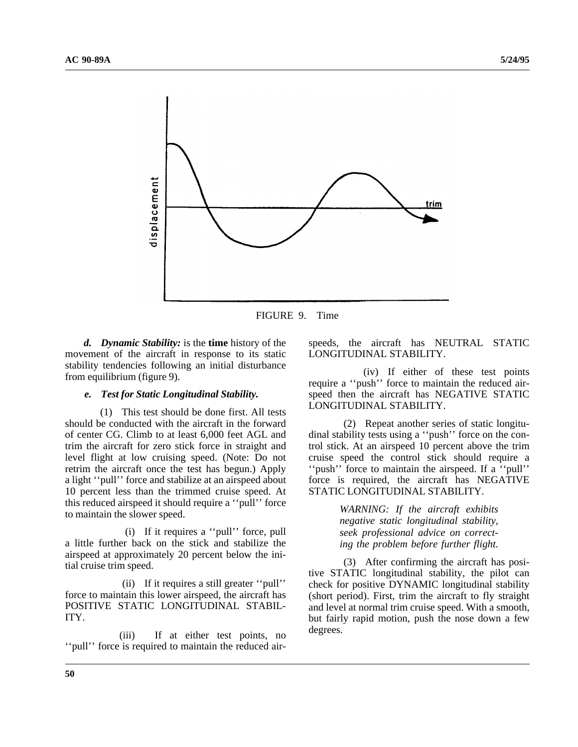FIGURE 9. Time

***d. Dynamic Stability:*** is the **time** history of the movement of the aircraft in response to its static stability tendencies following an initial disturbance from equilibrium (figure 9).

***e. Test for Static Longitudinal Stability.***

(1) This test should be done first. All tests should be conducted with the aircraft in the forward of center CG. Climb to at least 6,000 feet AGL and trim the aircraft for zero stick force in straight and level flight at low cruising speed. (Note: Do not retrim the aircraft once the test has begun.) Apply a light ''pull'' force and stabilize at an airspeed about 10 percent less than the trimmed cruise speed. At this reduced airspeed it should require a ''pull'' force to maintain the slower speed.

(i) If it requires a ''pull'' force, pull a little further back on the stick and stabilize the airspeed at approximately 20 percent below the initial cruise trim speed.

(ii) If it requires a still greater ''pull'' force to maintain this lower airspeed, the aircraft has POSITIVE STATIC LONGITUDINAL STABILITY.

(iii) If at either test points, no ''pull'' force is required to maintain the reduced airspeeds, the aircraft has NEUTRAL STATIC LONGITUDINAL STABILITY.

(iv) If either of these test points require a ''push'' force to maintain the reduced airspeed then the aircraft has NEGATIVE STATIC LONGITUDINAL STABILITY.

(2) Repeat another series of static longitudinal stability tests using a ''push'' force on the control stick. At an airspeed 10 percent above the trim cruise speed the control stick should require a ''push'' force to maintain the airspeed. If a ''pull'' force is required, the aircraft has NEGATIVE STATIC LONGITUDINAL STABILITY.

*WARNING: If the aircraft exhibits negative static longitudinal stability, seek professional advice on correcting the problem before further flight.*

(3) After confirming the aircraft has positive STATIC longitudinal stability, the pilot can check for positive DYNAMIC longitudinal stability (short period). First, trim the aircraft to fly straight and level at normal trim cruise speed. With a smooth, but fairly rapid motion, push the nose down a few degrees.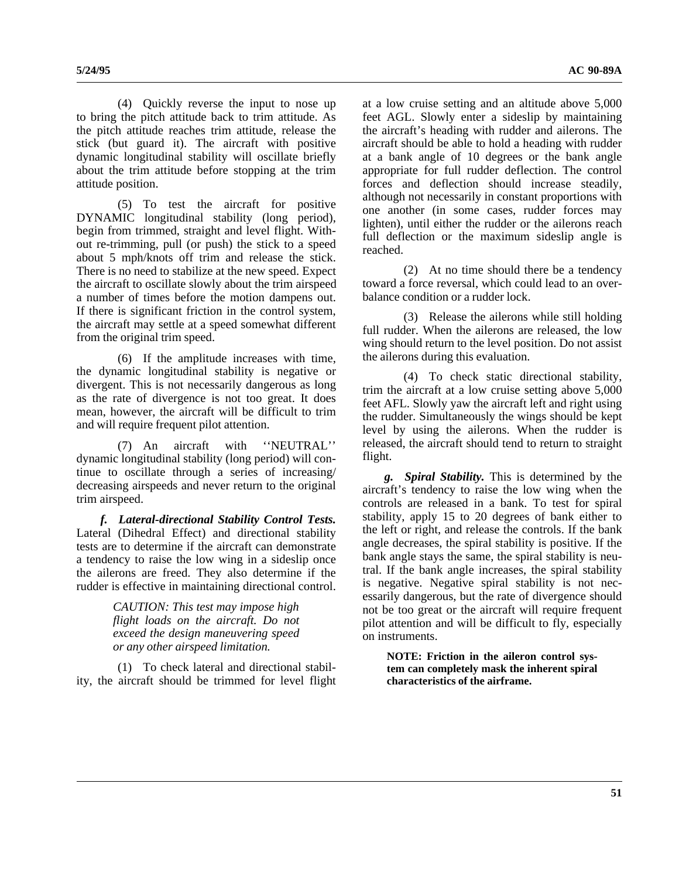(4) Quickly reverse the input to nose up to bring the pitch attitude back to trim attitude. As the pitch attitude reaches trim attitude, release the stick (but guard it). The aircraft with positive dynamic longitudinal stability will oscillate briefly about the trim attitude before stopping at the trim attitude position.

(5) To test the aircraft for positive DYNAMIC longitudinal stability (long period), begin from trimmed, straight and level flight. Without re-trimming, pull (or push) the stick to a speed about 5 mph/knots off trim and release the stick. There is no need to stabilize at the new speed. Expect the aircraft to oscillate slowly about the trim airspeed a number of times before the motion dampens out. If there is significant friction in the control system, the aircraft may settle at a speed somewhat different from the original trim speed.

(6) If the amplitude increases with time, the dynamic longitudinal stability is negative or divergent. This is not necessarily dangerous as long as the rate of divergence is not too great. It does mean, however, the aircraft will be difficult to trim and will require frequent pilot attention.

(7) An aircraft with ''NEUTRAL'' dynamic longitudinal stability (long period) will continue to oscillate through a series of increasing/decreasing airspeeds and never return to the original trim airspeed.

***f. Lateral-directional Stability Control Tests.*** Lateral (Dihedral Effect) and directional stability tests are to determine if the aircraft can demonstrate a tendency to raise the low wing in a sideslip once the ailerons are freed. They also determine if the rudder is effective in maintaining directional control.

> *CAUTION: This test may impose high flight loads on the aircraft. Do not exceed the design maneuvering speed or any other airspeed limitation.*

(1) To check lateral and directional stability, the aircraft should be trimmed for level flight at a low cruise setting and an altitude above 5,000 feet AGL. Slowly enter a sideslip by maintaining the aircraft's heading with rudder and ailerons. The aircraft should be able to hold a heading with rudder at a bank angle of 10 degrees or the bank angle appropriate for full rudder deflection. The control forces and deflection should increase steadily, although not necessarily in constant proportions with one another (in some cases, rudder forces may lighten), until either the rudder or the ailerons reach full deflection or the maximum sideslip angle is reached.

(2) At no time should there be a tendency toward a force reversal, which could lead to an overbalance condition or a rudder lock.

(3) Release the ailerons while still holding full rudder. When the ailerons are released, the low wing should return to the level position. Do not assist the ailerons during this evaluation.

(4) To check static directional stability, trim the aircraft at a low cruise setting above 5,000 feet AFL. Slowly yaw the aircraft left and right using the rudder. Simultaneously the wings should be kept level by using the ailerons. When the rudder is released, the aircraft should tend to return to straight flight.

***g. Spiral Stability.*** This is determined by the aircraft's tendency to raise the low wing when the controls are released in a bank. To test for spiral stability, apply 15 to 20 degrees of bank either to the left or right, and release the controls. If the bank angle decreases, the spiral stability is positive. If the bank angle stays the same, the spiral stability is neutral. If the bank angle increases, the spiral stability is negative. Negative spiral stability is not necessarily dangerous, but the rate of divergence should not be too great or the aircraft will require frequent pilot attention and will be difficult to fly, especially on instruments.

> **NOTE: Friction in the aileron control system can completely mask the inherent spiral characteristics of the airframe.**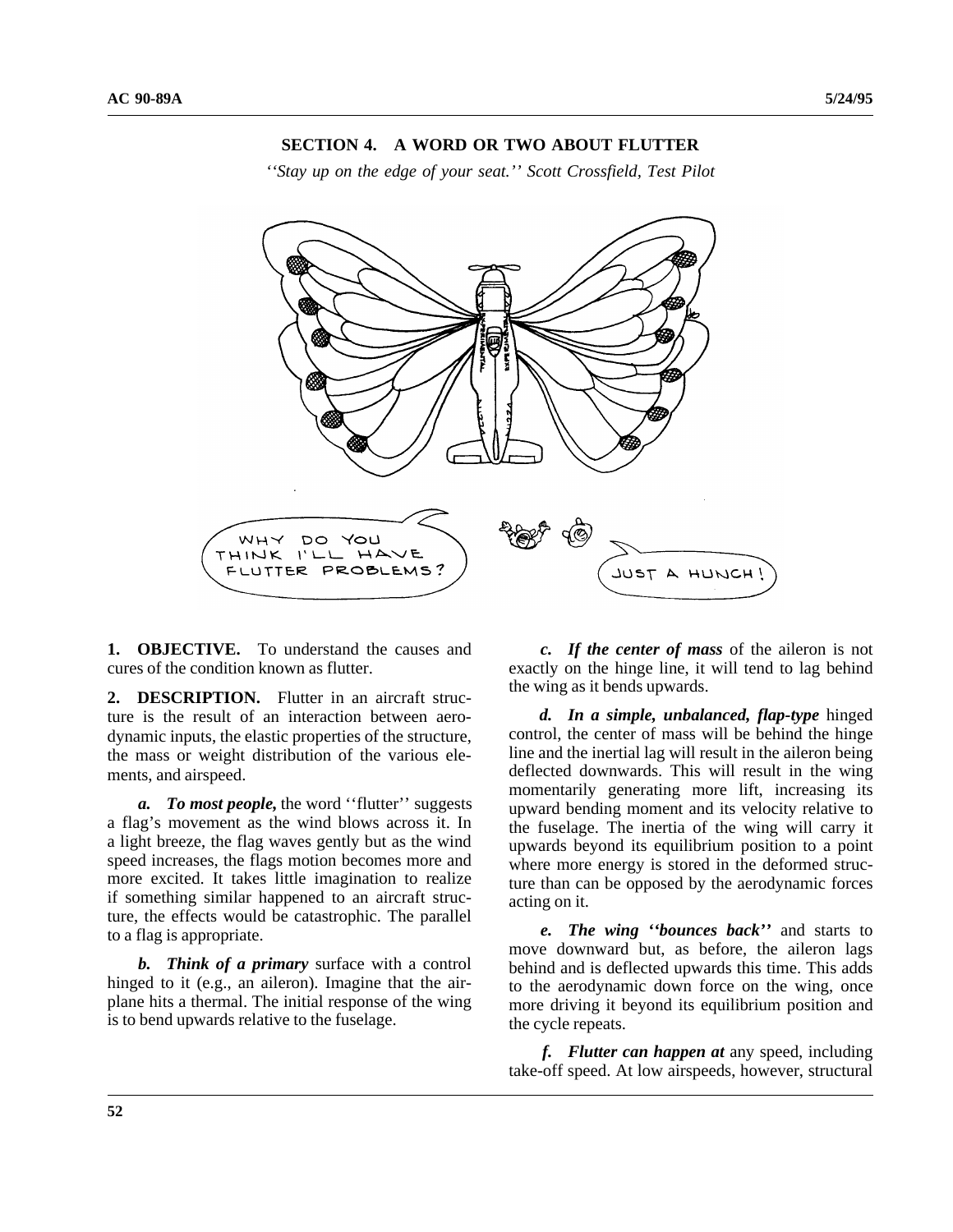## SECTION 4. A WORD OR TWO ABOUT FLUTTER

*''Stay up on the edge of your seat.'' Scott Crossfield, Test Pilot*

**1. OBJECTIVE.** To understand the causes and cures of the condition known as flutter.

**2. DESCRIPTION.** Flutter in an aircraft structure is the result of an interaction between aerodynamic inputs, the elastic properties of the structure, the mass or weight distribution of the various elements, and airspeed.

***a. To most people,*** the word ''flutter'' suggests a flag's movement as the wind blows across it. In a light breeze, the flag waves gently but as the wind speed increases, the flags motion becomes more and more excited. It takes little imagination to realize if something similar happened to an aircraft structure, the effects would be catastrophic. The parallel to a flag is appropriate.

***b. Think of a primary*** surface with a control hinged to it (e.g., an aileron). Imagine that the airplane hits a thermal. The initial response of the wing is to bend upwards relative to the fuselage.

***c. If the center of mass*** of the aileron is not exactly on the hinge line, it will tend to lag behind the wing as it bends upwards.

***d. In a simple, unbalanced, flap-type*** hinged control, the center of mass will be behind the hinge line and the inertial lag will result in the aileron being deflected downwards. This will result in the wing momentarily generating more lift, increasing its upward bending moment and its velocity relative to the fuselage. The inertia of the wing will carry it upwards beyond its equilibrium position to a point where more energy is stored in the deformed structure than can be opposed by the aerodynamic forces acting on it.

***e. The wing ''bounces back''*** and starts to move downward but, as before, the aileron lags behind and is deflected upwards this time. This adds to the aerodynamic down force on the wing, once more driving it beyond its equilibrium position and the cycle repeats.

***f. Flutter can happen at*** any speed, including take-off speed. At low airspeeds, however, structural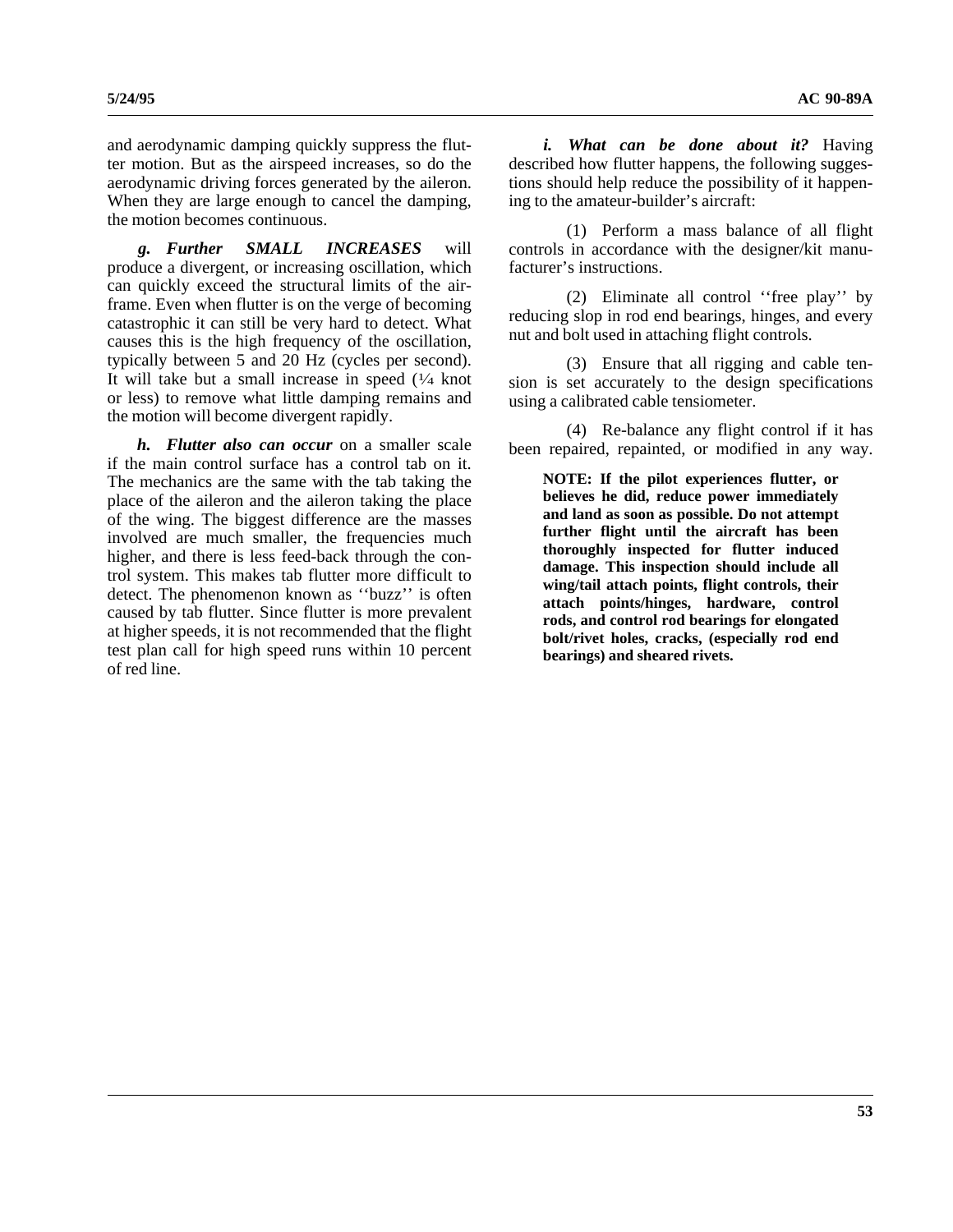and aerodynamic damping quickly suppress the flutter motion. But as the airspeed increases, so do the aerodynamic driving forces generated by the aileron. When they are large enough to cancel the damping, the motion becomes continuous.

***g. Further SMALL INCREASES*** will produce a divergent, or increasing oscillation, which can quickly exceed the structural limits of the airframe. Even when flutter is on the verge of becoming catastrophic it can still be very hard to detect. What causes this is the high frequency of the oscillation, typically between 5 and 20 Hz (cycles per second). It will take but a small increase in speed (¼ knot or less) to remove what little damping remains and the motion will become divergent rapidly.

***h. Flutter also can occur*** on a smaller scale if the main control surface has a control tab on it. The mechanics are the same with the tab taking the place of the aileron and the aileron taking the place of the wing. The biggest difference are the masses involved are much smaller, the frequencies much higher, and there is less feed-back through the control system. This makes tab flutter more difficult to detect. The phenomenon known as ''buzz'' is often caused by tab flutter. Since flutter is more prevalent at higher speeds, it is not recommended that the flight test plan call for high speed runs within 10 percent of red line.

***i. What can be done about it?*** Having described how flutter happens, the following suggestions should help reduce the possibility of it happening to the amateur-builder's aircraft:

(1) Perform a mass balance of all flight controls in accordance with the designer/kit manufacturer's instructions.

(2) Eliminate all control ''free play'' by reducing slop in rod end bearings, hinges, and every nut and bolt used in attaching flight controls.

(3) Ensure that all rigging and cable tension is set accurately to the design specifications using a calibrated cable tensiometer.

(4) Re-balance any flight control if it has been repaired, repainted, or modified in any way.

**NOTE: If the pilot experiences flutter, or believes he did, reduce power immediately and land as soon as possible. Do not attempt further flight until the aircraft has been thoroughly inspected for flutter induced damage. This inspection should include all wing/tail attach points, flight controls, their attach points/hinges, hardware, control rods, and control rod bearings for elongated bolt/rivet holes, cracks, (especially rod end bearings) and sheared rivets.**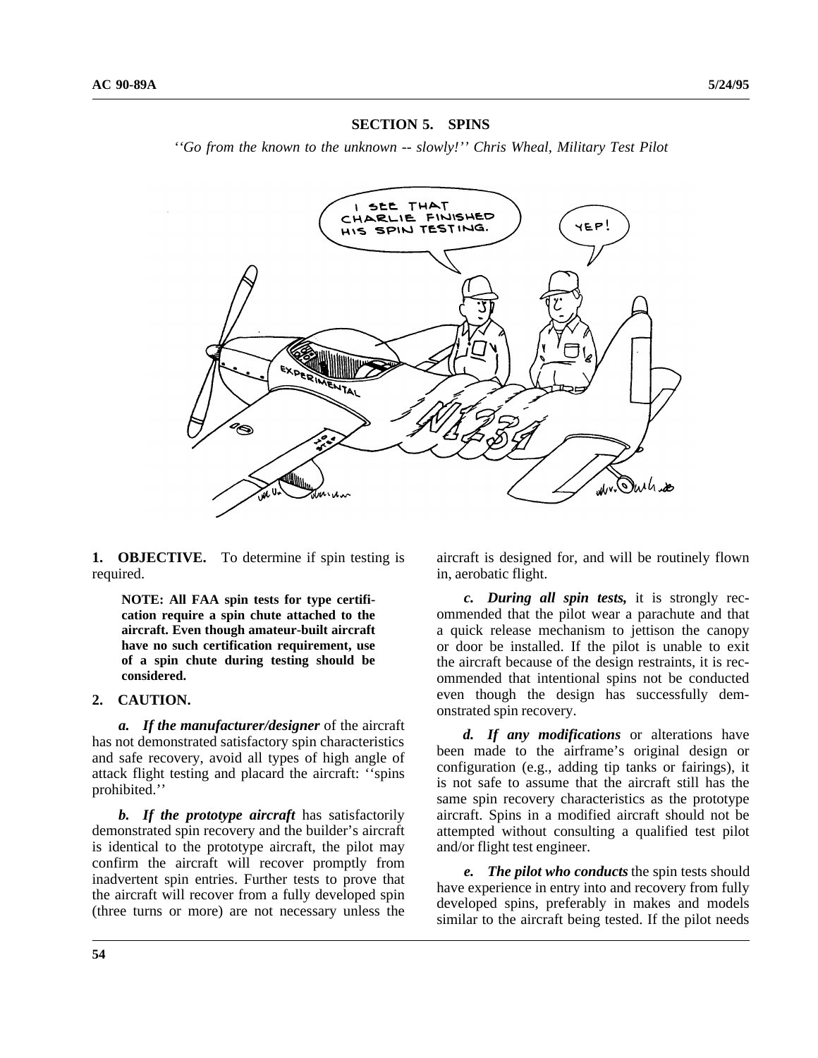## SECTION 5. SPINS

*''Go from the known to the unknown -- slowly!'' Chris Wheal, Military Test Pilot*

**1. OBJECTIVE.** To determine if spin testing is required.

> **NOTE: All FAA spin tests for type certification require a spin chute attached to the aircraft. Even though amateur-built aircraft have no such certification requirement, use of a spin chute during testing should be considered.**

**2. CAUTION.**

***a. If the manufacturer/designer*** of the aircraft has not demonstrated satisfactory spin characteristics and safe recovery, avoid all types of high angle of attack flight testing and placard the aircraft: ''spins prohibited.''

***b. If the prototype aircraft*** has satisfactorily demonstrated spin recovery and the builder's aircraft is identical to the prototype aircraft, the pilot may confirm the aircraft will recover promptly from inadvertent spin entries. Further tests to prove that the aircraft will recover from a fully developed spin (three turns or more) are not necessary unless the aircraft is designed for, and will be routinely flown in, aerobatic flight.

***c. During all spin tests,*** it is strongly recommended that the pilot wear a parachute and that a quick release mechanism to jettison the canopy or door be installed. If the pilot is unable to exit the aircraft because of the design restraints, it is recommended that intentional spins not be conducted even though the design has successfully demonstrated spin recovery.

***d. If any modifications*** or alterations have been made to the airframe's original design or configuration (e.g., adding tip tanks or fairings), it is not safe to assume that the aircraft still has the same spin recovery characteristics as the prototype aircraft. Spins in a modified aircraft should not be attempted without consulting a qualified test pilot and/or flight test engineer.

***e. The pilot who conducts*** the spin tests should have experience in entry into and recovery from fully developed spins, preferably in makes and models similar to the aircraft being tested. If the pilot needs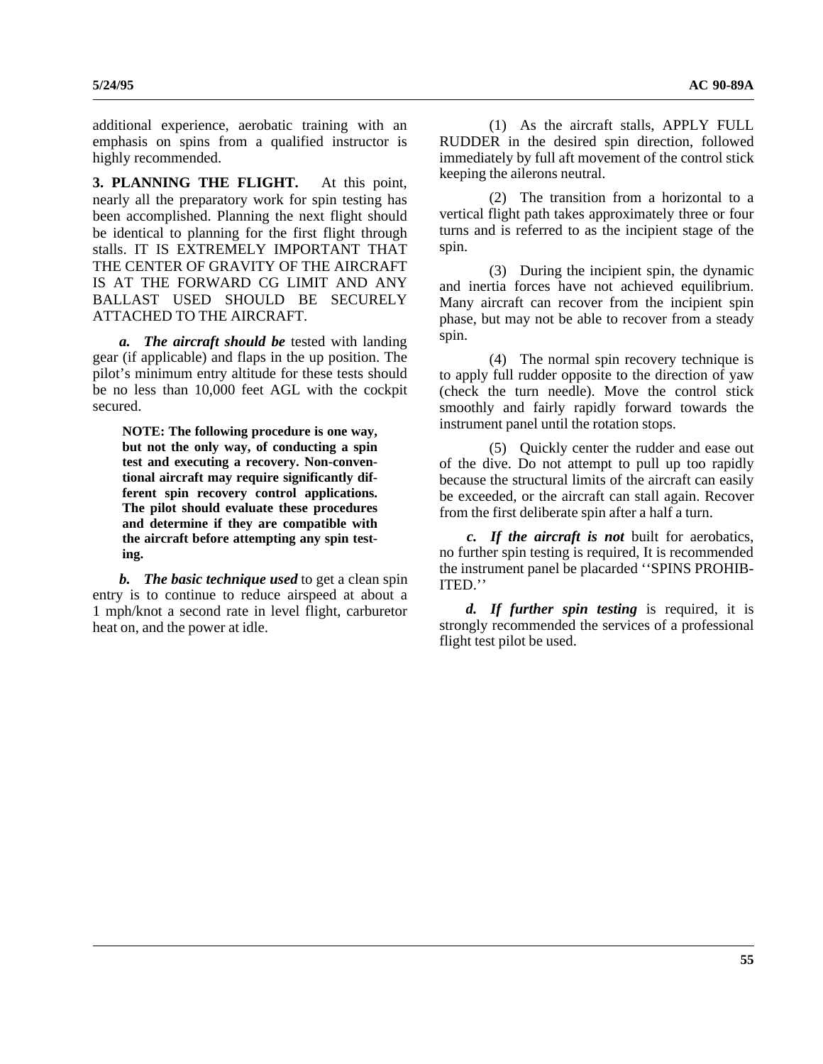additional experience, aerobatic training with an emphasis on spins from a qualified instructor is highly recommended.

**3. PLANNING THE FLIGHT.** At this point, nearly all the preparatory work for spin testing has been accomplished. Planning the next flight should be identical to planning for the first flight through stalls. IT IS EXTREMELY IMPORTANT THAT THE CENTER OF GRAVITY OF THE AIRCRAFT IS AT THE FORWARD CG LIMIT AND ANY BALLAST USED SHOULD BE SECURELY ATTACHED TO THE AIRCRAFT.

***a. The aircraft should be*** tested with landing gear (if applicable) and flaps in the up position. The pilot's minimum entry altitude for these tests should be no less than 10,000 feet AGL with the cockpit secured.

> **NOTE: The following procedure is one way, but not the only way, of conducting a spin test and executing a recovery. Non-conventional aircraft may require significantly different spin recovery control applications. The pilot should evaluate these procedures and determine if they are compatible with the aircraft before attempting any spin testing.**

***b. The basic technique used*** to get a clean spin entry is to continue to reduce airspeed at about a 1 mph/knot a second rate in level flight, carburetor heat on, and the power at idle.

(1) As the aircraft stalls, APPLY FULL RUDDER in the desired spin direction, followed immediately by full aft movement of the control stick keeping the ailerons neutral.

(2) The transition from a horizontal to a vertical flight path takes approximately three or four turns and is referred to as the incipient stage of the spin.

(3) During the incipient spin, the dynamic and inertia forces have not achieved equilibrium. Many aircraft can recover from the incipient spin phase, but may not be able to recover from a steady spin.

(4) The normal spin recovery technique is to apply full rudder opposite to the direction of yaw (check the turn needle). Move the control stick smoothly and fairly rapidly forward towards the instrument panel until the rotation stops.

(5) Quickly center the rudder and ease out of the dive. Do not attempt to pull up too rapidly because the structural limits of the aircraft can easily be exceeded, or the aircraft can stall again. Recover from the first deliberate spin after a half a turn.

***c. If the aircraft is not*** built for aerobatics, no further spin testing is required, It is recommended the instrument panel be placarded ''SPINS PROHIBITED.''

***d. If further spin testing*** is required, it is strongly recommended the services of a professional flight test pilot be used.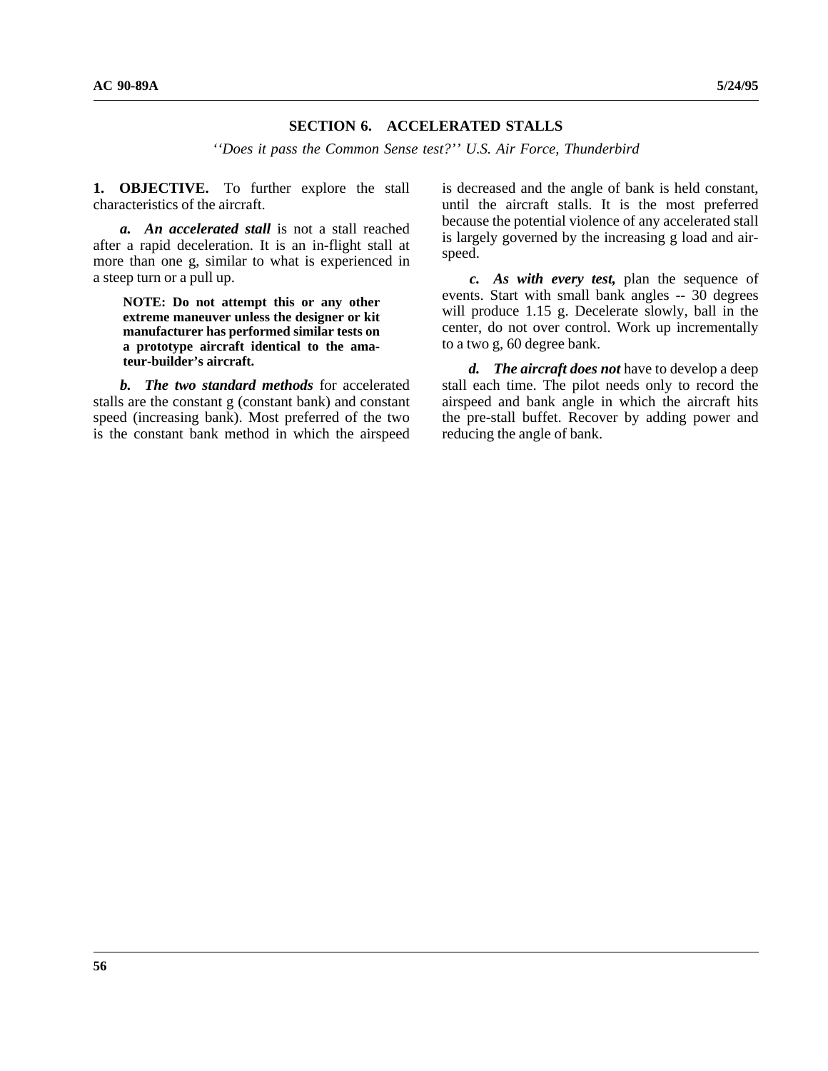## SECTION 6. ACCELERATED STALLS

*''Does it pass the Common Sense test?'' U.S. Air Force, Thunderbird*

**1. OBJECTIVE.** To further explore the stall characteristics of the aircraft.

***a. An accelerated stall*** is not a stall reached after a rapid deceleration. It is an in-flight stall at more than one g, similar to what is experienced in a steep turn or a pull up.

> **NOTE: Do not attempt this or any other extreme maneuver unless the designer or kit manufacturer has performed similar tests on a prototype aircraft identical to the amateur-builder's aircraft.**

***b. The two standard methods*** for accelerated stalls are the constant g (constant bank) and constant speed (increasing bank). Most preferred of the two is the constant bank method in which the airspeed is decreased and the angle of bank is held constant, until the aircraft stalls. It is the most preferred because the potential violence of any accelerated stall is largely governed by the increasing g load and airspeed.

***c. As with every test,*** plan the sequence of events. Start with small bank angles -- 30 degrees will produce 1.15 g. Decelerate slowly, ball in the center, do not over control. Work up incrementally to a two g, 60 degree bank.

***d. The aircraft does not*** have to develop a deep stall each time. The pilot needs only to record the airspeed and bank angle in which the aircraft hits the pre-stall buffet. Recover by adding power and reducing the angle of bank.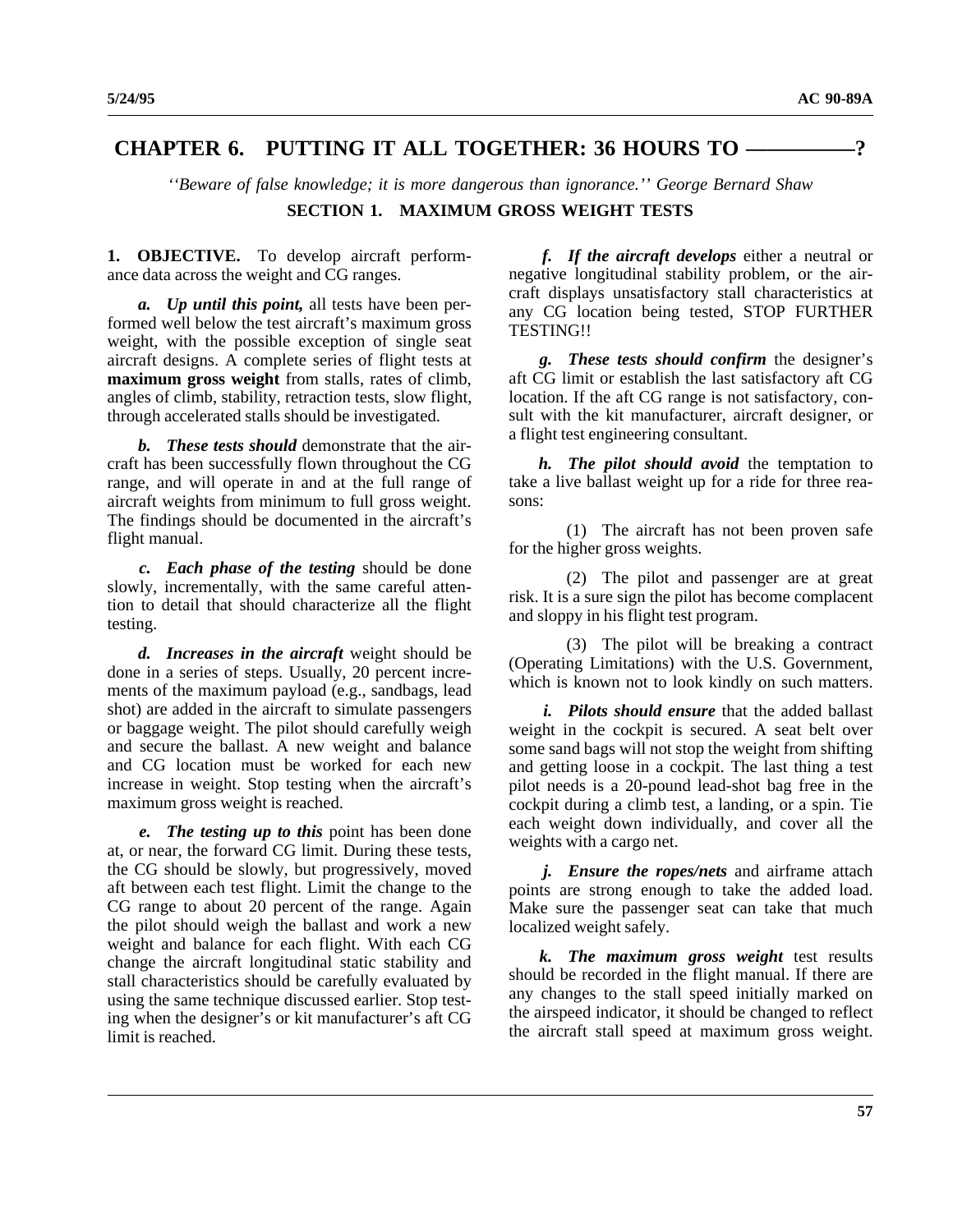# CHAPTER 6. PUTTING IT ALL TOGETHER: 36 HOURS TO ——————?

*''Beware of false knowledge; it is more dangerous than ignorance.'' George Bernard Shaw*

## SECTION 1. MAXIMUM GROSS WEIGHT TESTS

**1. OBJECTIVE.** To develop aircraft performance data across the weight and CG ranges.

***a. Up until this point,*** all tests have been performed well below the test aircraft's maximum gross weight, with the possible exception of single seat aircraft designs. A complete series of flight tests at **maximum gross weight** from stalls, rates of climb, angles of climb, stability, retraction tests, slow flight, through accelerated stalls should be investigated.

***b. These tests should*** demonstrate that the aircraft has been successfully flown throughout the CG range, and will operate in and at the full range of aircraft weights from minimum to full gross weight. The findings should be documented in the aircraft's flight manual.

***c. Each phase of the testing*** should be done slowly, incrementally, with the same careful attention to detail that should characterize all the flight testing.

***d. Increases in the aircraft*** weight should be done in a series of steps. Usually, 20 percent increments of the maximum payload (e.g., sandbags, lead shot) are added in the aircraft to simulate passengers or baggage weight. The pilot should carefully weigh and secure the ballast. A new weight and balance and CG location must be worked for each new increase in weight. Stop testing when the aircraft's maximum gross weight is reached.

***e. The testing up to this*** point has been done at, or near, the forward CG limit. During these tests, the CG should be slowly, but progressively, moved aft between each test flight. Limit the change to the CG range to about 20 percent of the range. Again the pilot should weigh the ballast and work a new weight and balance for each flight. With each CG change the aircraft longitudinal static stability and stall characteristics should be carefully evaluated by using the same technique discussed earlier. Stop testing when the designer's or kit manufacturer's aft CG limit is reached.

***f. If the aircraft develops*** either a neutral or negative longitudinal stability problem, or the aircraft displays unsatisfactory stall characteristics at any CG location being tested, STOP FURTHER TESTING!!

***g. These tests should confirm*** the designer's aft CG limit or establish the last satisfactory aft CG location. If the aft CG range is not satisfactory, consult with the kit manufacturer, aircraft designer, or a flight test engineering consultant.

***h. The pilot should avoid*** the temptation to take a live ballast weight up for a ride for three reasons:

(1) The aircraft has not been proven safe for the higher gross weights.

(2) The pilot and passenger are at great risk. It is a sure sign the pilot has become complacent and sloppy in his flight test program.

(3) The pilot will be breaking a contract (Operating Limitations) with the U.S. Government, which is known not to look kindly on such matters.

***i. Pilots should ensure*** that the added ballast weight in the cockpit is secured. A seat belt over some sand bags will not stop the weight from shifting and getting loose in a cockpit. The last thing a test pilot needs is a 20-pound lead-shot bag free in the cockpit during a climb test, a landing, or a spin. Tie each weight down individually, and cover all the weights with a cargo net.

***j. Ensure the ropes/nets*** and airframe attach points are strong enough to take the added load. Make sure the passenger seat can take that much localized weight safely.

***k. The maximum gross weight*** test results should be recorded in the flight manual. If there are any changes to the stall speed initially marked on the airspeed indicator, it should be changed to reflect the aircraft stall speed at maximum gross weight.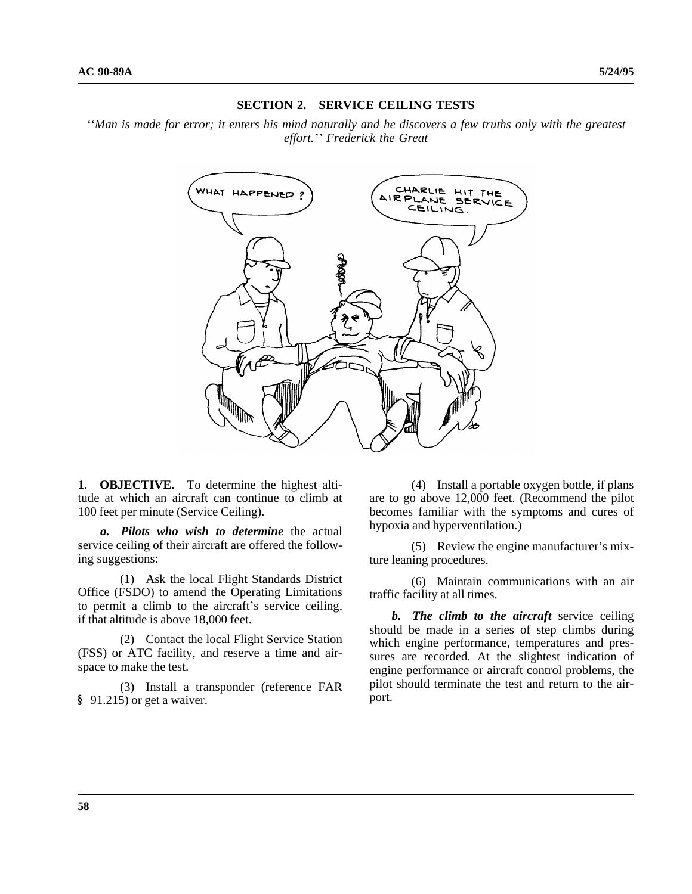## SECTION 2. SERVICE CEILING TESTS

*''Man is made for error; it enters his mind naturally and he discovers a few truths only with the greatest effort.'' Frederick the Great*

**1. OBJECTIVE.** To determine the highest altitude at which an aircraft can continue to climb at 100 feet per minute (Service Ceiling).

***a. Pilots who wish to determine*** the actual service ceiling of their aircraft are offered the following suggestions:

(1) Ask the local Flight Standards District Office (FSDO) to amend the Operating Limitations to permit a climb to the aircraft's service ceiling, if that altitude is above 18,000 feet.

(2) Contact the local Flight Service Station (FSS) or ATC facility, and reserve a time and airspace to make the test.

(3) Install a transponder (reference FAR § 91.215) or get a waiver.

(4) Install a portable oxygen bottle, if plans are to go above 12,000 feet. (Recommend the pilot becomes familiar with the symptoms and cures of hypoxia and hyperventilation.)

(5) Review the engine manufacturer's mixture leaning procedures.

(6) Maintain communications with an air traffic facility at all times.

***b. The climb to the aircraft*** service ceiling should be made in a series of step climbs during which engine performance, temperatures and pressures are recorded. At the slightest indication of engine performance or aircraft control problems, the pilot should terminate the test and return to the airport.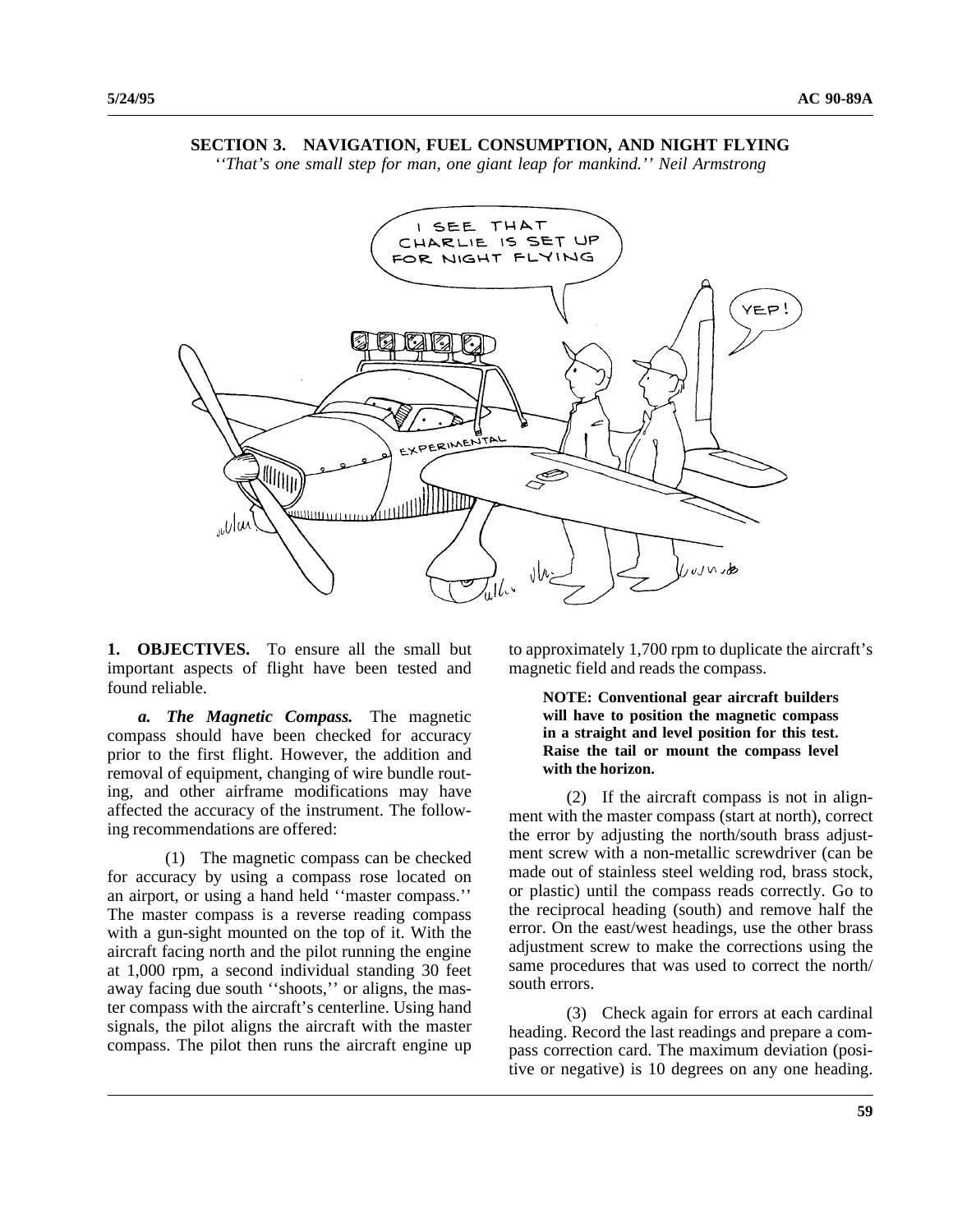# SECTION 3. NAVIGATION, FUEL CONSUMPTION, AND NIGHT FLYING

*''That's one small step for man, one giant leap for mankind.'' Neil Armstrong*

**1. OBJECTIVES.** To ensure all the small but important aspects of flight have been tested and found reliable.

***a. The Magnetic Compass.*** The magnetic compass should have been checked for accuracy prior to the first flight. However, the addition and removal of equipment, changing of wire bundle routing, and other airframe modifications may have affected the accuracy of the instrument. The following recommendations are offered:

(1) The magnetic compass can be checked for accuracy by using a compass rose located on an airport, or using a hand held ''master compass.'' The master compass is a reverse reading compass with a gun-sight mounted on the top of it. With the aircraft facing north and the pilot running the engine at 1,000 rpm, a second individual standing 30 feet away facing due south ''shoots,'' or aligns, the master compass with the aircraft's centerline. Using hand signals, the pilot aligns the aircraft with the master compass. The pilot then runs the aircraft engine up to approximately 1,700 rpm to duplicate the aircraft's magnetic field and reads the compass.

**NOTE: Conventional gear aircraft builders will have to position the magnetic compass in a straight and level position for this test. Raise the tail or mount the compass level with the horizon.**

(2) If the aircraft compass is not in alignment with the master compass (start at north), correct the error by adjusting the north/south brass adjustment screw with a non-metallic screwdriver (can be made out of stainless steel welding rod, brass stock, or plastic) until the compass reads correctly. Go to the reciprocal heading (south) and remove half the error. On the east/west headings, use the other brass adjustment screw to make the corrections using the same procedures that was used to correct the north/south errors.

(3) Check again for errors at each cardinal heading. Record the last readings and prepare a compass correction card. The maximum deviation (positive or negative) is 10 degrees on any one heading.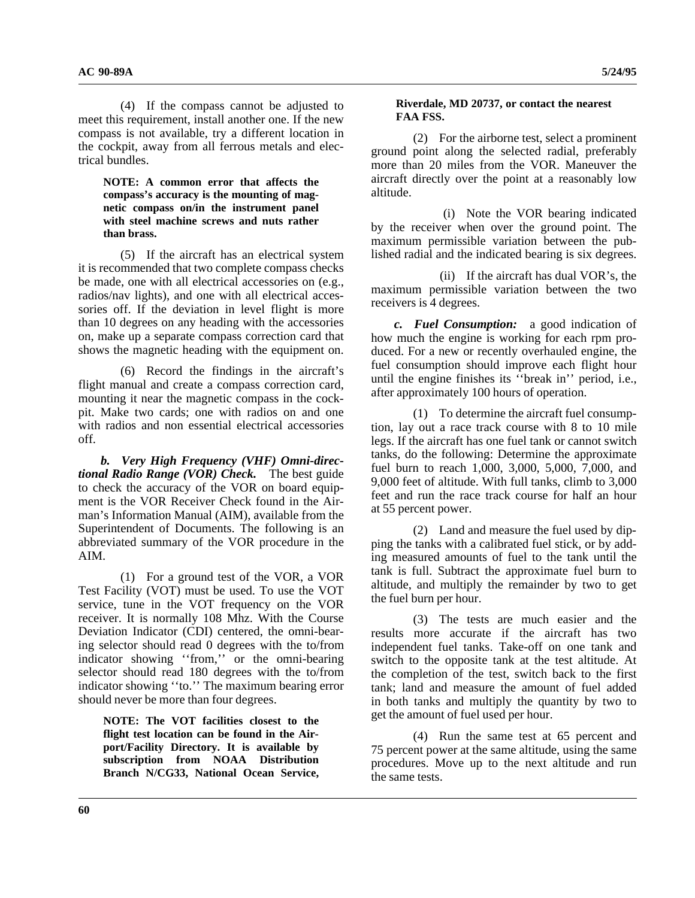(4) If the compass cannot be adjusted to meet this requirement, install another one. If the new compass is not available, try a different location in the cockpit, away from all ferrous metals and electrical bundles.

**NOTE: A common error that affects the compass's accuracy is the mounting of magnetic compass on/in the instrument panel with steel machine screws and nuts rather than brass.**

(5) If the aircraft has an electrical system it is recommended that two complete compass checks be made, one with all electrical accessories on (e.g., radios/nav lights), and one with all electrical accessories off. If the deviation in level flight is more than 10 degrees on any heading with the accessories on, make up a separate compass correction card that shows the magnetic heading with the equipment on.

(6) Record the findings in the aircraft's flight manual and create a compass correction card, mounting it near the magnetic compass in the cockpit. Make two cards; one with radios on and one with radios and non essential electrical accessories off.

***b. Very High Frequency (VHF) Omni-directional Radio Range (VOR) Check.*** The best guide to check the accuracy of the VOR on board equipment is the VOR Receiver Check found in the Airman's Information Manual (AIM), available from the Superintendent of Documents. The following is an abbreviated summary of the VOR procedure in the AIM.

(1) For a ground test of the VOR, a VOR Test Facility (VOT) must be used. To use the VOT service, tune in the VOT frequency on the VOR receiver. It is normally 108 Mhz. With the Course Deviation Indicator (CDI) centered, the omni-bearing selector should read 0 degrees with the to/from indicator showing ''from,'' or the omni-bearing selector should read 180 degrees with the to/from indicator showing ''to.'' The maximum bearing error should never be more than four degrees.

**NOTE: The VOT facilities closest to the flight test location can be found in the Airport/Facility Directory. It is available by subscription from NOAA Distribution Branch N/CG33, National Ocean Service, Riverdale, MD 20737, or contact the nearest FAA FSS.**

(2) For the airborne test, select a prominent ground point along the selected radial, preferably more than 20 miles from the VOR. Maneuver the aircraft directly over the point at a reasonably low altitude.

(i) Note the VOR bearing indicated by the receiver when over the ground point. The maximum permissible variation between the published radial and the indicated bearing is six degrees.

(ii) If the aircraft has dual VOR's, the maximum permissible variation between the two receivers is 4 degrees.

***c. Fuel Consumption:*** a good indication of how much the engine is working for each rpm produced. For a new or recently overhauled engine, the fuel consumption should improve each flight hour until the engine finishes its ''break in'' period, i.e., after approximately 100 hours of operation.

(1) To determine the aircraft fuel consumption, lay out a race track course with 8 to 10 mile legs. If the aircraft has one fuel tank or cannot switch tanks, do the following: Determine the approximate fuel burn to reach 1,000, 3,000, 5,000, 7,000, and 9,000 feet of altitude. With full tanks, climb to 3,000 feet and run the race track course for half an hour at 55 percent power.

(2) Land and measure the fuel used by dipping the tanks with a calibrated fuel stick, or by adding measured amounts of fuel to the tank until the tank is full. Subtract the approximate fuel burn to altitude, and multiply the remainder by two to get the fuel burn per hour.

(3) The tests are much easier and the results more accurate if the aircraft has two independent fuel tanks. Take-off on one tank and switch to the opposite tank at the test altitude. At the completion of the test, switch back to the first tank; land and measure the amount of fuel added in both tanks and multiply the quantity by two to get the amount of fuel used per hour.

(4) Run the same test at 65 percent and 75 percent power at the same altitude, using the same procedures. Move up to the next altitude and run the same tests.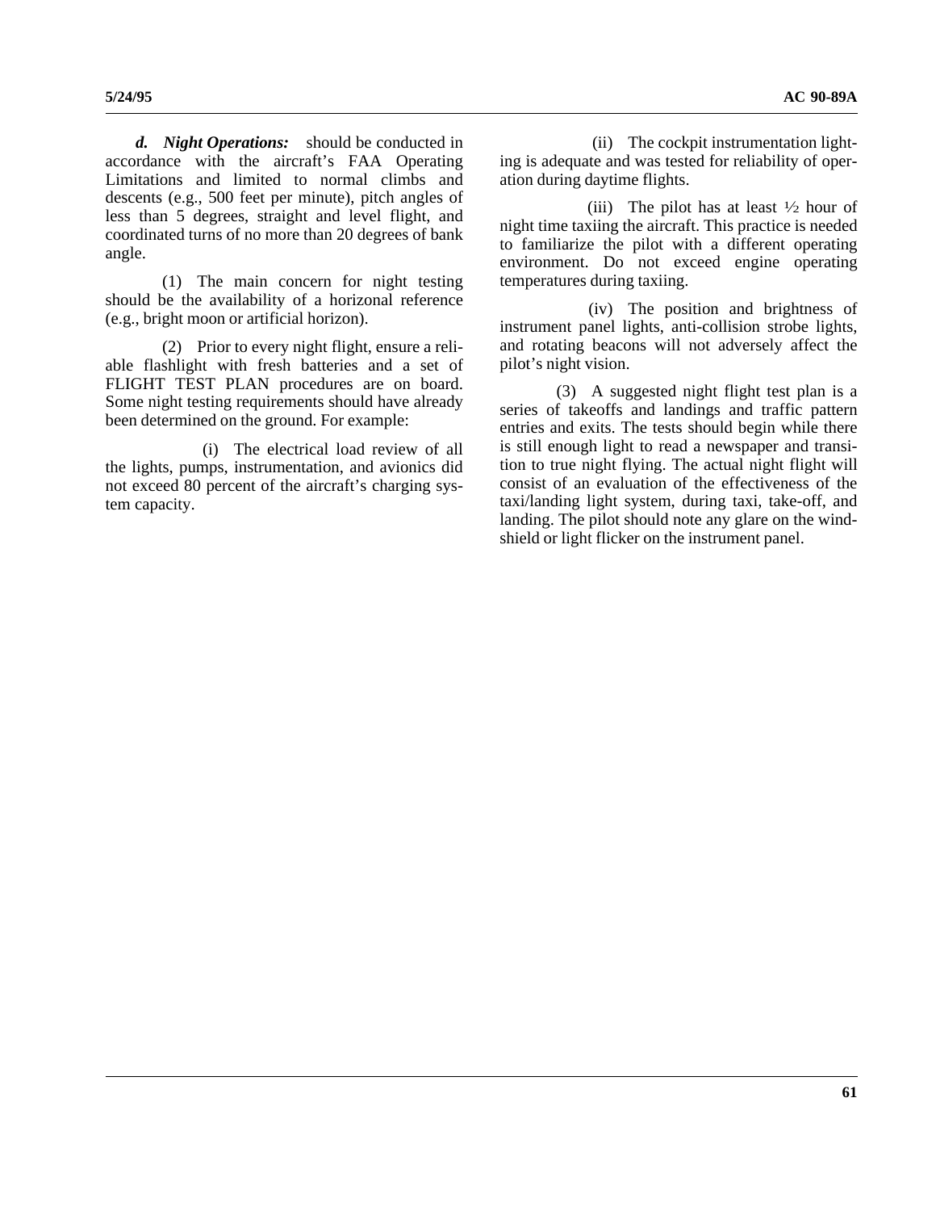***d. Night Operations:*** should be conducted in accordance with the aircraft's FAA Operating Limitations and limited to normal climbs and descents (e.g., 500 feet per minute), pitch angles of less than 5 degrees, straight and level flight, and coordinated turns of no more than 20 degrees of bank angle.

(1) The main concern for night testing should be the availability of a horizonal reference (e.g., bright moon or artificial horizon).

(2) Prior to every night flight, ensure a reliable flashlight with fresh batteries and a set of FLIGHT TEST PLAN procedures are on board. Some night testing requirements should have already been determined on the ground. For example:

(i) The electrical load review of all the lights, pumps, instrumentation, and avionics did not exceed 80 percent of the aircraft's charging system capacity.

(ii) The cockpit instrumentation lighting is adequate and was tested for reliability of operation during daytime flights.

(iii) The pilot has at least ½ hour of night time taxiing the aircraft. This practice is needed to familiarize the pilot with a different operating environment. Do not exceed engine operating temperatures during taxiing.

(iv) The position and brightness of instrument panel lights, anti-collision strobe lights, and rotating beacons will not adversely affect the pilot's night vision.

(3) A suggested night flight test plan is a series of takeoffs and landings and traffic pattern entries and exits. The tests should begin while there is still enough light to read a newspaper and transition to true night flying. The actual night flight will consist of an evaluation of the effectiveness of the taxi/landing light system, during taxi, take-off, and landing. The pilot should note any glare on the windshield or light flicker on the instrument panel.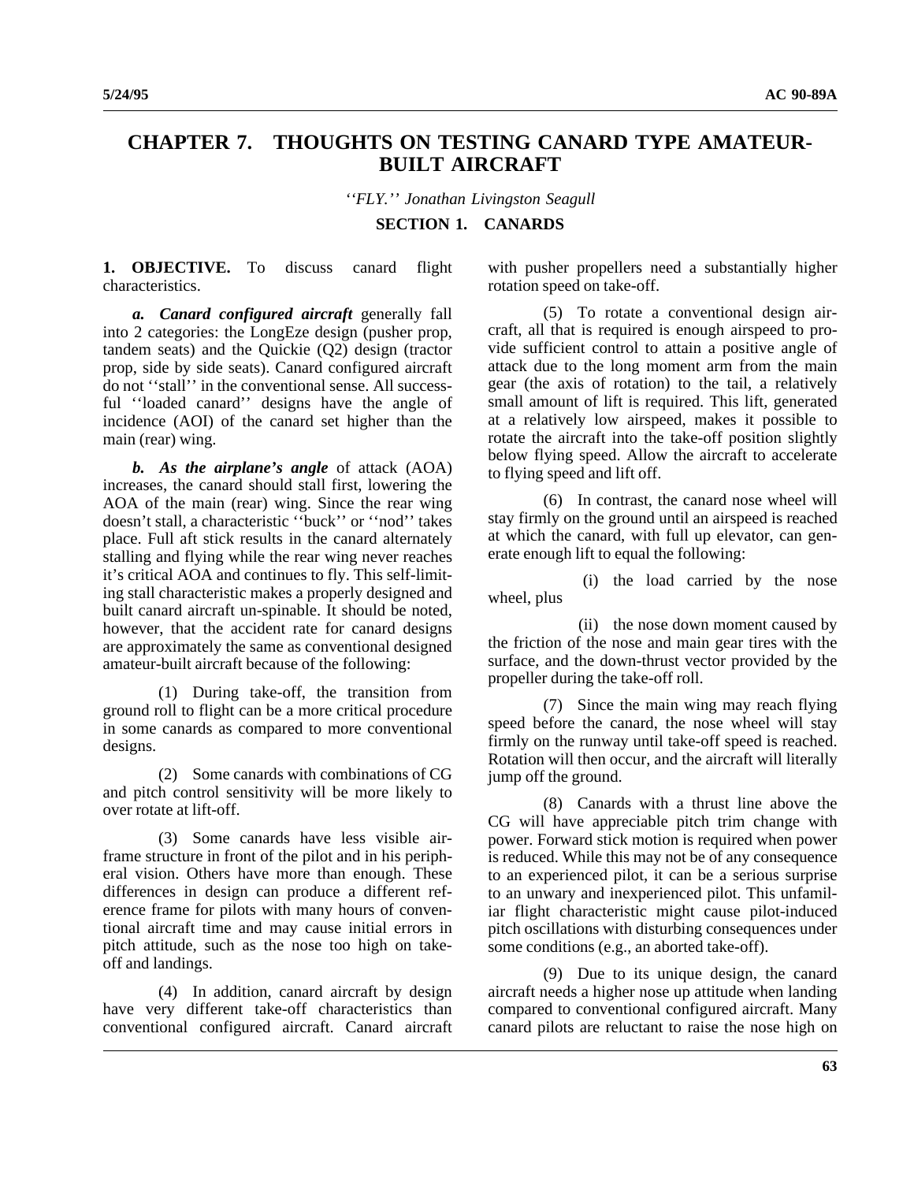# CHAPTER 7. THOUGHTS ON TESTING CANARD TYPE AMATEUR-BUILT AIRCRAFT

*''FLY.'' Jonathan Livingston Seagull*

## SECTION 1. CANARDS

**1. OBJECTIVE.** To discuss canard flight characteristics.

***a. Canard configured aircraft*** generally fall into 2 categories: the LongEze design (pusher prop, tandem seats) and the Quickie (Q2) design (tractor prop, side by side seats). Canard configured aircraft do not ''stall'' in the conventional sense. All successful ''loaded canard'' designs have the angle of incidence (AOI) of the canard set higher than the main (rear) wing.

***b. As the airplane's angle*** of attack (AOA) increases, the canard should stall first, lowering the AOA of the main (rear) wing. Since the rear wing doesn't stall, a characteristic ''buck'' or ''nod'' takes place. Full aft stick results in the canard alternately stalling and flying while the rear wing never reaches it's critical AOA and continues to fly. This self-limiting stall characteristic makes a properly designed and built canard aircraft un-spinable. It should be noted, however, that the accident rate for canard designs are approximately the same as conventional designed amateur-built aircraft because of the following:

(1) During take-off, the transition from ground roll to flight can be a more critical procedure in some canards as compared to more conventional designs.

(2) Some canards with combinations of CG and pitch control sensitivity will be more likely to over rotate at lift-off.

(3) Some canards have less visible airframe structure in front of the pilot and in his peripheral vision. Others have more than enough. These differences in design can produce a different reference frame for pilots with many hours of conventional aircraft time and may cause initial errors in pitch attitude, such as the nose too high on take-off and landings.

(4) In addition, canard aircraft by design have very different take-off characteristics than conventional configured aircraft. Canard aircraft with pusher propellers need a substantially higher rotation speed on take-off.

(5) To rotate a conventional design aircraft, all that is required is enough airspeed to provide sufficient control to attain a positive angle of attack due to the long moment arm from the main gear (the axis of rotation) to the tail, a relatively small amount of lift is required. This lift, generated at a relatively low airspeed, makes it possible to rotate the aircraft into the take-off position slightly below flying speed. Allow the aircraft to accelerate to flying speed and lift off.

(6) In contrast, the canard nose wheel will stay firmly on the ground until an airspeed is reached at which the canard, with full up elevator, can generate enough lift to equal the following:

(i) the load carried by the nose wheel, plus

(ii) the nose down moment caused by the friction of the nose and main gear tires with the surface, and the down-thrust vector provided by the propeller during the take-off roll.

(7) Since the main wing may reach flying speed before the canard, the nose wheel will stay firmly on the runway until take-off speed is reached. Rotation will then occur, and the aircraft will literally jump off the ground.

(8) Canards with a thrust line above the CG will have appreciable pitch trim change with power. Forward stick motion is required when power is reduced. While this may not be of any consequence to an experienced pilot, it can be a serious surprise to an unwary and inexperienced pilot. This unfamiliar flight characteristic might cause pilot-induced pitch oscillations with disturbing consequences under some conditions (e.g., an aborted take-off).

(9) Due to its unique design, the canard aircraft needs a higher nose up attitude when landing compared to conventional configured aircraft. Many canard pilots are reluctant to raise the nose high on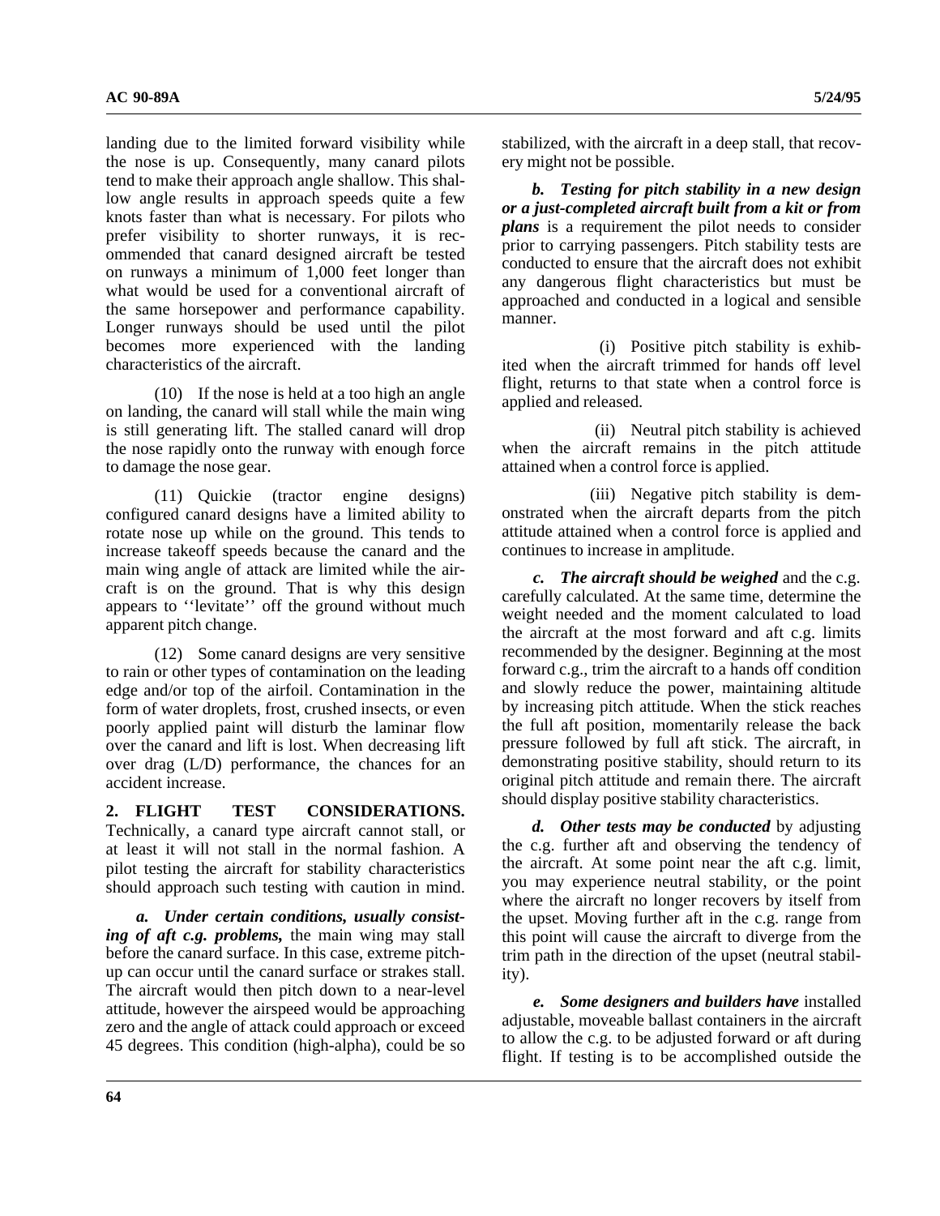landing due to the limited forward visibility while the nose is up. Consequently, many canard pilots tend to make their approach angle shallow. This shallow angle results in approach speeds quite a few knots faster than what is necessary. For pilots who prefer visibility to shorter runways, it is recommended that canard designed aircraft be tested on runways a minimum of 1,000 feet longer than what would be used for a conventional aircraft of the same horsepower and performance capability. Longer runways should be used until the pilot becomes more experienced with the landing characteristics of the aircraft.

(10) If the nose is held at a too high an angle on landing, the canard will stall while the main wing is still generating lift. The stalled canard will drop the nose rapidly onto the runway with enough force to damage the nose gear.

(11) Quickie (tractor engine designs) configured canard designs have a limited ability to rotate nose up while on the ground. This tends to increase takeoff speeds because the canard and the main wing angle of attack are limited while the aircraft is on the ground. That is why this design appears to ''levitate'' off the ground without much apparent pitch change.

(12) Some canard designs are very sensitive to rain or other types of contamination on the leading edge and/or top of the airfoil. Contamination in the form of water droplets, frost, crushed insects, or even poorly applied paint will disturb the laminar flow over the canard and lift is lost. When decreasing lift over drag (L/D) performance, the chances for an accident increase.

**2. FLIGHT TEST CONSIDERATIONS.** Technically, a canard type aircraft cannot stall, or at least it will not stall in the normal fashion. A pilot testing the aircraft for stability characteristics should approach such testing with caution in mind.

***a. Under certain conditions, usually consisting of aft c.g. problems,*** the main wing may stall before the canard surface. In this case, extreme pitch-up can occur until the canard surface or strakes stall. The aircraft would then pitch down to a near-level attitude, however the airspeed would be approaching zero and the angle of attack could approach or exceed 45 degrees. This condition (high-alpha), could be so stabilized, with the aircraft in a deep stall, that recovery might not be possible.

***b. Testing for pitch stability in a new design or a just-completed aircraft built from a kit or from plans*** is a requirement the pilot needs to consider prior to carrying passengers. Pitch stability tests are conducted to ensure that the aircraft does not exhibit any dangerous flight characteristics but must be approached and conducted in a logical and sensible manner.

(i) Positive pitch stability is exhibited when the aircraft trimmed for hands off level flight, returns to that state when a control force is applied and released.

(ii) Neutral pitch stability is achieved when the aircraft remains in the pitch attitude attained when a control force is applied.

(iii) Negative pitch stability is demonstrated when the aircraft departs from the pitch attitude attained when a control force is applied and continues to increase in amplitude.

***c. The aircraft should be weighed*** and the c.g. carefully calculated. At the same time, determine the weight needed and the moment calculated to load the aircraft at the most forward and aft c.g. limits recommended by the designer. Beginning at the most forward c.g., trim the aircraft to a hands off condition and slowly reduce the power, maintaining altitude by increasing pitch attitude. When the stick reaches the full aft position, momentarily release the back pressure followed by full aft stick. The aircraft, in demonstrating positive stability, should return to its original pitch attitude and remain there. The aircraft should display positive stability characteristics.

***d. Other tests may be conducted*** by adjusting the c.g. further aft and observing the tendency of the aircraft. At some point near the aft c.g. limit, you may experience neutral stability, or the point where the aircraft no longer recovers by itself from the upset. Moving further aft in the c.g. range from this point will cause the aircraft to diverge from the trim path in the direction of the upset (neutral stability).

***e. Some designers and builders have*** installed adjustable, moveable ballast containers in the aircraft to allow the c.g. to be adjusted forward or aft during flight. If testing is to be accomplished outside the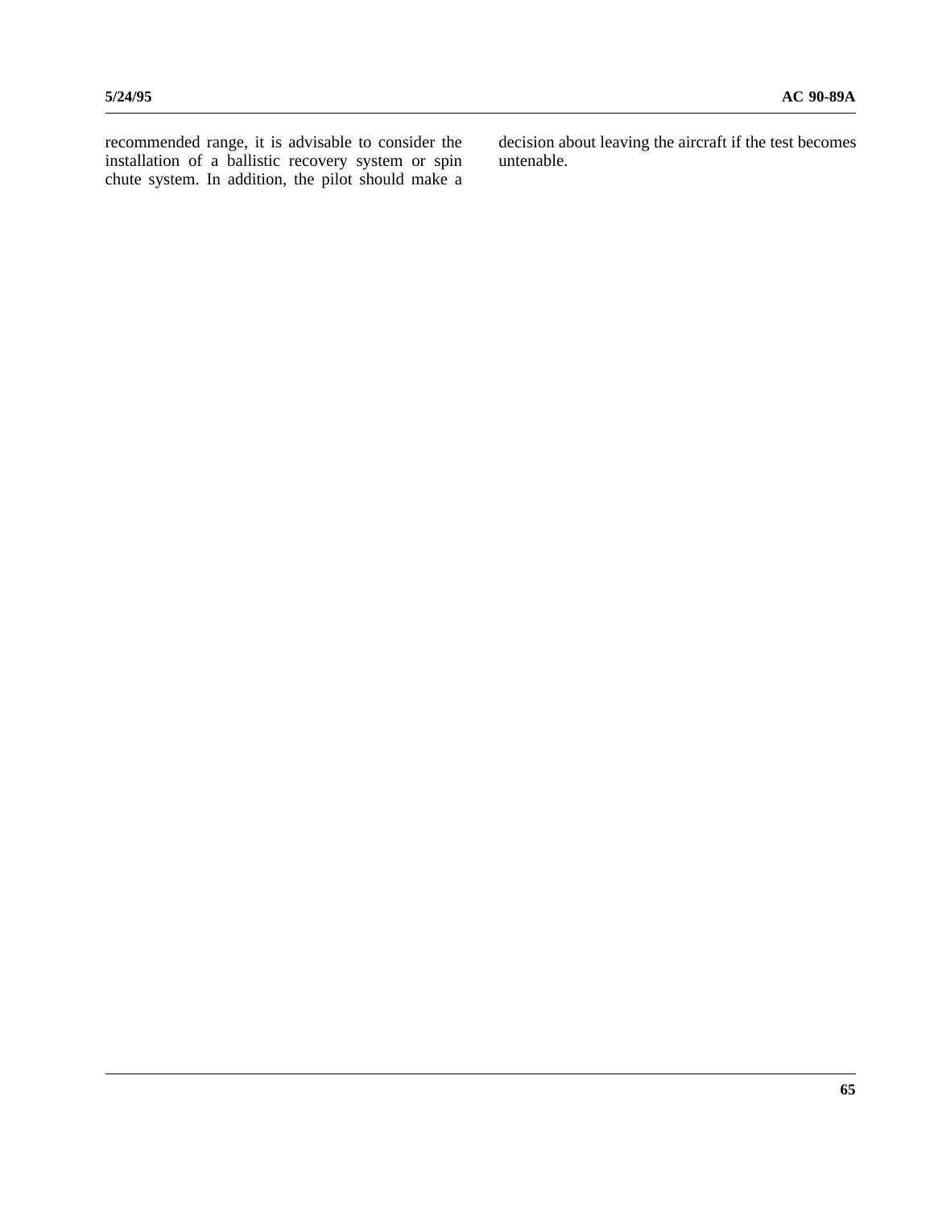recommended range, it is advisable to consider the installation of a ballistic recovery system or spin chute system. In addition, the pilot should make a decision about leaving the aircraft if the test becomes untenable.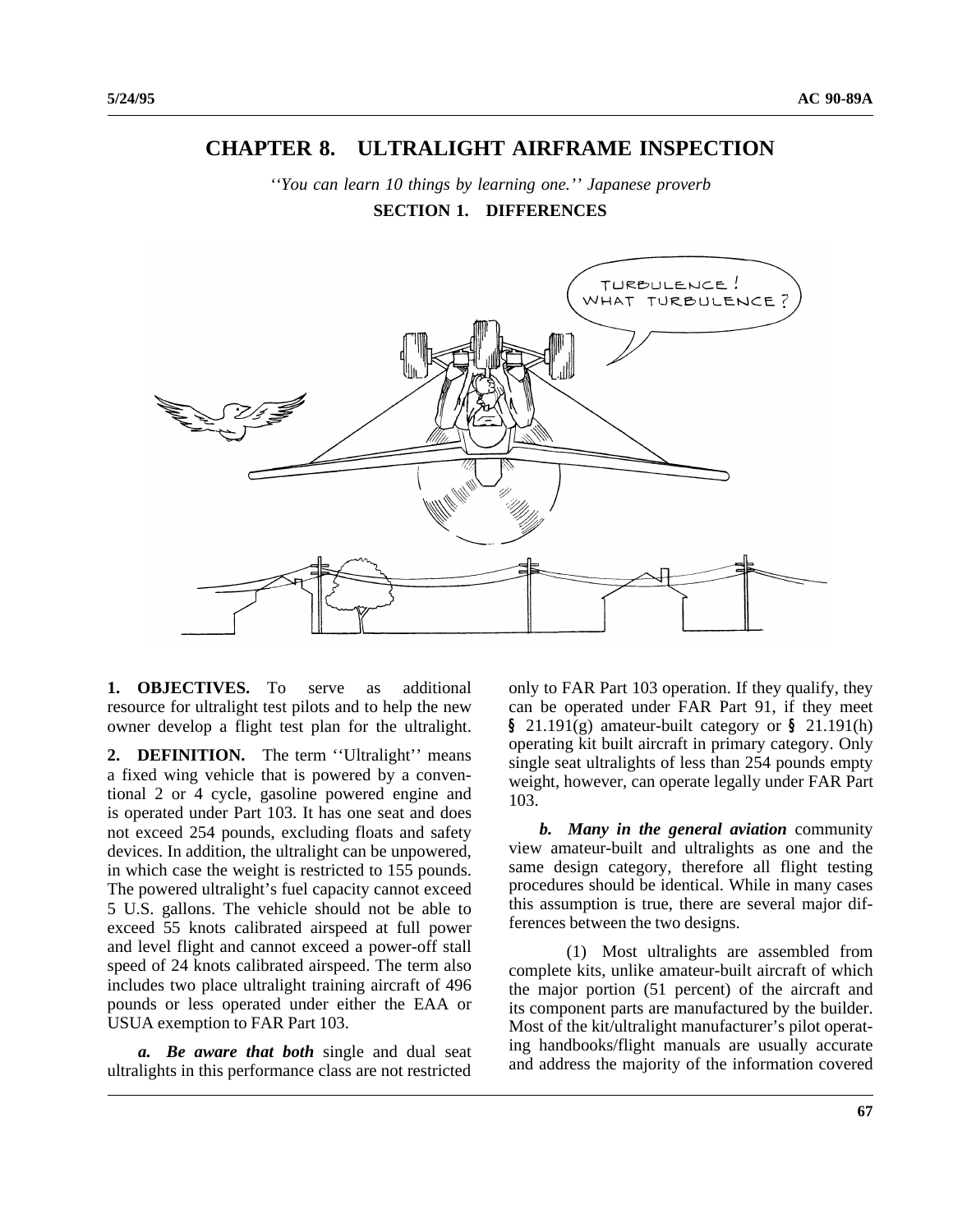# CHAPTER 8. ULTRALIGHT AIRFRAME INSPECTION

*''You can learn 10 things by learning one.'' Japanese proverb*

## SECTION 1. DIFFERENCES

**1. OBJECTIVES.** To serve as additional resource for ultralight test pilots and to help the new owner develop a flight test plan for the ultralight.

**2. DEFINITION.** The term ''Ultralight'' means a fixed wing vehicle that is powered by a conventional 2 or 4 cycle, gasoline powered engine and is operated under Part 103. It has one seat and does not exceed 254 pounds, excluding floats and safety devices. In addition, the ultralight can be unpowered, in which case the weight is restricted to 155 pounds. The powered ultralight's fuel capacity cannot exceed 5 U.S. gallons. The vehicle should not be able to exceed 55 knots calibrated airspeed at full power and level flight and cannot exceed a power-off stall speed of 24 knots calibrated airspeed. The term also includes two place ultralight training aircraft of 496 pounds or less operated under either the EAA or USUA exemption to FAR Part 103.

***a. Be aware that both*** single and dual seat ultralights in this performance class are not restricted only to FAR Part 103 operation. If they qualify, they can be operated under FAR Part 91, if they meet § 21.191(g) amateur-built category or § 21.191(h) operating kit built aircraft in primary category. Only single seat ultralights of less than 254 pounds empty weight, however, can operate legally under FAR Part 103.

***b. Many in the general aviation*** community view amateur-built and ultralights as one and the same design category, therefore all flight testing procedures should be identical. While in many cases this assumption is true, there are several major differences between the two designs.

(1) Most ultralights are assembled from complete kits, unlike amateur-built aircraft of which the major portion (51 percent) of the aircraft and its component parts are manufactured by the builder. Most of the kit/ultralight manufacturer's pilot operating handbooks/flight manuals are usually accurate and address the majority of the information covered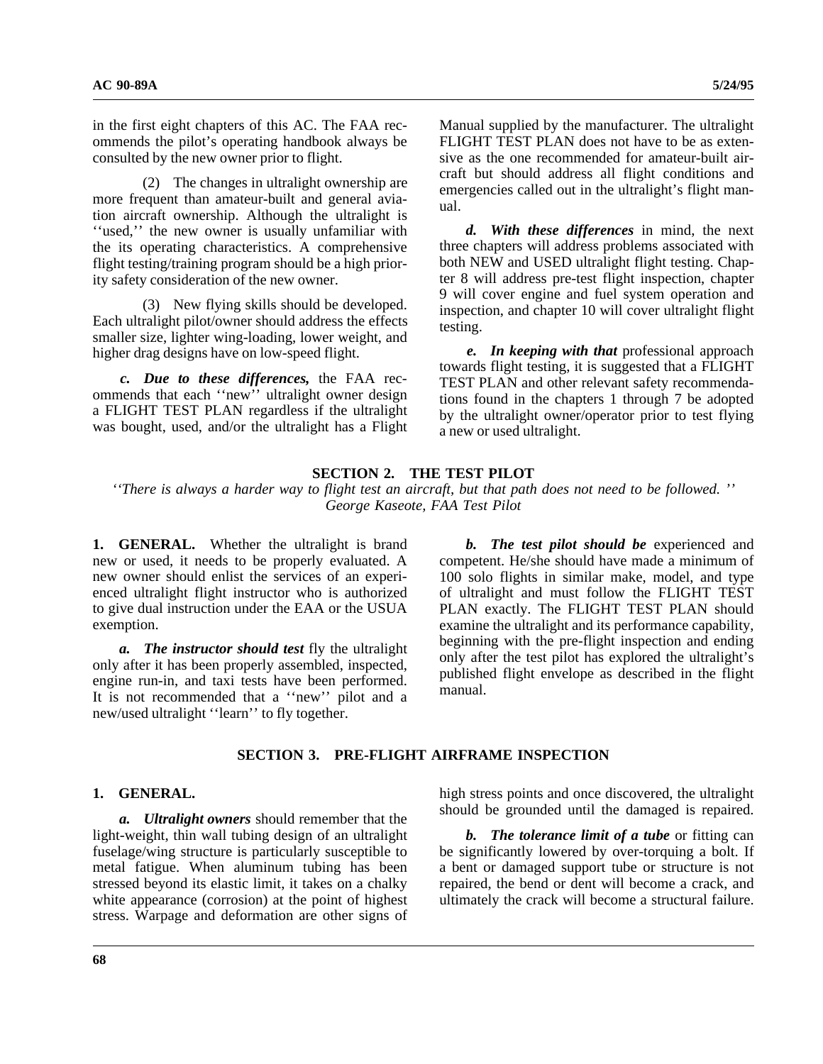in the first eight chapters of this AC. The FAA recommends the pilot's operating handbook always be consulted by the new owner prior to flight.

(2) The changes in ultralight ownership are more frequent than amateur-built and general aviation aircraft ownership. Although the ultralight is ''used,'' the new owner is usually unfamiliar with the its operating characteristics. A comprehensive flight testing/training program should be a high priority safety consideration of the new owner.

(3) New flying skills should be developed. Each ultralight pilot/owner should address the effects smaller size, lighter wing-loading, lower weight, and higher drag designs have on low-speed flight.

***c. Due to these differences,*** the FAA recommends that each ''new'' ultralight owner design a FLIGHT TEST PLAN regardless if the ultralight was bought, used, and/or the ultralight has a Flight Manual supplied by the manufacturer. The ultralight FLIGHT TEST PLAN does not have to be as extensive as the one recommended for amateur-built aircraft but should address all flight conditions and emergencies called out in the ultralight's flight manual.

***d. With these differences*** in mind, the next three chapters will address problems associated with both NEW and USED ultralight flight testing. Chapter 8 will address pre-test flight inspection, chapter 9 will cover engine and fuel system operation and inspection, and chapter 10 will cover ultralight flight testing.

***e. In keeping with that*** professional approach towards flight testing, it is suggested that a FLIGHT TEST PLAN and other relevant safety recommendations found in the chapters 1 through 7 be adopted by the ultralight owner/operator prior to test flying a new or used ultralight.

## SECTION 2. THE TEST PILOT

*''There is always a harder way to flight test an aircraft, but that path does not need to be followed. ''*
*George Kaseote, FAA Test Pilot*

**1. GENERAL.** Whether the ultralight is brand new or used, it needs to be properly evaluated. A new owner should enlist the services of an experienced ultralight flight instructor who is authorized to give dual instruction under the EAA or the USUA exemption.

***a. The instructor should test*** fly the ultralight only after it has been properly assembled, inspected, engine run-in, and taxi tests have been performed. It is not recommended that a ''new'' pilot and a new/used ultralight ''learn'' to fly together.

***b. The test pilot should be*** experienced and competent. He/she should have made a minimum of 100 solo flights in similar make, model, and type of ultralight and must follow the FLIGHT TEST PLAN exactly. The FLIGHT TEST PLAN should examine the ultralight and its performance capability, beginning with the pre-flight inspection and ending only after the test pilot has explored the ultralight's published flight envelope as described in the flight manual.

## SECTION 3. PRE-FLIGHT AIRFRAME INSPECTION

**1. GENERAL.**

***a. Ultralight owners*** should remember that the light-weight, thin wall tubing design of an ultralight fuselage/wing structure is particularly susceptible to metal fatigue. When aluminum tubing has been stressed beyond its elastic limit, it takes on a chalky white appearance (corrosion) at the point of highest stress. Warpage and deformation are other signs of high stress points and once discovered, the ultralight should be grounded until the damaged is repaired.

***b. The tolerance limit of a tube*** or fitting can be significantly lowered by over-torquing a bolt. If a bent or damaged support tube or structure is not repaired, the bend or dent will become a crack, and ultimately the crack will become a structural failure.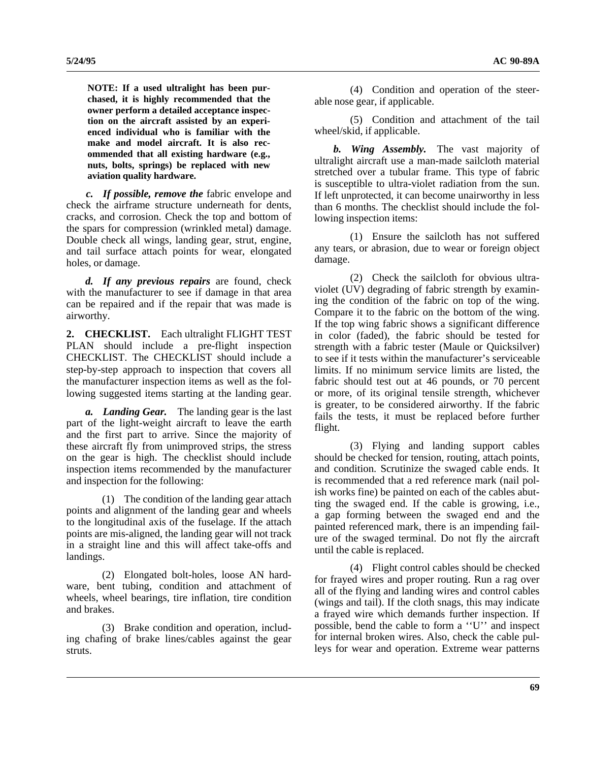**NOTE: If a used ultralight has been purchased, it is highly recommended that the owner perform a detailed acceptance inspection on the aircraft assisted by an experienced individual who is familiar with the make and model aircraft. It is also recommended that all existing hardware (e.g., nuts, bolts, springs) be replaced with new aviation quality hardware.**

***c. If possible, remove the*** fabric envelope and check the airframe structure underneath for dents, cracks, and corrosion. Check the top and bottom of the spars for compression (wrinkled metal) damage. Double check all wings, landing gear, strut, engine, and tail surface attach points for wear, elongated holes, or damage.

***d. If any previous repairs*** are found, check with the manufacturer to see if damage in that area can be repaired and if the repair that was made is airworthy.

**2. CHECKLIST.** Each ultralight FLIGHT TEST PLAN should include a pre-flight inspection CHECKLIST. The CHECKLIST should include a step-by-step approach to inspection that covers all the manufacturer inspection items as well as the following suggested items starting at the landing gear.

***a. Landing Gear.*** The landing gear is the last part of the light-weight aircraft to leave the earth and the first part to arrive. Since the majority of these aircraft fly from unimproved strips, the stress on the gear is high. The checklist should include inspection items recommended by the manufacturer and inspection for the following:

(1) The condition of the landing gear attach points and alignment of the landing gear and wheels to the longitudinal axis of the fuselage. If the attach points are mis-aligned, the landing gear will not track in a straight line and this will affect take-offs and landings.

(2) Elongated bolt-holes, loose AN hardware, bent tubing, condition and attachment of wheels, wheel bearings, tire inflation, tire condition and brakes.

(3) Brake condition and operation, including chafing of brake lines/cables against the gear struts.

(4) Condition and operation of the steerable nose gear, if applicable.

(5) Condition and attachment of the tail wheel/skid, if applicable.

***b. Wing Assembly.*** The vast majority of ultralight aircraft use a man-made sailcloth material stretched over a tubular frame. This type of fabric is susceptible to ultra-violet radiation from the sun. If left unprotected, it can become unairworthy in less than 6 months. The checklist should include the following inspection items:

(1) Ensure the sailcloth has not suffered any tears, or abrasion, due to wear or foreign object damage.

(2) Check the sailcloth for obvious ultra-violet (UV) degrading of fabric strength by examining the condition of the fabric on top of the wing. Compare it to the fabric on the bottom of the wing. If the top wing fabric shows a significant difference in color (faded), the fabric should be tested for strength with a fabric tester (Maule or Quicksilver) to see if it tests within the manufacturer's serviceable limits. If no minimum service limits are listed, the fabric should test out at 46 pounds, or 70 percent or more, of its original tensile strength, whichever is greater, to be considered airworthy. If the fabric fails the tests, it must be replaced before further flight.

(3) Flying and landing support cables should be checked for tension, routing, attach points, and condition. Scrutinize the swaged cable ends. It is recommended that a red reference mark (nail polish works fine) be painted on each of the cables abutting the swaged end. If the cable is growing, i.e., a gap forming between the swaged end and the painted referenced mark, there is an impending failure of the swaged terminal. Do not fly the aircraft until the cable is replaced.

(4) Flight control cables should be checked for frayed wires and proper routing. Run a rag over all of the flying and landing wires and control cables (wings and tail). If the cloth snags, this may indicate a frayed wire which demands further inspection. If possible, bend the cable to form a ''U'' and inspect for internal broken wires. Also, check the cable pulleys for wear and operation. Extreme wear patterns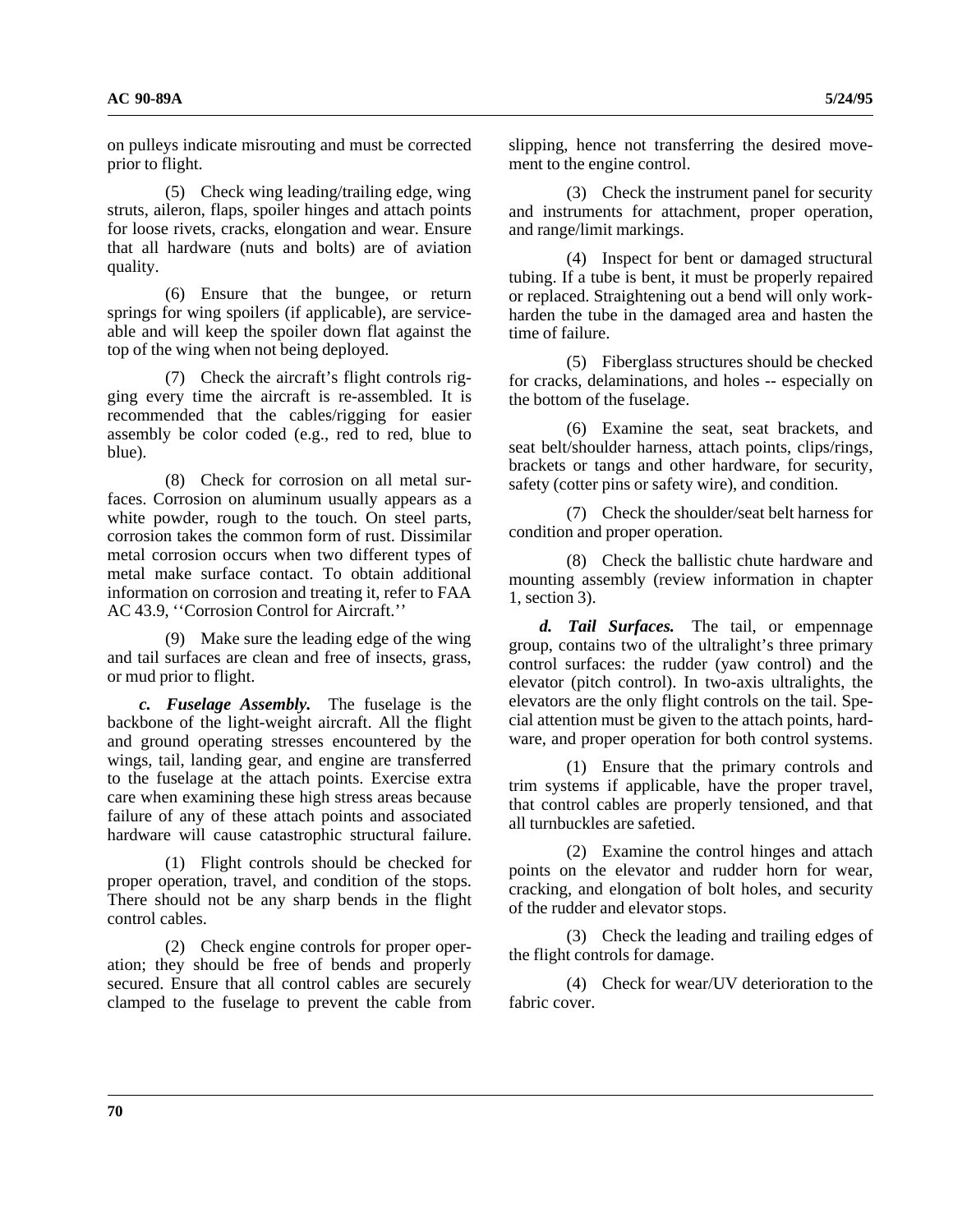on pulleys indicate misrouting and must be corrected prior to flight.

(5) Check wing leading/trailing edge, wing struts, aileron, flaps, spoiler hinges and attach points for loose rivets, cracks, elongation and wear. Ensure that all hardware (nuts and bolts) are of aviation quality.

(6) Ensure that the bungee, or return springs for wing spoilers (if applicable), are serviceable and will keep the spoiler down flat against the top of the wing when not being deployed.

(7) Check the aircraft's flight controls rigging every time the aircraft is re-assembled. It is recommended that the cables/rigging for easier assembly be color coded (e.g., red to red, blue to blue).

(8) Check for corrosion on all metal surfaces. Corrosion on aluminum usually appears as a white powder, rough to the touch. On steel parts, corrosion takes the common form of rust. Dissimilar metal corrosion occurs when two different types of metal make surface contact. To obtain additional information on corrosion and treating it, refer to FAA AC 43.9, ''Corrosion Control for Aircraft.''

(9) Make sure the leading edge of the wing and tail surfaces are clean and free of insects, grass, or mud prior to flight.

***c. Fuselage Assembly.*** The fuselage is the backbone of the light-weight aircraft. All the flight and ground operating stresses encountered by the wings, tail, landing gear, and engine are transferred to the fuselage at the attach points. Exercise extra care when examining these high stress areas because failure of any of these attach points and associated hardware will cause catastrophic structural failure.

(1) Flight controls should be checked for proper operation, travel, and condition of the stops. There should not be any sharp bends in the flight control cables.

(2) Check engine controls for proper operation; they should be free of bends and properly secured. Ensure that all control cables are securely clamped to the fuselage to prevent the cable from slipping, hence not transferring the desired movement to the engine control.

(3) Check the instrument panel for security and instruments for attachment, proper operation, and range/limit markings.

(4) Inspect for bent or damaged structural tubing. If a tube is bent, it must be properly repaired or replaced. Straightening out a bend will only work-harden the tube in the damaged area and hasten the time of failure.

(5) Fiberglass structures should be checked for cracks, delaminations, and holes -- especially on the bottom of the fuselage.

(6) Examine the seat, seat brackets, and seat belt/shoulder harness, attach points, clips/rings, brackets or tangs and other hardware, for security, safety (cotter pins or safety wire), and condition.

(7) Check the shoulder/seat belt harness for condition and proper operation.

(8) Check the ballistic chute hardware and mounting assembly (review information in chapter 1, section 3).

***d. Tail Surfaces.*** The tail, or empennage group, contains two of the ultralight's three primary control surfaces: the rudder (yaw control) and the elevator (pitch control). In two-axis ultralights, the elevators are the only flight controls on the tail. Special attention must be given to the attach points, hardware, and proper operation for both control systems.

(1) Ensure that the primary controls and trim systems if applicable, have the proper travel, that control cables are properly tensioned, and that all turnbuckles are safetied.

(2) Examine the control hinges and attach points on the elevator and rudder horn for wear, cracking, and elongation of bolt holes, and security of the rudder and elevator stops.

(3) Check the leading and trailing edges of the flight controls for damage.

(4) Check for wear/UV deterioration to the fabric cover.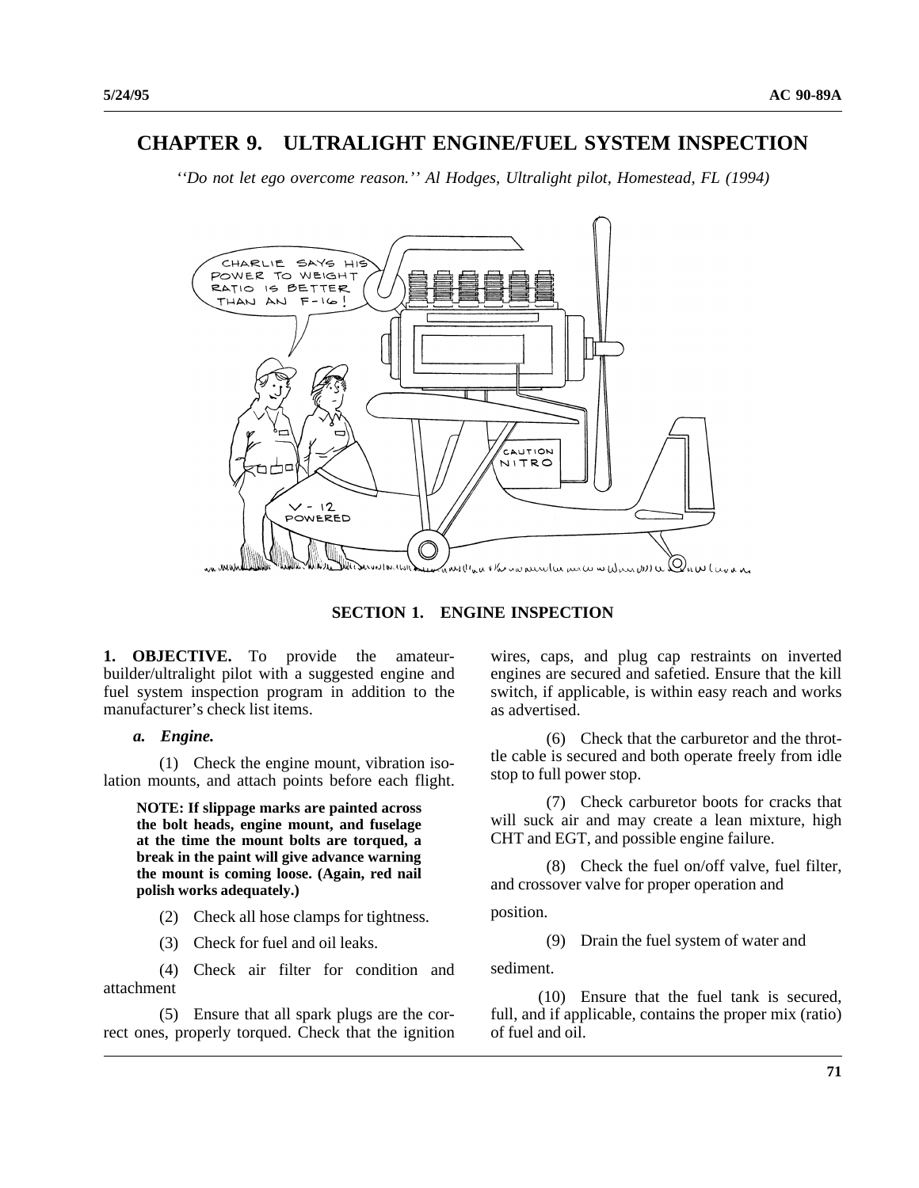# CHAPTER 9. ULTRALIGHT ENGINE/FUEL SYSTEM INSPECTION

*''Do not let ego overcome reason.'' Al Hodges, Ultralight pilot, Homestead, FL (1994)*

## SECTION 1. ENGINE INSPECTION

**1. OBJECTIVE.** To provide the amateur-builder/ultralight pilot with a suggested engine and fuel system inspection program in addition to the manufacturer's check list items.

***a. Engine.***

(1) Check the engine mount, vibration isolation mounts, and attach points before each flight.

**NOTE: If slippage marks are painted across the bolt heads, engine mount, and fuselage at the time the mount bolts are torqued, a break in the paint will give advance warning the mount is coming loose. (Again, red nail polish works adequately.)**

(2) Check all hose clamps for tightness.

(3) Check for fuel and oil leaks.

(4) Check air filter for condition and attachment

(5) Ensure that all spark plugs are the correct ones, properly torqued. Check that the ignition wires, caps, and plug cap restraints on inverted engines are secured and safetied. Ensure that the kill switch, if applicable, is within easy reach and works as advertised.

(6) Check that the carburetor and the throttle cable is secured and both operate freely from idle stop to full power stop.

(7) Check carburetor boots for cracks that will suck air and may create a lean mixture, high CHT and EGT, and possible engine failure.

(8) Check the fuel on/off valve, fuel filter, and crossover valve for proper operation and position.

(9) Drain the fuel system of water and sediment.

(10) Ensure that the fuel tank is secured, full, and if applicable, contains the proper mix (ratio) of fuel and oil.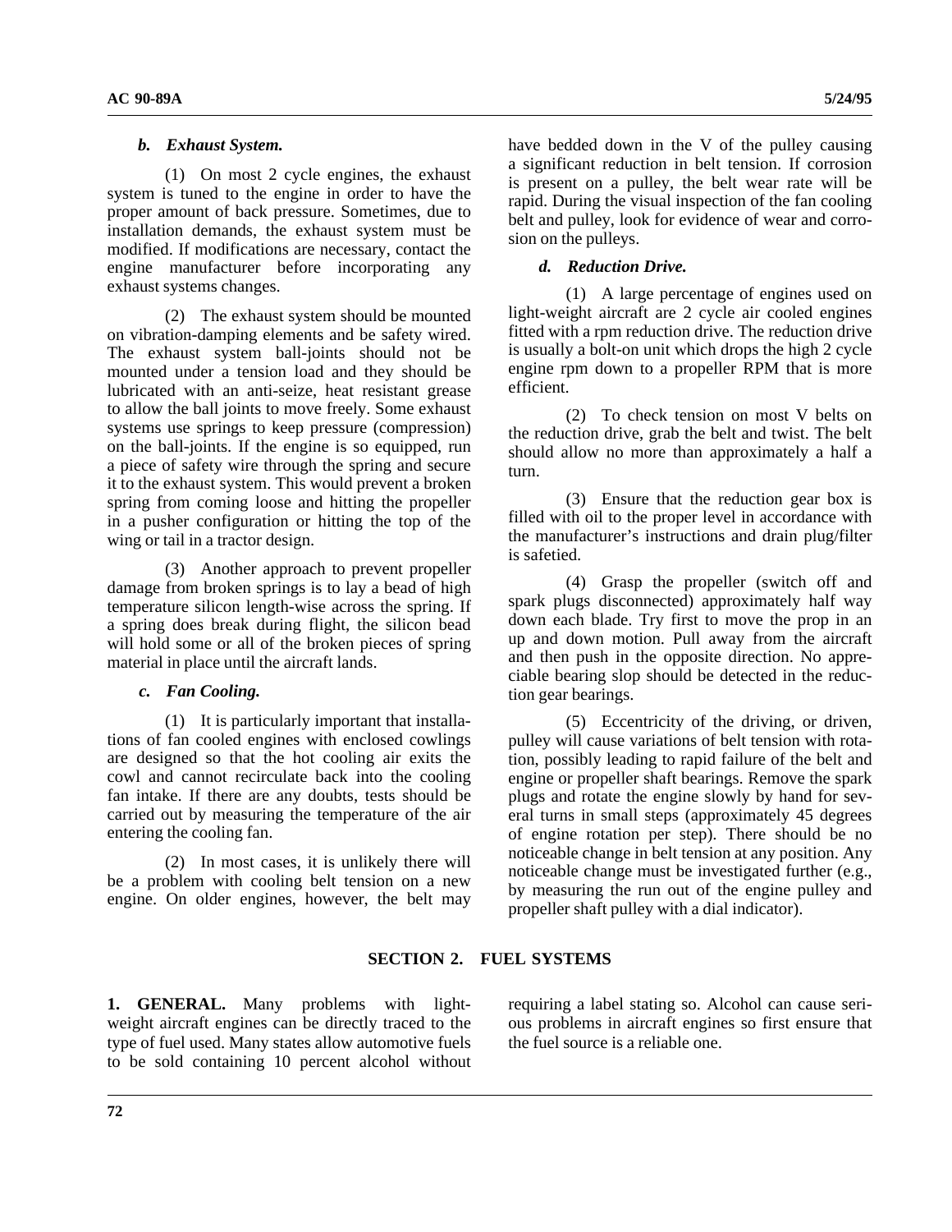*b. Exhaust System.*

(1) On most 2 cycle engines, the exhaust system is tuned to the engine in order to have the proper amount of back pressure. Sometimes, due to installation demands, the exhaust system must be modified. If modifications are necessary, contact the engine manufacturer before incorporating any exhaust systems changes.

(2) The exhaust system should be mounted on vibration-damping elements and be safety wired. The exhaust system ball-joints should not be mounted under a tension load and they should be lubricated with an anti-seize, heat resistant grease to allow the ball joints to move freely. Some exhaust systems use springs to keep pressure (compression) on the ball-joints. If the engine is so equipped, run a piece of safety wire through the spring and secure it to the exhaust system. This would prevent a broken spring from coming loose and hitting the propeller in a pusher configuration or hitting the top of the wing or tail in a tractor design.

(3) Another approach to prevent propeller damage from broken springs is to lay a bead of high temperature silicon length-wise across the spring. If a spring does break during flight, the silicon bead will hold some or all of the broken pieces of spring material in place until the aircraft lands.

*c. Fan Cooling.*

(1) It is particularly important that installations of fan cooled engines with enclosed cowlings are designed so that the hot cooling air exits the cowl and cannot recirculate back into the cooling fan intake. If there are any doubts, tests should be carried out by measuring the temperature of the air entering the cooling fan.

(2) In most cases, it is unlikely there will be a problem with cooling belt tension on a new engine. On older engines, however, the belt may have bedded down in the V of the pulley causing a significant reduction in belt tension. If corrosion is present on a pulley, the belt wear rate will be rapid. During the visual inspection of the fan cooling belt and pulley, look for evidence of wear and corrosion on the pulleys.

*d. Reduction Drive.*

(1) A large percentage of engines used on light-weight aircraft are 2 cycle air cooled engines fitted with a rpm reduction drive. The reduction drive is usually a bolt-on unit which drops the high 2 cycle engine rpm down to a propeller RPM that is more efficient.

(2) To check tension on most V belts on the reduction drive, grab the belt and twist. The belt should allow no more than approximately a half a turn.

(3) Ensure that the reduction gear box is filled with oil to the proper level in accordance with the manufacturer's instructions and drain plug/filter is safetied.

(4) Grasp the propeller (switch off and spark plugs disconnected) approximately half way down each blade. Try first to move the prop in an up and down motion. Pull away from the aircraft and then push in the opposite direction. No appreciable bearing slop should be detected in the reduction gear bearings.

(5) Eccentricity of the driving, or driven, pulley will cause variations of belt tension with rotation, possibly leading to rapid failure of the belt and engine or propeller shaft bearings. Remove the spark plugs and rotate the engine slowly by hand for several turns in small steps (approximately 45 degrees of engine rotation per step). There should be no noticeable change in belt tension at any position. Any noticeable change must be investigated further (e.g., by measuring the run out of the engine pulley and propeller shaft pulley with a dial indicator).

## SECTION 2. FUEL SYSTEMS

**1. GENERAL.** Many problems with light-weight aircraft engines can be directly traced to the type of fuel used. Many states allow automotive fuels to be sold containing 10 percent alcohol without requiring a label stating so. Alcohol can cause serious problems in aircraft engines so first ensure that the fuel source is a reliable one.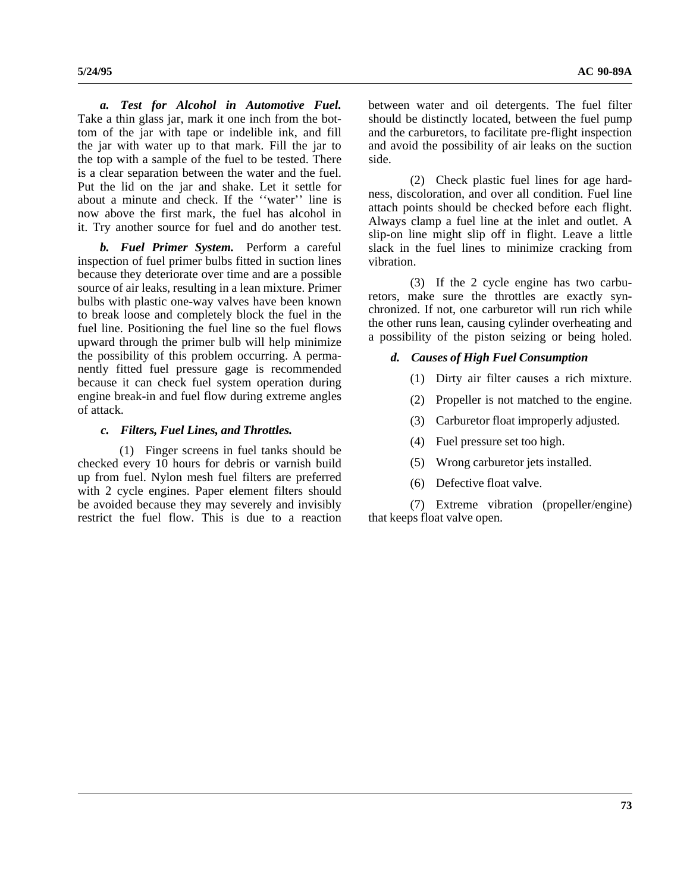***a. Test for Alcohol in Automotive Fuel.*** Take a thin glass jar, mark it one inch from the bottom of the jar with tape or indelible ink, and fill the jar with water up to that mark. Fill the jar to the top with a sample of the fuel to be tested. There is a clear separation between the water and the fuel. Put the lid on the jar and shake. Let it settle for about a minute and check. If the ''water'' line is now above the first mark, the fuel has alcohol in it. Try another source for fuel and do another test.

***b. Fuel Primer System.*** Perform a careful inspection of fuel primer bulbs fitted in suction lines because they deteriorate over time and are a possible source of air leaks, resulting in a lean mixture. Primer bulbs with plastic one-way valves have been known to break loose and completely block the fuel in the fuel line. Positioning the fuel line so the fuel flows upward through the primer bulb will help minimize the possibility of this problem occurring. A permanently fitted fuel pressure gage is recommended because it can check fuel system operation during engine break-in and fuel flow during extreme angles of attack.

***c. Filters, Fuel Lines, and Throttles.***

(1) Finger screens in fuel tanks should be checked every 10 hours for debris or varnish build up from fuel. Nylon mesh fuel filters are preferred with 2 cycle engines. Paper element filters should be avoided because they may severely and invisibly restrict the fuel flow. This is due to a reaction between water and oil detergents. The fuel filter should be distinctly located, between the fuel pump and the carburetors, to facilitate pre-flight inspection and avoid the possibility of air leaks on the suction side.

(2) Check plastic fuel lines for age hardness, discoloration, and over all condition. Fuel line attach points should be checked before each flight. Always clamp a fuel line at the inlet and outlet. A slip-on line might slip off in flight. Leave a little slack in the fuel lines to minimize cracking from vibration.

(3) If the 2 cycle engine has two carburetors, make sure the throttles are exactly synchronized. If not, one carburetor will run rich while the other runs lean, causing cylinder overheating and a possibility of the piston seizing or being holed.

***d. Causes of High Fuel Consumption***

(1) Dirty air filter causes a rich mixture.

(2) Propeller is not matched to the engine.

(3) Carburetor float improperly adjusted.

(4) Fuel pressure set too high.

(5) Wrong carburetor jets installed.

(6) Defective float valve.

(7) Extreme vibration (propeller/engine) that keeps float valve open.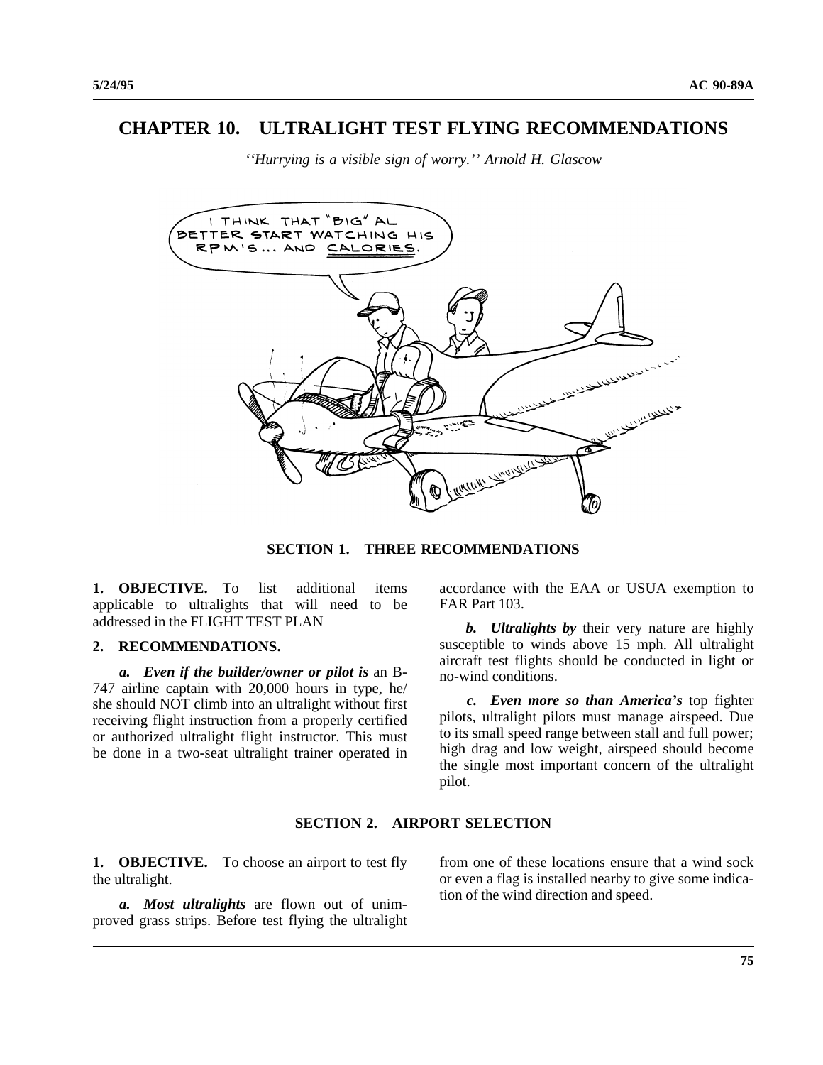# CHAPTER 10. ULTRALIGHT TEST FLYING RECOMMENDATIONS

*''Hurrying is a visible sign of worry.'' Arnold H. Glascow*

## SECTION 1. THREE RECOMMENDATIONS

**1. OBJECTIVE.** To list additional items applicable to ultralights that will need to be addressed in the FLIGHT TEST PLAN

**2. RECOMMENDATIONS.**

***a. Even if the builder/owner or pilot is*** an B-747 airline captain with 20,000 hours in type, he/she should NOT climb into an ultralight without first receiving flight instruction from a properly certified or authorized ultralight flight instructor. This must be done in a two-seat ultralight trainer operated in accordance with the EAA or USUA exemption to FAR Part 103.

***b. Ultralights by*** their very nature are highly susceptible to winds above 15 mph. All ultralight aircraft test flights should be conducted in light or no-wind conditions.

***c. Even more so than America's*** top fighter pilots, ultralight pilots must manage airspeed. Due to its small speed range between stall and full power; high drag and low weight, airspeed should become the single most important concern of the ultralight pilot.

## SECTION 2. AIRPORT SELECTION

**1. OBJECTIVE.** To choose an airport to test fly the ultralight.

***a. Most ultralights*** are flown out of unimproved grass strips. Before test flying the ultralight from one of these locations ensure that a wind sock or even a flag is installed nearby to give some indication of the wind direction and speed.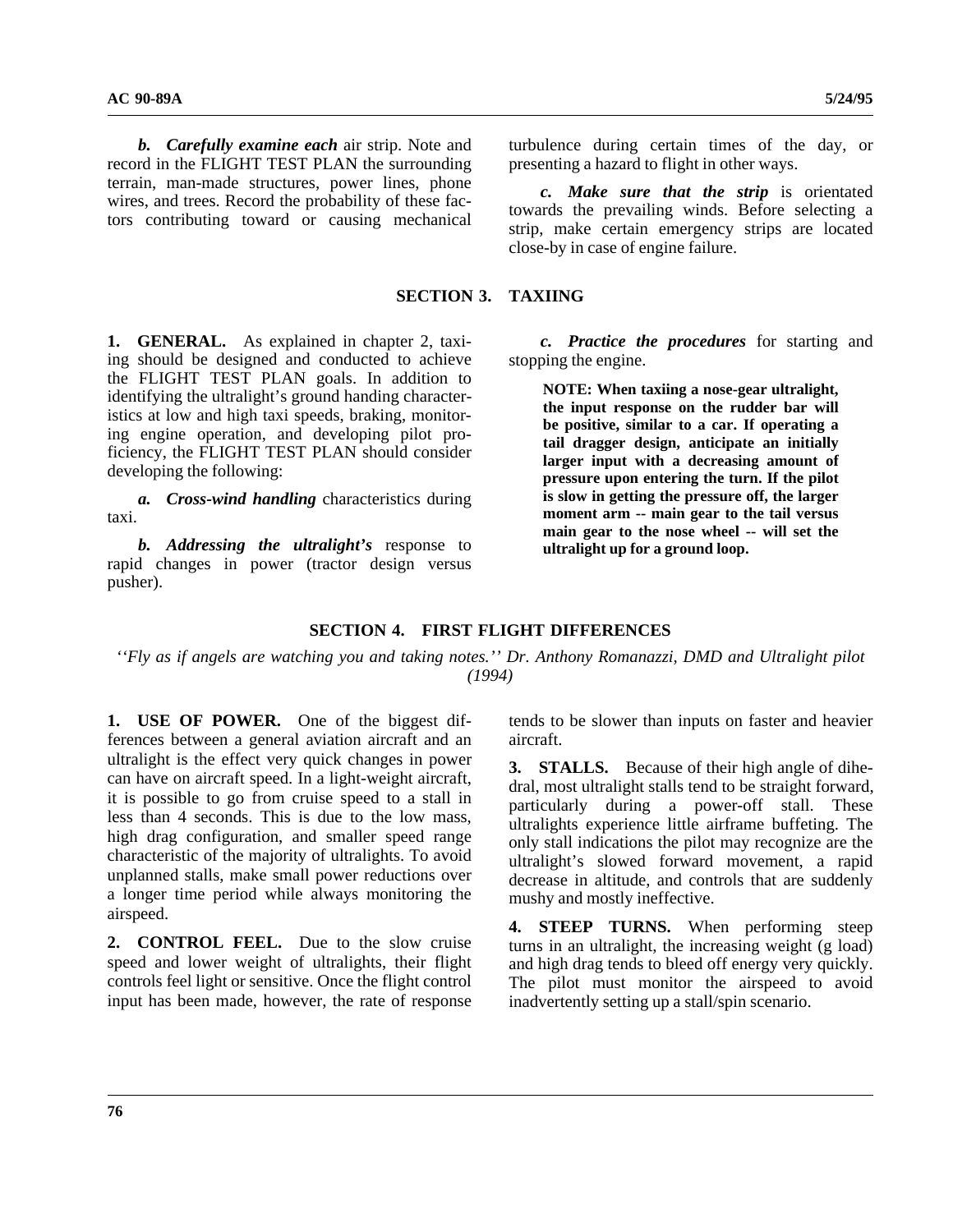*b. Carefully examine each* air strip. Note and record in the FLIGHT TEST PLAN the surrounding terrain, man-made structures, power lines, phone wires, and trees. Record the probability of these factors contributing toward or causing mechanical turbulence during certain times of the day, or presenting a hazard to flight in other ways.

*c. Make sure that the strip* is orientated towards the prevailing winds. Before selecting a strip, make certain emergency strips are located close-by in case of engine failure.

## SECTION 3. TAXIING

**1. GENERAL.** As explained in chapter 2, taxiing should be designed and conducted to achieve the FLIGHT TEST PLAN goals. In addition to identifying the ultralight's ground handing characteristics at low and high taxi speeds, braking, monitoring engine operation, and developing pilot proficiency, the FLIGHT TEST PLAN should consider developing the following:

*a. Cross-wind handling* characteristics during taxi.

*b. Addressing the ultralight's* response to rapid changes in power (tractor design versus pusher).

*c. Practice the procedures* for starting and stopping the engine.

> **NOTE: When taxiing a nose-gear ultralight, the input response on the rudder bar will be positive, similar to a car. If operating a tail dragger design, anticipate an initially larger input with a decreasing amount of pressure upon entering the turn. If the pilot is slow in getting the pressure off, the larger moment arm -- main gear to the tail versus main gear to the nose wheel -- will set the ultralight up for a ground loop.**

## SECTION 4. FIRST FLIGHT DIFFERENCES

*''Fly as if angels are watching you and taking notes.'' Dr. Anthony Romanazzi, DMD and Ultralight pilot (1994)*

**1. USE OF POWER.** One of the biggest differences between a general aviation aircraft and an ultralight is the effect very quick changes in power can have on aircraft speed. In a light-weight aircraft, it is possible to go from cruise speed to a stall in less than 4 seconds. This is due to the low mass, high drag configuration, and smaller speed range characteristic of the majority of ultralights. To avoid unplanned stalls, make small power reductions over a longer time period while always monitoring the airspeed.

**2. CONTROL FEEL.** Due to the slow cruise speed and lower weight of ultralights, their flight controls feel light or sensitive. Once the flight control input has been made, however, the rate of response tends to be slower than inputs on faster and heavier aircraft.

**3. STALLS.** Because of their high angle of dihedral, most ultralight stalls tend to be straight forward, particularly during a power-off stall. These ultralights experience little airframe buffeting. The only stall indications the pilot may recognize are the ultralight's slowed forward movement, a rapid decrease in altitude, and controls that are suddenly mushy and mostly ineffective.

**4. STEEP TURNS.** When performing steep turns in an ultralight, the increasing weight (g load) and high drag tends to bleed off energy very quickly. The pilot must monitor the airspeed to avoid inadvertently setting up a stall/spin scenario.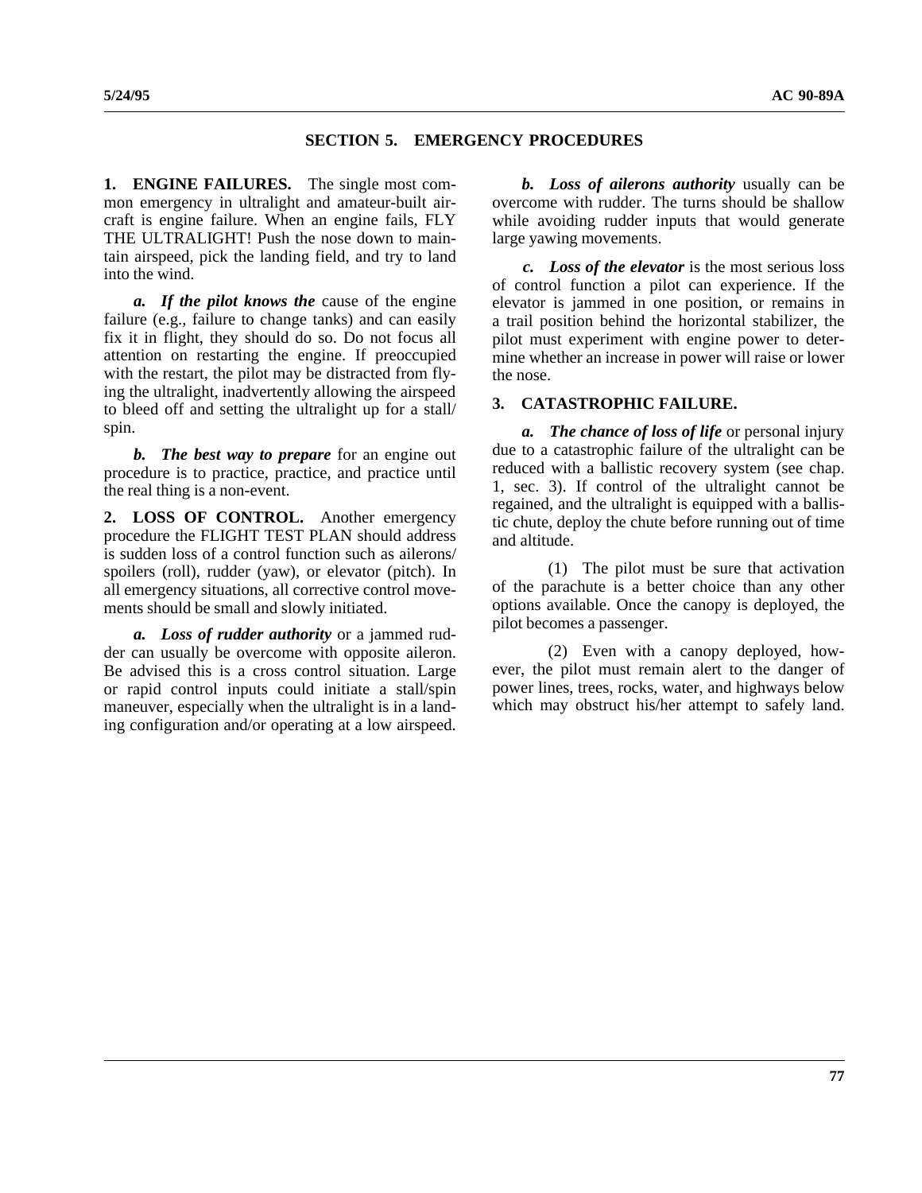## SECTION 5. EMERGENCY PROCEDURES

**1. ENGINE FAILURES.** The single most common emergency in ultralight and amateur-built aircraft is engine failure. When an engine fails, FLY THE ULTRALIGHT! Push the nose down to maintain airspeed, pick the landing field, and try to land into the wind.

***a. If the pilot knows the*** cause of the engine failure (e.g., failure to change tanks) and can easily fix it in flight, they should do so. Do not focus all attention on restarting the engine. If preoccupied with the restart, the pilot may be distracted from flying the ultralight, inadvertently allowing the airspeed to bleed off and setting the ultralight up for a stall/spin.

***b. The best way to prepare*** for an engine out procedure is to practice, practice, and practice until the real thing is a non-event.

**2. LOSS OF CONTROL.** Another emergency procedure the FLIGHT TEST PLAN should address is sudden loss of a control function such as ailerons/spoilers (roll), rudder (yaw), or elevator (pitch). In all emergency situations, all corrective control movements should be small and slowly initiated.

***a. Loss of rudder authority*** or a jammed rudder can usually be overcome with opposite aileron. Be advised this is a cross control situation. Large or rapid control inputs could initiate a stall/spin maneuver, especially when the ultralight is in a landing configuration and/or operating at a low airspeed.

***b. Loss of ailerons authority*** usually can be overcome with rudder. The turns should be shallow while avoiding rudder inputs that would generate large yawing movements.

***c. Loss of the elevator*** is the most serious loss of control function a pilot can experience. If the elevator is jammed in one position, or remains in a trail position behind the horizontal stabilizer, the pilot must experiment with engine power to determine whether an increase in power will raise or lower the nose.

**3. CATASTROPHIC FAILURE.**

***a. The chance of loss of life*** or personal injury due to a catastrophic failure of the ultralight can be reduced with a ballistic recovery system (see chap. 1, sec. 3). If control of the ultralight cannot be regained, and the ultralight is equipped with a ballistic chute, deploy the chute before running out of time and altitude.

(1) The pilot must be sure that activation of the parachute is a better choice than any other options available. Once the canopy is deployed, the pilot becomes a passenger.

(2) Even with a canopy deployed, however, the pilot must remain alert to the danger of power lines, trees, rocks, water, and highways below which may obstruct his/her attempt to safely land.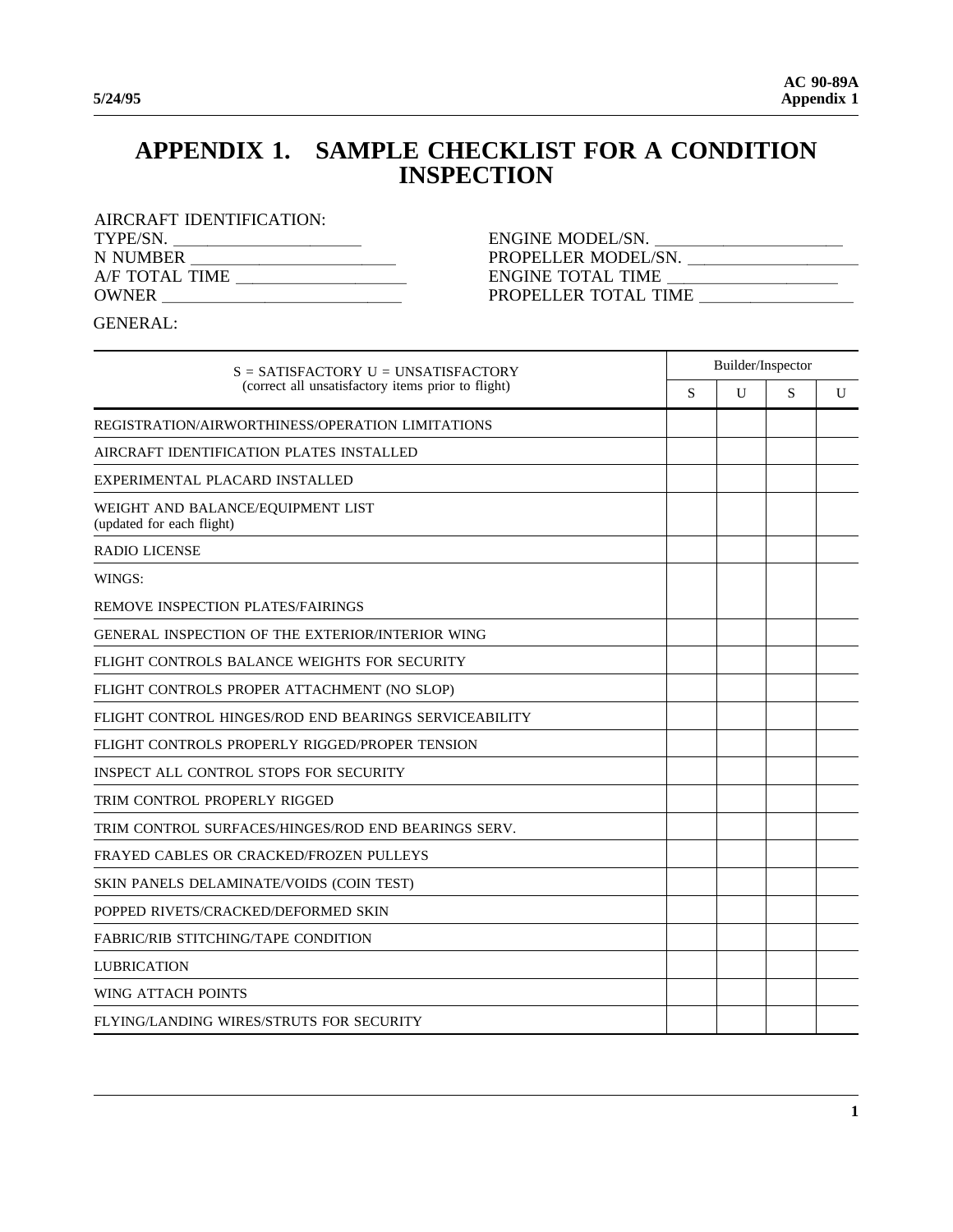# APPENDIX 1. SAMPLE CHECKLIST FOR A CONDITION INSPECTION

AIRCRAFT IDENTIFICATION:

TYPE/SN. ______________________ ENGINE MODEL/SN. ______________________

N NUMBER ________________________ PROPELLER MODEL/SN. ____________________

A/F TOTAL TIME ____________________ ENGINE TOTAL TIME ____________________

OWNER ____________________________ PROPELLER TOTAL TIME __________________

GENERAL:

| S = SATISFACTORY U = UNSATISFACTORY (correct all unsatisfactory items prior to flight) | Builder/Inspector | | | |
|---|---|---|---|---|
| | S | U | S | U |
| REGISTRATION/AIRWORTHINESS/OPERATION LIMITATIONS | | | | |
| AIRCRAFT IDENTIFICATION PLATES INSTALLED | | | | |
| EXPERIMENTAL PLACARD INSTALLED | | | | |
| WEIGHT AND BALANCE/EQUIPMENT LIST (updated for each flight) | | | | |
| RADIO LICENSE | | | | |
| WINGS: REMOVE INSPECTION PLATES/FAIRINGS | | | | |
| GENERAL INSPECTION OF THE EXTERIOR/INTERIOR WING | | | | |
| FLIGHT CONTROLS BALANCE WEIGHTS FOR SECURITY | | | | |
| FLIGHT CONTROLS PROPER ATTACHMENT (NO SLOP) | | | | |
| FLIGHT CONTROL HINGES/ROD END BEARINGS SERVICEABILITY | | | | |
| FLIGHT CONTROLS PROPERLY RIGGED/PROPER TENSION | | | | |
| INSPECT ALL CONTROL STOPS FOR SECURITY | | | | |
| TRIM CONTROL PROPERLY RIGGED | | | | |
| TRIM CONTROL SURFACES/HINGES/ROD END BEARINGS SERV. | | | | |
| FRAYED CABLES OR CRACKED/FROZEN PULLEYS | | | | |
| SKIN PANELS DELAMINATE/VOIDS (COIN TEST) | | | | |
| POPPED RIVETS/CRACKED/DEFORMED SKIN | | | | |
| FABRIC/RIB STITCHING/TAPE CONDITION | | | | |
| LUBRICATION | | | | |
| WING ATTACH POINTS | | | | |
| FLYING/LANDING WIRES/STRUTS FOR SECURITY | | | | |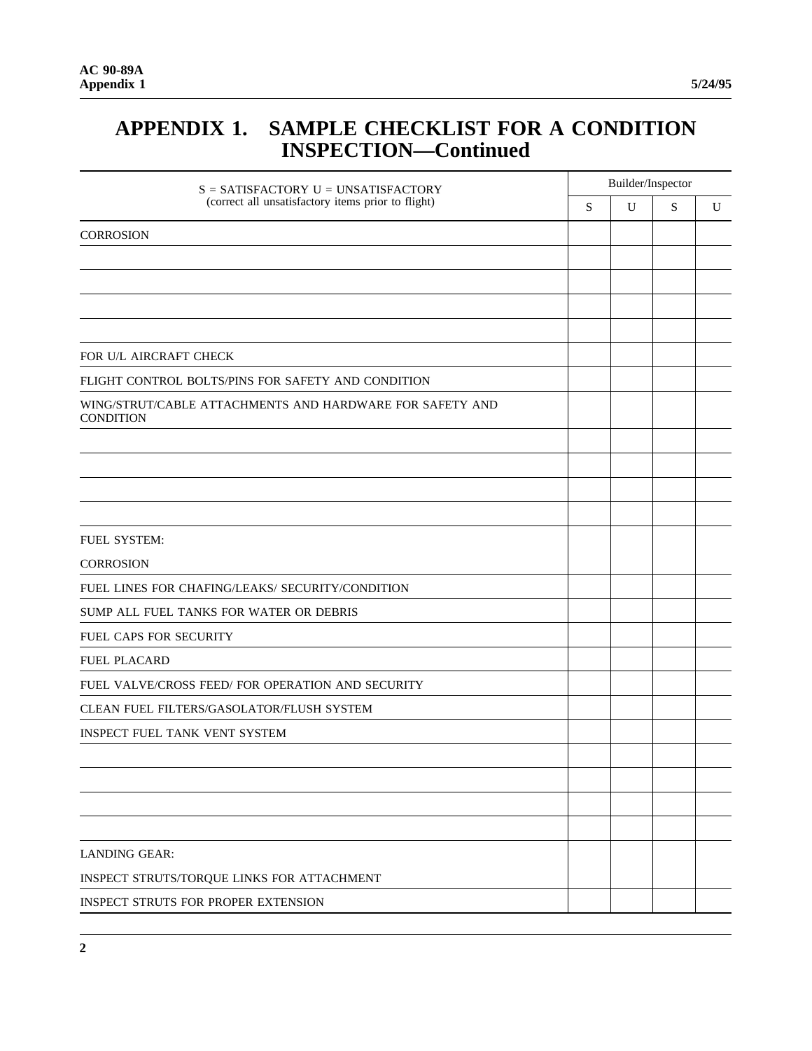# APPENDIX 1. SAMPLE CHECKLIST FOR A CONDITION INSPECTION—Continued

| S = SATISFACTORY U = UNSATISFACTORY (correct all unsatisfactory items prior to flight) | Builder/Inspector | | | |
|---|---|---|---|---|
| | S | U | S | U |
| CORROSION | | | | |
| | | | | |
| | | | | |
| | | | | |
| | | | | |
| FOR U/L AIRCRAFT CHECK | | | | |
| FLIGHT CONTROL BOLTS/PINS FOR SAFETY AND CONDITION | | | | |
| WING/STRUT/CABLE ATTACHMENTS AND HARDWARE FOR SAFETY AND CONDITION | | | | |
| | | | | |
| | | | | |
| | | | | |
| | | | | |
| FUEL SYSTEM: | | | | |
| CORROSION | | | | |
| FUEL LINES FOR CHAFING/LEAKS/ SECURITY/CONDITION | | | | |
| SUMP ALL FUEL TANKS FOR WATER OR DEBRIS | | | | |
| FUEL CAPS FOR SECURITY | | | | |
| FUEL PLACARD | | | | |
| FUEL VALVE/CROSS FEED/ FOR OPERATION AND SECURITY | | | | |
| CLEAN FUEL FILTERS/GASOLATOR/FLUSH SYSTEM | | | | |
| INSPECT FUEL TANK VENT SYSTEM | | | | |
| | | | | |
| | | | | |
| | | | | |
| | | | | |
| LANDING GEAR: | | | | |
| INSPECT STRUTS/TORQUE LINKS FOR ATTACHMENT | | | | |
| INSPECT STRUTS FOR PROPER EXTENSION | | | | |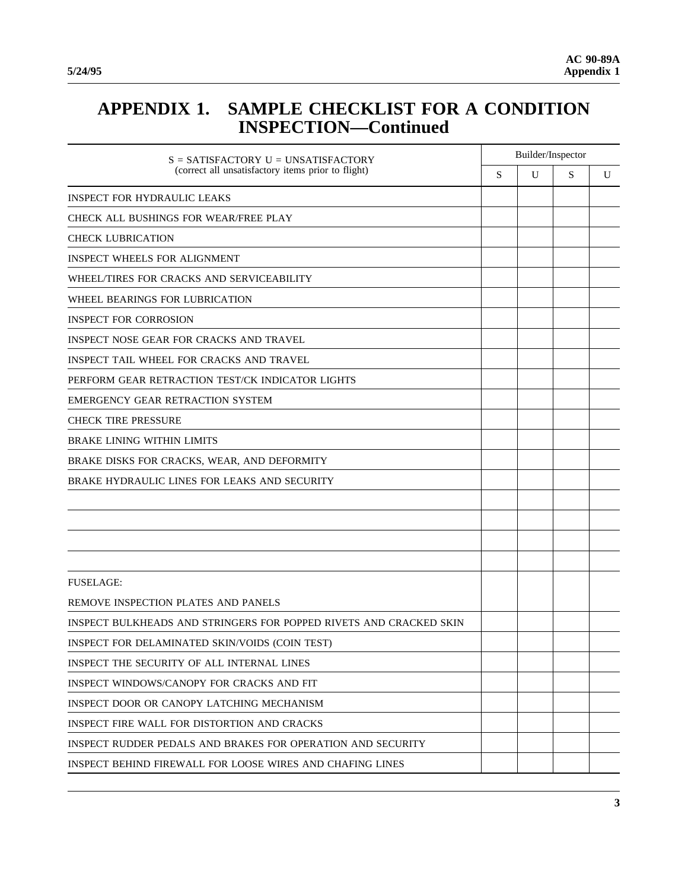# APPENDIX 1. SAMPLE CHECKLIST FOR A CONDITION INSPECTION—Continued

| S = SATISFACTORY U = UNSATISFACTORY (correct all unsatisfactory items prior to flight) | Builder/Inspector | | | |
|---|---|---|---|---|
| | S | U | S | U |
| INSPECT FOR HYDRAULIC LEAKS | | | | |
| CHECK ALL BUSHINGS FOR WEAR/FREE PLAY | | | | |
| CHECK LUBRICATION | | | | |
| INSPECT WHEELS FOR ALIGNMENT | | | | |
| WHEEL/TIRES FOR CRACKS AND SERVICEABILITY | | | | |
| WHEEL BEARINGS FOR LUBRICATION | | | | |
| INSPECT FOR CORROSION | | | | |
| INSPECT NOSE GEAR FOR CRACKS AND TRAVEL | | | | |
| INSPECT TAIL WHEEL FOR CRACKS AND TRAVEL | | | | |
| PERFORM GEAR RETRACTION TEST/CK INDICATOR LIGHTS | | | | |
| EMERGENCY GEAR RETRACTION SYSTEM | | | | |
| CHECK TIRE PRESSURE | | | | |
| BRAKE LINING WITHIN LIMITS | | | | |
| BRAKE DISKS FOR CRACKS, WEAR, AND DEFORMITY | | | | |
| BRAKE HYDRAULIC LINES FOR LEAKS AND SECURITY | | | | |
| | | | | |
| | | | | |
| | | | | |
| | | | | |
| FUSELAGE: | | | | |
| REMOVE INSPECTION PLATES AND PANELS | | | | |
| INSPECT BULKHEADS AND STRINGERS FOR POPPED RIVETS AND CRACKED SKIN | | | | |
| INSPECT FOR DELAMINATED SKIN/VOIDS (COIN TEST) | | | | |
| INSPECT THE SECURITY OF ALL INTERNAL LINES | | | | |
| INSPECT WINDOWS/CANOPY FOR CRACKS AND FIT | | | | |
| INSPECT DOOR OR CANOPY LATCHING MECHANISM | | | | |
| INSPECT FIRE WALL FOR DISTORTION AND CRACKS | | | | |
| INSPECT RUDDER PEDALS AND BRAKES FOR OPERATION AND SECURITY | | | | |
| INSPECT BEHIND FIREWALL FOR LOOSE WIRES AND CHAFING LINES | | | | |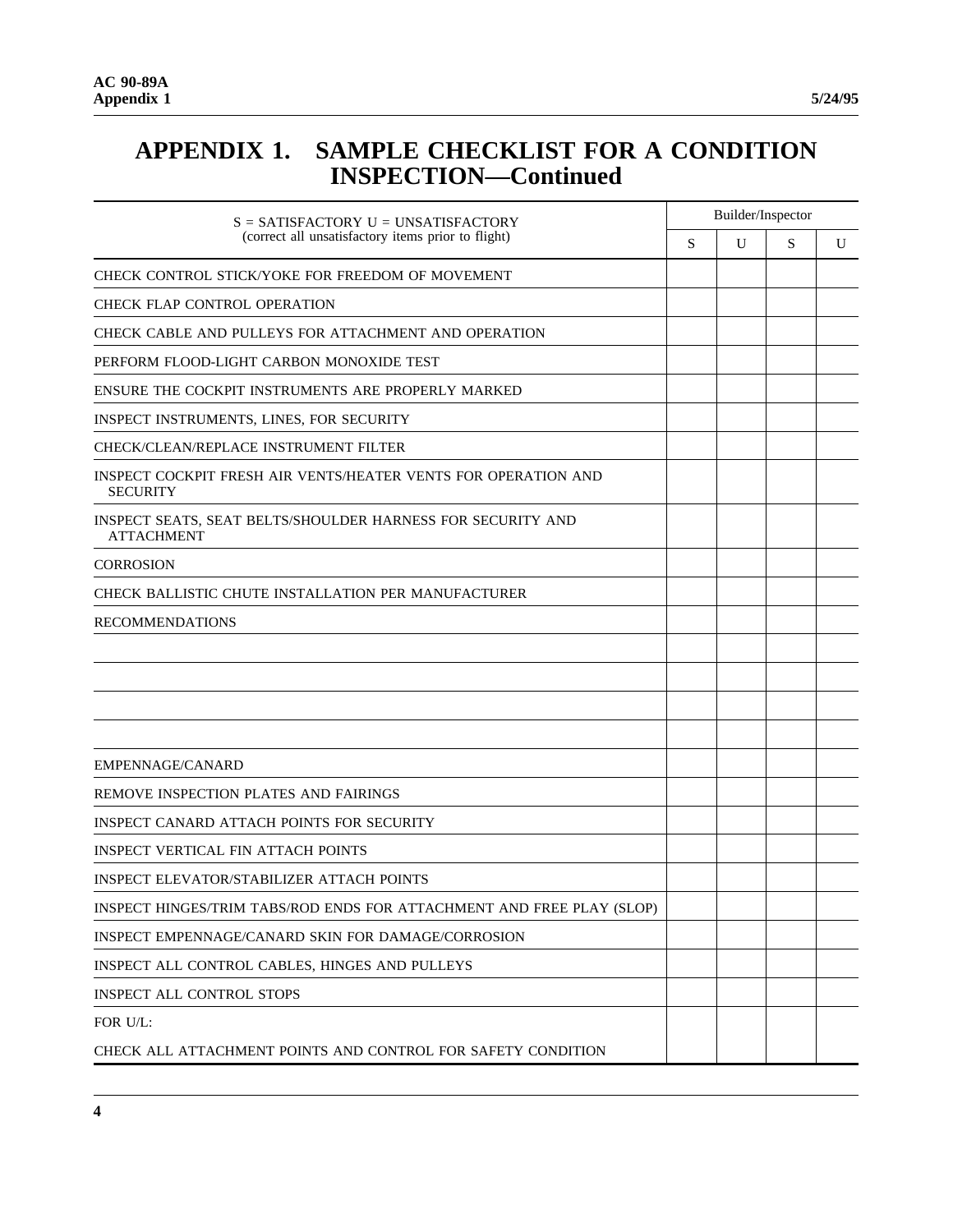# APPENDIX 1. SAMPLE CHECKLIST FOR A CONDITION INSPECTION—Continued

| S = SATISFACTORY U = UNSATISFACTORY (correct all unsatisfactory items prior to flight) | Builder/Inspector | | | |
|---|---|---|---|---|
| | S | U | S | U |
| CHECK CONTROL STICK/YOKE FOR FREEDOM OF MOVEMENT | | | | |
| CHECK FLAP CONTROL OPERATION | | | | |
| CHECK CABLE AND PULLEYS FOR ATTACHMENT AND OPERATION | | | | |
| PERFORM FLOOD-LIGHT CARBON MONOXIDE TEST | | | | |
| ENSURE THE COCKPIT INSTRUMENTS ARE PROPERLY MARKED | | | | |
| INSPECT INSTRUMENTS, LINES, FOR SECURITY | | | | |
| CHECK/CLEAN/REPLACE INSTRUMENT FILTER | | | | |
| INSPECT COCKPIT FRESH AIR VENTS/HEATER VENTS FOR OPERATION AND SECURITY | | | | |
| INSPECT SEATS, SEAT BELTS/SHOULDER HARNESS FOR SECURITY AND ATTACHMENT | | | | |
| CORROSION | | | | |
| CHECK BALLISTIC CHUTE INSTALLATION PER MANUFACTURER | | | | |
| RECOMMENDATIONS | | | | |
| | | | | |
| | | | | |
| | | | | |
| | | | | |
| EMPENNAGE/CANARD | | | | |
| REMOVE INSPECTION PLATES AND FAIRINGS | | | | |
| INSPECT CANARD ATTACH POINTS FOR SECURITY | | | | |
| INSPECT VERTICAL FIN ATTACH POINTS | | | | |
| INSPECT ELEVATOR/STABILIZER ATTACH POINTS | | | | |
| INSPECT HINGES/TRIM TABS/ROD ENDS FOR ATTACHMENT AND FREE PLAY (SLOP) | | | | |
| INSPECT EMPENNAGE/CANARD SKIN FOR DAMAGE/CORROSION | | | | |
| INSPECT ALL CONTROL CABLES, HINGES AND PULLEYS | | | | |
| INSPECT ALL CONTROL STOPS | | | | |
| FOR U/L: CHECK ALL ATTACHMENT POINTS AND CONTROL FOR SAFETY CONDITION | | | | |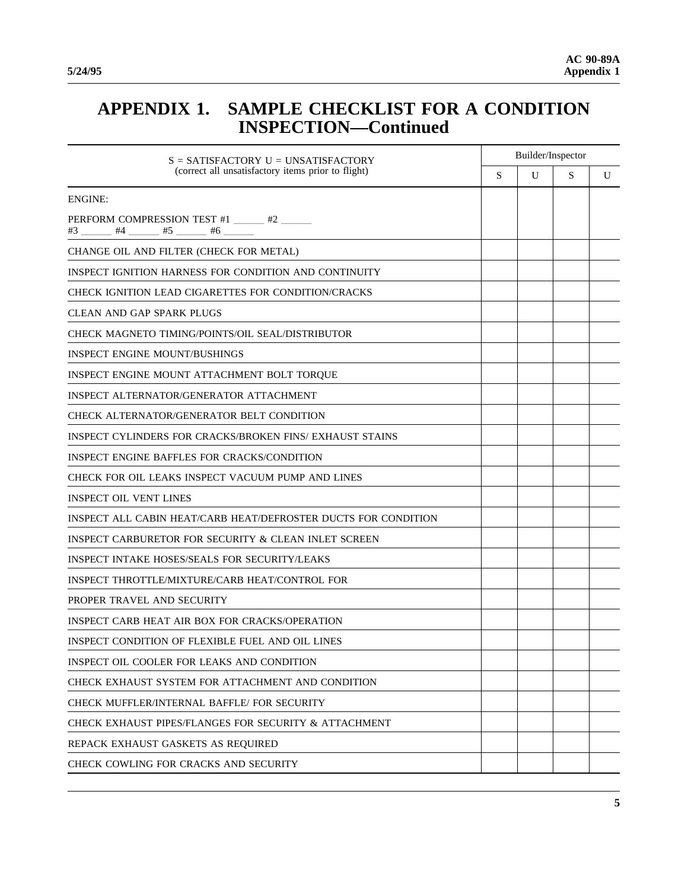# APPENDIX 1. SAMPLE CHECKLIST FOR A CONDITION INSPECTION—Continued

| S = SATISFACTORY U = UNSATISFACTORY (correct all unsatisfactory items prior to flight) | Builder/Inspector | | | |
|---|---|---|---|---|
| | S | U | S | U |
| ENGINE: | | | | |
| PERFORM COMPRESSION TEST #1 ______ #2 ______ #3 ______ #4 ______ #5 ______ #6 ______ | | | | |
| CHANGE OIL AND FILTER (CHECK FOR METAL) | | | | |
| INSPECT IGNITION HARNESS FOR CONDITION AND CONTINUITY | | | | |
| CHECK IGNITION LEAD CIGARETTES FOR CONDITION/CRACKS | | | | |
| CLEAN AND GAP SPARK PLUGS | | | | |
| CHECK MAGNETO TIMING/POINTS/OIL SEAL/DISTRIBUTOR | | | | |
| INSPECT ENGINE MOUNT/BUSHINGS | | | | |
| INSPECT ENGINE MOUNT ATTACHMENT BOLT TORQUE | | | | |
| INSPECT ALTERNATOR/GENERATOR ATTACHMENT | | | | |
| CHECK ALTERNATOR/GENERATOR BELT CONDITION | | | | |
| INSPECT CYLINDERS FOR CRACKS/BROKEN FINS/ EXHAUST STAINS | | | | |
| INSPECT ENGINE BAFFLES FOR CRACKS/CONDITION | | | | |
| CHECK FOR OIL LEAKS INSPECT VACUUM PUMP AND LINES | | | | |
| INSPECT OIL VENT LINES | | | | |
| INSPECT ALL CABIN HEAT/CARB HEAT/DEFROSTER DUCTS FOR CONDITION | | | | |
| INSPECT CARBURETOR FOR SECURITY & CLEAN INLET SCREEN | | | | |
| INSPECT INTAKE HOSES/SEALS FOR SECURITY/LEAKS | | | | |
| INSPECT THROTTLE/MIXTURE/CARB HEAT/CONTROL FOR | | | | |
| PROPER TRAVEL AND SECURITY | | | | |
| INSPECT CARB HEAT AIR BOX FOR CRACKS/OPERATION | | | | |
| INSPECT CONDITION OF FLEXIBLE FUEL AND OIL LINES | | | | |
| INSPECT OIL COOLER FOR LEAKS AND CONDITION | | | | |
| CHECK EXHAUST SYSTEM FOR ATTACHMENT AND CONDITION | | | | |
| CHECK MUFFLER/INTERNAL BAFFLE/ FOR SECURITY | | | | |
| CHECK EXHAUST PIPES/FLANGES FOR SECURITY & ATTACHMENT | | | | |
| REPACK EXHAUST GASKETS AS REQUIRED | | | | |
| CHECK COWLING FOR CRACKS AND SECURITY | | | | |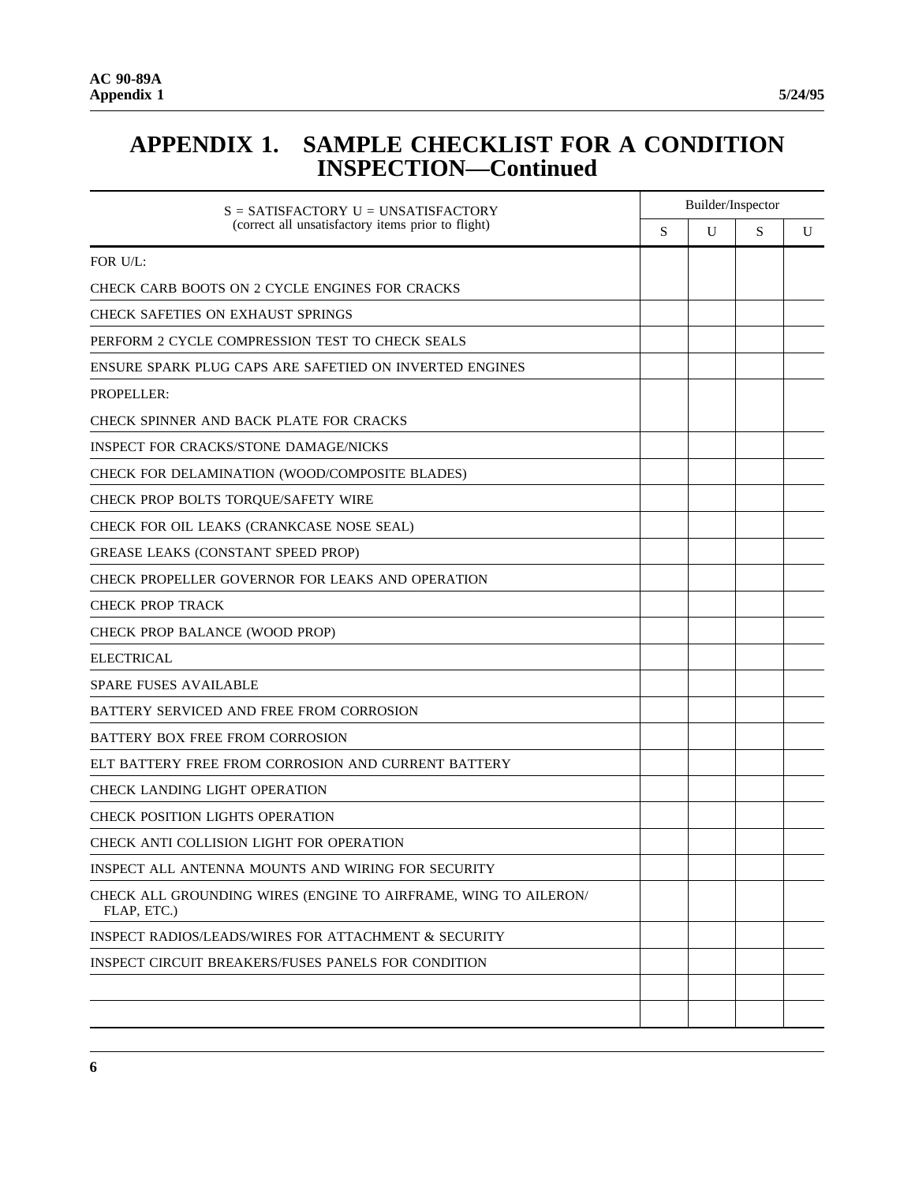# APPENDIX 1. SAMPLE CHECKLIST FOR A CONDITION INSPECTION—Continued

| S = SATISFACTORY U = UNSATISFACTORY (correct all unsatisfactory items prior to flight) | Builder/Inspector | | | |
|---|---|---|---|---|
| | S | U | S | U |
| FOR U/L: | | | | |
| CHECK CARB BOOTS ON 2 CYCLE ENGINES FOR CRACKS | | | | |
| CHECK SAFETIES ON EXHAUST SPRINGS | | | | |
| PERFORM 2 CYCLE COMPRESSION TEST TO CHECK SEALS | | | | |
| ENSURE SPARK PLUG CAPS ARE SAFETIED ON INVERTED ENGINES | | | | |
| PROPELLER: | | | | |
| CHECK SPINNER AND BACK PLATE FOR CRACKS | | | | |
| INSPECT FOR CRACKS/STONE DAMAGE/NICKS | | | | |
| CHECK FOR DELAMINATION (WOOD/COMPOSITE BLADES) | | | | |
| CHECK PROP BOLTS TORQUE/SAFETY WIRE | | | | |
| CHECK FOR OIL LEAKS (CRANKCASE NOSE SEAL) | | | | |
| GREASE LEAKS (CONSTANT SPEED PROP) | | | | |
| CHECK PROPELLER GOVERNOR FOR LEAKS AND OPERATION | | | | |
| CHECK PROP TRACK | | | | |
| CHECK PROP BALANCE (WOOD PROP) | | | | |
| ELECTRICAL | | | | |
| SPARE FUSES AVAILABLE | | | | |
| BATTERY SERVICED AND FREE FROM CORROSION | | | | |
| BATTERY BOX FREE FROM CORROSION | | | | |
| ELT BATTERY FREE FROM CORROSION AND CURRENT BATTERY | | | | |
| CHECK LANDING LIGHT OPERATION | | | | |
| CHECK POSITION LIGHTS OPERATION | | | | |
| CHECK ANTI COLLISION LIGHT FOR OPERATION | | | | |
| INSPECT ALL ANTENNA MOUNTS AND WIRING FOR SECURITY | | | | |
| CHECK ALL GROUNDING WIRES (ENGINE TO AIRFRAME, WING TO AILERON/ FLAP, ETC.) | | | | |
| INSPECT RADIOS/LEADS/WIRES FOR ATTACHMENT & SECURITY | | | | |
| INSPECT CIRCUIT BREAKERS/FUSES PANELS FOR CONDITION | | | | |
| | | | | |
| | | | | |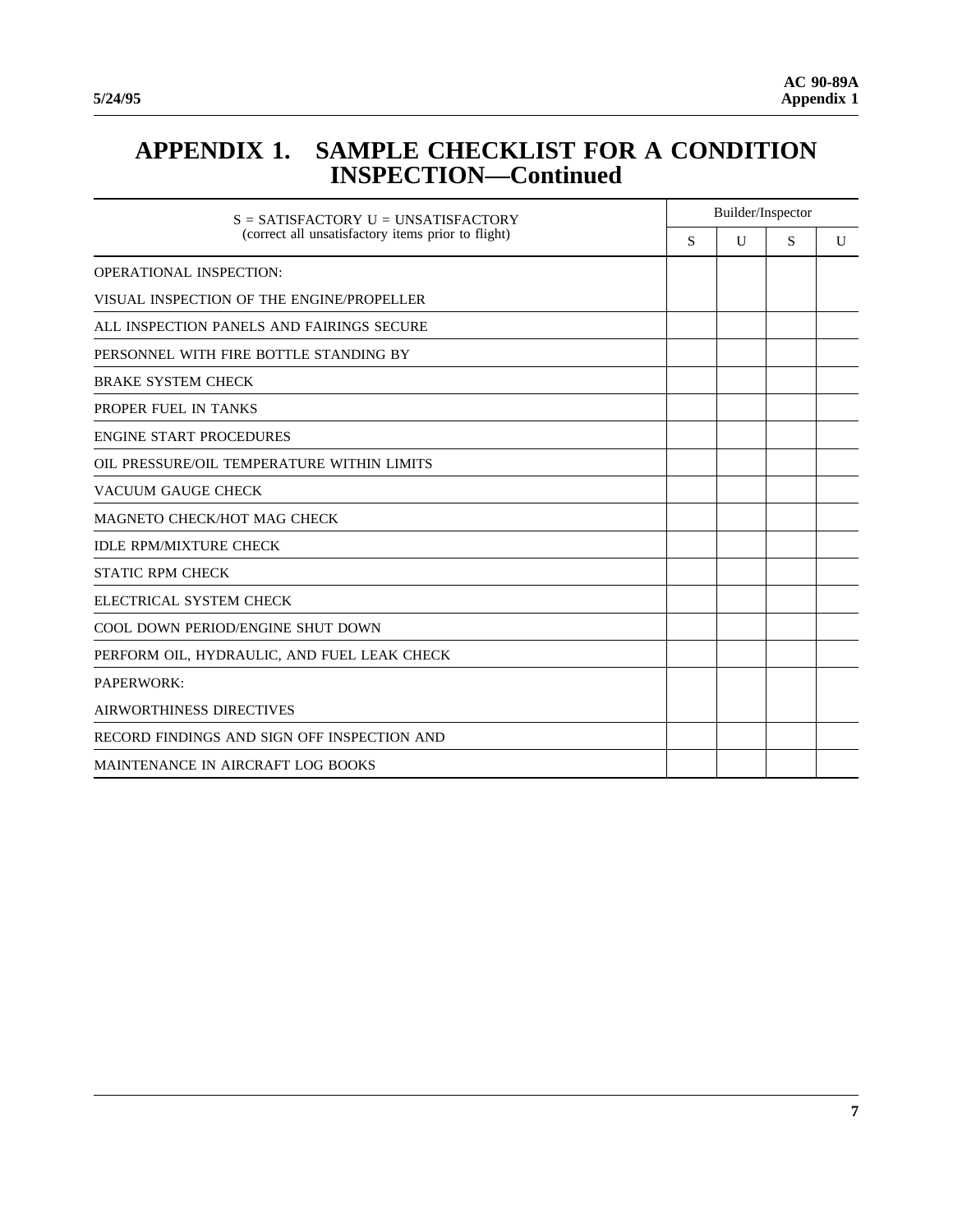# APPENDIX 1. SAMPLE CHECKLIST FOR A CONDITION INSPECTION—Continued

| S = SATISFACTORY U = UNSATISFACTORY (correct all unsatisfactory items prior to flight) | Builder/Inspector | | | |
|---|---|---|---|---|
| | S | U | S | U |
| OPERATIONAL INSPECTION: | | | | |
| VISUAL INSPECTION OF THE ENGINE/PROPELLER | | | | |
| ALL INSPECTION PANELS AND FAIRINGS SECURE | | | | |
| PERSONNEL WITH FIRE BOTTLE STANDING BY | | | | |
| BRAKE SYSTEM CHECK | | | | |
| PROPER FUEL IN TANKS | | | | |
| ENGINE START PROCEDURES | | | | |
| OIL PRESSURE/OIL TEMPERATURE WITHIN LIMITS | | | | |
| VACUUM GAUGE CHECK | | | | |
| MAGNETO CHECK/HOT MAG CHECK | | | | |
| IDLE RPM/MIXTURE CHECK | | | | |
| STATIC RPM CHECK | | | | |
| ELECTRICAL SYSTEM CHECK | | | | |
| COOL DOWN PERIOD/ENGINE SHUT DOWN | | | | |
| PERFORM OIL, HYDRAULIC, AND FUEL LEAK CHECK | | | | |
| PAPERWORK: | | | | |
| AIRWORTHINESS DIRECTIVES | | | | |
| RECORD FINDINGS AND SIGN OFF INSPECTION AND | | | | |
| MAINTENANCE IN AIRCRAFT LOG BOOKS | | | | |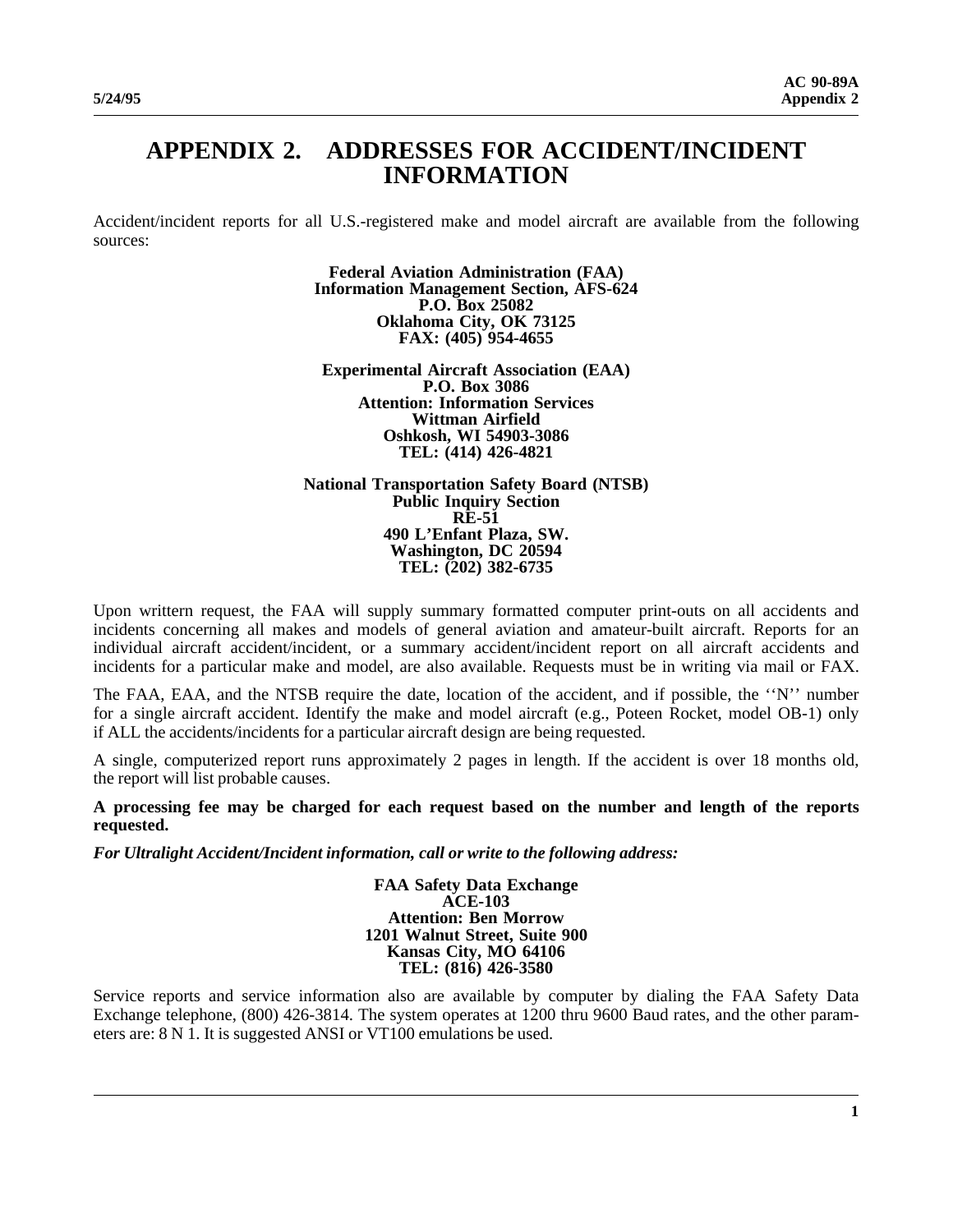# APPENDIX 2. ADDRESSES FOR ACCIDENT/INCIDENT INFORMATION

Accident/incident reports for all U.S.-registered make and model aircraft are available from the following sources:

**Federal Aviation Administration (FAA)**
**Information Management Section, AFS-624**
**P.O. Box 25082**
**Oklahoma City, OK 73125**
**FAX: (405) 954-4655**

**Experimental Aircraft Association (EAA)**
**P.O. Box 3086**
**Attention: Information Services**
**Wittman Airfield**
**Oshkosh, WI 54903-3086**
**TEL: (414) 426-4821**

**National Transportation Safety Board (NTSB)**
**Public Inquiry Section**
**RE-51**
**490 L'Enfant Plaza, SW.**
**Washington, DC 20594**
**TEL: (202) 382-6735**

Upon writtern request, the FAA will supply summary formatted computer print-outs on all accidents and incidents concerning all makes and models of general aviation and amateur-built aircraft. Reports for an individual aircraft accident/incident, or a summary accident/incident report on all aircraft accidents and incidents for a particular make and model, are also available. Requests must be in writing via mail or FAX.

The FAA, EAA, and the NTSB require the date, location of the accident, and if possible, the ''N'' number for a single aircraft accident. Identify the make and model aircraft (e.g., Poteen Rocket, model OB-1) only if ALL the accidents/incidents for a particular aircraft design are being requested.

A single, computerized report runs approximately 2 pages in length. If the accident is over 18 months old, the report will list probable causes.

**A processing fee may be charged for each request based on the number and length of the reports requested.**

***For Ultralight Accident/Incident information, call or write to the following address:***

**FAA Safety Data Exchange**
**ACE-103**
**Attention: Ben Morrow**
**1201 Walnut Street, Suite 900**
**Kansas City, MO 64106**
**TEL: (816) 426-3580**

Service reports and service information also are available by computer by dialing the FAA Safety Data Exchange telephone, (800) 426-3814. The system operates at 1200 thru 9600 Baud rates, and the other parameters are: 8 N 1. It is suggested ANSI or VT100 emulations be used.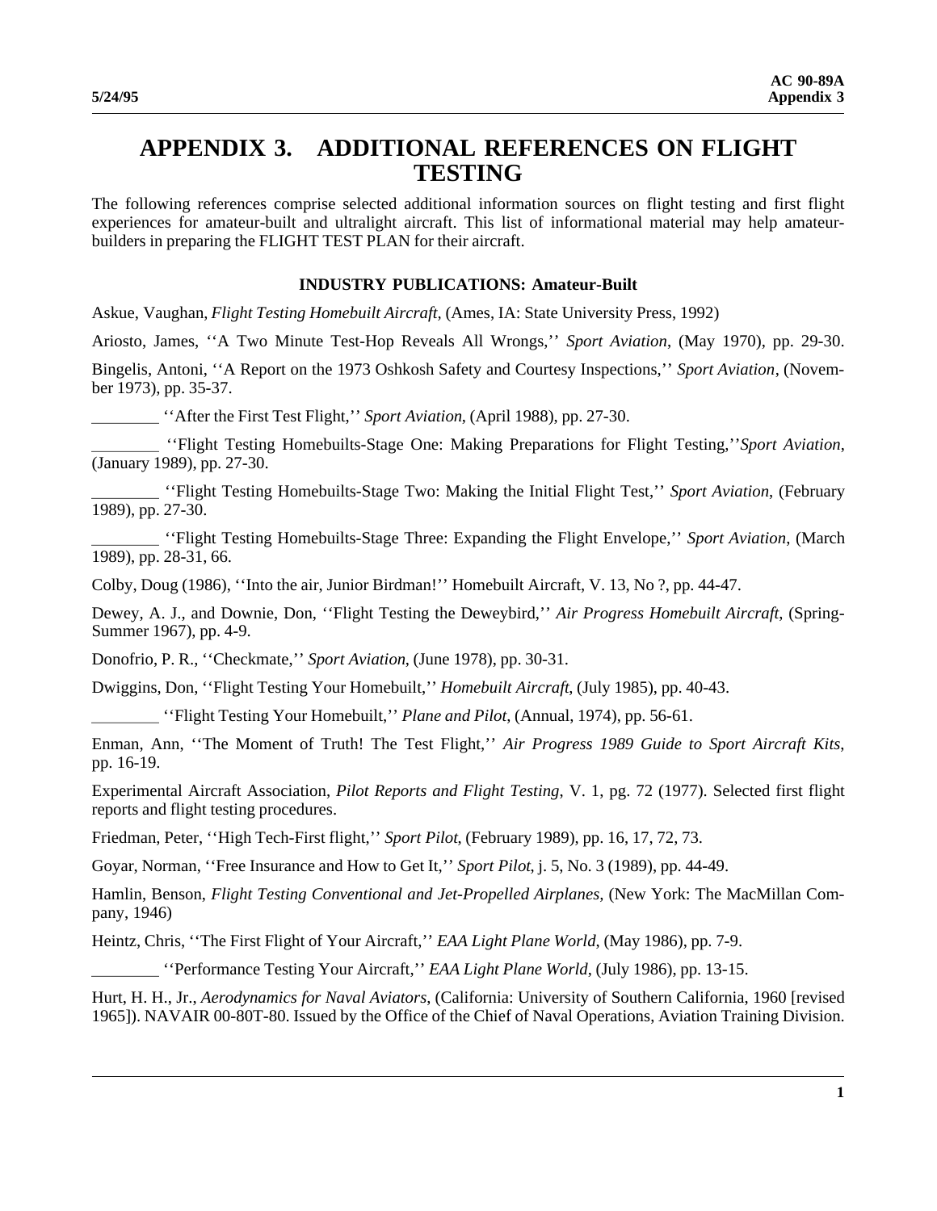# APPENDIX 3. ADDITIONAL REFERENCES ON FLIGHT TESTING

The following references comprise selected additional information sources on flight testing and first flight experiences for amateur-built and ultralight aircraft. This list of informational material may help amateur-builders in preparing the FLIGHT TEST PLAN for their aircraft.

### INDUSTRY PUBLICATIONS: Amateur-Built

Askue, Vaughan, *Flight Testing Homebuilt Aircraft*, (Ames, IA: State University Press, 1992)

Ariosto, James, ''A Two Minute Test-Hop Reveals All Wrongs,'' *Sport Aviation*, (May 1970), pp. 29-30.

Bingelis, Antoni, ''A Report on the 1973 Oshkosh Safety and Courtesy Inspections,'' *Sport Aviation*, (November 1973), pp. 35-37.

________ ''After the First Test Flight,'' *Sport Aviation*, (April 1988), pp. 27-30.

________ ''Flight Testing Homebuilts-Stage One: Making Preparations for Flight Testing,''*Sport Aviation*, (January 1989), pp. 27-30.

________ ''Flight Testing Homebuilts-Stage Two: Making the Initial Flight Test,'' *Sport Aviation*, (February 1989), pp. 27-30.

________ ''Flight Testing Homebuilts-Stage Three: Expanding the Flight Envelope,'' *Sport Aviation*, (March 1989), pp. 28-31, 66.

Colby, Doug (1986), ''Into the air, Junior Birdman!'' Homebuilt Aircraft, V. 13, No ?, pp. 44-47.

Dewey, A. J., and Downie, Don, ''Flight Testing the Deweybird,'' *Air Progress Homebuilt Aircraft*, (Spring-Summer 1967), pp. 4-9.

Donofrio, P. R., ''Checkmate,'' *Sport Aviation*, (June 1978), pp. 30-31.

Dwiggins, Don, ''Flight Testing Your Homebuilt,'' *Homebuilt Aircraft*, (July 1985), pp. 40-43.

________ ''Flight Testing Your Homebuilt,'' *Plane and Pilot*, (Annual, 1974), pp. 56-61.

Enman, Ann, ''The Moment of Truth! The Test Flight,'' *Air Progress 1989 Guide to Sport Aircraft Kits*, pp. 16-19.

Experimental Aircraft Association, *Pilot Reports and Flight Testing*, V. 1, pg. 72 (1977). Selected first flight reports and flight testing procedures.

Friedman, Peter, ''High Tech-First flight,'' *Sport Pilot*, (February 1989), pp. 16, 17, 72, 73.

Goyar, Norman, ''Free Insurance and How to Get It,'' *Sport Pilot*, j. 5, No. 3 (1989), pp. 44-49.

Hamlin, Benson, *Flight Testing Conventional and Jet-Propelled Airplanes*, (New York: The MacMillan Company, 1946)

Heintz, Chris, ''The First Flight of Your Aircraft,'' *EAA Light Plane World*, (May 1986), pp. 7-9.

________ ''Performance Testing Your Aircraft,'' *EAA Light Plane World*, (July 1986), pp. 13-15.

Hurt, H. H., Jr., *Aerodynamics for Naval Aviators*, (California: University of Southern California, 1960 [revised 1965]). NAVAIR 00-80T-80. Issued by the Office of the Chief of Naval Operations, Aviation Training Division.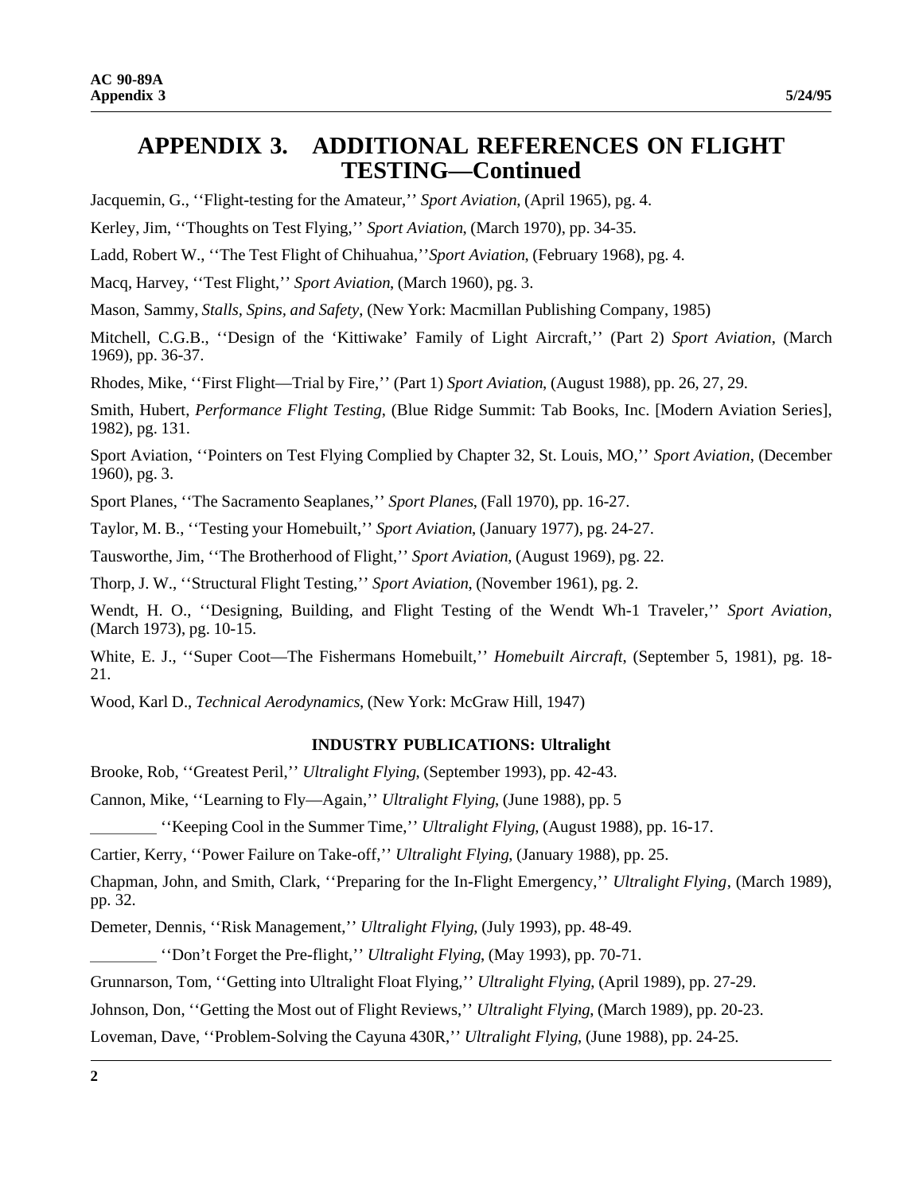# APPENDIX 3. ADDITIONAL REFERENCES ON FLIGHT TESTING—Continued

Jacquemin, G., ''Flight-testing for the Amateur,'' *Sport Aviation*, (April 1965), pg. 4.

Kerley, Jim, ''Thoughts on Test Flying,'' *Sport Aviation*, (March 1970), pp. 34-35.

Ladd, Robert W., ''The Test Flight of Chihuahua,''*Sport Aviation*, (February 1968), pg. 4.

Macq, Harvey, ''Test Flight,'' *Sport Aviation*, (March 1960), pg. 3.

Mason, Sammy, *Stalls, Spins, and Safety*, (New York: Macmillan Publishing Company, 1985)

Mitchell, C.G.B., ''Design of the 'Kittiwake' Family of Light Aircraft,'' (Part 2) *Sport Aviation*, (March 1969), pp. 36-37.

Rhodes, Mike, ''First Flight—Trial by Fire,'' (Part 1) *Sport Aviation*, (August 1988), pp. 26, 27, 29.

Smith, Hubert, *Performance Flight Testing*, (Blue Ridge Summit: Tab Books, Inc. [Modern Aviation Series], 1982), pg. 131.

Sport Aviation, ''Pointers on Test Flying Complied by Chapter 32, St. Louis, MO,'' *Sport Aviation*, (December 1960), pg. 3.

Sport Planes, ''The Sacramento Seaplanes,'' *Sport Planes*, (Fall 1970), pp. 16-27.

Taylor, M. B., ''Testing your Homebuilt,'' *Sport Aviation*, (January 1977), pg. 24-27.

Tausworthe, Jim, ''The Brotherhood of Flight,'' *Sport Aviation*, (August 1969), pg. 22.

Thorp, J. W., ''Structural Flight Testing,'' *Sport Aviation*, (November 1961), pg. 2.

Wendt, H. O., ''Designing, Building, and Flight Testing of the Wendt Wh-1 Traveler,'' *Sport Aviation*, (March 1973), pg. 10-15.

White, E. J., ''Super Coot—The Fishermans Homebuilt,'' *Homebuilt Aircraft*, (September 5, 1981), pg. 18-21.

Wood, Karl D., *Technical Aerodynamics*, (New York: McGraw Hill, 1947)

**INDUSTRY PUBLICATIONS: Ultralight**

Brooke, Rob, ''Greatest Peril,'' *Ultralight Flying*, (September 1993), pp. 42-43.

Cannon, Mike, ''Learning to Fly—Again,'' *Ultralight Flying*, (June 1988), pp. 5

________ ''Keeping Cool in the Summer Time,'' *Ultralight Flying*, (August 1988), pp. 16-17.

Cartier, Kerry, ''Power Failure on Take-off,'' *Ultralight Flying*, (January 1988), pp. 25.

Chapman, John, and Smith, Clark, ''Preparing for the In-Flight Emergency,'' *Ultralight Flying*, (March 1989), pp. 32.

Demeter, Dennis, ''Risk Management,'' *Ultralight Flying*, (July 1993), pp. 48-49.

________ ''Don't Forget the Pre-flight,'' *Ultralight Flying*, (May 1993), pp. 70-71.

Grunnarson, Tom, ''Getting into Ultralight Float Flying,'' *Ultralight Flying*, (April 1989), pp. 27-29.

Johnson, Don, ''Getting the Most out of Flight Reviews,'' *Ultralight Flying*, (March 1989), pp. 20-23.

Loveman, Dave, ''Problem-Solving the Cayuna 430R,'' *Ultralight Flying*, (June 1988), pp. 24-25.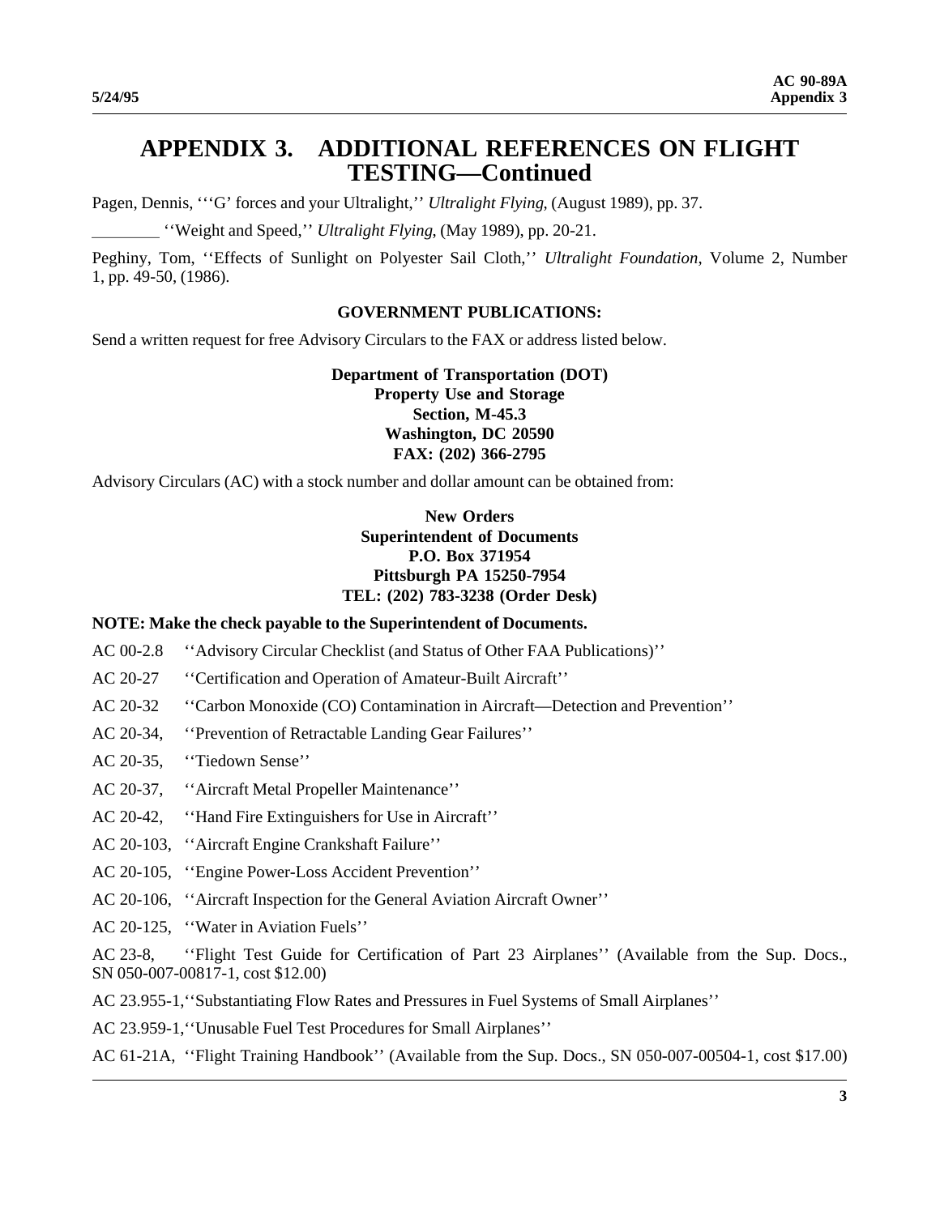// APPENDIX 3. ADDITIONAL REFERENCES ON FLIGHT TESTING—Continued

Pagen, Dennis, '''G' forces and your Ultralight,'' *Ultralight Flying*, (August 1989), pp. 37.

________ ''Weight and Speed,'' *Ultralight Flying*, (May 1989), pp. 20-21.

Peghiny, Tom, ''Effects of Sunlight on Polyester Sail Cloth,'' *Ultralight Foundation*, Volume 2, Number 1, pp. 49-50, (1986).

**GOVERNMENT PUBLICATIONS:**

Send a written request for free Advisory Circulars to the FAX or address listed below.

**Department of Transportation (DOT)**
**Property Use and Storage**
**Section, M-45.3**
**Washington, DC 20590**
**FAX: (202) 366-2795**

Advisory Circulars (AC) with a stock number and dollar amount can be obtained from:

**New Orders**
**Superintendent of Documents**
**P.O. Box 371954**
**Pittsburgh PA 15250-7954**
**TEL: (202) 783-3238 (Order Desk)**

**NOTE: Make the check payable to the Superintendent of Documents.**

AC 00-2.8 ''Advisory Circular Checklist (and Status of Other FAA Publications)''

AC 20-27 ''Certification and Operation of Amateur-Built Aircraft''

AC 20-32 ''Carbon Monoxide (CO) Contamination in Aircraft—Detection and Prevention''

AC 20-34, ''Prevention of Retractable Landing Gear Failures''

AC 20-35, ''Tiedown Sense''

AC 20-37, ''Aircraft Metal Propeller Maintenance''

AC 20-42, ''Hand Fire Extinguishers for Use in Aircraft''

AC 20-103, ''Aircraft Engine Crankshaft Failure''

AC 20-105, ''Engine Power-Loss Accident Prevention''

AC 20-106, ''Aircraft Inspection for the General Aviation Aircraft Owner''

AC 20-125, ''Water in Aviation Fuels''

AC 23-8, ''Flight Test Guide for Certification of Part 23 Airplanes'' (Available from the Sup. Docs., SN 050-007-00817-1, cost $12.00)

AC 23.955-1,''Substantiating Flow Rates and Pressures in Fuel Systems of Small Airplanes''

AC 23.959-1,''Unusable Fuel Test Procedures for Small Airplanes''

AC 61-21A, ''Flight Training Handbook'' (Available from the Sup. Docs., SN 050-007-00504-1, cost $17.00)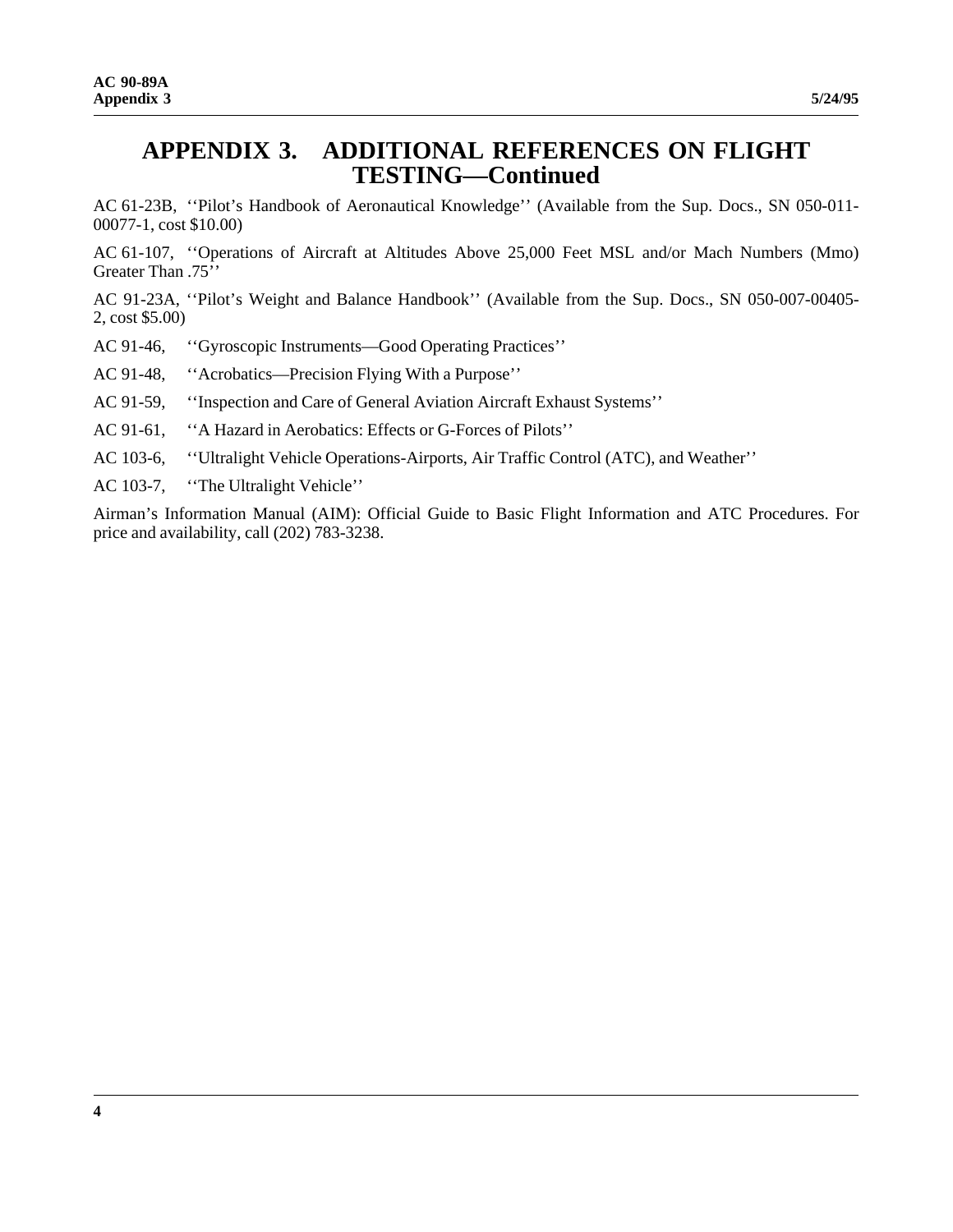# APPENDIX 3. ADDITIONAL REFERENCES ON FLIGHT TESTING—Continued

AC 61-23B, ''Pilot's Handbook of Aeronautical Knowledge'' (Available from the Sup. Docs., SN 050-011-00077-1, cost $10.00)

AC 61-107, ''Operations of Aircraft at Altitudes Above 25,000 Feet MSL and/or Mach Numbers (Mmo) Greater Than .75''

AC 91-23A, ''Pilot's Weight and Balance Handbook'' (Available from the Sup. Docs., SN 050-007-00405-2, cost $5.00)

AC 91-46, ''Gyroscopic Instruments—Good Operating Practices''

AC 91-48, ''Acrobatics—Precision Flying With a Purpose''

AC 91-59, ''Inspection and Care of General Aviation Aircraft Exhaust Systems''

AC 91-61, ''A Hazard in Aerobatics: Effects or G-Forces of Pilots''

AC 103-6, ''Ultralight Vehicle Operations-Airports, Air Traffic Control (ATC), and Weather''

AC 103-7, ''The Ultralight Vehicle''

Airman's Information Manual (AIM): Official Guide to Basic Flight Information and ATC Procedures. For price and availability, call (202) 783-3238.